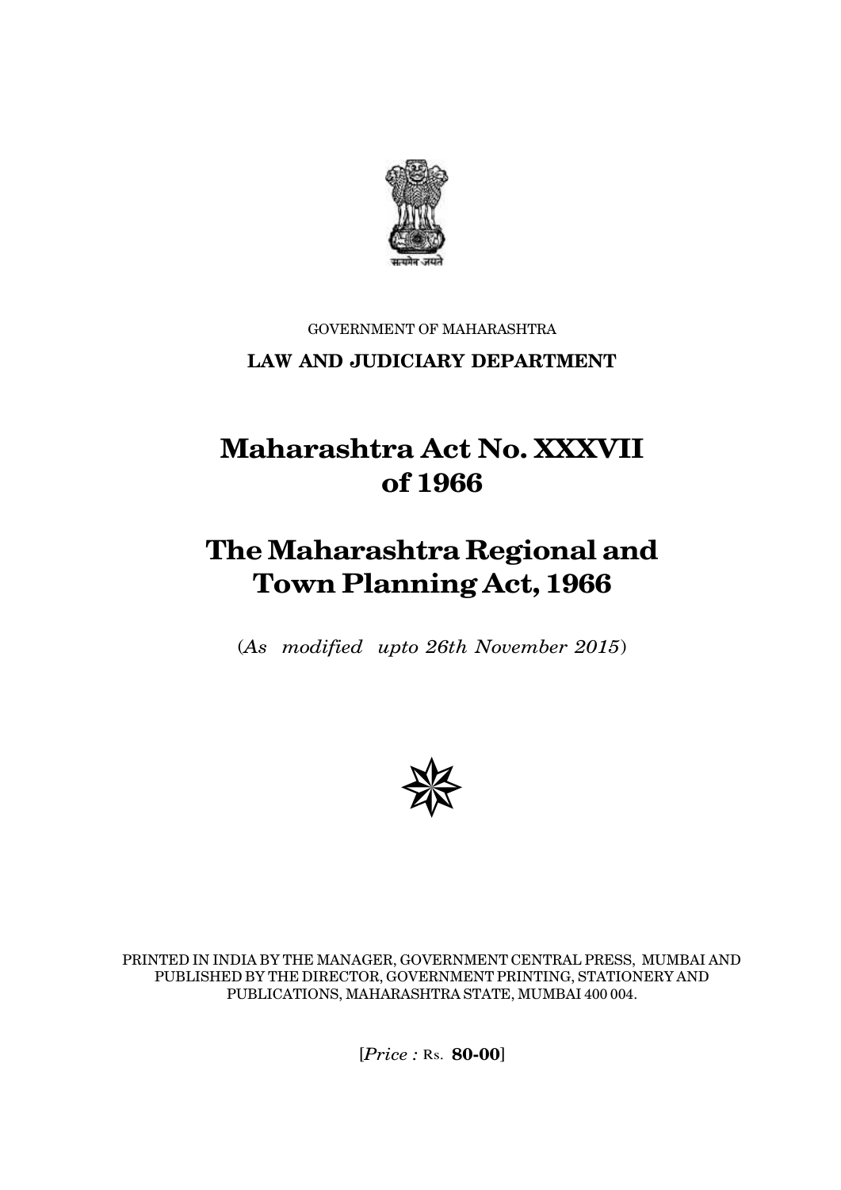GOVERNMENT OF MAHARASHTRA

**LAW AND JUDICIARY DEPARTMENT**

# Maharashtra Act No. XXXVII of 1966

# The Maharashtra Regional and Town Planning Act, 1966

(*As modified upto 26th November 2015*)

PRINTED IN INDIA BY THE MANAGER, GOVERNMENT CENTRAL PRESS, MUMBAI AND PUBLISHED BY THE DIRECTOR, GOVERNMENT PRINTING, STATIONERY AND PUBLICATIONS, MAHARASHTRA STATE, MUMBAI 400 004.

[*Price :* Rs. **80-00**]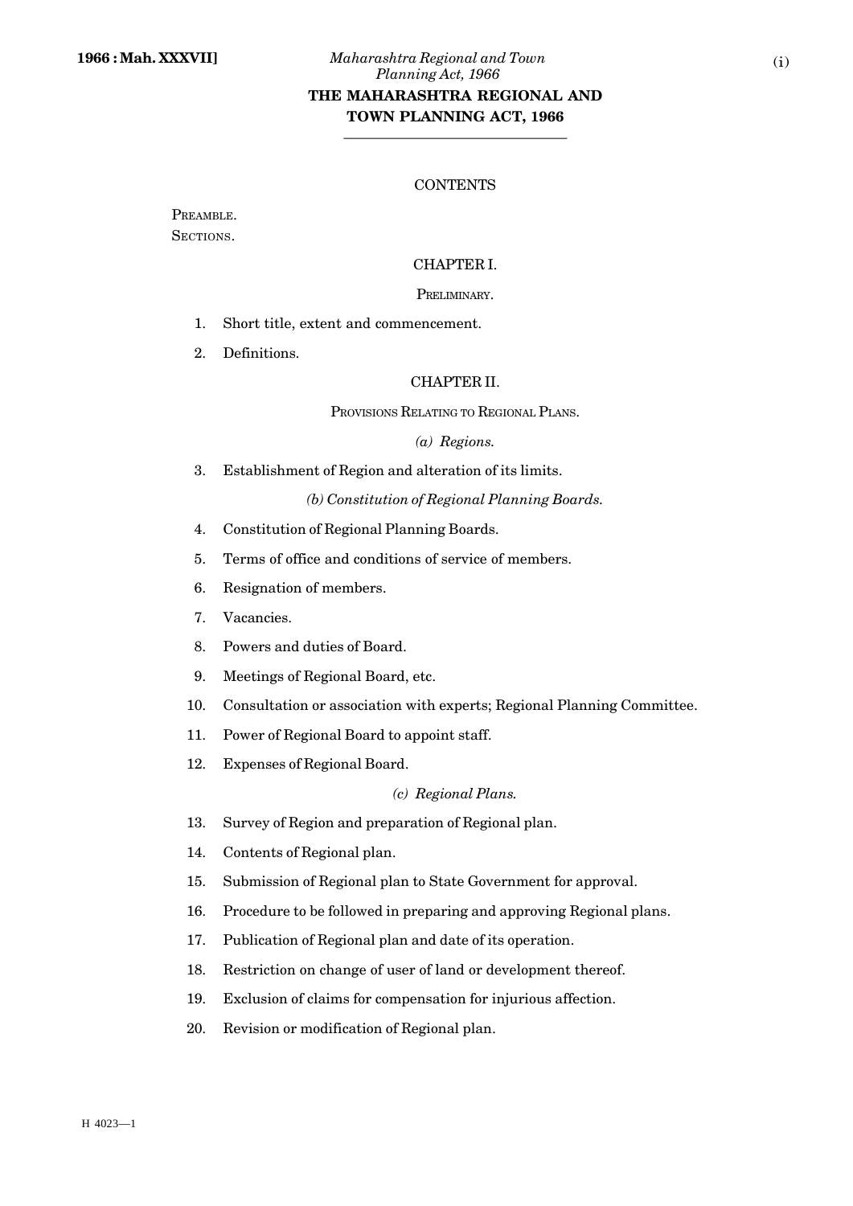# THE MAHARASHTRA REGIONAL AND TOWN PLANNING ACT, 1966

CONTENTS

PREAMBLE.

SECTIONS.

## CHAPTER I.

PRELIMINARY.

1. Short title, extent and commencement.
2. Definitions.

## CHAPTER II.

PROVISIONS RELATING TO REGIONAL PLANS.

*(a) Regions.*

3. Establishment of Region and alteration of its limits.

*(b) Constitution of Regional Planning Boards.*

4. Constitution of Regional Planning Boards.
5. Terms of office and conditions of service of members.
6. Resignation of members.
7. Vacancies.
8. Powers and duties of Board.
9. Meetings of Regional Board, etc.
10. Consultation or association with experts; Regional Planning Committee.
11. Power of Regional Board to appoint staff.
12. Expenses of Regional Board.

*(c) Regional Plans.*

13. Survey of Region and preparation of Regional plan.
14. Contents of Regional plan.
15. Submission of Regional plan to State Government for approval.
16. Procedure to be followed in preparing and approving Regional plans.
17. Publication of Regional plan and date of its operation.
18. Restriction on change of user of land or development thereof.
19. Exclusion of claims for compensation for injurious affection.
20. Revision or modification of Regional plan.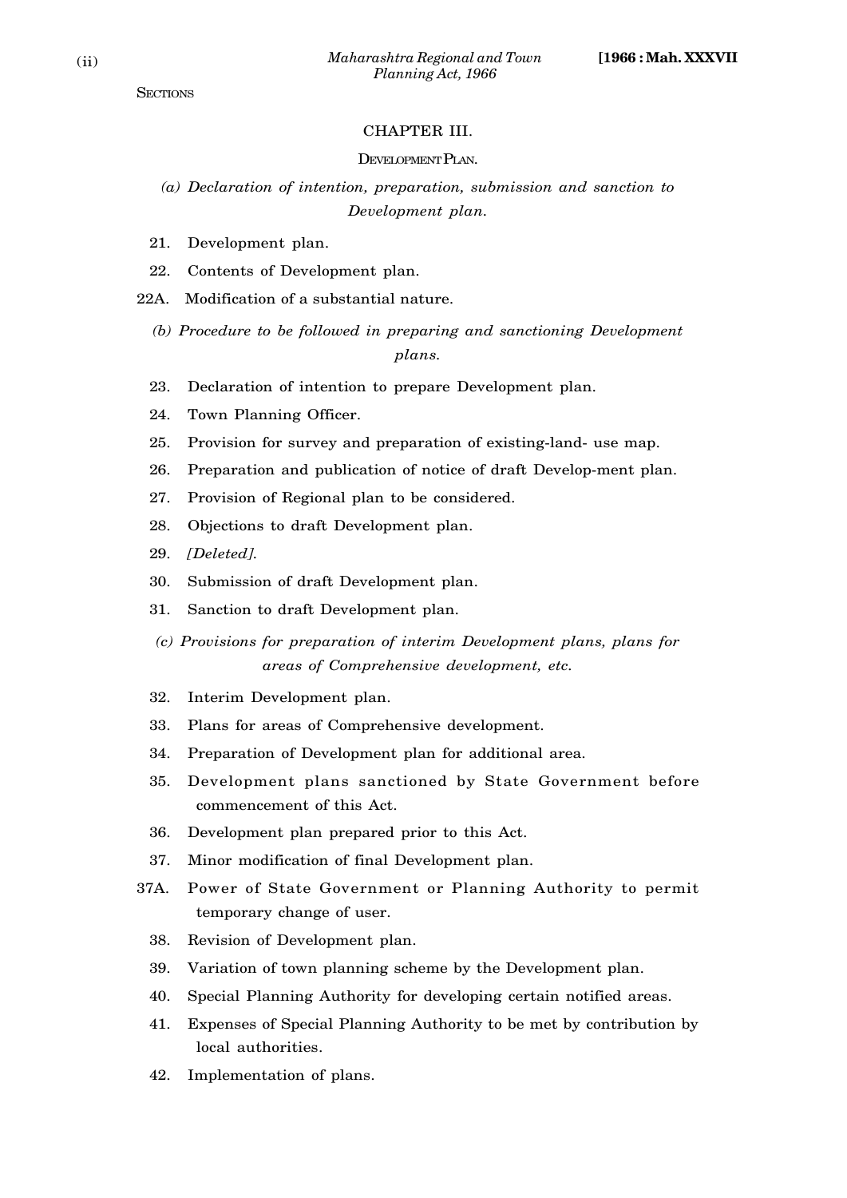SECTIONS

## CHAPTER III.

### DEVELOPMENT PLAN.

*(a) Declaration of intention, preparation, submission and sanction to Development plan.*

21. Development plan.
22. Contents of Development plan.

22A. Modification of a substantial nature.

*(b) Procedure to be followed in preparing and sanctioning Development plans.*

23. Declaration of intention to prepare Development plan.
24. Town Planning Officer.
25. Provision for survey and preparation of existing-land- use map.
26. Preparation and publication of notice of draft Develop-ment plan.
27. Provision of Regional plan to be considered.
28. Objections to draft Development plan.
29. *[Deleted].*
30. Submission of draft Development plan.
31. Sanction to draft Development plan.

*(c) Provisions for preparation of interim Development plans, plans for areas of Comprehensive development, etc.*

32. Interim Development plan.
33. Plans for areas of Comprehensive development.
34. Preparation of Development plan for additional area.
35. Development plans sanctioned by State Government before commencement of this Act.
36. Development plan prepared prior to this Act.
37. Minor modification of final Development plan.

37A. Power of State Government or Planning Authority to permit temporary change of user.

38. Revision of Development plan.
39. Variation of town planning scheme by the Development plan.
40. Special Planning Authority for developing certain notified areas.
41. Expenses of Special Planning Authority to be met by contribution by local authorities.
42. Implementation of plans.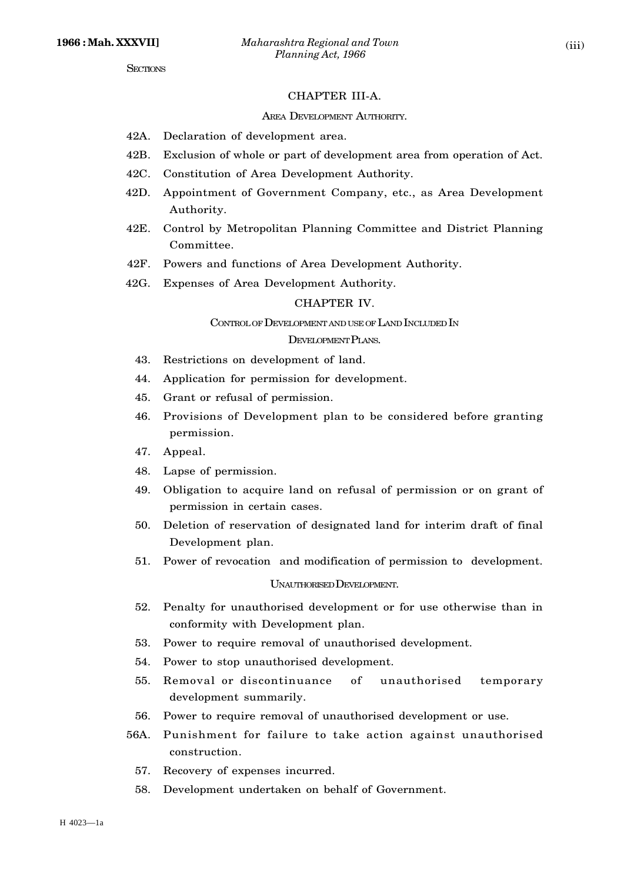SECTIONS

## CHAPTER III-A.

### AREA DEVELOPMENT AUTHORITY.

42A. Declaration of development area.

42B. Exclusion of whole or part of development area from operation of Act.

42C. Constitution of Area Development Authority.

42D. Appointment of Government Company, etc., as Area Development Authority.

42E. Control by Metropolitan Planning Committee and District Planning Committee.

42F. Powers and functions of Area Development Authority.

42G. Expenses of Area Development Authority.

## CHAPTER IV.

### CONTROL OF DEVELOPMENT AND USE OF LAND INCLUDED IN DEVELOPMENT PLANS.

43. Restrictions on development of land.

44. Application for permission for development.

45. Grant or refusal of permission.

46. Provisions of Development plan to be considered before granting permission.

47. Appeal.

48. Lapse of permission.

49. Obligation to acquire land on refusal of permission or on grant of permission in certain cases.

50. Deletion of reservation of designated land for interim draft of final Development plan.

51. Power of revocation and modification of permission to development.

### UNAUTHORISED DEVELOPMENT.

52. Penalty for unauthorised development or for use otherwise than in conformity with Development plan.

53. Power to require removal of unauthorised development.

54. Power to stop unauthorised development.

55. Removal or discontinuance of unauthorised temporary development summarily.

56. Power to require removal of unauthorised development or use.

56A. Punishment for failure to take action against unauthorised construction.

57. Recovery of expenses incurred.

58. Development undertaken on behalf of Government.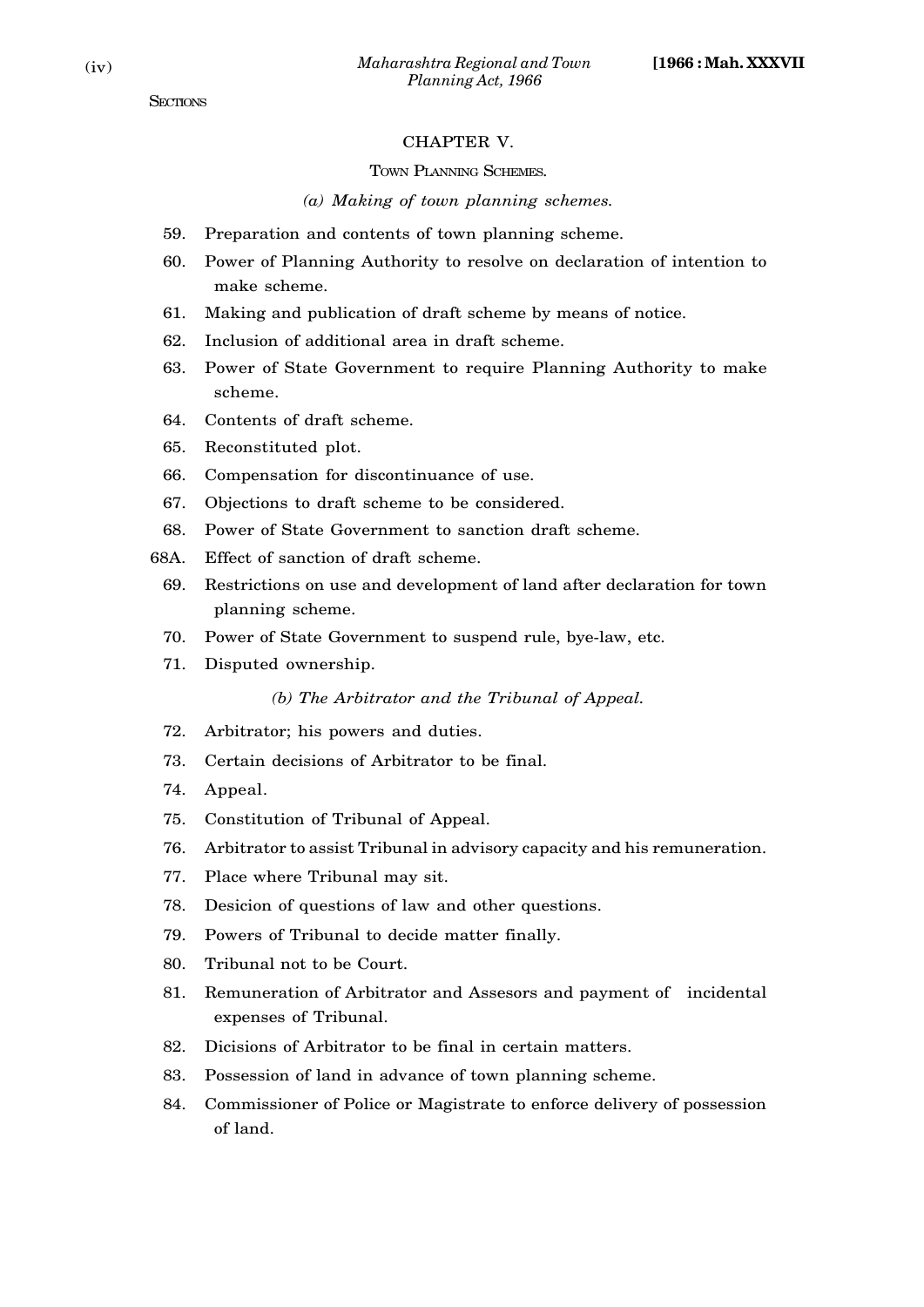SECTIONS

## CHAPTER V.

### TOWN PLANNING SCHEMES.

*(a) Making of town planning schemes.*

59. Preparation and contents of town planning scheme.
60. Power of Planning Authority to resolve on declaration of intention to make scheme.
61. Making and publication of draft scheme by means of notice.
62. Inclusion of additional area in draft scheme.
63. Power of State Government to require Planning Authority to make scheme.
64. Contents of draft scheme.
65. Reconstituted plot.
66. Compensation for discontinuance of use.
67. Objections to draft scheme to be considered.
68. Power of State Government to sanction draft scheme.

68A. Effect of sanction of draft scheme.

69. Restrictions on use and development of land after declaration for town planning scheme.
70. Power of State Government to suspend rule, bye-law, etc.
71. Disputed ownership.

*(b) The Arbitrator and the Tribunal of Appeal.*

72. Arbitrator; his powers and duties.
73. Certain decisions of Arbitrator to be final.
74. Appeal.
75. Constitution of Tribunal of Appeal.
76. Arbitrator to assist Tribunal in advisory capacity and his remuneration.
77. Place where Tribunal may sit.
78. Desicion of questions of law and other questions.
79. Powers of Tribunal to decide matter finally.
80. Tribunal not to be Court.
81. Remuneration of Arbitrator and Assesors and payment of incidental expenses of Tribunal.
82. Dicisions of Arbitrator to be final in certain matters.
83. Possession of land in advance of town planning scheme.
84. Commissioner of Police or Magistrate to enforce delivery of possession of land.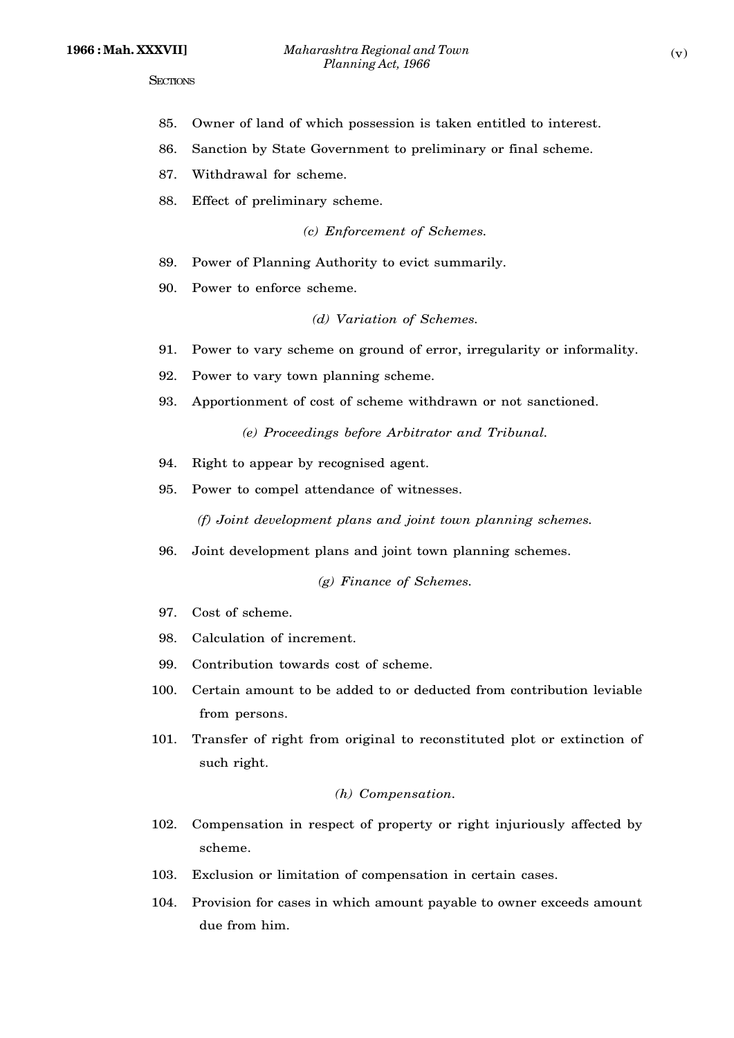SECTIONS

85. Owner of land of which possession is taken entitled to interest.

86. Sanction by State Government to preliminary or final scheme.

87. Withdrawal for scheme.

88. Effect of preliminary scheme.

*(c) Enforcement of Schemes.*

89. Power of Planning Authority to evict summarily.

90. Power to enforce scheme.

*(d) Variation of Schemes.*

91. Power to vary scheme on ground of error, irregularity or informality.

92. Power to vary town planning scheme.

93. Apportionment of cost of scheme withdrawn or not sanctioned.

*(e) Proceedings before Arbitrator and Tribunal.*

94. Right to appear by recognised agent.

95. Power to compel attendance of witnesses.

*(f) Joint development plans and joint town planning schemes.*

96. Joint development plans and joint town planning schemes.

*(g) Finance of Schemes.*

97. Cost of scheme.

98. Calculation of increment.

99. Contribution towards cost of scheme.

100. Certain amount to be added to or deducted from contribution leviable from persons.

101. Transfer of right from original to reconstituted plot or extinction of such right.

*(h) Compensation.*

102. Compensation in respect of property or right injuriously affected by scheme.

103. Exclusion or limitation of compensation in certain cases.

104. Provision for cases in which amount payable to owner exceeds amount due from him.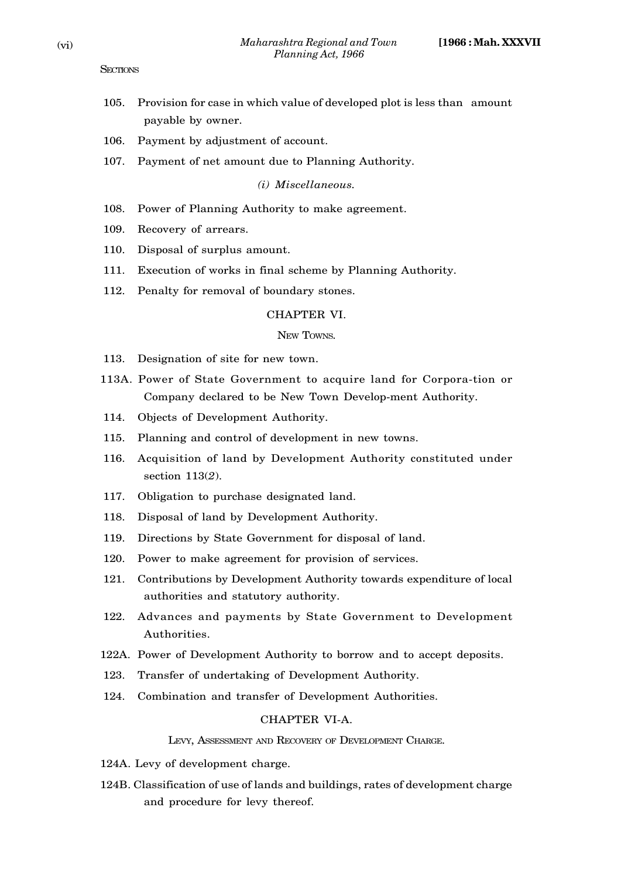SECTIONS

105. Provision for case in which value of developed plot is less than amount payable by owner.

106. Payment by adjustment of account.

107. Payment of net amount due to Planning Authority.

*(i) Miscellaneous.*

108. Power of Planning Authority to make agreement.

109. Recovery of arrears.

110. Disposal of surplus amount.

111. Execution of works in final scheme by Planning Authority.

112. Penalty for removal of boundary stones.

## CHAPTER VI.

### NEW TOWNS.

113. Designation of site for new town.

113A. Power of State Government to acquire land for Corpora-tion or Company declared to be New Town Develop-ment Authority.

114. Objects of Development Authority.

115. Planning and control of development in new towns.

116. Acquisition of land by Development Authority constituted under section 113(*2*).

117. Obligation to purchase designated land.

118. Disposal of land by Development Authority.

119. Directions by State Government for disposal of land.

120. Power to make agreement for provision of services.

121. Contributions by Development Authority towards expenditure of local authorities and statutory authority.

122. Advances and payments by State Government to Development Authorities.

122A. Power of Development Authority to borrow and to accept deposits.

123. Transfer of undertaking of Development Authority.

124. Combination and transfer of Development Authorities.

## CHAPTER VI-A.

### LEVY, ASSESSMENT AND RECOVERY OF DEVELOPMENT CHARGE.

124A. Levy of development charge.

124B. Classification of use of lands and buildings, rates of development charge and procedure for levy thereof.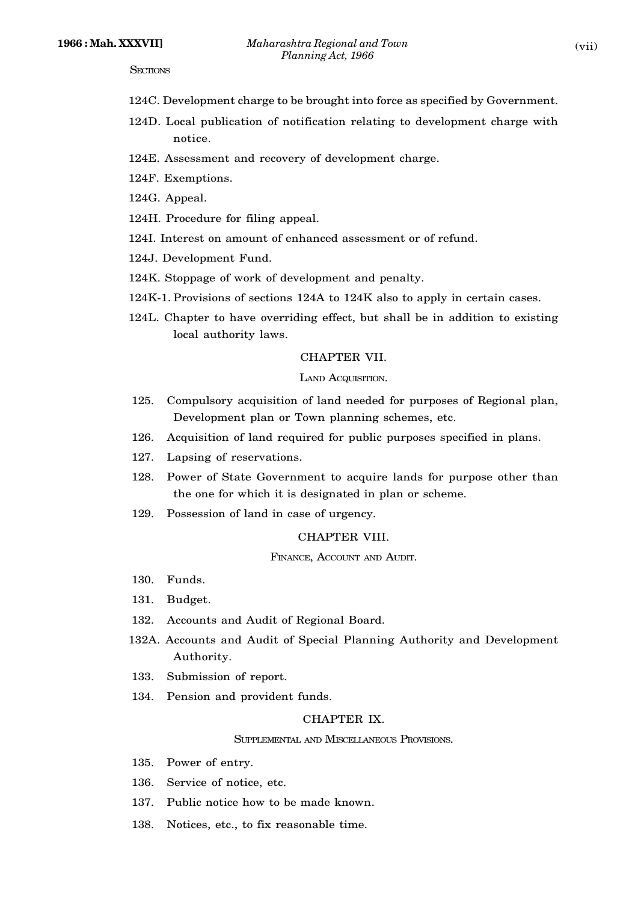SECTIONS

124C. Development charge to be brought into force as specified by Government.

124D. Local publication of notification relating to development charge with notice.

124E. Assessment and recovery of development charge.

124F. Exemptions.

124G. Appeal.

124H. Procedure for filing appeal.

124I. Interest on amount of enhanced assessment or of refund.

124J. Development Fund.

124K. Stoppage of work of development and penalty.

124K-1. Provisions of sections 124A to 124K also to apply in certain cases.

124L. Chapter to have overriding effect, but shall be in addition to existing local authority laws.

## CHAPTER VII.

### LAND ACQUISITION.

125. Compulsory acquisition of land needed for purposes of Regional plan, Development plan or Town planning schemes, etc.

126. Acquisition of land required for public purposes specified in plans.

127. Lapsing of reservations.

128. Power of State Government to acquire lands for purpose other than the one for which it is designated in plan or scheme.

129. Possession of land in case of urgency.

## CHAPTER VIII.

### FINANCE, ACCOUNT AND AUDIT.

130. Funds.

131. Budget.

132. Accounts and Audit of Regional Board.

132A. Accounts and Audit of Special Planning Authority and Development Authority.

133. Submission of report.

134. Pension and provident funds.

## CHAPTER IX.

### SUPPLEMENTAL AND MISCELLANEOUS PROVISIONS.

135. Power of entry.

136. Service of notice, etc.

137. Public notice how to be made known.

138. Notices, etc., to fix reasonable time.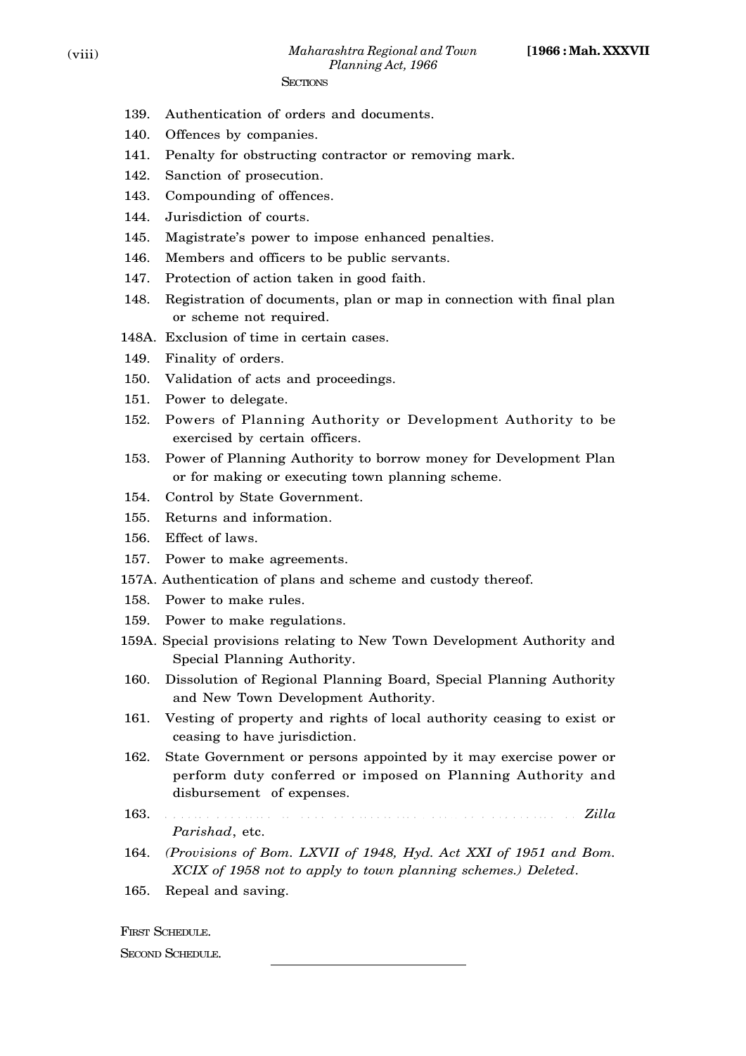SECTIONS

139. Authentication of orders and documents.
140. Offences by companies.
141. Penalty for obstructing contractor or removing mark.
142. Sanction of prosecution.
143. Compounding of offences.
144. Jurisdiction of courts.
145. Magistrate's power to impose enhanced penalties.
146. Members and officers to be public servants.
147. Protection of action taken in good faith.
148. Registration of documents, plan or map in connection with final plan or scheme not required.
148A. Exclusion of time in certain cases.
149. Finality of orders.
150. Validation of acts and proceedings.
151. Power to delegate.
152. Powers of Planning Authority or Development Authority to be exercised by certain officers.
153. Power of Planning Authority to borrow money for Development Plan or for making or executing town planning scheme.
154. Control by State Government.
155. Returns and information.
156. Effect of laws.
157. Power to make agreements.
157A. Authentication of plans and scheme and custody thereof.
158. Power to make rules.
159. Power to make regulations.
159A. Special provisions relating to New Town Development Authority and Special Planning Authority.
160. Dissolution of Regional Planning Board, Special Planning Authority and New Town Development Authority.
161. Vesting of property and rights of local authority ceasing to exist or ceasing to have jurisdiction.
162. State Government or persons appointed by it may exercise power or perform duty conferred or imposed on Planning Authority and disbursement of expenses.
163. . . . . . . . . . . . . . . . . . . . . . . . . . . . . . . . . . . . . . . *Zilla Parishad*, etc.
164. *(Provisions of Bom. LXVII of 1948, Hyd. Act XXI of 1951 and Bom. XCIX of 1958 not to apply to town planning schemes.) Deleted*.
165. Repeal and saving.

FIRST SCHEDULE.

SECOND SCHEDULE.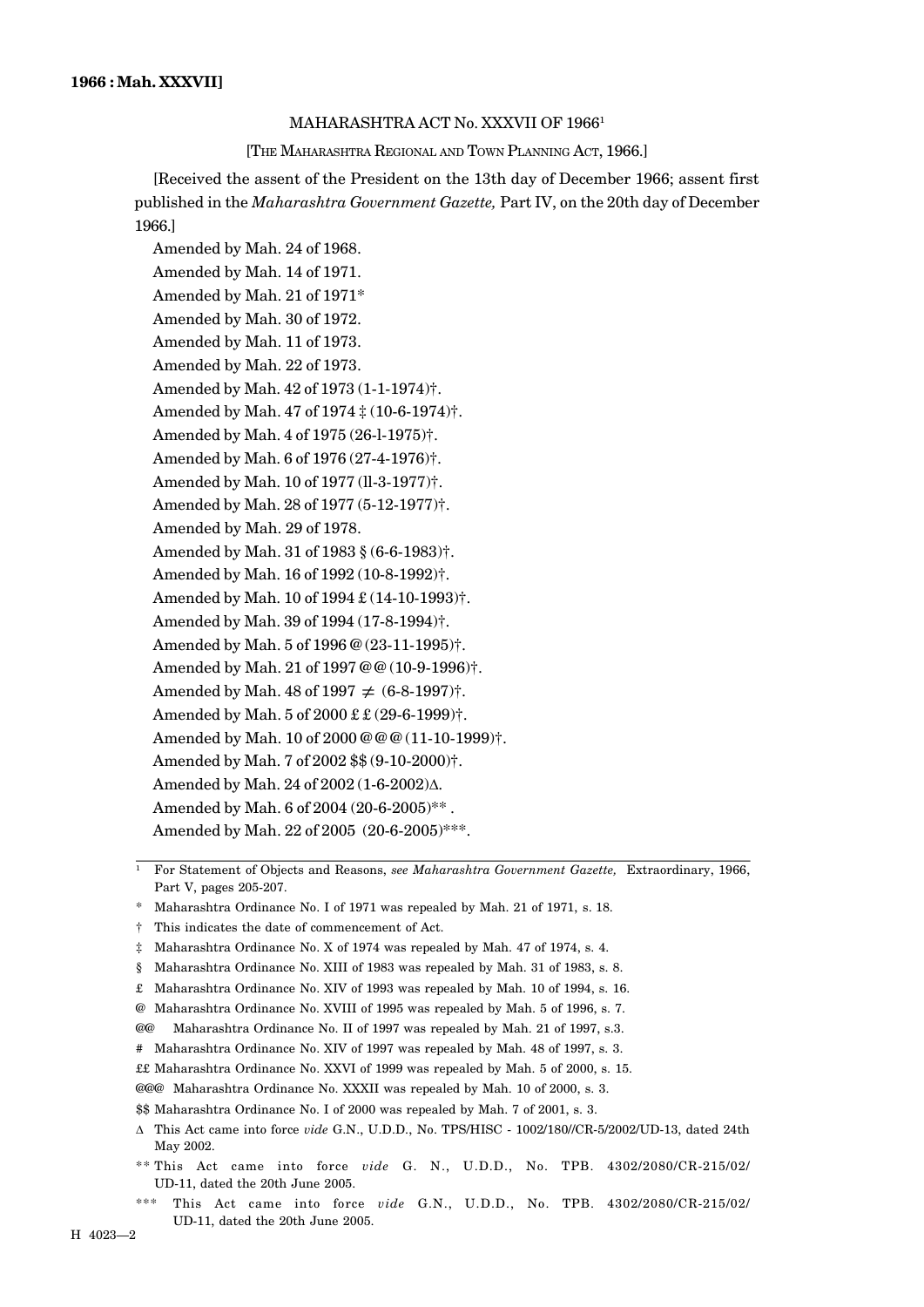**1966 : Mah. XXXVII]**

MAHARASHTRA ACT No. XXXVII OF 1966[1]

[THE MAHARASHTRA REGIONAL AND TOWN PLANNING ACT, 1966.]

[Received the assent of the President on the 13th day of December 1966; assent first published in the *Maharashtra Government Gazette,* Part IV, on the 20th day of December 1966.]

Amended by Mah. 24 of 1968.
Amended by Mah. 14 of 1971.
Amended by Mah. 21 of 1971*
Amended by Mah. 30 of 1972.
Amended by Mah. 11 of 1973.
Amended by Mah. 22 of 1973.
Amended by Mah. 42 of 1973 (1-1-1974)†.
Amended by Mah. 47 of 1974 ‡ (10-6-1974)†.
Amended by Mah. 4 of 1975 (26-l-1975)†.
Amended by Mah. 6 of 1976 (27-4-1976)†.
Amended by Mah. 10 of 1977 (ll-3-1977)†.
Amended by Mah. 28 of 1977 (5-12-1977)†.
Amended by Mah. 29 of 1978.
Amended by Mah. 31 of 1983 § (6-6-1983)†.
Amended by Mah. 16 of 1992 (10-8-1992)†.
Amended by Mah. 10 of 1994 £ (14-10-1993)†.
Amended by Mah. 39 of 1994 (17-8-1994)†.
Amended by Mah. 5 of 1996 @ (23-11-1995)†.
Amended by Mah. 21 of 1997 @@ (10-9-1996)†.
Amended by Mah. 48 of 1997 ≠ (6-8-1997)†.
Amended by Mah. 5 of 2000 ££ (29-6-1999)†.
Amended by Mah. 10 of 2000 @@@ (11-10-1999)†.
Amended by Mah. 7 of 2002 $$ (9-10-2000)†.
Amended by Mah. 24 of 2002 (1-6-2002)∆.
Amended by Mah. 6 of 2004 (20-6-2005)** .
Amended by Mah. 22 of 2005 (20-6-2005)***.

---

[1] For Statement of Objects and Reasons, *see Maharashtra Government Gazette,* Extraordinary, 1966, Part V, pages 205-207.

\* Maharashtra Ordinance No. I of 1971 was repealed by Mah. 21 of 1971, s. 18.

† This indicates the date of commencement of Act.

‡ Maharashtra Ordinance No. X of 1974 was repealed by Mah. 47 of 1974, s. 4.

§ Maharashtra Ordinance No. XIII of 1983 was repealed by Mah. 31 of 1983, s. 8.

£ Maharashtra Ordinance No. XIV of 1993 was repealed by Mah. 10 of 1994, s. 16.

@ Maharashtra Ordinance No. XVIII of 1995 was repealed by Mah. 5 of 1996, s. 7.

@@ Maharashtra Ordinance No. II of 1997 was repealed by Mah. 21 of 1997, s.3.

\# Maharashtra Ordinance No. XIV of 1997 was repealed by Mah. 48 of 1997, s. 3.

££ Maharashtra Ordinance No. XXVI of 1999 was repealed by Mah. 5 of 2000, s. 15.

@@@ Maharashtra Ordinance No. XXXII was repealed by Mah. 10 of 2000, s. 3.

$$ Maharashtra Ordinance No. I of 2000 was repealed by Mah. 7 of 2001, s. 3.

∆ This Act came into force *vide* G.N., U.D.D., No. TPS/HISC - 1002/180//CR-5/2002/UD-13, dated 24th May 2002.

\*\* This Act came into force *vide* G. N., U.D.D., No. TPB. 4302/2080/CR-215/02/ UD-11, dated the 20th June 2005.

\*\*\* This Act came into force *vide* G.N., U.D.D., No. TPB. 4302/2080/CR-215/02/ UD-11, dated the 20th June 2005.

H 4023—2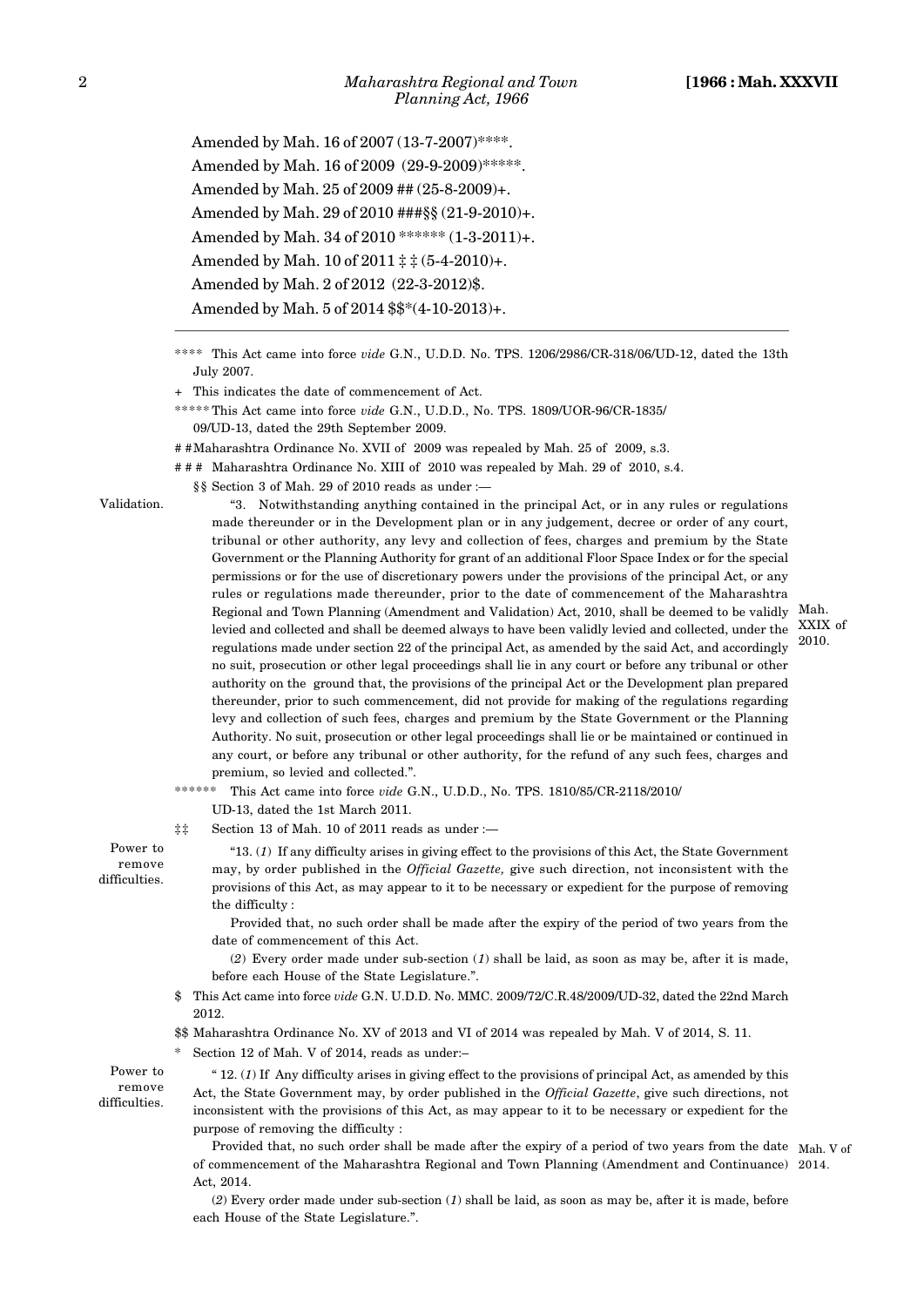Amended by Mah. 16 of 2007 (13-7-2007)****.

Amended by Mah. 16 of 2009 (29-9-2009)*****.

Amended by Mah. 25 of 2009 ## (25-8-2009)+.

Amended by Mah. 29 of 2010 ###§§ (21-9-2010)+.

Amended by Mah. 34 of 2010 ****** (1-3-2011)+.

Amended by Mah. 10 of 2011 ‡ ‡ (5-4-2010)+.

Amended by Mah. 2 of 2012 (22-3-2012)$.

Amended by Mah. 5 of 2014 $$*(4-10-2013)+.

---

**** This Act came into force *vide* G.N., U.D.D. No. TPS. 1206/2986/CR-318/06/UD-12, dated the 13th July 2007.

+ This indicates the date of commencement of Act.

***** This Act came into force *vide* G.N., U.D.D., No. TPS. 1809/UOR-96/CR-1835/ 09/UD-13, dated the 29th September 2009.

# # Maharashtra Ordinance No. XVII of 2009 was repealed by Mah. 25 of 2009, s.3.

# # # Maharashtra Ordinance No. XIII of 2010 was repealed by Mah. 29 of 2010, s.4.

§§ Section 3 of Mah. 29 of 2010 reads as under :—

Validation.

"3. Notwithstanding anything contained in the principal Act, or in any rules or regulations made thereunder or in the Development plan or in any judgement, decree or order of any court, tribunal or other authority, any levy and collection of fees, charges and premium by the State Government or the Planning Authority for grant of an additional Floor Space Index or for the special permissions or for the use of discretionary powers under the provisions of the principal Act, or any rules or regulations made thereunder, prior to the date of commencement of the Maharashtra Regional and Town Planning (Amendment and Validation) Act, 2010, shall be deemed to be validly levied and collected and shall be deemed always to have been validly levied and collected, under the regulations made under section 22 of the principal Act, as amended by the said Act, and accordingly no suit, prosecution or other legal proceedings shall lie in any court or before any tribunal or other authority on the ground that, the provisions of the principal Act or the Development plan prepared thereunder, prior to such commencement, did not provide for making of the regulations regarding levy and collection of such fees, charges and premium by the State Government or the Planning Authority. No suit, prosecution or other legal proceedings shall lie or be maintained or continued in any court, or before any tribunal or other authority, for the refund of any such fees, charges and premium, so levied and collected.". (Mah. XXIX of 2010.)

****** This Act came into force *vide* G.N., U.D.D., No. TPS. 1810/85/CR-2118/2010/ UD-13, dated the 1st March 2011.

‡‡ Section 13 of Mah. 10 of 2011 reads as under :—

Power to remove difficulties.

"13. (*1*) If any difficulty arises in giving effect to the provisions of this Act, the State Government may, by order published in the *Official Gazette,* give such direction, not inconsistent with the provisions of this Act, as may appear to it to be necessary or expedient for the purpose of removing the difficulty :

Provided that, no such order shall be made after the expiry of the period of two years from the date of commencement of this Act.

(*2*) Every order made under sub-section (*1*) shall be laid, as soon as may be, after it is made, before each House of the State Legislature.".

$ This Act came into force *vide* G.N. U.D.D. No. MMC. 2009/72/C.R.48/2009/UD-32, dated the 22nd March 2012.

$$ Maharashtra Ordinance No. XV of 2013 and VI of 2014 was repealed by Mah. V of 2014, S. 11.

\* Section 12 of Mah. V of 2014, reads as under:–

Power to remove difficulties.

" 12. (*1*) If Any difficulty arises in giving effect to the provisions of principal Act, as amended by this Act, the State Government may, by order published in the *Official Gazette*, give such directions, not inconsistent with the provisions of this Act, as may appear to it to be necessary or expedient for the purpose of removing the difficulty :

Provided that, no such order shall be made after the expiry of a period of two years from the date of commencement of the Maharashtra Regional and Town Planning (Amendment and Continuance) Act, 2014. (Mah. V of 2014.)

(*2*) Every order made under sub-section (*1*) shall be laid, as soon as may be, after it is made, before each House of the State Legislature.".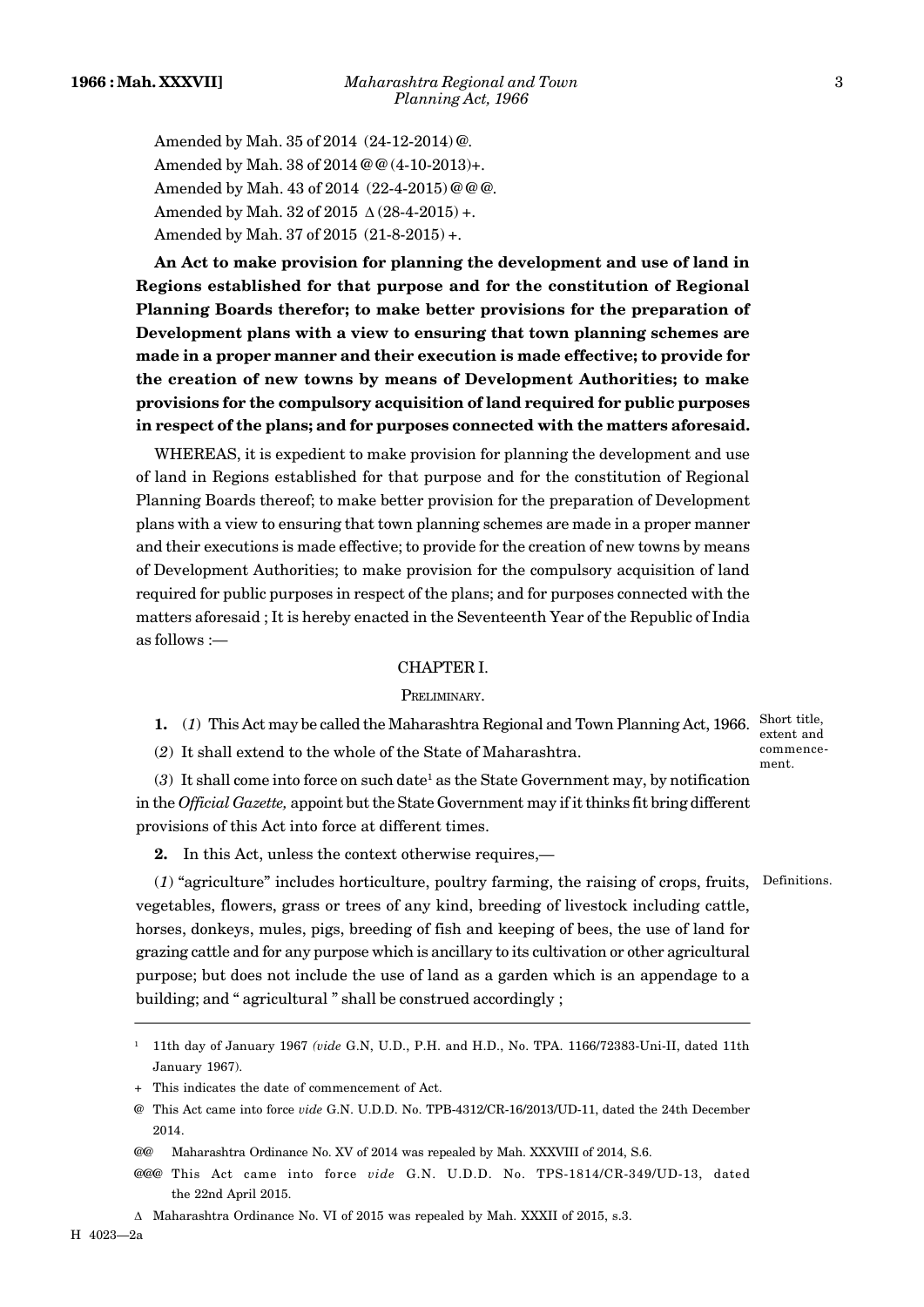Amended by Mah. 35 of 2014 (24-12-2014)@.

Amended by Mah. 38 of 2014@@(4-10-2013)+.

Amended by Mah. 43 of 2014 (22-4-2015)@@@.

Amended by Mah. 32 of 2015 ∆(28-4-2015) +.

Amended by Mah. 37 of 2015 (21-8-2015) +.

**An Act to make provision for planning the development and use of land in Regions established for that purpose and for the constitution of Regional Planning Boards therefor; to make better provisions for the preparation of Development plans with a view to ensuring that town planning schemes are made in a proper manner and their execution is made effective; to provide for the creation of new towns by means of Development Authorities; to make provisions for the compulsory acquisition of land required for public purposes in respect of the plans; and for purposes connected with the matters aforesaid.**

WHEREAS, it is expedient to make provision for planning the development and use of land in Regions established for that purpose and for the constitution of Regional Planning Boards thereof; to make better provision for the preparation of Development plans with a view to ensuring that town planning schemes are made in a proper manner and their executions is made effective; to provide for the creation of new towns by means of Development Authorities; to make provision for the compulsory acquisition of land required for public purposes in respect of the plans; and for purposes connected with the matters aforesaid ; It is hereby enacted in the Seventeenth Year of the Republic of India as follows :—

## CHAPTER I.

### PRELIMINARY.

Short title, extent and commencement.

**1.** (*1*) This Act may be called the Maharashtra Regional and Town Planning Act, 1966.

(*2*) It shall extend to the whole of the State of Maharashtra.

(*3*) It shall come into force on such date[1] as the State Government may, by notification in the *Official Gazette,* appoint but the State Government may if it thinks fit bring different provisions of this Act into force at different times.

Definitions.

**2.** In this Act, unless the context otherwise requires,—

(*1*) "agriculture" includes horticulture, poultry farming, the raising of crops, fruits, vegetables, flowers, grass or trees of any kind, breeding of livestock including cattle, horses, donkeys, mules, pigs, breeding of fish and keeping of bees, the use of land for grazing cattle and for any purpose which is ancillary to its cultivation or other agricultural purpose; but does not include the use of land as a garden which is an appendage to a building; and " agricultural " shall be construed accordingly ;

---

[1] 11th day of January 1967 *(vide* G.N, U.D., P.H. and H.D., No. TPA. 1166/72383-Uni-II, dated 11th January 1967).

+ This indicates the date of commencement of Act.

@ This Act came into force *vide* G.N. U.D.D. No. TPB-4312/CR-16/2013/UD-11, dated the 24th December 2014.

@@ Maharashtra Ordinance No. XV of 2014 was repealed by Mah. XXXVIII of 2014, S.6.

@@@ This Act came into force *vide* G.N. U.D.D. No. TPS-1814/CR-349/UD-13, dated the 22nd April 2015.

∆ Maharashtra Ordinance No. VI of 2015 was repealed by Mah. XXXII of 2015, s.3.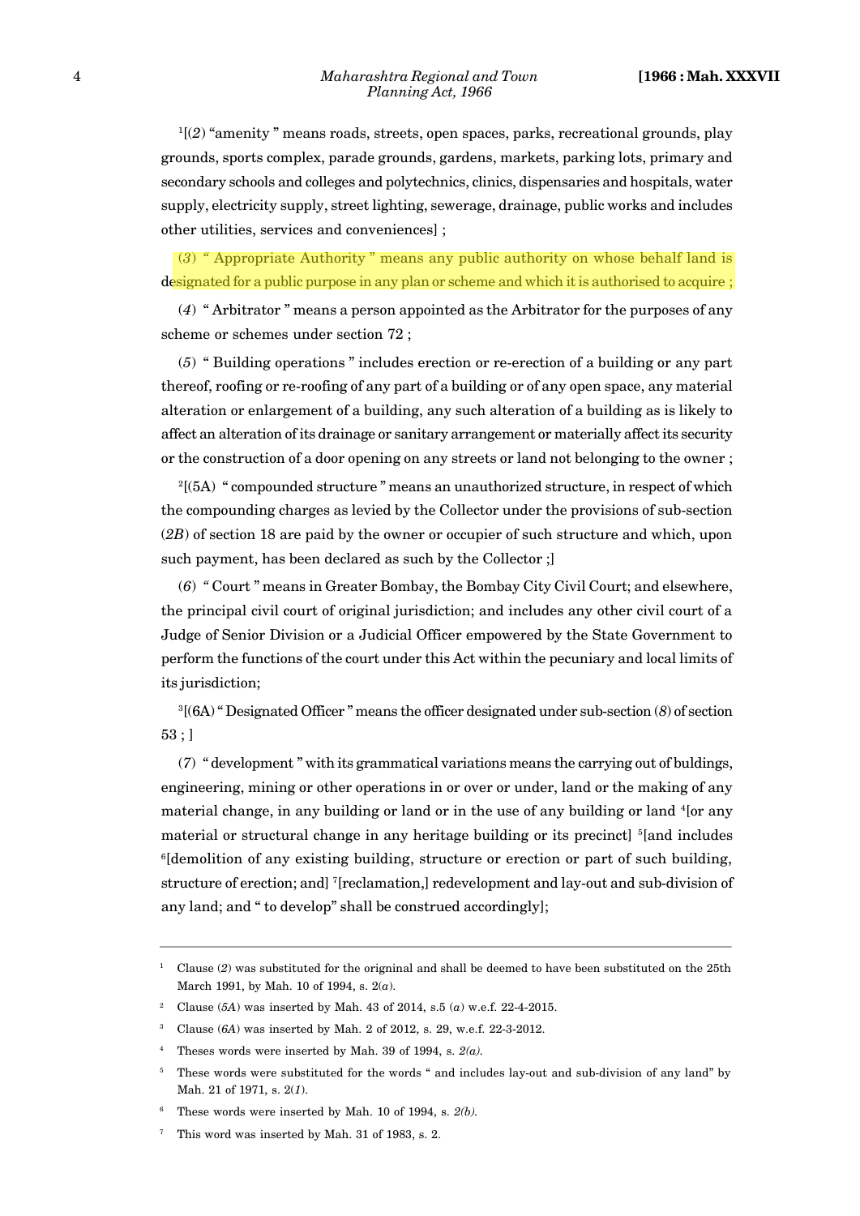[1][(*2*) "amenity " means roads, streets, open spaces, parks, recreational grounds, play grounds, sports complex, parade grounds, gardens, markets, parking lots, primary and secondary schools and colleges and polytechnics, clinics, dispensaries and hospitals, water supply, electricity supply, street lighting, sewerage, drainage, public works and includes other utilities, services and conveniences] ;

(*3*) " Appropriate Authority " means any public authority on whose behalf land is designated for a public purpose in any plan or scheme and which it is authorised to acquire ;

(*4*) " Arbitrator " means a person appointed as the Arbitrator for the purposes of any scheme or schemes under section 72 ;

(*5*) " Building operations " includes erection or re-erection of a building or any part thereof, roofing or re-roofing of any part of a building or of any open space, any material alteration or enlargement of a building, any such alteration of a building as is likely to affect an alteration of its drainage or sanitary arrangement or materially affect its security or the construction of a door opening on any streets or land not belonging to the owner ;

[2][(5A) " compounded structure " means an unauthorized structure, in respect of which the compounding charges as levied by the Collector under the provisions of sub-section (*2B*) of section 18 are paid by the owner or occupier of such structure and which, upon such payment, has been declared as such by the Collector ;]

(*6*) " Court " means in Greater Bombay, the Bombay City Civil Court; and elsewhere, the principal civil court of original jurisdiction; and includes any other civil court of a Judge of Senior Division or a Judicial Officer empowered by the State Government to perform the functions of the court under this Act within the pecuniary and local limits of its jurisdiction;

[3][(6A) " Designated Officer " means the officer designated under sub-section (*8*) of section 53 ; ]

(*7*) " development " with its grammatical variations means the carrying out of buldings, engineering, mining or other operations in or over or under, land or the making of any material change, in any building or land or in the use of any building or land [4][or any material or structural change in any heritage building or its precinct] [5][and includes [6][demolition of any existing building, structure or erection or part of such building, structure of erection; and] [7][reclamation,] redevelopment and lay-out and sub-division of any land; and " to develop" shall be construed accordingly];

---

[1] Clause (*2*) was substituted for the origninal and shall be deemed to have been substituted on the 25th March 1991, by Mah. 10 of 1994, s. 2(*a*).

[2] Clause (*5A*) was inserted by Mah. 43 of 2014, s.5 (*a*) w.e.f. 22-4-2015.

[3] Clause (*6A*) was inserted by Mah. 2 of 2012, s. 29, w.e.f. 22-3-2012.

[4] Theses words were inserted by Mah. 39 of 1994, s. *2(a)*.

[5] These words were substituted for the words " and includes lay-out and sub-division of any land" by Mah. 21 of 1971, s. 2(*1*).

[6] These words were inserted by Mah. 10 of 1994, s. *2(b)*.

[7] This word was inserted by Mah. 31 of 1983, s. 2.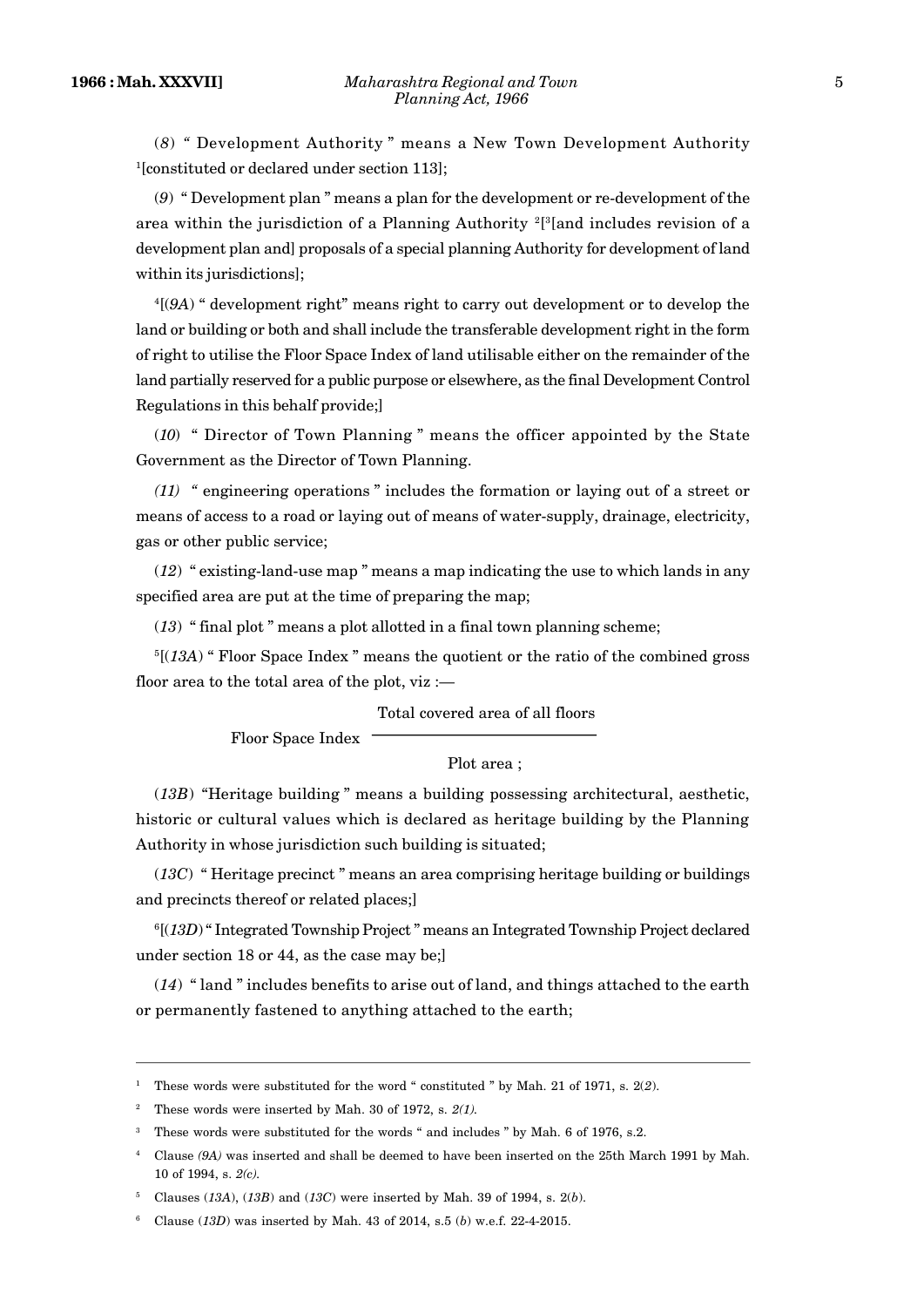(*8*) " Development Authority " means a New Town Development Authority [1][constituted or declared under section 113];

(*9*) " Development plan " means a plan for the development or re-development of the area within the jurisdiction of a Planning Authority [2][[3][and includes revision of a development plan and] proposals of a special planning Authority for development of land within its jurisdictions];

[4][(*9A*) " development right" means right to carry out development or to develop the land or building or both and shall include the transferable development right in the form of right to utilise the Floor Space Index of land utilisable either on the remainder of the land partially reserved for a public purpose or elsewhere, as the final Development Control Regulations in this behalf provide;]

(*10*) " Director of Town Planning " means the officer appointed by the State Government as the Director of Town Planning.

*(11)* " engineering operations " includes the formation or laying out of a street or means of access to a road or laying out of means of water-supply, drainage, electricity, gas or other public service;

(*12*) " existing-land-use map " means a map indicating the use to which lands in any specified area are put at the time of preparing the map;

(*13*) " final plot " means a plot allotted in a final town planning scheme;

[5][(*13A*) " Floor Space Index " means the quotient or the ratio of the combined gross floor area to the total area of the plot, viz :—

$$\text{Floor Space Index} \quad \frac{\text{Total covered area of all floors}}{\text{Plot area ;}}$$

(*13B*) "Heritage building " means a building possessing architectural, aesthetic, historic or cultural values which is declared as heritage building by the Planning Authority in whose jurisdiction such building is situated;

(*13C*) " Heritage precinct " means an area comprising heritage building or buildings and precincts thereof or related places;]

[6][(*13D*) " Integrated Township Project " means an Integrated Township Project declared under section 18 or 44, as the case may be;]

(*14*) " land " includes benefits to arise out of land, and things attached to the earth or permanently fastened to anything attached to the earth;

---

[1] These words were substituted for the word " constituted " by Mah. 21 of 1971, s. 2(*2*).

[2] These words were inserted by Mah. 30 of 1972, s. *2(1)*.

[3] These words were substituted for the words " and includes " by Mah. 6 of 1976, s.2.

[4] Clause *(9A)* was inserted and shall be deemed to have been inserted on the 25th March 1991 by Mah. 10 of 1994, s. *2(c)*.

[5] Clauses (*13A*), (*13B*) and (*13C*) were inserted by Mah. 39 of 1994, s. 2(*b*).

[6] Clause (*13D*) was inserted by Mah. 43 of 2014, s.5 (*b*) w.e.f. 22-4-2015.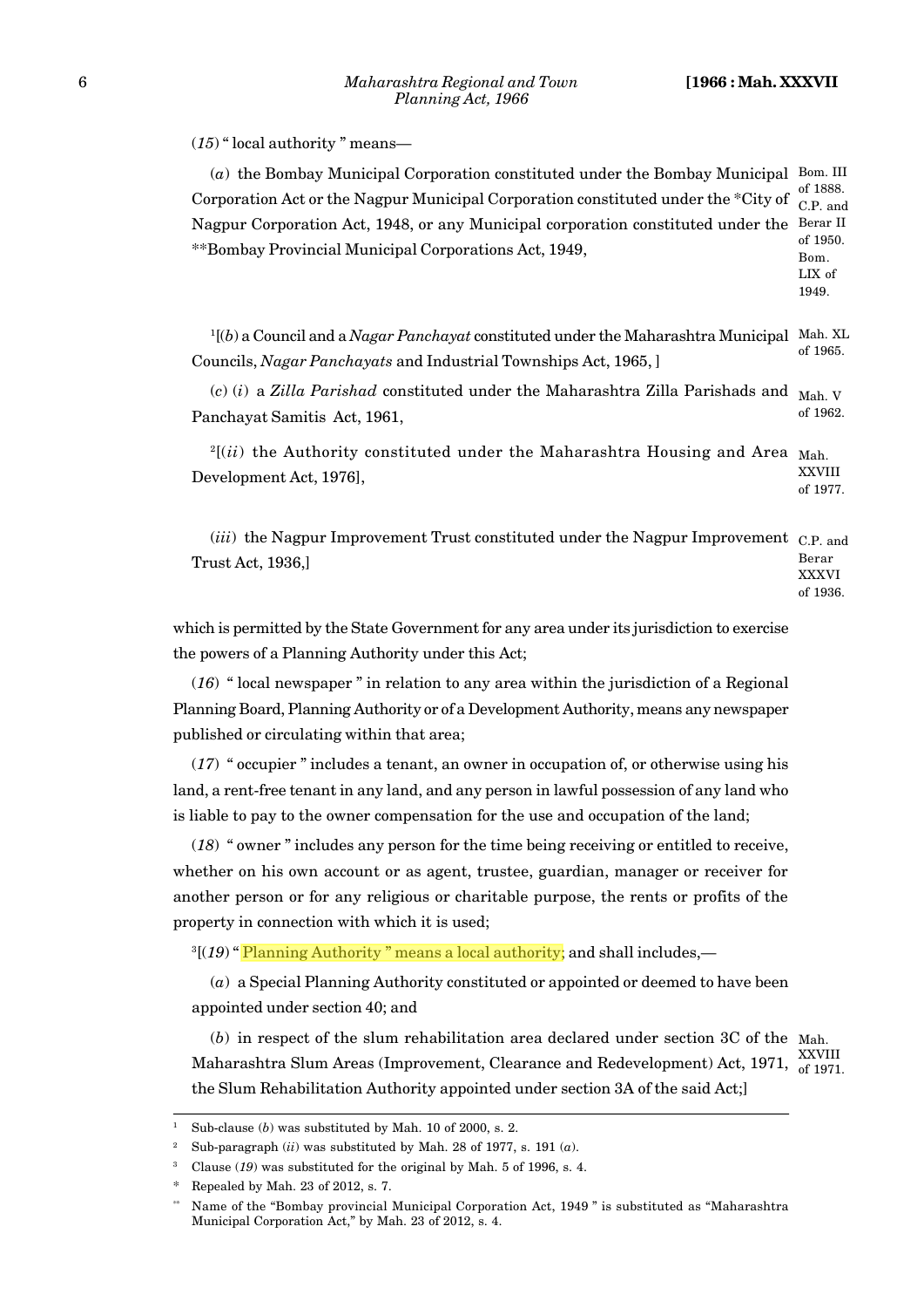(*15*) " local authority " means—

(*a*) the Bombay Municipal Corporation constituted under the Bombay Municipal Corporation Act or the Nagpur Municipal Corporation constituted under the *City of Nagpur Corporation Act, 1948, or any Municipal corporation constituted under the **Bombay Provincial Municipal Corporations Act, 1949,

Bom. III of 1888. C.P. and Berar II of 1950. Bom. LIX of 1949.

[1][(*b*) a Council and a *Nagar Panchayat* constituted under the Maharashtra Municipal Councils, *Nagar Panchayats* and Industrial Townships Act, 1965, ]

Mah. XL of 1965.

(*c*) (*i*) a *Zilla Parishad* constituted under the Maharashtra Zilla Parishads and Panchayat Samitis Act, 1961,

Mah. V of 1962.

[2][(*ii*) the Authority constituted under the Maharashtra Housing and Area Development Act, 1976],

Mah. XXVIII of 1977.

(*iii*) the Nagpur Improvement Trust constituted under the Nagpur Improvement Trust Act, 1936,]

C.P. and Berar XXXVI of 1936.

which is permitted by the State Government for any area under its jurisdiction to exercise the powers of a Planning Authority under this Act;

(*16*) " local newspaper " in relation to any area within the jurisdiction of a Regional Planning Board, Planning Authority or of a Development Authority, means any newspaper published or circulating within that area;

(*17*) " occupier " includes a tenant, an owner in occupation of, or otherwise using his land, a rent-free tenant in any land, and any person in lawful possession of any land who is liable to pay to the owner compensation for the use and occupation of the land;

(*18*) " owner " includes any person for the time being receiving or entitled to receive, whether on his own account or as agent, trustee, guardian, manager or receiver for another person or for any religious or charitable purpose, the rents or profits of the property in connection with which it is used;

[3][(*19*) " Planning Authority " means a local authority; and shall includes,—

(*a*) a Special Planning Authority constituted or appointed or deemed to have been appointed under section 40; and

(*b*) in respect of the slum rehabilitation area declared under section 3C of the Maharashtra Slum Areas (Improvement, Clearance and Redevelopment) Act, 1971, the Slum Rehabilitation Authority appointed under section 3A of the said Act;]

Mah. XXVIII of 1971.

---

[1] Sub-clause (*b*) was substituted by Mah. 10 of 2000, s. 2.

[2] Sub-paragraph (*ii*) was substituted by Mah. 28 of 1977, s. 191 (*a*).

[3] Clause (*19*) was substituted for the original by Mah. 5 of 1996, s. 4.

\* Repealed by Mah. 23 of 2012, s. 7.

\*\* Name of the "Bombay provincial Municipal Corporation Act, 1949 " is substituted as "Maharashtra Municipal Corporation Act," by Mah. 23 of 2012, s. 4.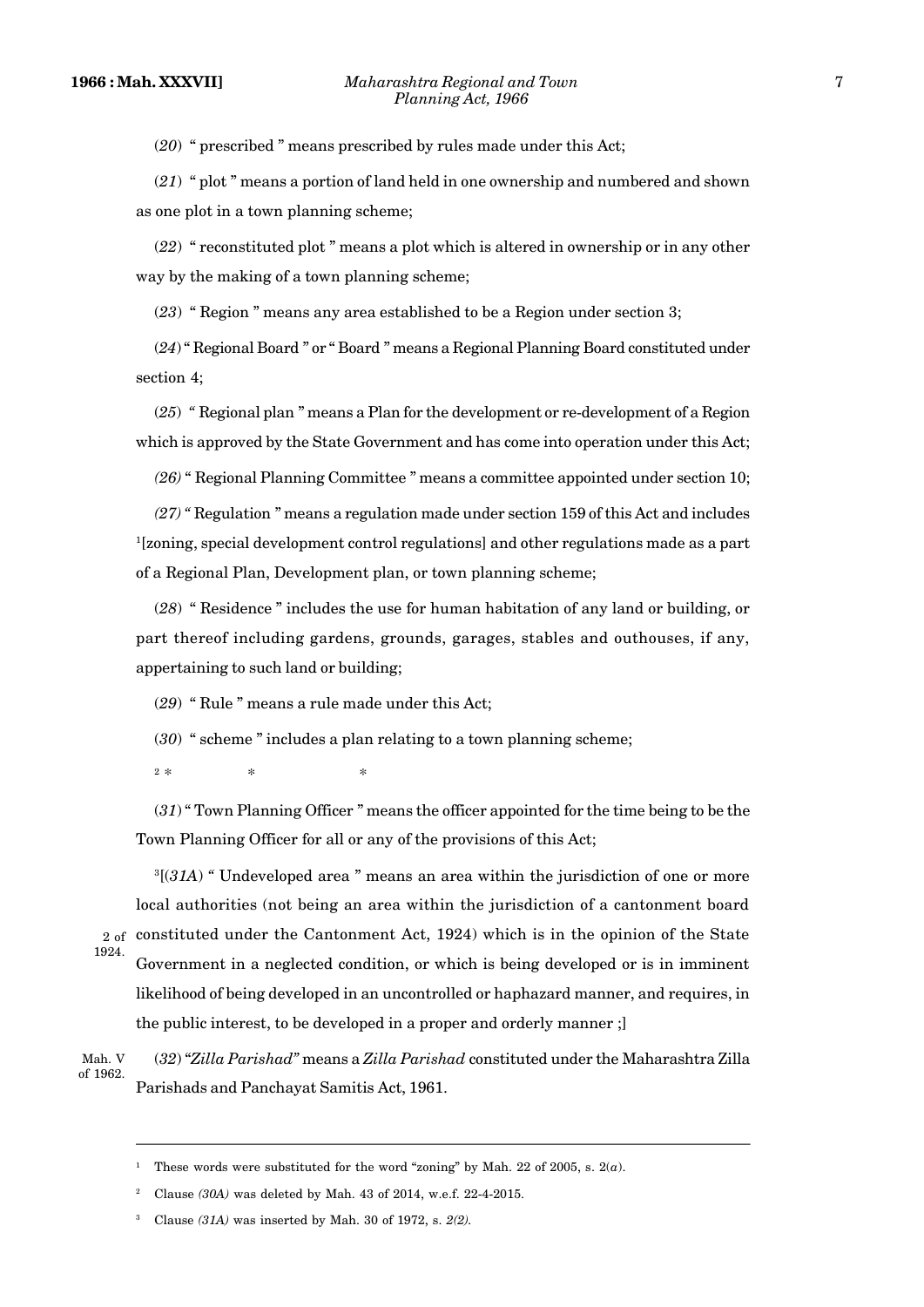(*20*) " prescribed " means prescribed by rules made under this Act;

(*21*) " plot " means a portion of land held in one ownership and numbered and shown as one plot in a town planning scheme;

(*22*) " reconstituted plot " means a plot which is altered in ownership or in any other way by the making of a town planning scheme;

(*23*) " Region " means any area established to be a Region under section 3;

(*24*) " Regional Board " or " Board " means a Regional Planning Board constituted under section 4;

(*25*) " Regional plan " means a Plan for the development or re-development of a Region which is approved by the State Government and has come into operation under this Act;

*(26)* " Regional Planning Committee " means a committee appointed under section 10;

*(27)* " Regulation " means a regulation made under section 159 of this Act and includes [1][zoning, special development control regulations] and other regulations made as a part of a Regional Plan, Development plan, or town planning scheme;

(*28*) " Residence " includes the use for human habitation of any land or building, or part thereof including gardens, grounds, garages, stables and outhouses, if any, appertaining to such land or building;

(*29*) " Rule " means a rule made under this Act;

(*30*) " scheme " includes a plan relating to a town planning scheme;

[2] * * *

(*31*) " Town Planning Officer " means the officer appointed for the time being to be the Town Planning Officer for all or any of the provisions of this Act;

[3][(*31A*) " Undeveloped area " means an area within the jurisdiction of one or more local authorities (not being an area within the jurisdiction of a cantonment board constituted under the Cantonment Act, 1924) which is in the opinion of the State Government in a neglected condition, or which is being developed or is in imminent likelihood of being developed in an uncontrolled or haphazard manner, and requires, in the public interest, to be developed in a proper and orderly manner ;]

2 of 1924.

(*32*) "*Zilla Parishad*" means a *Zilla Parishad* constituted under the Maharashtra Zilla Parishads and Panchayat Samitis Act, 1961.

Mah. V of 1962.

---

[1] These words were substituted for the word "zoning" by Mah. 22 of 2005, s. 2(*a*).

[2] Clause *(30A)* was deleted by Mah. 43 of 2014, w.e.f. 22-4-2015.

[3] Clause *(31A)* was inserted by Mah. 30 of 1972, s. *2(2)*.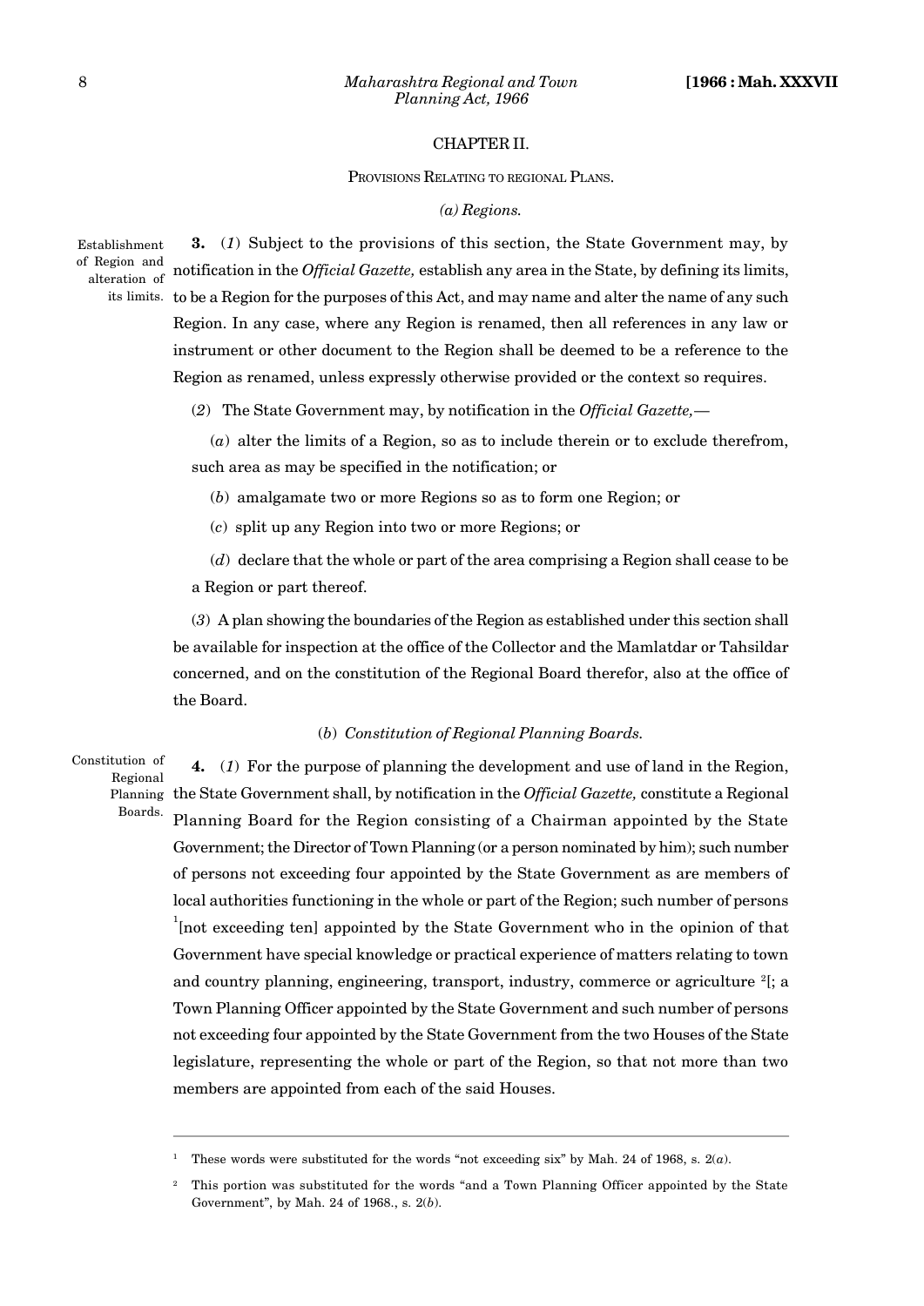## CHAPTER II.

### PROVISIONS RELATING TO REGIONAL PLANS.

*(a) Regions.*

Establishment of Region and alteration of its limits.

**3.** (*1*) Subject to the provisions of this section, the State Government may, by notification in the *Official Gazette,* establish any area in the State, by defining its limits, to be a Region for the purposes of this Act, and may name and alter the name of any such Region. In any case, where any Region is renamed, then all references in any law or instrument or other document to the Region shall be deemed to be a reference to the Region as renamed, unless expressly otherwise provided or the context so requires.

(*2*) The State Government may, by notification in the *Official Gazette,*—

(*a*) alter the limits of a Region, so as to include therein or to exclude therefrom, such area as may be specified in the notification; or

(*b*) amalgamate two or more Regions so as to form one Region; or

(*c*) split up any Region into two or more Regions; or

(*d*) declare that the whole or part of the area comprising a Region shall cease to be a Region or part thereof.

(*3*) A plan showing the boundaries of the Region as established under this section shall be available for inspection at the office of the Collector and the Mamlatdar or Tahsildar concerned, and on the constitution of the Regional Board therefor, also at the office of the Board.

(*b*) *Constitution of Regional Planning Boards.*

Constitution of Regional Planning Boards.

**4.** (*1*) For the purpose of planning the development and use of land in the Region, the State Government shall, by notification in the *Official Gazette,* constitute a Regional Planning Board for the Region consisting of a Chairman appointed by the State Government; the Director of Town Planning (or a person nominated by him); such number of persons not exceeding four appointed by the State Government as are members of local authorities functioning in the whole or part of the Region; such number of persons [1][not exceeding ten] appointed by the State Government who in the opinion of that Government have special knowledge or practical experience of matters relating to town and country planning, engineering, transport, industry, commerce or agriculture [2][; a Town Planning Officer appointed by the State Government and such number of persons not exceeding four appointed by the State Government from the two Houses of the State legislature, representing the whole or part of the Region, so that not more than two members are appointed from each of the said Houses.

---

[1] These words were substituted for the words "not exceeding six" by Mah. 24 of 1968, s. 2(*a*).

[2] This portion was substituted for the words "and a Town Planning Officer appointed by the State Government", by Mah. 24 of 1968., s. 2(*b*).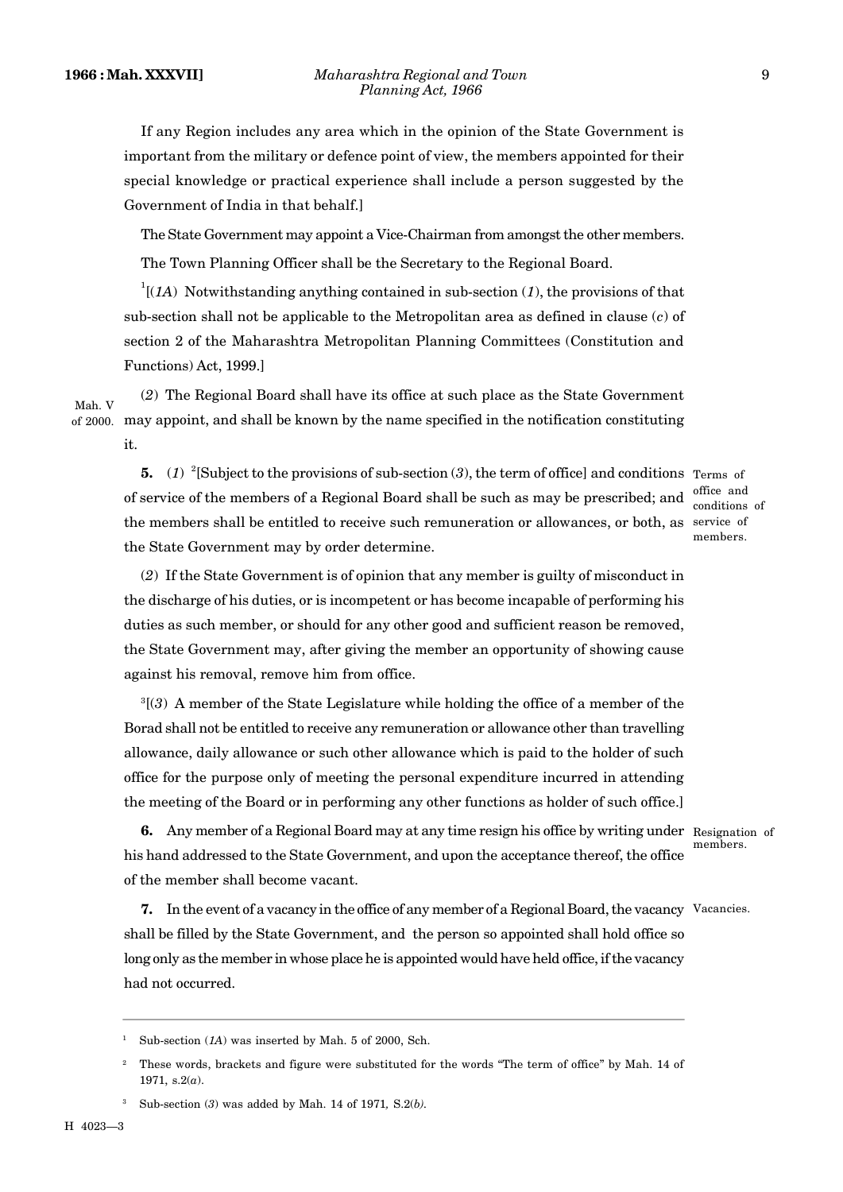If any Region includes any area which in the opinion of the State Government is important from the military or defence point of view, the members appointed for their special knowledge or practical experience shall include a person suggested by the Government of India in that behalf.]

The State Government may appoint a Vice-Chairman from amongst the other members.

The Town Planning Officer shall be the Secretary to the Regional Board.

[1][(*1A*) Notwithstanding anything contained in sub-section (*1*), the provisions of that sub-section shall not be applicable to the Metropolitan area as defined in clause (*c*) of section 2 of the Maharashtra Metropolitan Planning Committees (Constitution and Functions) Act, 1999.]

Mah. V of 2000.

(*2*) The Regional Board shall have its office at such place as the State Government may appoint, and shall be known by the name specified in the notification constituting it.

Terms of office and conditions of service of members.

**5.** (*1*) [2][Subject to the provisions of sub-section (*3*), the term of office] and conditions of service of the members of a Regional Board shall be such as may be prescribed; and the members shall be entitled to receive such remuneration or allowances, or both, as the State Government may by order determine.

(*2*) If the State Government is of opinion that any member is guilty of misconduct in the discharge of his duties, or is incompetent or has become incapable of performing his duties as such member, or should for any other good and sufficient reason be removed, the State Government may, after giving the member an opportunity of showing cause against his removal, remove him from office.

[3][(*3*) A member of the State Legislature while holding the office of a member of the Borad shall not be entitled to receive any remuneration or allowance other than travelling allowance, daily allowance or such other allowance which is paid to the holder of such office for the purpose only of meeting the personal expenditure incurred in attending the meeting of the Board or in performing any other functions as holder of such office.]

Resignation of members.

**6.** Any member of a Regional Board may at any time resign his office by writing under his hand addressed to the State Government, and upon the acceptance thereof, the office of the member shall become vacant.

Vacancies.

**7.** In the event of a vacancy in the office of any member of a Regional Board, the vacancy shall be filled by the State Government, and the person so appointed shall hold office so long only as the member in whose place he is appointed would have held office, if the vacancy had not occurred.

---

[1] Sub-section (*1A*) was inserted by Mah. 5 of 2000, Sch.

[2] These words, brackets and figure were substituted for the words "The term of office" by Mah. 14 of 1971, s.2(*a*).

[3] Sub-section (*3*) was added by Mah. 14 of 1971, S.2(*b*).

H 4023—3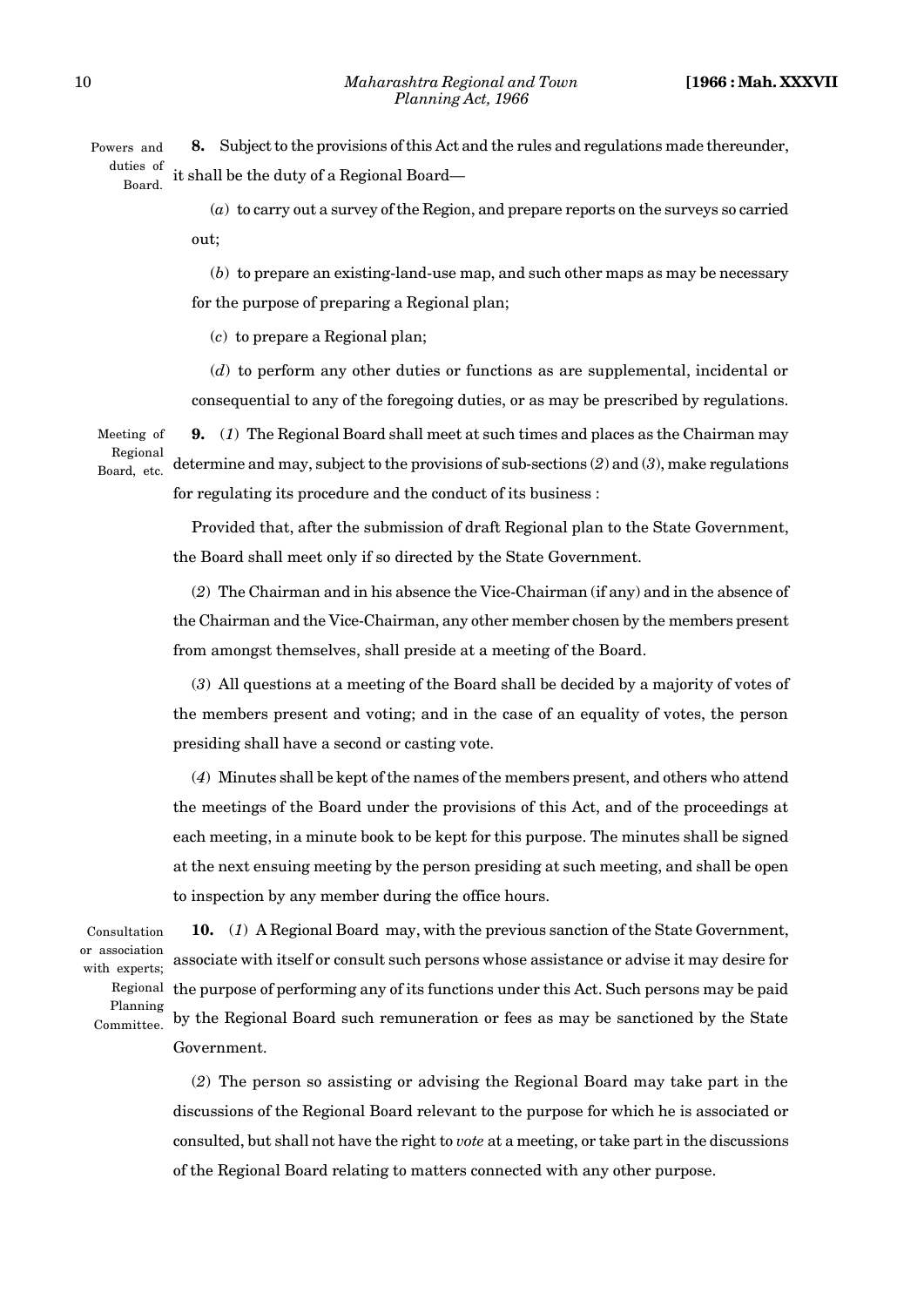Powers and duties of Board.

**8.** Subject to the provisions of this Act and the rules and regulations made thereunder, it shall be the duty of a Regional Board—

(*a*) to carry out a survey of the Region, and prepare reports on the surveys so carried out;

(*b*) to prepare an existing-land-use map, and such other maps as may be necessary for the purpose of preparing a Regional plan;

(*c*) to prepare a Regional plan;

(*d*) to perform any other duties or functions as are supplemental, incidental or consequential to any of the foregoing duties, or as may be prescribed by regulations.

Meeting of Regional Board, etc.

**9.** (*1*) The Regional Board shall meet at such times and places as the Chairman may determine and may, subject to the provisions of sub-sections (*2*) and (*3*), make regulations for regulating its procedure and the conduct of its business :

Provided that, after the submission of draft Regional plan to the State Government, the Board shall meet only if so directed by the State Government.

(*2*) The Chairman and in his absence the Vice-Chairman (if any) and in the absence of the Chairman and the Vice-Chairman, any other member chosen by the members present from amongst themselves, shall preside at a meeting of the Board.

(*3*) All questions at a meeting of the Board shall be decided by a majority of votes of the members present and voting; and in the case of an equality of votes, the person presiding shall have a second or casting vote.

(*4*) Minutes shall be kept of the names of the members present, and others who attend the meetings of the Board under the provisions of this Act, and of the proceedings at each meeting, in a minute book to be kept for this purpose. The minutes shall be signed at the next ensuing meeting by the person presiding at such meeting, and shall be open to inspection by any member during the office hours.

Consultation or association with experts; Regional Planning Committee.

**10.** (*1*) A Regional Board may, with the previous sanction of the State Government, associate with itself or consult such persons whose assistance or advise it may desire for the purpose of performing any of its functions under this Act. Such persons may be paid by the Regional Board such remuneration or fees as may be sanctioned by the State Government.

(*2*) The person so assisting or advising the Regional Board may take part in the discussions of the Regional Board relevant to the purpose for which he is associated or consulted, but shall not have the right to *vote* at a meeting, or take part in the discussions of the Regional Board relating to matters connected with any other purpose.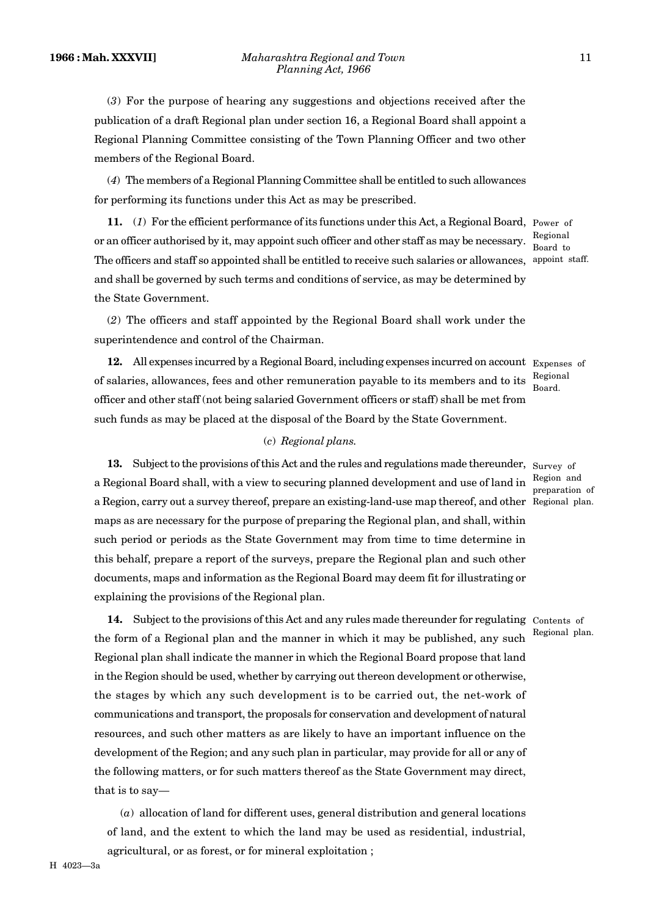(*3*) For the purpose of hearing any suggestions and objections received after the publication of a draft Regional plan under section 16, a Regional Board shall appoint a Regional Planning Committee consisting of the Town Planning Officer and two other members of the Regional Board.

(*4*) The members of a Regional Planning Committee shall be entitled to such allowances for performing its functions under this Act as may be prescribed.

Power of Regional Board to appoint staff.

**11.** (*1*) For the efficient performance of its functions under this Act, a Regional Board, or an officer authorised by it, may appoint such officer and other staff as may be necessary. The officers and staff so appointed shall be entitled to receive such salaries or allowances, and shall be governed by such terms and conditions of service, as may be determined by the State Government.

(*2*) The officers and staff appointed by the Regional Board shall work under the superintendence and control of the Chairman.

Expenses of Regional Board.

**12.** All expenses incurred by a Regional Board, including expenses incurred on account of salaries, allowances, fees and other remuneration payable to its members and to its officer and other staff (not being salaried Government officers or staff) shall be met from such funds as may be placed at the disposal of the Board by the State Government.

(*c*) *Regional plans.*

Survey of Region and preparation of Regional plan.

**13.** Subject to the provisions of this Act and the rules and regulations made thereunder, a Regional Board shall, with a view to securing planned development and use of land in a Region, carry out a survey thereof, prepare an existing-land-use map thereof, and other maps as are necessary for the purpose of preparing the Regional plan, and shall, within such period or periods as the State Government may from time to time determine in this behalf, prepare a report of the surveys, prepare the Regional plan and such other documents, maps and information as the Regional Board may deem fit for illustrating or explaining the provisions of the Regional plan.

Contents of Regional plan.

**14.** Subject to the provisions of this Act and any rules made thereunder for regulating the form of a Regional plan and the manner in which it may be published, any such Regional plan shall indicate the manner in which the Regional Board propose that land in the Region should be used, whether by carrying out thereon development or otherwise, the stages by which any such development is to be carried out, the net-work of communications and transport, the proposals for conservation and development of natural resources, and such other matters as are likely to have an important influence on the development of the Region; and any such plan in particular, may provide for all or any of the following matters, or for such matters thereof as the State Government may direct, that is to say—

(*a*) allocation of land for different uses, general distribution and general locations of land, and the extent to which the land may be used as residential, industrial, agricultural, or as forest, or for mineral exploitation ;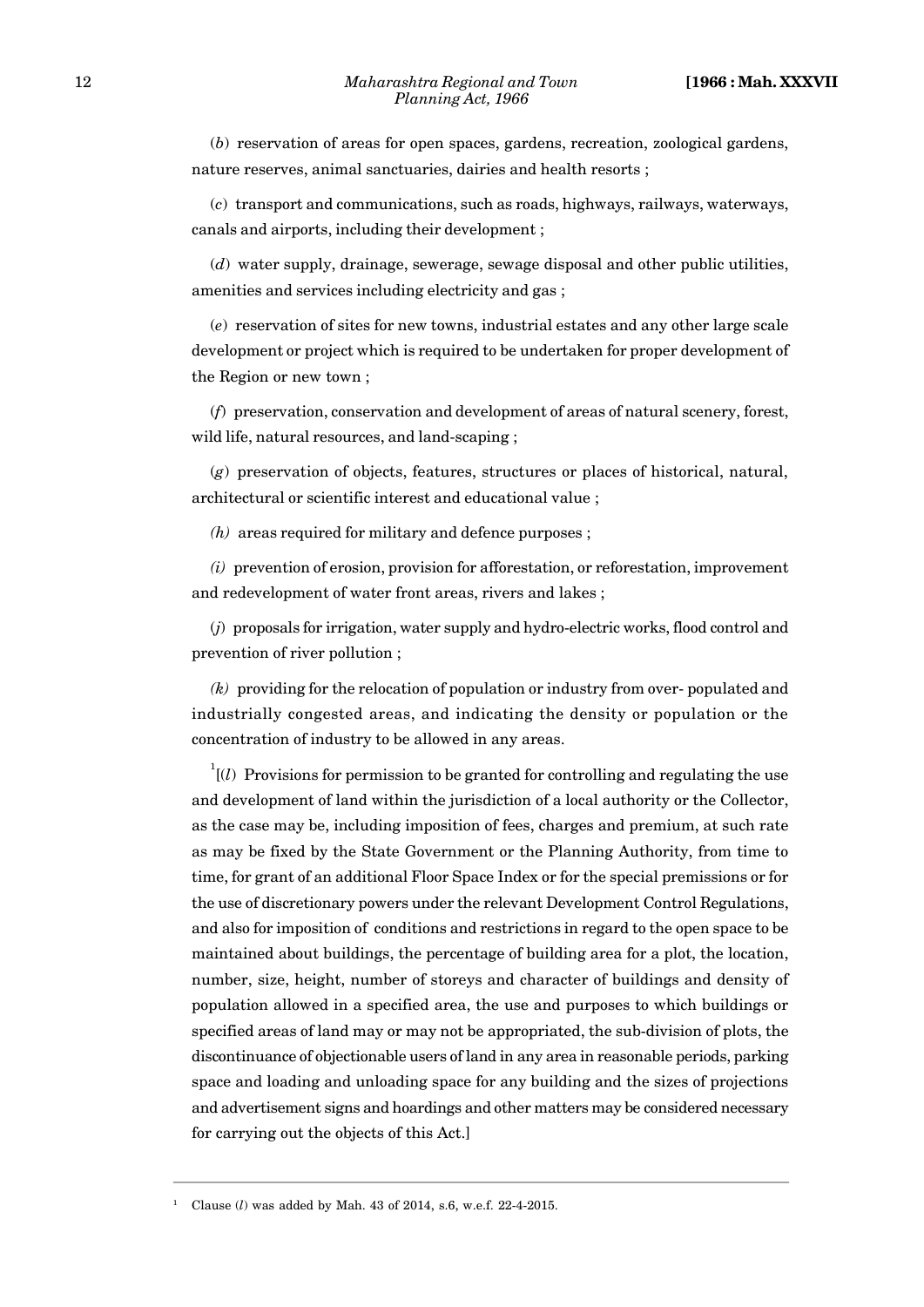(*b*) reservation of areas for open spaces, gardens, recreation, zoological gardens, nature reserves, animal sanctuaries, dairies and health resorts ;

(*c*) transport and communications, such as roads, highways, railways, waterways, canals and airports, including their development ;

(*d*) water supply, drainage, sewerage, sewage disposal and other public utilities, amenities and services including electricity and gas ;

(*e*) reservation of sites for new towns, industrial estates and any other large scale development or project which is required to be undertaken for proper development of the Region or new town ;

(*f*) preservation, conservation and development of areas of natural scenery, forest, wild life, natural resources, and land-scaping ;

(*g*) preservation of objects, features, structures or places of historical, natural, architectural or scientific interest and educational value ;

*(h)* areas required for military and defence purposes ;

*(i)* prevention of erosion, provision for afforestation, or reforestation, improvement and redevelopment of water front areas, rivers and lakes ;

(*j*) proposals for irrigation, water supply and hydro-electric works, flood control and prevention of river pollution ;

*(k)* providing for the relocation of population or industry from over- populated and industrially congested areas, and indicating the density or population or the concentration of industry to be allowed in any areas.

[1][(*l*) Provisions for permission to be granted for controlling and regulating the use and development of land within the jurisdiction of a local authority or the Collector, as the case may be, including imposition of fees, charges and premium, at such rate as may be fixed by the State Government or the Planning Authority, from time to time, for grant of an additional Floor Space Index or for the special premissions or for the use of discretionary powers under the relevant Development Control Regulations, and also for imposition of conditions and restrictions in regard to the open space to be maintained about buildings, the percentage of building area for a plot, the location, number, size, height, number of storeys and character of buildings and density of population allowed in a specified area, the use and purposes to which buildings or specified areas of land may or may not be appropriated, the sub-division of plots, the discontinuance of objectionable users of land in any area in reasonable periods, parking space and loading and unloading space for any building and the sizes of projections and advertisement signs and hoardings and other matters may be considered necessary for carrying out the objects of this Act.]

---

[1] Clause (*l*) was added by Mah. 43 of 2014, s.6, w.e.f. 22-4-2015.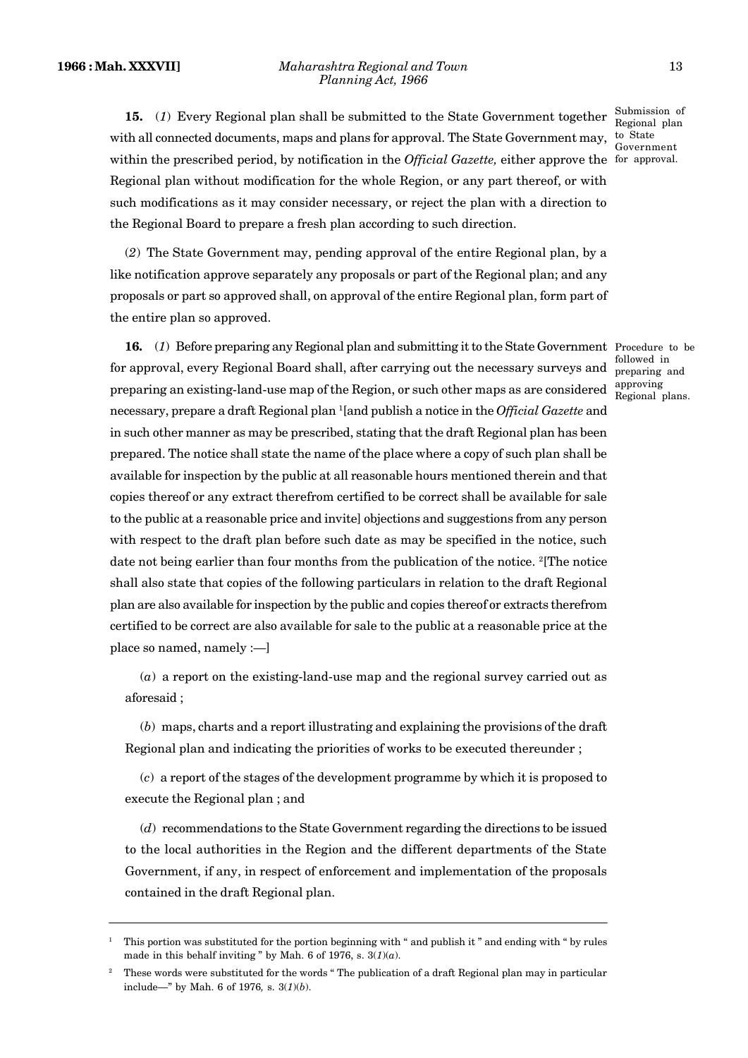**15.** (*1*) Every Regional plan shall be submitted to the State Government together with all connected documents, maps and plans for approval. The State Government may, within the prescribed period, by notification in the *Official Gazette,* either approve the Regional plan without modification for the whole Region, or any part thereof, or with such modifications as it may consider necessary, or reject the plan with a direction to the Regional Board to prepare a fresh plan according to such direction.

Submission of Regional plan to State Government for approval.

(*2*) The State Government may, pending approval of the entire Regional plan, by a like notification approve separately any proposals or part of the Regional plan; and any proposals or part so approved shall, on approval of the entire Regional plan, form part of the entire plan so approved.

**16.** (*1*) Before preparing any Regional plan and submitting it to the State Government for approval, every Regional Board shall, after carrying out the necessary surveys and preparing an existing-land-use map of the Region, or such other maps as are considered necessary, prepare a draft Regional plan [1][and publish a notice in the *Official Gazette* and in such other manner as may be prescribed, stating that the draft Regional plan has been prepared. The notice shall state the name of the place where a copy of such plan shall be available for inspection by the public at all reasonable hours mentioned therein and that copies thereof or any extract therefrom certified to be correct shall be available for sale to the public at a reasonable price and invite] objections and suggestions from any person with respect to the draft plan before such date as may be specified in the notice, such date not being earlier than four months from the publication of the notice. [2][The notice shall also state that copies of the following particulars in relation to the draft Regional plan are also available for inspection by the public and copies thereof or extracts therefrom certified to be correct are also available for sale to the public at a reasonable price at the place so named, namely :—]

Procedure to be followed in preparing and approving Regional plans.

(*a*) a report on the existing-land-use map and the regional survey carried out as aforesaid ;

(*b*) maps, charts and a report illustrating and explaining the provisions of the draft Regional plan and indicating the priorities of works to be executed thereunder ;

(*c*) a report of the stages of the development programme by which it is proposed to execute the Regional plan ; and

(*d*) recommendations to the State Government regarding the directions to be issued to the local authorities in the Region and the different departments of the State Government, if any, in respect of enforcement and implementation of the proposals contained in the draft Regional plan.

---

[1] This portion was substituted for the portion beginning with " and publish it " and ending with " by rules made in this behalf inviting " by Mah. 6 of 1976, s. 3(*1*)(*a*).

[2] These words were substituted for the words " The publication of a draft Regional plan may in particular include—" by Mah. 6 of 1976, s. 3(*1*)(*b*).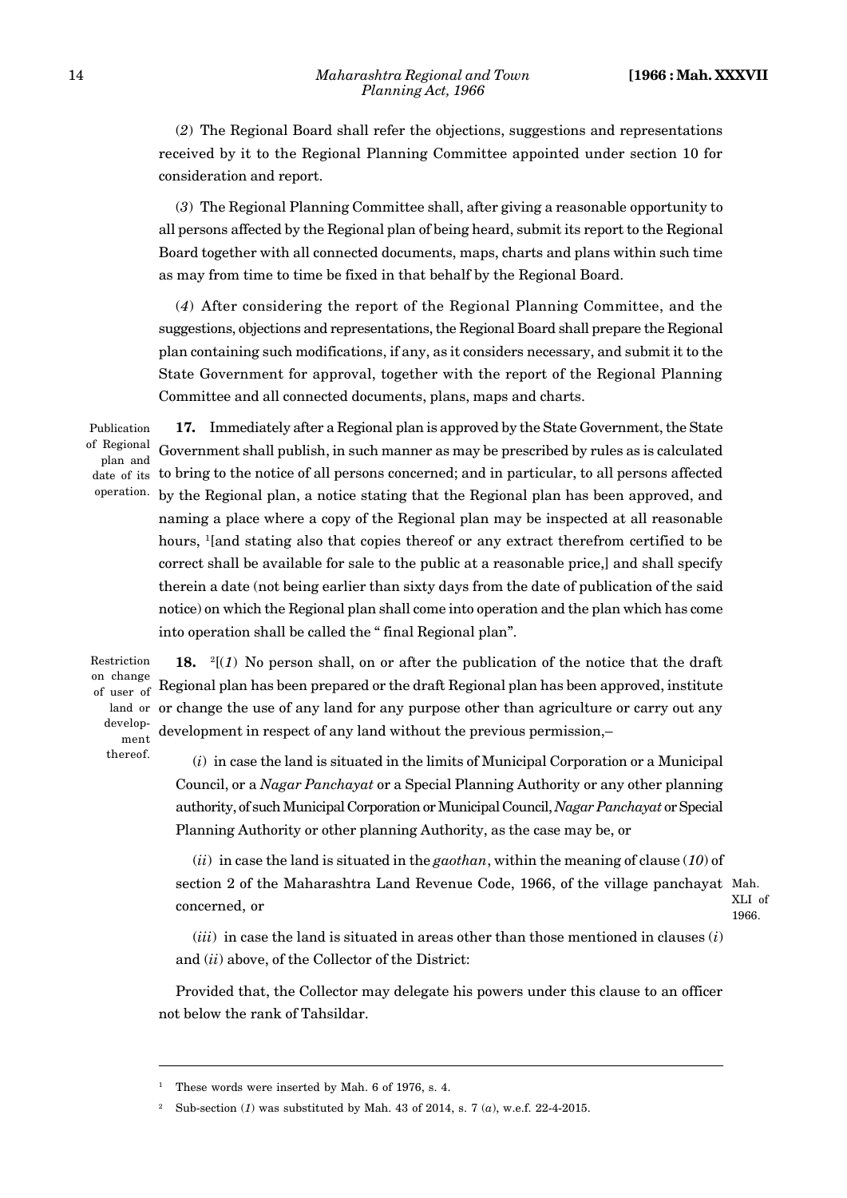(*2*) The Regional Board shall refer the objections, suggestions and representations received by it to the Regional Planning Committee appointed under section 10 for consideration and report.

(*3*) The Regional Planning Committee shall, after giving a reasonable opportunity to all persons affected by the Regional plan of being heard, submit its report to the Regional Board together with all connected documents, maps, charts and plans within such time as may from time to time be fixed in that behalf by the Regional Board.

(*4*) After considering the report of the Regional Planning Committee, and the suggestions, objections and representations, the Regional Board shall prepare the Regional plan containing such modifications, if any, as it considers necessary, and submit it to the State Government for approval, together with the report of the Regional Planning Committee and all connected documents, plans, maps and charts.

Publication of Regional plan and date of its operation.

**17.** Immediately after a Regional plan is approved by the State Government, the State Government shall publish, in such manner as may be prescribed by rules as is calculated to bring to the notice of all persons concerned; and in particular, to all persons affected by the Regional plan, a notice stating that the Regional plan has been approved, and naming a place where a copy of the Regional plan may be inspected at all reasonable hours, [1][and stating also that copies thereof or any extract therefrom certified to be correct shall be available for sale to the public at a reasonable price,] and shall specify therein a date (not being earlier than sixty days from the date of publication of the said notice) on which the Regional plan shall come into operation and the plan which has come into operation shall be called the " final Regional plan".

Restriction on change of user of land or development thereof.

**18.** [2][(*1*) No person shall, on or after the publication of the notice that the draft Regional plan has been prepared or the draft Regional plan has been approved, institute or change the use of any land for any purpose other than agriculture or carry out any development in respect of any land without the previous permission,–

(*i*) in case the land is situated in the limits of Municipal Corporation or a Municipal Council, or a *Nagar Panchayat* or a Special Planning Authority or any other planning authority, of such Municipal Corporation or Municipal Council, *Nagar Panchayat* or Special Planning Authority or other planning Authority, as the case may be, or

(*ii*) in case the land is situated in the *gaothan*, within the meaning of clause (*10*) of section 2 of the Maharashtra Land Revenue Code, 1966, of the village panchayat concerned, or

Mah. XLI of 1966.

(*iii*) in case the land is situated in areas other than those mentioned in clauses (*i*) and (*ii*) above, of the Collector of the District:

Provided that, the Collector may delegate his powers under this clause to an officer not below the rank of Tahsildar.

---

[1] These words were inserted by Mah. 6 of 1976, s. 4.

[2] Sub-section (*1*) was substituted by Mah. 43 of 2014, s. 7 (*a*), w.e.f. 22-4-2015.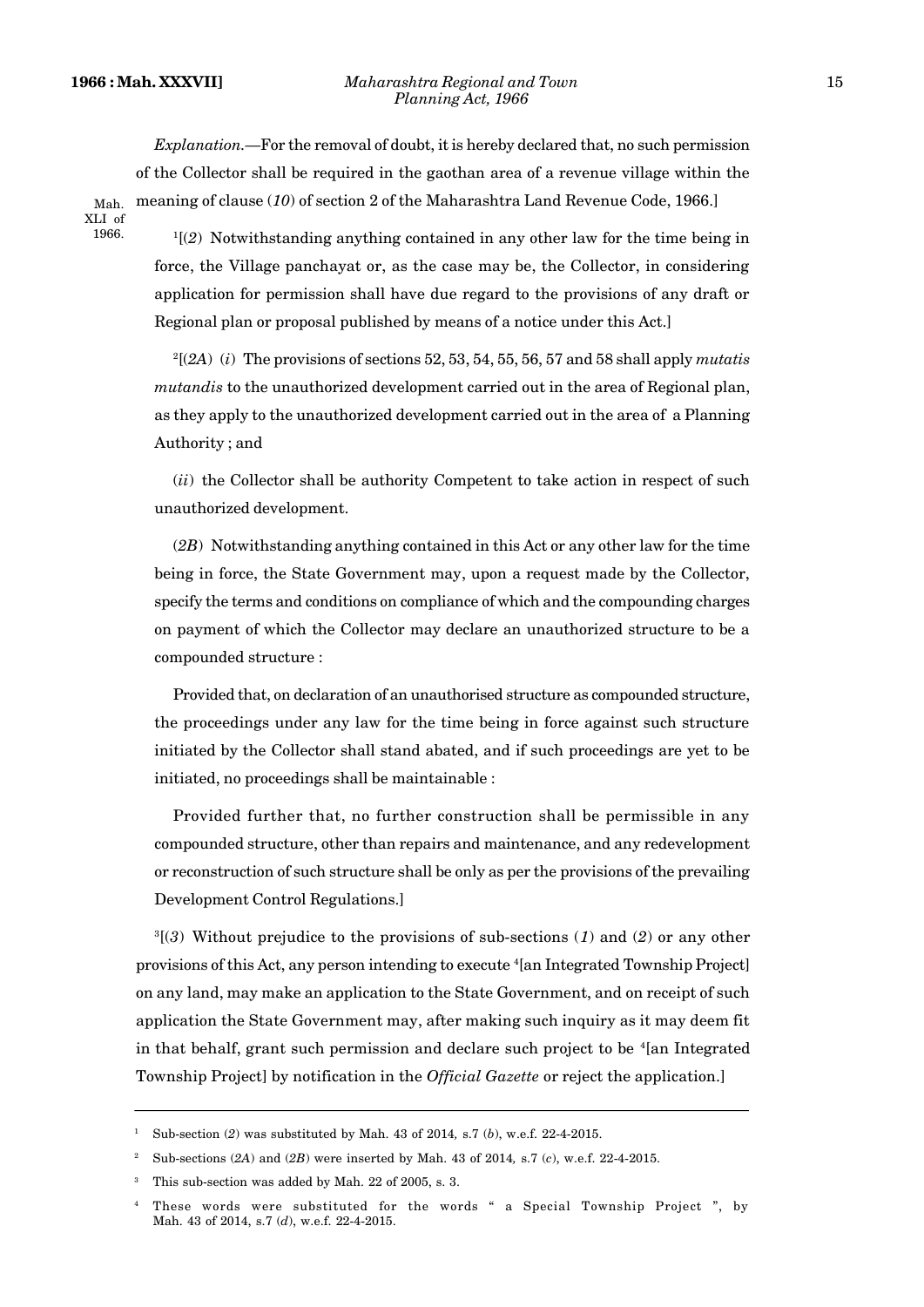*Explanation.*—For the removal of doubt, it is hereby declared that, no such permission of the Collector shall be required in the gaothan area of a revenue village within the meaning of clause (*10*) of section 2 of the Maharashtra Land Revenue Code, 1966.]

Mah. XLI of 1966.

[1][(*2*) Notwithstanding anything contained in any other law for the time being in force, the Village panchayat or, as the case may be, the Collector, in considering application for permission shall have due regard to the provisions of any draft or Regional plan or proposal published by means of a notice under this Act.]

[2][(*2A*) (*i*) The provisions of sections 52, 53, 54, 55, 56, 57 and 58 shall apply *mutatis mutandis* to the unauthorized development carried out in the area of Regional plan, as they apply to the unauthorized development carried out in the area of a Planning Authority ; and

(*ii*) the Collector shall be authority Competent to take action in respect of such unauthorized development.

(*2B*) Notwithstanding anything contained in this Act or any other law for the time being in force, the State Government may, upon a request made by the Collector, specify the terms and conditions on compliance of which and the compounding charges on payment of which the Collector may declare an unauthorized structure to be a compounded structure :

Provided that, on declaration of an unauthorised structure as compounded structure, the proceedings under any law for the time being in force against such structure initiated by the Collector shall stand abated, and if such proceedings are yet to be initiated, no proceedings shall be maintainable :

Provided further that, no further construction shall be permissible in any compounded structure, other than repairs and maintenance, and any redevelopment or reconstruction of such structure shall be only as per the provisions of the prevailing Development Control Regulations.]

[3][(*3*) Without prejudice to the provisions of sub-sections (*1*) and (*2*) or any other provisions of this Act, any person intending to execute [4][an Integrated Township Project] on any land, may make an application to the State Government, and on receipt of such application the State Government may, after making such inquiry as it may deem fit in that behalf, grant such permission and declare such project to be [4][an Integrated Township Project] by notification in the *Official Gazette* or reject the application.]

---

[1] Sub-section (*2*) was substituted by Mah. 43 of 2014, s.7 (*b*), w.e.f. 22-4-2015.

[2] Sub-sections (*2A*) and (*2B*) were inserted by Mah. 43 of 2014, s.7 (*c*), w.e.f. 22-4-2015.

[3] This sub-section was added by Mah. 22 of 2005, s. 3.

[4] These words were substituted for the words " a Special Township Project ", by Mah. 43 of 2014, s.7 (*d*), w.e.f. 22-4-2015.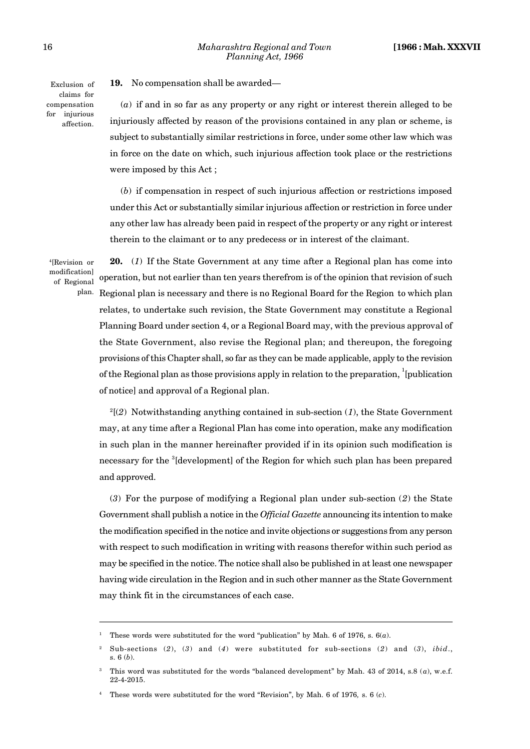Exclusion of claims for compensation for injurious affection.

**19.** No compensation shall be awarded—

(*a*) if and in so far as any property or any right or interest therein alleged to be injuriously affected by reason of the provisions contained in any plan or scheme, is subject to substantially similar restrictions in force, under some other law which was in force on the date on which, such injurious affection took place or the restrictions were imposed by this Act ;

(*b*) if compensation in respect of such injurious affection or restrictions imposed under this Act or substantially similar injurious affection or restriction in force under any other law has already been paid in respect of the property or any right or interest therein to the claimant or to any predecess or in interest of the claimant.

[4][Revision or modification] of Regional plan.

**20.** (*1*) If the State Government at any time after a Regional plan has come into operation, but not earlier than ten years therefrom is of the opinion that revision of such Regional plan is necessary and there is no Regional Board for the Region to which plan relates, to undertake such revision, the State Government may constitute a Regional Planning Board under section 4, or a Regional Board may, with the previous approval of the State Government, also revise the Regional plan; and thereupon, the foregoing provisions of this Chapter shall, so far as they can be made applicable, apply to the revision of the Regional plan as those provisions apply in relation to the preparation, [1][publication of notice] and approval of a Regional plan.

[2][(*2*) Notwithstanding anything contained in sub-section (*1*), the State Government may, at any time after a Regional Plan has come into operation, make any modification in such plan in the manner hereinafter provided if in its opinion such modification is necessary for the [3][development] of the Region for which such plan has been prepared and approved.

(*3*) For the purpose of modifying a Regional plan under sub-section (*2*) the State Government shall publish a notice in the *Official Gazette* announcing its intention to make the modification specified in the notice and invite objections or suggestions from any person with respect to such modification in writing with reasons therefor within such period as may be specified in the notice. The notice shall also be published in at least one newspaper having wide circulation in the Region and in such other manner as the State Government may think fit in the circumstances of each case.

---

[1] These words were substituted for the word "publication" by Mah. 6 of 1976, s. 6(*a*).

[2] Sub-sections (*2*), (*3*) and (*4*) were substituted for sub-sections (*2*) and (*3*), *ibid*., s. 6 (*b*).

[3] This word was substituted for the words "balanced development" by Mah. 43 of 2014, s.8 (*a*), w.e.f. 22-4-2015.

[4] These words were substituted for the word "Revision", by Mah. 6 of 1976, s. 6 (*c*).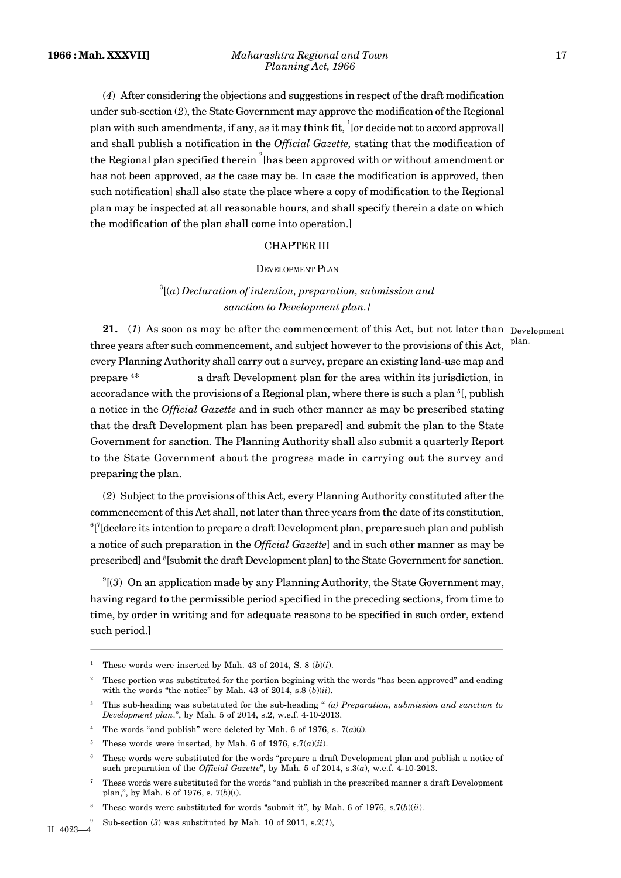(*4*) After considering the objections and suggestions in respect of the draft modification under sub-section (*2*), the State Government may approve the modification of the Regional plan with such amendments, if any, as it may think fit, [1][or decide not to accord approval] and shall publish a notification in the *Official Gazette,* stating that the modification of the Regional plan specified therein [2][has been approved with or without amendment or has not been approved, as the case may be. In case the modification is approved, then such notification] shall also state the place where a copy of modification to the Regional plan may be inspected at all reasonable hours, and shall specify therein a date on which the modification of the plan shall come into operation.]

## CHAPTER III

### DEVELOPMENT PLAN

[3][(*a*) *Declaration of intention, preparation, submission and sanction to Development plan.]*

Development plan.

**21.** (*1*) As soon as may be after the commencement of this Act, but not later than three years after such commencement, and subject however to the provisions of this Act, every Planning Authority shall carry out a survey, prepare an existing land-use map and prepare [4]* a draft Development plan for the area within its jurisdiction, in accoradance with the provisions of a Regional plan, where there is such a plan [5][, publish a notice in the *Official Gazette* and in such other manner as may be prescribed stating that the draft Development plan has been prepared] and submit the plan to the State Government for sanction. The Planning Authority shall also submit a quarterly Report to the State Government about the progress made in carrying out the survey and preparing the plan.

(*2*) Subject to the provisions of this Act, every Planning Authority constituted after the commencement of this Act shall, not later than three years from the date of its constitution, [6][[7][declare its intention to prepare a draft Development plan, prepare such plan and publish a notice of such preparation in the *Official Gazette*] and in such other manner as may be prescribed] and [8][submit the draft Development plan] to the State Government for sanction.

[9][(*3*) On an application made by any Planning Authority, the State Government may, having regard to the permissible period specified in the preceding sections, from time to time, by order in writing and for adequate reasons to be specified in such order, extend such period.]

---

[1] These words were inserted by Mah. 43 of 2014, S. 8 (*b*)(*i*).

[2] These portion was substituted for the portion begining with the words "has been approved" and ending with the words "the notice" by Mah. 43 of 2014, s.8 (*b*)(*ii*).

[3] This sub-heading was substituted for the sub-heading " *(a) Preparation, submission and sanction to Development plan.*", by Mah. 5 of 2014, s.2, w.e.f. 4-10-2013.

[4] The words "and publish" were deleted by Mah. 6 of 1976, s. 7(*a*)(*i*).

[5] These words were inserted, by Mah. 6 of 1976, s.7(*a*)(*ii*).

[6] These words were substituted for the words "prepare a draft Development plan and publish a notice of such preparation of the *Official Gazette*", by Mah. 5 of 2014, s.3(*a*), w.e.f. 4-10-2013.

[7] These words were substituted for the words "and publish in the prescribed manner a draft Development plan,", by Mah. 6 of 1976, s. 7(*b*)(*i*).

[8] These words were substituted for words "submit it", by Mah. 6 of 1976, s.7(*b*)(*ii*).

[9] Sub-section (*3*) was substituted by Mah. 10 of 2011, s.2(*1*),

H 4023—4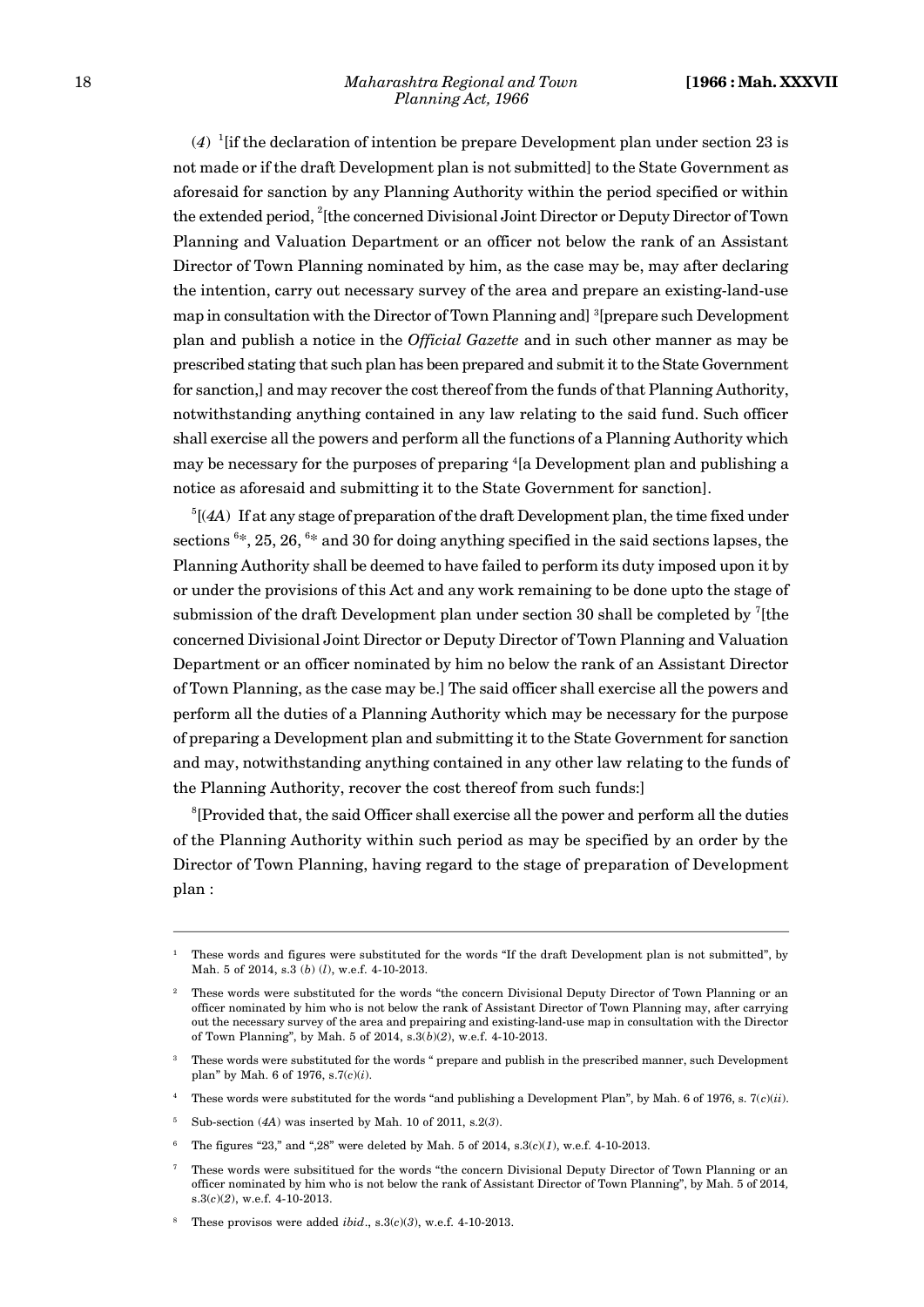(*4*) [1][if the declaration of intention be prepare Development plan under section 23 is not made or if the draft Development plan is not submitted] to the State Government as aforesaid for sanction by any Planning Authority within the period specified or within the extended period, [2][the concerned Divisional Joint Director or Deputy Director of Town Planning and Valuation Department or an officer not below the rank of an Assistant Director of Town Planning nominated by him, as the case may be, may after declaring the intention, carry out necessary survey of the area and prepare an existing-land-use map in consultation with the Director of Town Planning and] [3][prepare such Development plan and publish a notice in the *Official Gazette* and in such other manner as may be prescribed stating that such plan has been prepared and submit it to the State Government for sanction,] and may recover the cost thereof from the funds of that Planning Authority, notwithstanding anything contained in any law relating to the said fund. Such officer shall exercise all the powers and perform all the functions of a Planning Authority which may be necessary for the purposes of preparing [4][a Development plan and publishing a notice as aforesaid and submitting it to the State Government for sanction].

[5][(*4A*) If at any stage of preparation of the draft Development plan, the time fixed under sections [6]*, 25, 26, [6]* and 30 for doing anything specified in the said sections lapses, the Planning Authority shall be deemed to have failed to perform its duty imposed upon it by or under the provisions of this Act and any work remaining to be done upto the stage of submission of the draft Development plan under section 30 shall be completed by [7][the concerned Divisional Joint Director or Deputy Director of Town Planning and Valuation Department or an officer nominated by him no below the rank of an Assistant Director of Town Planning, as the case may be.] The said officer shall exercise all the powers and perform all the duties of a Planning Authority which may be necessary for the purpose of preparing a Development plan and submitting it to the State Government for sanction and may, notwithstanding anything contained in any other law relating to the funds of the Planning Authority, recover the cost thereof from such funds:]

[8][Provided that, the said Officer shall exercise all the power and perform all the duties of the Planning Authority within such period as may be specified by an order by the Director of Town Planning, having regard to the stage of preparation of Development plan :

---

[1] These words and figures were substituted for the words "If the draft Development plan is not submitted", by Mah. 5 of 2014, s.3 (*b*) (*l*), w.e.f. 4-10-2013.

[2] These words were substituted for the words "the concern Divisional Deputy Director of Town Planning or an officer nominated by him who is not below the rank of Assistant Director of Town Planning may, after carrying out the necessary survey of the area and prepairing and existing-land-use map in consultation with the Director of Town Planning", by Mah. 5 of 2014, s.3(*b*)(*2*), w.e.f. 4-10-2013.

[3] These words were substituted for the words " prepare and publish in the prescribed manner, such Development plan" by Mah. 6 of 1976, s.7(*c*)(*i*).

[4] These words were substituted for the words "and publishing a Development Plan", by Mah. 6 of 1976, s. 7(*c*)(*ii*).

[5] Sub-section (*4A*) was inserted by Mah. 10 of 2011, s.2(*3*).

[6] The figures "23," and ",28" were deleted by Mah. 5 of 2014, s.3(*c*)(*1*), w.e.f. 4-10-2013.

[7] These words were subsititued for the words "the concern Divisional Deputy Director of Town Planning or an officer nominated by him who is not below the rank of Assistant Director of Town Planning", by Mah. 5 of 2014, s.3(*c*)(*2*), w.e.f. 4-10-2013.

[8] These provisos were added *ibid*., s.3(*c*)(*3*), w.e.f. 4-10-2013.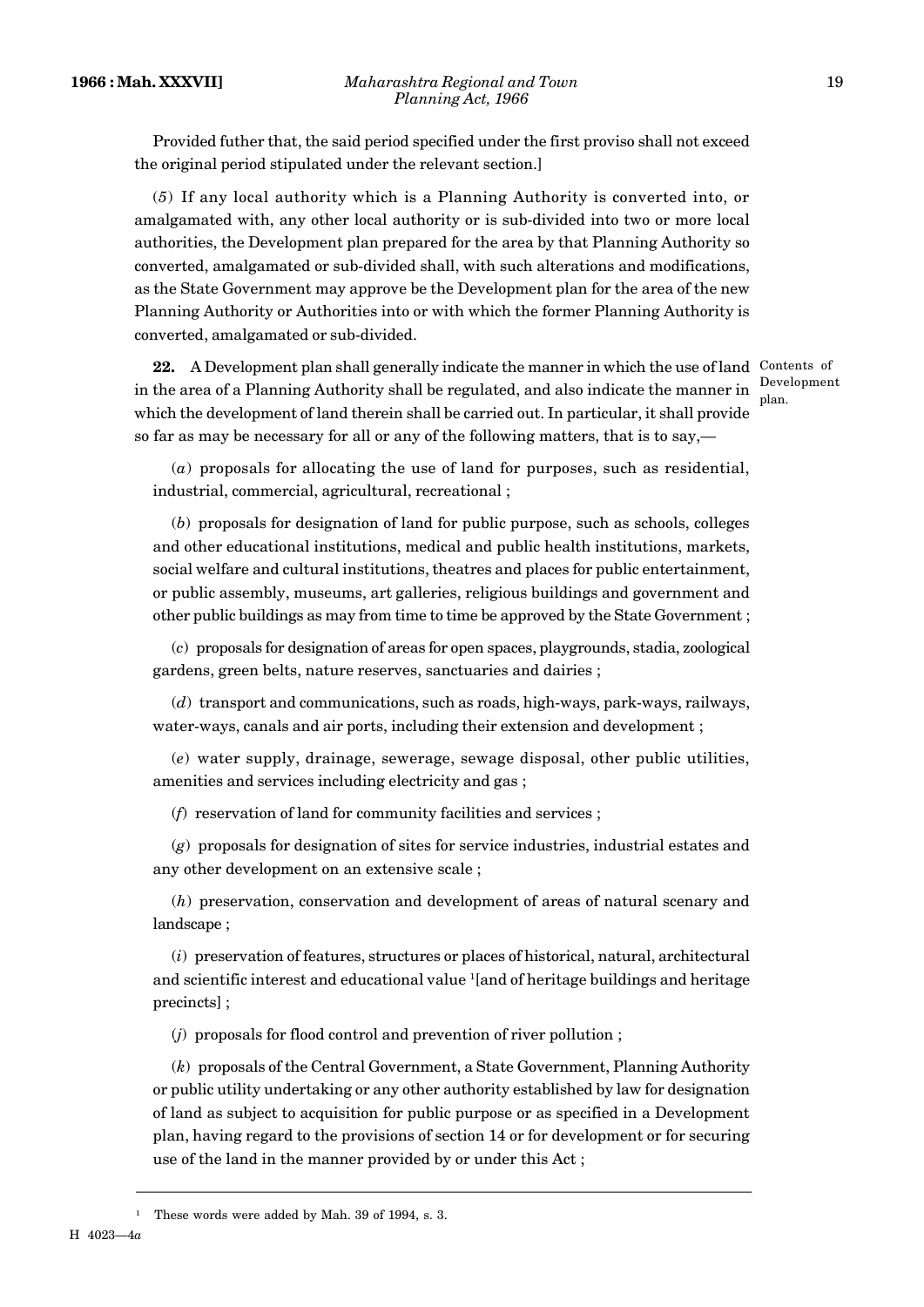Provided futher that, the said period specified under the first proviso shall not exceed the original period stipulated under the relevant section.]

(*5*) If any local authority which is a Planning Authority is converted into, or amalgamated with, any other local authority or is sub-divided into two or more local authorities, the Development plan prepared for the area by that Planning Authority so converted, amalgamated or sub-divided shall, with such alterations and modifications, as the State Government may approve be the Development plan for the area of the new Planning Authority or Authorities into or with which the former Planning Authority is converted, amalgamated or sub-divided.

Contents of Development plan.

**22.** A Development plan shall generally indicate the manner in which the use of land in the area of a Planning Authority shall be regulated, and also indicate the manner in which the development of land therein shall be carried out. In particular, it shall provide so far as may be necessary for all or any of the following matters, that is to say,—

(*a*) proposals for allocating the use of land for purposes, such as residential, industrial, commercial, agricultural, recreational ;

(*b*) proposals for designation of land for public purpose, such as schools, colleges and other educational institutions, medical and public health institutions, markets, social welfare and cultural institutions, theatres and places for public entertainment, or public assembly, museums, art galleries, religious buildings and government and other public buildings as may from time to time be approved by the State Government ;

(*c*) proposals for designation of areas for open spaces, playgrounds, stadia, zoological gardens, green belts, nature reserves, sanctuaries and dairies ;

(*d*) transport and communications, such as roads, high-ways, park-ways, railways, water-ways, canals and air ports, including their extension and development ;

(*e*) water supply, drainage, sewerage, sewage disposal, other public utilities, amenities and services including electricity and gas ;

(*f*) reservation of land for community facilities and services ;

(*g*) proposals for designation of sites for service industries, industrial estates and any other development on an extensive scale ;

(*h*) preservation, conservation and development of areas of natural scenary and landscape ;

(*i*) preservation of features, structures or places of historical, natural, architectural and scientific interest and educational value [1][and of heritage buildings and heritage precincts] ;

(*j*) proposals for flood control and prevention of river pollution ;

(*k*) proposals of the Central Government, a State Government, Planning Authority or public utility undertaking or any other authority established by law for designation of land as subject to acquisition for public purpose or as specified in a Development plan, having regard to the provisions of section 14 or for development or for securing use of the land in the manner provided by or under this Act ;

---

[1] These words were added by Mah. 39 of 1994, s. 3.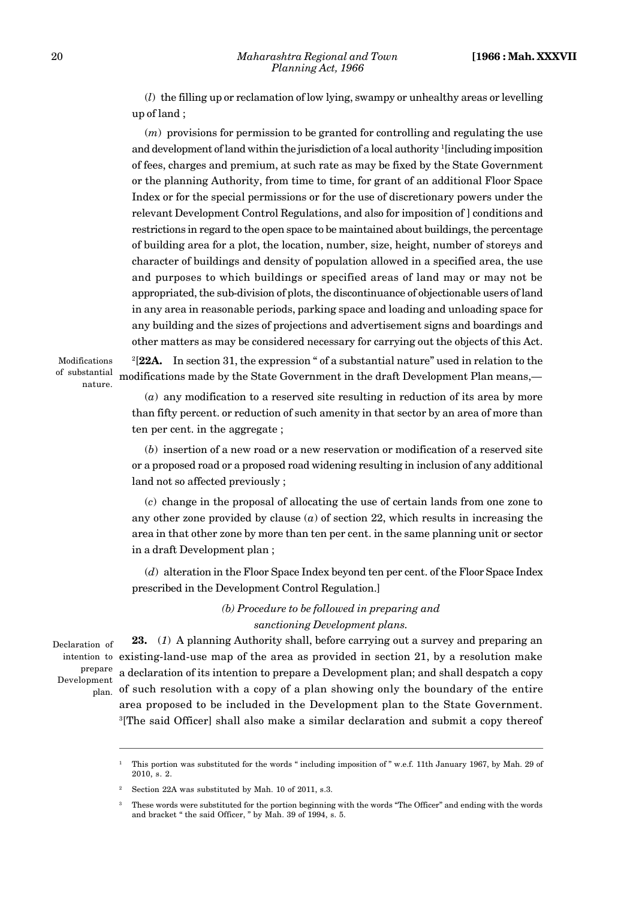(*l*) the filling up or reclamation of low lying, swampy or unhealthy areas or levelling up of land ;

(*m*) provisions for permission to be granted for controlling and regulating the use and development of land within the jurisdiction of a local authority [1][including imposition of fees, charges and premium, at such rate as may be fixed by the State Government or the planning Authority, from time to time, for grant of an additional Floor Space Index or for the special permissions or for the use of discretionary powers under the relevant Development Control Regulations, and also for imposition of ] conditions and restrictions in regard to the open space to be maintained about buildings, the percentage of building area for a plot, the location, number, size, height, number of storeys and character of buildings and density of population allowed in a specified area, the use and purposes to which buildings or specified areas of land may or may not be appropriated, the sub-division of plots, the discontinuance of objectionable users of land in any area in reasonable periods, parking space and loading and unloading space for any building and the sizes of projections and advertisement signs and boardings and other matters as may be considered necessary for carrying out the objects of this Act.

Modifications of substantial nature.

[2][**22A.** In section 31, the expression " of a substantial nature" used in relation to the modifications made by the State Government in the draft Development Plan means,—

(*a*) any modification to a reserved site resulting in reduction of its area by more than fifty percent. or reduction of such amenity in that sector by an area of more than ten per cent. in the aggregate ;

(*b*) insertion of a new road or a new reservation or modification of a reserved site or a proposed road or a proposed road widening resulting in inclusion of any additional land not so affected previously ;

(*c*) change in the proposal of allocating the use of certain lands from one zone to any other zone provided by clause (*a*) of section 22, which results in increasing the area in that other zone by more than ten per cent. in the same planning unit or sector in a draft Development plan ;

(*d*) alteration in the Floor Space Index beyond ten per cent. of the Floor Space Index prescribed in the Development Control Regulation.]

### *(b) Procedure to be followed in preparing and sanctioning Development plans.*

Declaration of intention to prepare Development plan.

**23.** (*1*) A planning Authority shall, before carrying out a survey and preparing an existing-land-use map of the area as provided in section 21, by a resolution make a declaration of its intention to prepare a Development plan; and shall despatch a copy of such resolution with a copy of a plan showing only the boundary of the entire area proposed to be included in the Development plan to the State Government. [3][The said Officer] shall also make a similar declaration and submit a copy thereof

---

[1] This portion was substituted for the words " including imposition of " w.e.f. 11th January 1967, by Mah. 29 of 2010, s. 2.

[2] Section 22A was substituted by Mah. 10 of 2011, s.3.

[3] These words were substituted for the portion beginning with the words "The Officer" and ending with the words and bracket " the said Officer, " by Mah. 39 of 1994, s. 5.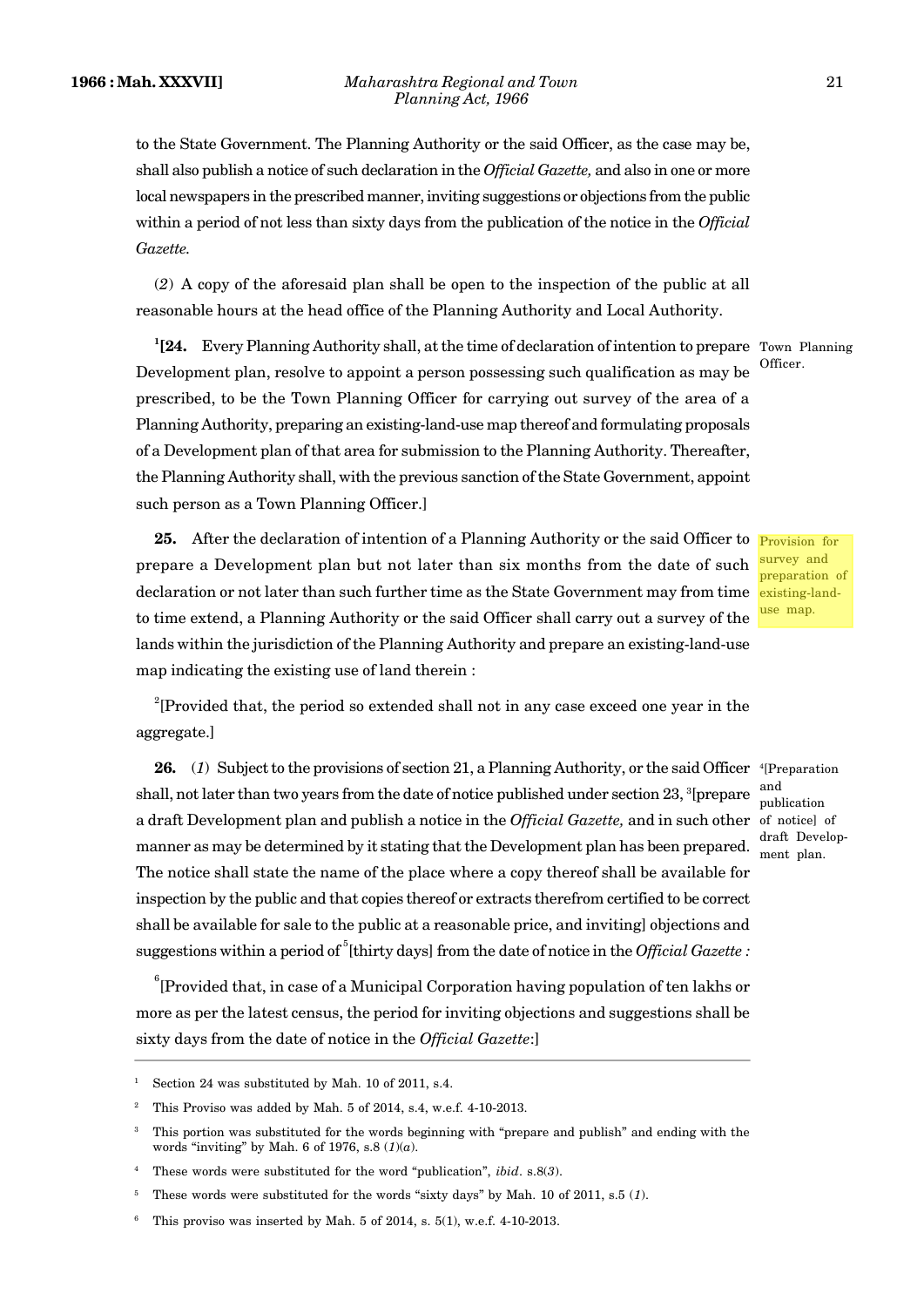to the State Government. The Planning Authority or the said Officer, as the case may be, shall also publish a notice of such declaration in the *Official Gazette,* and also in one or more local newspapers in the prescribed manner, inviting suggestions or objections from the public within a period of not less than sixty days from the publication of the notice in the *Official Gazette.*

(*2*) A copy of the aforesaid plan shall be open to the inspection of the public at all reasonable hours at the head office of the Planning Authority and Local Authority.

Town Planning Officer.

[1]**[24.** Every Planning Authority shall, at the time of declaration of intention to prepare Development plan, resolve to appoint a person possessing such qualification as may be prescribed, to be the Town Planning Officer for carrying out survey of the area of a Planning Authority, preparing an existing-land-use map thereof and formulating proposals of a Development plan of that area for submission to the Planning Authority. Thereafter, the Planning Authority shall, with the previous sanction of the State Government, appoint such person as a Town Planning Officer.]

Provision for survey and preparation of existing-land-use map.

**25.** After the declaration of intention of a Planning Authority or the said Officer to prepare a Development plan but not later than six months from the date of such declaration or not later than such further time as the State Government may from time to time extend, a Planning Authority or the said Officer shall carry out a survey of the lands within the jurisdiction of the Planning Authority and prepare an existing-land-use map indicating the existing use of land therein :

[2][Provided that, the period so extended shall not in any case exceed one year in the aggregate.]

[4][Preparation and publication of notice] of draft Development plan.

**26.** (*1*) Subject to the provisions of section 21, a Planning Authority, or the said Officer shall, not later than two years from the date of notice published under section 23, [3][prepare a draft Development plan and publish a notice in the *Official Gazette,* and in such other manner as may be determined by it stating that the Development plan has been prepared. The notice shall state the name of the place where a copy thereof shall be available for inspection by the public and that copies thereof or extracts therefrom certified to be correct shall be available for sale to the public at a reasonable price, and inviting] objections and suggestions within a period of [5][thirty days] from the date of notice in the *Official Gazette :*

[6][Provided that, in case of a Municipal Corporation having population of ten lakhs or more as per the latest census, the period for inviting objections and suggestions shall be sixty days from the date of notice in the *Official Gazette*:]

---

[1] Section 24 was substituted by Mah. 10 of 2011, s.4.

[2] This Proviso was added by Mah. 5 of 2014, s.4, w.e.f. 4-10-2013.

[3] This portion was substituted for the words beginning with "prepare and publish" and ending with the words "inviting" by Mah. 6 of 1976, s.8 (*1*)(*a*).

[4] These words were substituted for the word "publication", *ibid*. s.8(*3*).

[5] These words were substituted for the words "sixty days" by Mah. 10 of 2011, s.5 (*1*).

[6] This proviso was inserted by Mah. 5 of 2014, s. 5(1), w.e.f. 4-10-2013.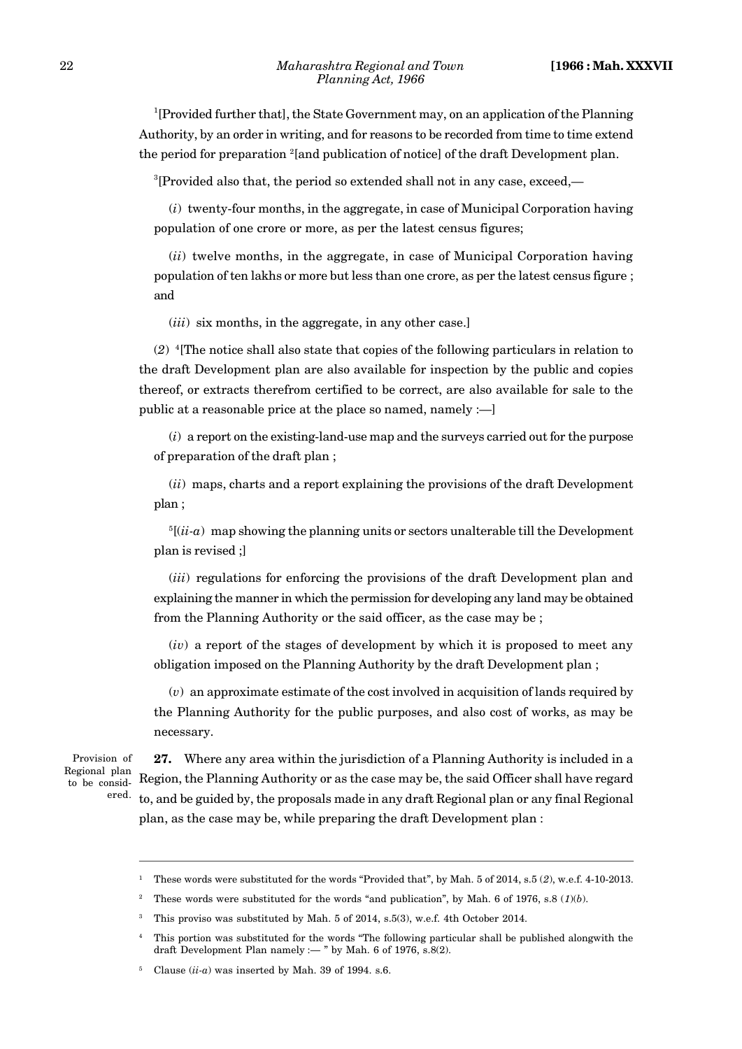[1][Provided further that], the State Government may, on an application of the Planning Authority, by an order in writing, and for reasons to be recorded from time to time extend the period for preparation [2][and publication of notice] of the draft Development plan.

[3][Provided also that, the period so extended shall not in any case, exceed,—

(*i*) twenty-four months, in the aggregate, in case of Municipal Corporation having population of one crore or more, as per the latest census figures;

(*ii*) twelve months, in the aggregate, in case of Municipal Corporation having population of ten lakhs or more but less than one crore, as per the latest census figure ; and

(*iii*) six months, in the aggregate, in any other case.]

(*2*) [4][The notice shall also state that copies of the following particulars in relation to the draft Development plan are also available for inspection by the public and copies thereof, or extracts therefrom certified to be correct, are also available for sale to the public at a reasonable price at the place so named, namely :—]

(*i*) a report on the existing-land-use map and the surveys carried out for the purpose of preparation of the draft plan ;

(*ii*) maps, charts and a report explaining the provisions of the draft Development plan ;

[5][(*ii-a*) map showing the planning units or sectors unalterable till the Development plan is revised ;]

(*iii*) regulations for enforcing the provisions of the draft Development plan and explaining the manner in which the permission for developing any land may be obtained from the Planning Authority or the said officer, as the case may be ;

(*iv*) a report of the stages of development by which it is proposed to meet any obligation imposed on the Planning Authority by the draft Development plan ;

(*v*) an approximate estimate of the cost involved in acquisition of lands required by the Planning Authority for the public purposes, and also cost of works, as may be necessary.

Provision of Regional plan to be considered.

**27.** Where any area within the jurisdiction of a Planning Authority is included in a Region, the Planning Authority or as the case may be, the said Officer shall have regard to, and be guided by, the proposals made in any draft Regional plan or any final Regional plan, as the case may be, while preparing the draft Development plan :

---

[1] These words were substituted for the words "Provided that", by Mah. 5 of 2014, s.5 (*2*), w.e.f. 4-10-2013.

[2] These words were substituted for the words "and publication", by Mah. 6 of 1976, s.8 (*1*)(*b*).

[3] This proviso was substituted by Mah. 5 of 2014, s.5(3), w.e.f. 4th October 2014.

[4] This portion was substituted for the words "The following particular shall be published alongwith the draft Development Plan namely :— " by Mah. 6 of 1976, s.8(2).

[5] Clause (*ii-a*) was inserted by Mah. 39 of 1994. s.6.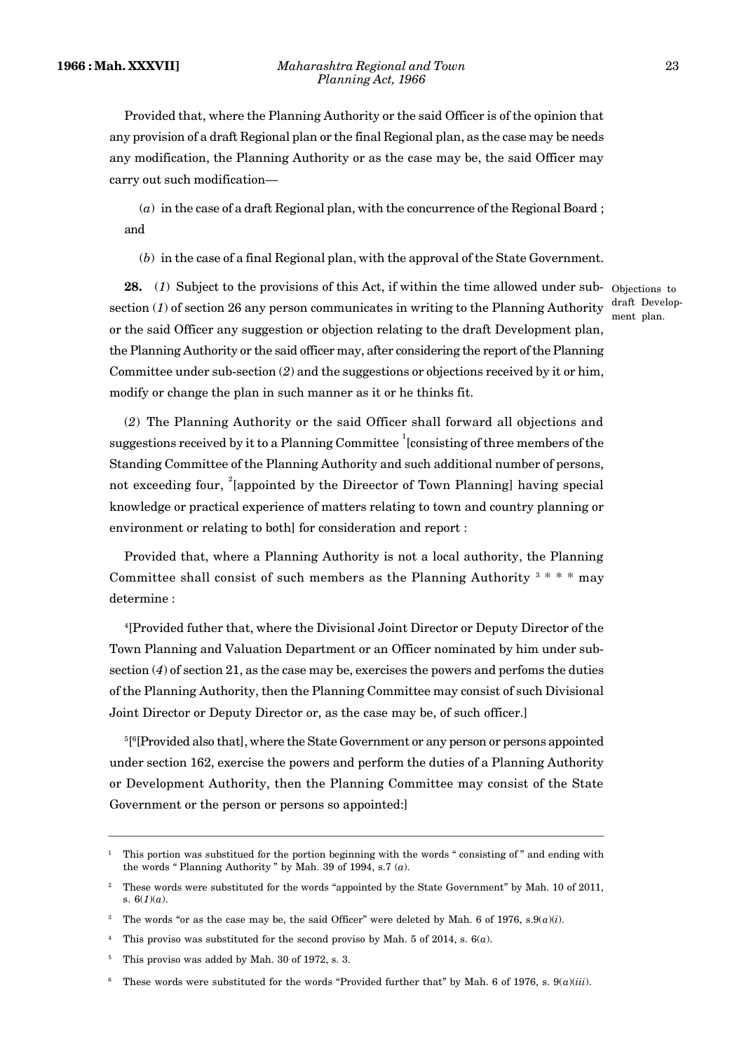Provided that, where the Planning Authority or the said Officer is of the opinion that any provision of a draft Regional plan or the final Regional plan, as the case may be needs any modification, the Planning Authority or as the case may be, the said Officer may carry out such modification—

(*a*) in the case of a draft Regional plan, with the concurrence of the Regional Board ; and

(*b*) in the case of a final Regional plan, with the approval of the State Government.

**28.** (*1*) Subject to the provisions of this Act, if within the time allowed under sub-section (*1*) of section 26 any person communicates in writing to the Planning Authority or the said Officer any suggestion or objection relating to the draft Development plan, the Planning Authority or the said officer may, after considering the report of the Planning Committee under sub-section (*2*) and the suggestions or objections received by it or him, modify or change the plan in such manner as it or he thinks fit.

Objections to draft Development plan.

(*2*) The Planning Authority or the said Officer shall forward all objections and suggestions received by it to a Planning Committee [1][consisting of three members of the Standing Committee of the Planning Authority and such additional number of persons, not exceeding four, [2][appointed by the Direector of Town Planning] having special knowledge or practical experience of matters relating to town and country planning or environment or relating to both] for consideration and report :

Provided that, where a Planning Authority is not a local authority, the Planning Committee shall consist of such members as the Planning Authority [3] * * * may determine :

[4][Provided futher that, where the Divisional Joint Director or Deputy Director of the Town Planning and Valuation Department or an Officer nominated by him under sub-section (*4*) of section 21, as the case may be, exercises the powers and perfoms the duties of the Planning Authority, then the Planning Committee may consist of such Divisional Joint Director or Deputy Director or, as the case may be, of such officer.]

[5][[6][Provided also that], where the State Government or any person or persons appointed under section 162, exercise the powers and perform the duties of a Planning Authority or Development Authority, then the Planning Committee may consist of the State Government or the person or persons so appointed:]

---

[1] This portion was substitued for the portion beginning with the words " consisting of " and ending with the words " Planning Authority " by Mah. 39 of 1994, s.7 (*a*).

[2] These words were substituted for the words "appointed by the State Government" by Mah. 10 of 2011, s. 6(*1*)(*a*).

[3] The words "or as the case may be, the said Officer" were deleted by Mah. 6 of 1976, s.9(*a*)(*i*).

[4] This proviso was substituted for the second proviso by Mah. 5 of 2014, s. 6(*a*).

[5] This proviso was added by Mah. 30 of 1972, s. 3.

[6] These words were substituted for the words "Provided further that" by Mah. 6 of 1976, s. 9(*a*)(*iii*).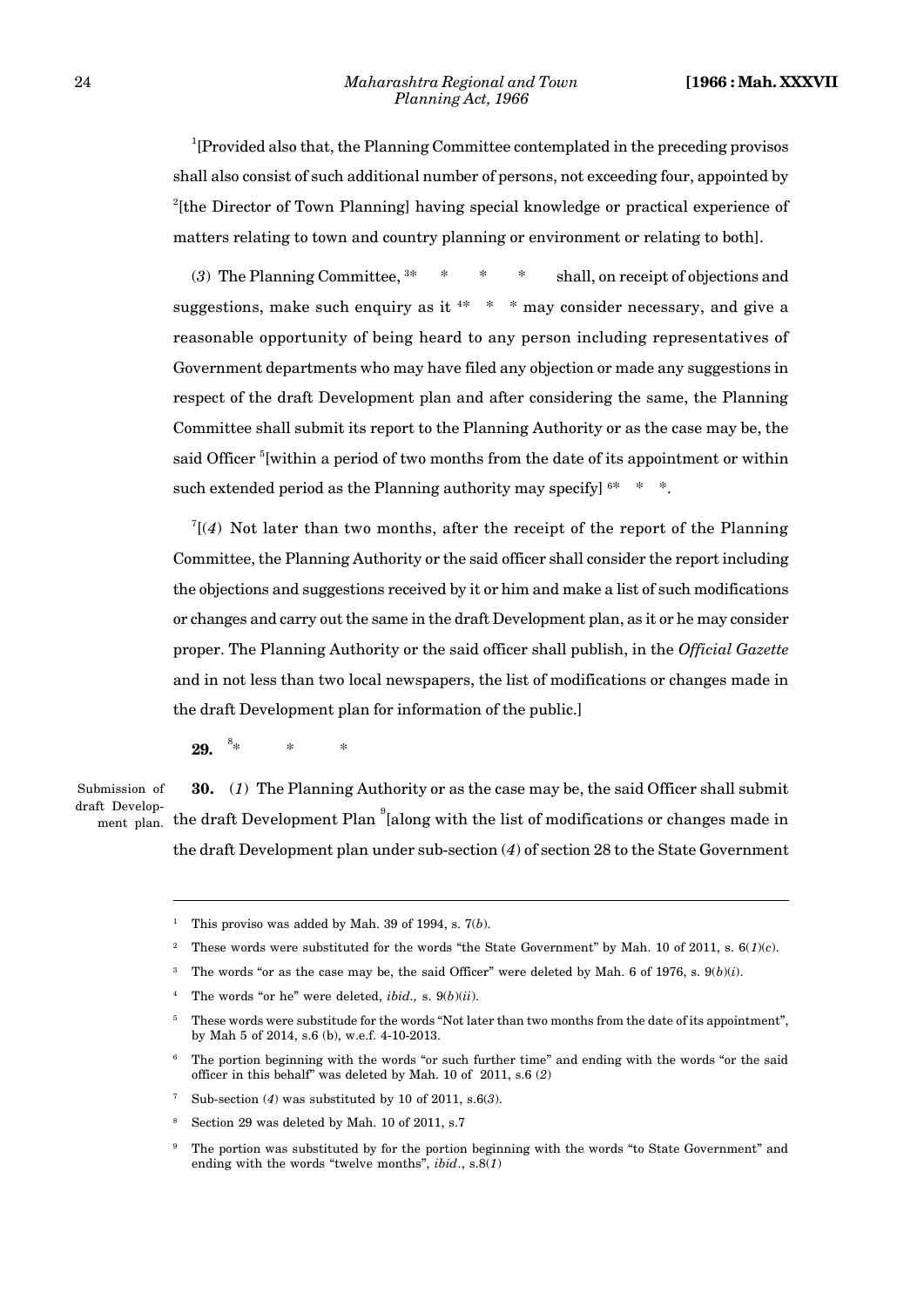[1][Provided also that, the Planning Committee contemplated in the preceding provisos shall also consist of such additional number of persons, not exceeding four, appointed by [2][the Director of Town Planning] having special knowledge or practical experience of matters relating to town and country planning or environment or relating to both].

(*3*) The Planning Committee, [3]* * * * shall, on receipt of objections and suggestions, make such enquiry as it [4]* * * may consider necessary, and give a reasonable opportunity of being heard to any person including representatives of Government departments who may have filed any objection or made any suggestions in respect of the draft Development plan and after considering the same, the Planning Committee shall submit its report to the Planning Authority or as the case may be, the said Officer [5][within a period of two months from the date of its appointment or within such extended period as the Planning authority may specify] [6]* * *.

[7][(*4*) Not later than two months, after the receipt of the report of the Planning Committee, the Planning Authority or the said officer shall consider the report including the objections and suggestions received by it or him and make a list of such modifications or changes and carry out the same in the draft Development plan, as it or he may consider proper. The Planning Authority or the said officer shall publish, in the *Official Gazette* and in not less than two local newspapers, the list of modifications or changes made in the draft Development plan for information of the public.]

**29.** [8]* * *

Submission of draft Development plan.

**30.** (*1*) The Planning Authority or as the case may be, the said Officer shall submit the draft Development Plan [9][along with the list of modifications or changes made in the draft Development plan under sub-section (*4*) of section 28 to the State Government

---

[1] This proviso was added by Mah. 39 of 1994, s. 7(*b*).

[2] These words were substituted for the words "the State Government" by Mah. 10 of 2011, s. 6(*1*)(*c*).

[3] The words "or as the case may be, the said Officer" were deleted by Mah. 6 of 1976, s. 9(*b*)(*i*).

[4] The words "or he" were deleted, *ibid.,* s. 9(*b*)(*ii*).

[5] These words were substitude for the words "Not later than two months from the date of its appointment", by Mah 5 of 2014, s.6 (b), w.e.f. 4-10-2013.

[6] The portion beginning with the words "or such further time" and ending with the words "or the said officer in this behalf" was deleted by Mah. 10 of 2011, s.6 (*2*)

[7] Sub-section (*4*) was substituted by 10 of 2011, s.6(*3*).

[8] Section 29 was deleted by Mah. 10 of 2011, s.7

[9] The portion was substituted by for the portion beginning with the words "to State Government" and ending with the words "twelve months", *ibid*., s.8(*1*)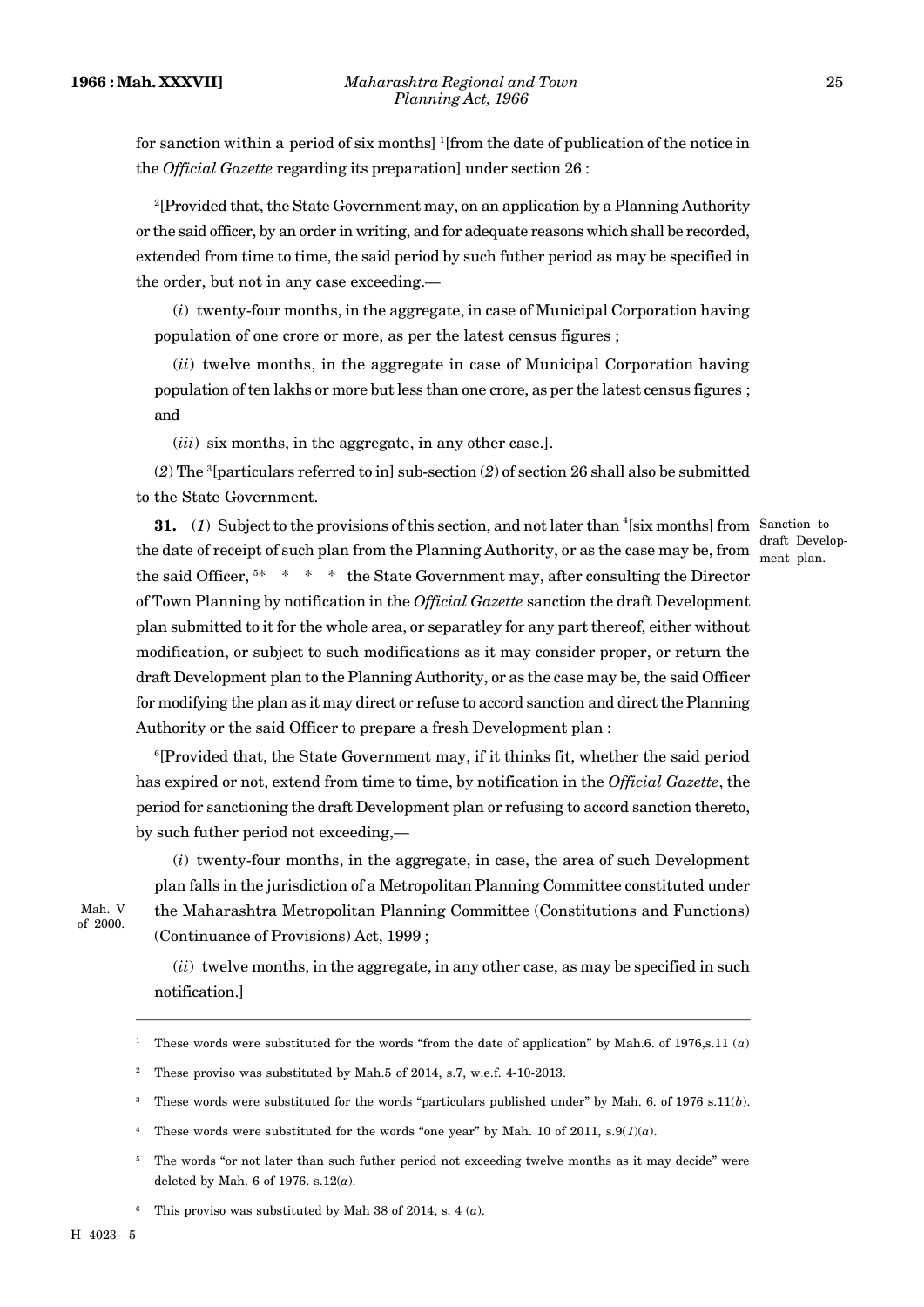for sanction within a period of six months] [1][from the date of publication of the notice in the *Official Gazette* regarding its preparation] under section 26 :

[2][Provided that, the State Government may, on an application by a Planning Authority or the said officer, by an order in writing, and for adequate reasons which shall be recorded, extended from time to time, the said period by such futher period as may be specified in the order, but not in any case exceeding.—

(*i*) twenty-four months, in the aggregate, in case of Municipal Corporation having population of one crore or more, as per the latest census figures ;

(*ii*) twelve months, in the aggregate in case of Municipal Corporation having population of ten lakhs or more but less than one crore, as per the latest census figures ; and

(*iii*) six months, in the aggregate, in any other case.].

(*2*) The [3][particulars referred to in] sub-section (*2*) of section 26 shall also be submitted to the State Government.

Sanction to draft Development plan.

**31.** (*1*) Subject to the provisions of this section, and not later than [4][six months] from the date of receipt of such plan from the Planning Authority, or as the case may be, from the said Officer, [5]* * * * the State Government may, after consulting the Director of Town Planning by notification in the *Official Gazette* sanction the draft Development plan submitted to it for the whole area, or separatley for any part thereof, either without modification, or subject to such modifications as it may consider proper, or return the draft Development plan to the Planning Authority, or as the case may be, the said Officer for modifying the plan as it may direct or refuse to accord sanction and direct the Planning Authority or the said Officer to prepare a fresh Development plan :

[6][Provided that, the State Government may, if it thinks fit, whether the said period has expired or not, extend from time to time, by notification in the *Official Gazette*, the period for sanctioning the draft Development plan or refusing to accord sanction thereto, by such futher period not exceeding,—

(*i*) twenty-four months, in the aggregate, in case, the area of such Development plan falls in the jurisdiction of a Metropolitan Planning Committee constituted under the Maharashtra Metropolitan Planning Committee (Constitutions and Functions) (Continuance of Provisions) Act, 1999 ;

Mah. V of 2000.

(*ii*) twelve months, in the aggregate, in any other case, as may be specified in such notification.]

---

[1] These words were substituted for the words "from the date of application" by Mah.6. of 1976,s.11 (*a*)

[2] These proviso was substituted by Mah.5 of 2014, s.7, w.e.f. 4-10-2013.

[3] These words were substituted for the words "particulars published under" by Mah. 6. of 1976 s.11(*b*).

[4] These words were substituted for the words "one year" by Mah. 10 of 2011, s.9(*1*)(*a*).

[5] The words "or not later than such futher period not exceeding twelve months as it may decide" were deleted by Mah. 6 of 1976. s.12(*a*).

[6] This proviso was substituted by Mah 38 of 2014, s. 4 (*a*).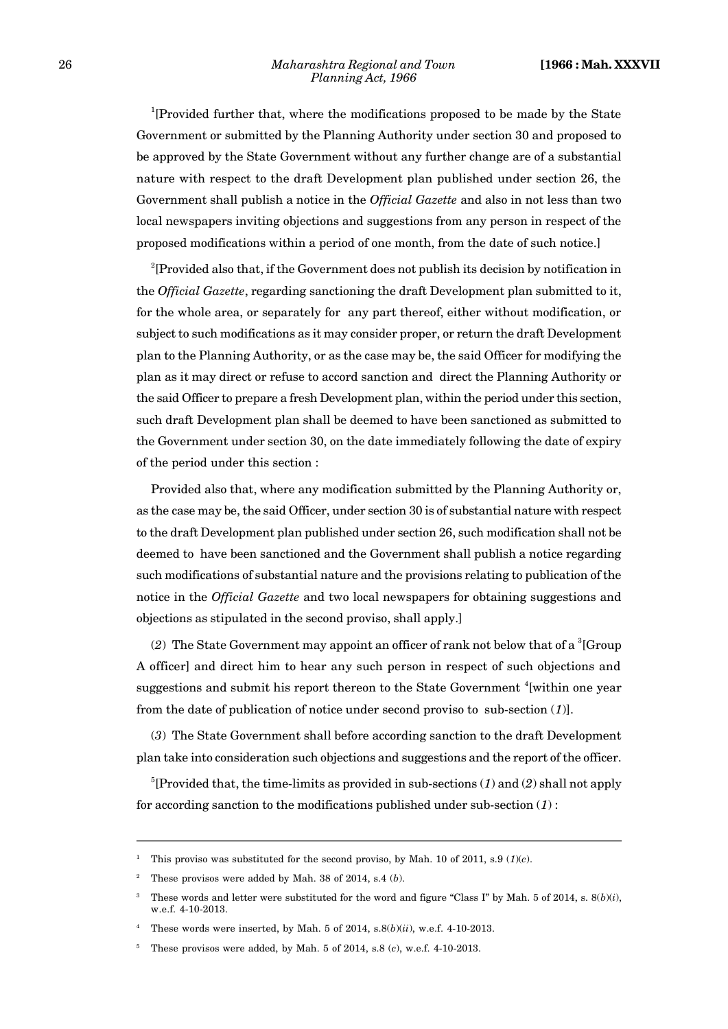[1][Provided further that, where the modifications proposed to be made by the State Government or submitted by the Planning Authority under section 30 and proposed to be approved by the State Government without any further change are of a substantial nature with respect to the draft Development plan published under section 26, the Government shall publish a notice in the *Official Gazette* and also in not less than two local newspapers inviting objections and suggestions from any person in respect of the proposed modifications within a period of one month, from the date of such notice.]

[2][Provided also that, if the Government does not publish its decision by notification in the *Official Gazette*, regarding sanctioning the draft Development plan submitted to it, for the whole area, or separately for any part thereof, either without modification, or subject to such modifications as it may consider proper, or return the draft Development plan to the Planning Authority, or as the case may be, the said Officer for modifying the plan as it may direct or refuse to accord sanction and direct the Planning Authority or the said Officer to prepare a fresh Development plan, within the period under this section, such draft Development plan shall be deemed to have been sanctioned as submitted to the Government under section 30, on the date immediately following the date of expiry of the period under this section :

Provided also that, where any modification submitted by the Planning Authority or, as the case may be, the said Officer, under section 30 is of substantial nature with respect to the draft Development plan published under section 26, such modification shall not be deemed to have been sanctioned and the Government shall publish a notice regarding such modifications of substantial nature and the provisions relating to publication of the notice in the *Official Gazette* and two local newspapers for obtaining suggestions and objections as stipulated in the second proviso, shall apply.]

(*2*) The State Government may appoint an officer of rank not below that of a [3][Group A officer] and direct him to hear any such person in respect of such objections and suggestions and submit his report thereon to the State Government [4][within one year from the date of publication of notice under second proviso to sub-section (*1*)].

(*3*) The State Government shall before according sanction to the draft Development plan take into consideration such objections and suggestions and the report of the officer.

[5][Provided that, the time-limits as provided in sub-sections (*1*) and (*2*) shall not apply for according sanction to the modifications published under sub-section (*1*) :

---

[1] This proviso was substituted for the second proviso, by Mah. 10 of 2011, s.9 (*1*)(*c*).

[2] These provisos were added by Mah. 38 of 2014, s.4 (*b*).

[3] These words and letter were substituted for the word and figure "Class I" by Mah. 5 of 2014, s. 8(*b*)(*i*), w.e.f. 4-10-2013.

[4] These words were inserted, by Mah. 5 of 2014, s.8(*b*)(*ii*), w.e.f. 4-10-2013.

[5] These provisos were added, by Mah. 5 of 2014, s.8 (*c*), w.e.f. 4-10-2013.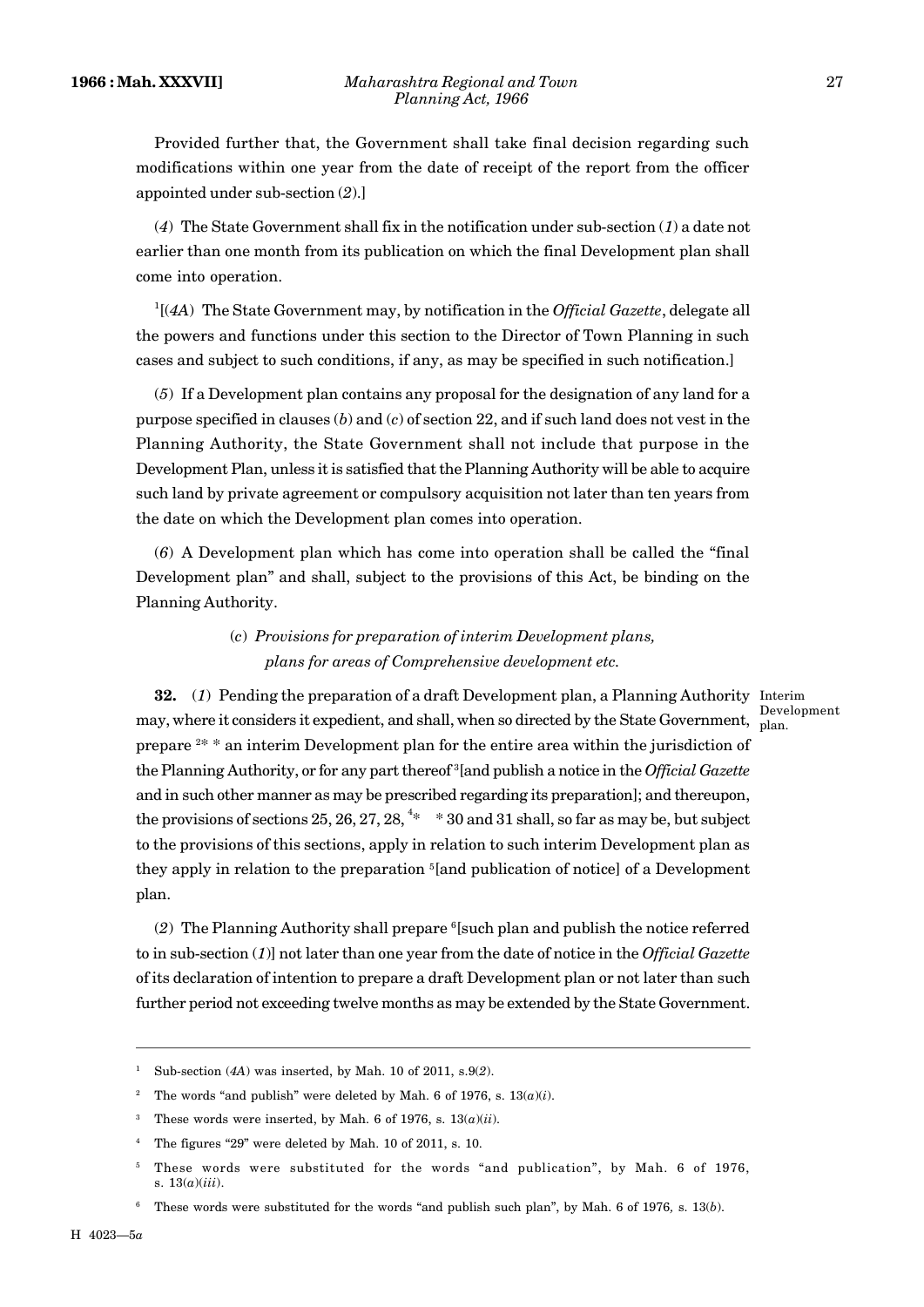Provided further that, the Government shall take final decision regarding such modifications within one year from the date of receipt of the report from the officer appointed under sub-section (*2*).]

(*4*) The State Government shall fix in the notification under sub-section (*1*) a date not earlier than one month from its publication on which the final Development plan shall come into operation.

[1][(*4A*) The State Government may, by notification in the *Official Gazette*, delegate all the powers and functions under this section to the Director of Town Planning in such cases and subject to such conditions, if any, as may be specified in such notification.]

(*5*) If a Development plan contains any proposal for the designation of any land for a purpose specified in clauses (*b*) and (*c*) of section 22, and if such land does not vest in the Planning Authority, the State Government shall not include that purpose in the Development Plan, unless it is satisfied that the Planning Authority will be able to acquire such land by private agreement or compulsory acquisition not later than ten years from the date on which the Development plan comes into operation.

(*6*) A Development plan which has come into operation shall be called the "final Development plan" and shall, subject to the provisions of this Act, be binding on the Planning Authority.

### (*c*) *Provisions for preparation of interim Development plans, plans for areas of Comprehensive development etc.*

Interim Development plan.

**32.** (*1*) Pending the preparation of a draft Development plan, a Planning Authority may, where it considers it expedient, and shall, when so directed by the State Government, prepare [2]* * an interim Development plan for the entire area within the jurisdiction of the Planning Authority, or for any part thereof [3][and publish a notice in the *Official Gazette* and in such other manner as may be prescribed regarding its preparation]; and thereupon, the provisions of sections 25, 26, 27, 28, [4]* * 30 and 31 shall, so far as may be, but subject to the provisions of this sections, apply in relation to such interim Development plan as they apply in relation to the preparation [5][and publication of notice] of a Development plan.

(*2*) The Planning Authority shall prepare [6][such plan and publish the notice referred to in sub-section (*1*)] not later than one year from the date of notice in the *Official Gazette* of its declaration of intention to prepare a draft Development plan or not later than such further period not exceeding twelve months as may be extended by the State Government.

---

[1] Sub-section (*4A*) was inserted, by Mah. 10 of 2011, s.9(*2*).

[2] The words "and publish" were deleted by Mah. 6 of 1976, s. 13(*a*)(*i*).

[3] These words were inserted, by Mah. 6 of 1976, s. 13(*a*)(*ii*).

[4] The figures "29" were deleted by Mah. 10 of 2011, s. 10.

[5] These words were substituted for the words "and publication", by Mah. 6 of 1976, s. 13(*a*)(*iii*).

[6] These words were substituted for the words "and publish such plan", by Mah. 6 of 1976, s. 13(*b*).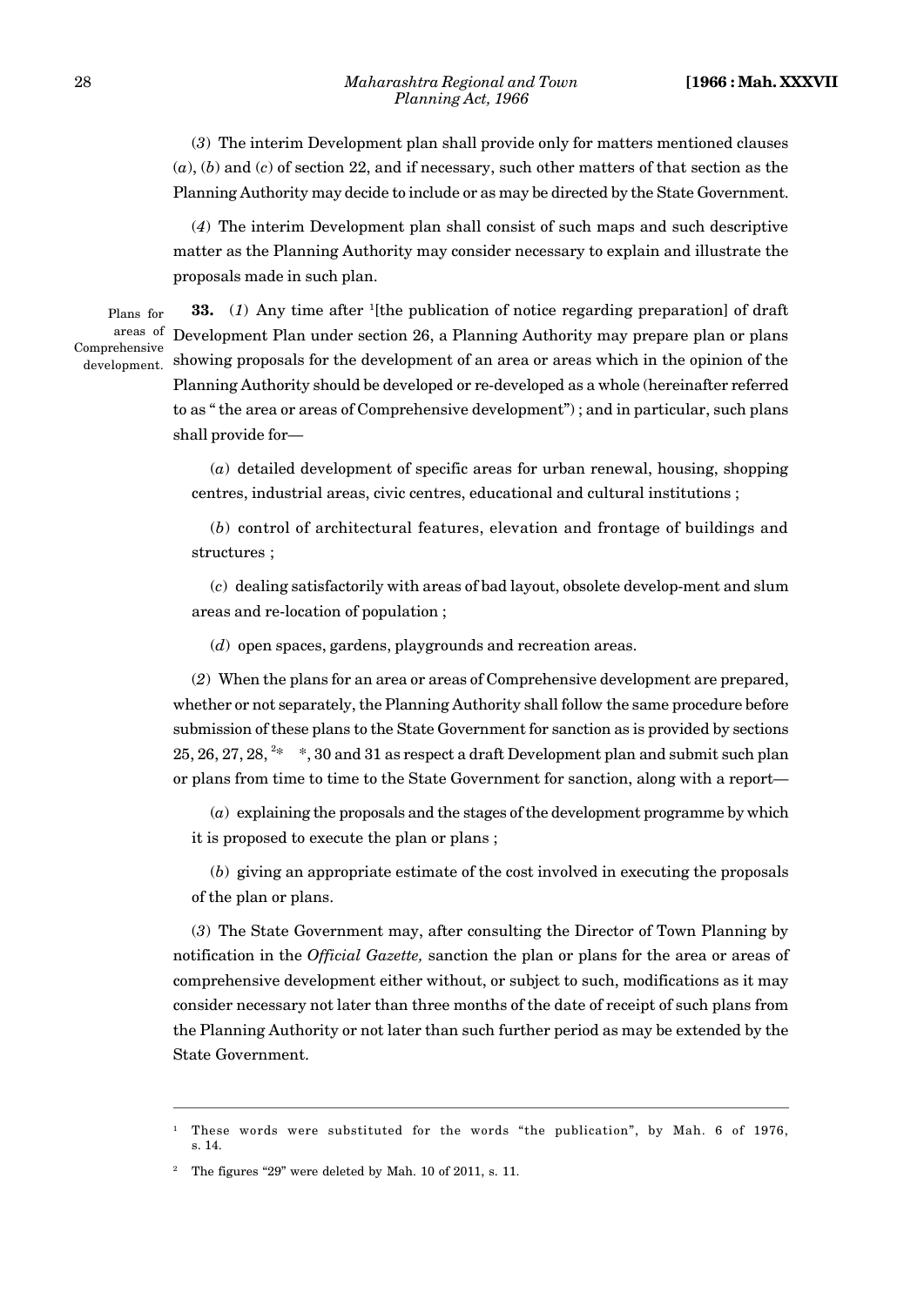(*3*) The interim Development plan shall provide only for matters mentioned clauses (*a*), (*b*) and (*c*) of section 22, and if necessary, such other matters of that section as the Planning Authority may decide to include or as may be directed by the State Government.

(*4*) The interim Development plan shall consist of such maps and such descriptive matter as the Planning Authority may consider necessary to explain and illustrate the proposals made in such plan.

Plans for areas of Comprehensive development.

**33.** (*1*) Any time after [1][the publication of notice regarding preparation] of draft Development Plan under section 26, a Planning Authority may prepare plan or plans showing proposals for the development of an area or areas which in the opinion of the Planning Authority should be developed or re-developed as a whole (hereinafter referred to as " the area or areas of Comprehensive development") ; and in particular, such plans shall provide for—

(*a*) detailed development of specific areas for urban renewal, housing, shopping centres, industrial areas, civic centres, educational and cultural institutions ;

(*b*) control of architectural features, elevation and frontage of buildings and structures ;

(*c*) dealing satisfactorily with areas of bad layout, obsolete develop-ment and slum areas and re-location of population ;

(*d*) open spaces, gardens, playgrounds and recreation areas.

(*2*) When the plans for an area or areas of Comprehensive development are prepared, whether or not separately, the Planning Authority shall follow the same procedure before submission of these plans to the State Government for sanction as is provided by sections 25, 26, 27, 28, [2]* *, 30 and 31 as respect a draft Development plan and submit such plan or plans from time to time to the State Government for sanction, along with a report—

(*a*) explaining the proposals and the stages of the development programme by which it is proposed to execute the plan or plans ;

(*b*) giving an appropriate estimate of the cost involved in executing the proposals of the plan or plans.

(*3*) The State Government may, after consulting the Director of Town Planning by notification in the *Official Gazette,* sanction the plan or plans for the area or areas of comprehensive development either without, or subject to such, modifications as it may consider necessary not later than three months of the date of receipt of such plans from the Planning Authority or not later than such further period as may be extended by the State Government.

---

[1] These words were substituted for the words "the publication", by Mah. 6 of 1976, s. 14.

[2] The figures "29" were deleted by Mah. 10 of 2011, s. 11.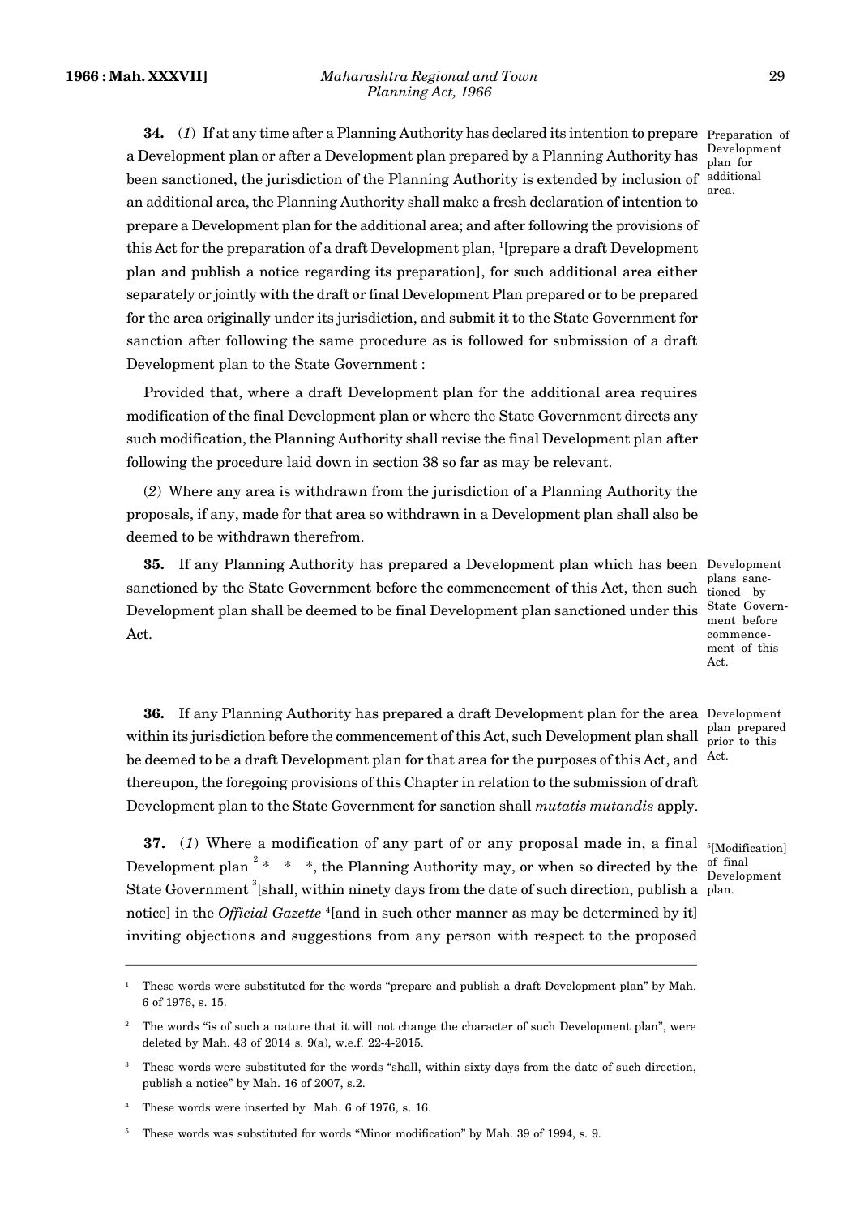**34.** (*1*) If at any time after a Planning Authority has declared its intention to prepare a Development plan or after a Development plan prepared by a Planning Authority has been sanctioned, the jurisdiction of the Planning Authority is extended by inclusion of an additional area, the Planning Authority shall make a fresh declaration of intention to prepare a Development plan for the additional area; and after following the provisions of this Act for the preparation of a draft Development plan, [1][prepare a draft Development plan and publish a notice regarding its preparation], for such additional area either separately or jointly with the draft or final Development Plan prepared or to be prepared for the area originally under its jurisdiction, and submit it to the State Government for sanction after following the same procedure as is followed for submission of a draft Development plan to the State Government :

Preparation of Development plan for additional area.

Provided that, where a draft Development plan for the additional area requires modification of the final Development plan or where the State Government directs any such modification, the Planning Authority shall revise the final Development plan after following the procedure laid down in section 38 so far as may be relevant.

(*2*) Where any area is withdrawn from the jurisdiction of a Planning Authority the proposals, if any, made for that area so withdrawn in a Development plan shall also be deemed to be withdrawn therefrom.

**35.** If any Planning Authority has prepared a Development plan which has been sanctioned by the State Government before the commencement of this Act, then such Development plan shall be deemed to be final Development plan sanctioned under this Act.

Development plans sanctioned by State Government before commencement of this Act.

**36.** If any Planning Authority has prepared a draft Development plan for the area within its jurisdiction before the commencement of this Act, such Development plan shall be deemed to be a draft Development plan for that area for the purposes of this Act, and thereupon, the foregoing provisions of this Chapter in relation to the submission of draft Development plan to the State Government for sanction shall *mutatis mutandis* apply.

Development plan prepared prior to this Act.

**37.** (*1*) Where a modification of any part of or any proposal made in, a final Development plan [2] * * *, the Planning Authority may, or when so directed by the State Government [3][shall, within ninety days from the date of such direction, publish a notice] in the *Official Gazette* [4][and in such other manner as may be determined by it] inviting objections and suggestions from any person with respect to the proposed

[5][Modification] of final Development plan.

---

[1] These words were substituted for the words "prepare and publish a draft Development plan" by Mah. 6 of 1976, s. 15.

[2] The words "is of such a nature that it will not change the character of such Development plan", were deleted by Mah. 43 of 2014 s. 9(a), w.e.f. 22-4-2015.

[3] These words were substituted for the words "shall, within sixty days from the date of such direction, publish a notice" by Mah. 16 of 2007, s.2.

[4] These words were inserted by Mah. 6 of 1976, s. 16.

[5] These words was substituted for words "Minor modification" by Mah. 39 of 1994, s. 9.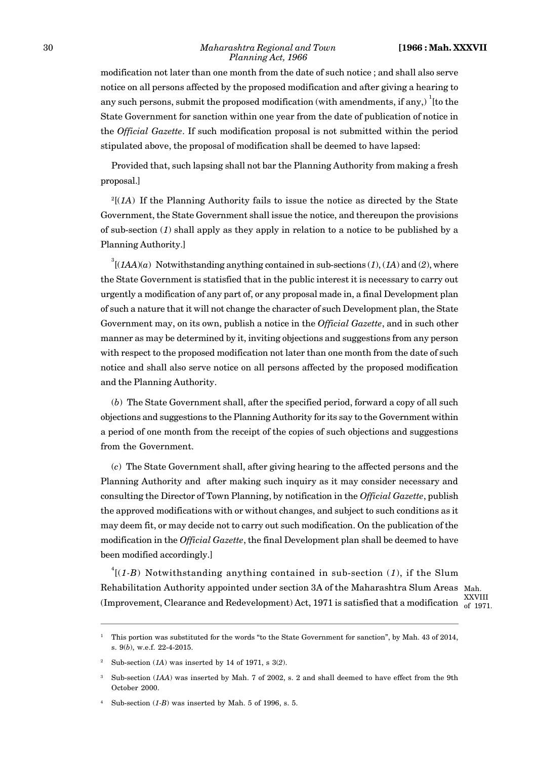modification not later than one month from the date of such notice ; and shall also serve notice on all persons affected by the proposed modification and after giving a hearing to any such persons, submit the proposed modification (with amendments, if any,) [1][to the State Government for sanction within one year from the date of publication of notice in the *Official Gazette*. If such modification proposal is not submitted within the period stipulated above, the proposal of modification shall be deemed to have lapsed:

Provided that, such lapsing shall not bar the Planning Authority from making a fresh proposal.]

[2][(*1A*) If the Planning Authority fails to issue the notice as directed by the State Government, the State Government shall issue the notice, and thereupon the provisions of sub-section (*1*) shall apply as they apply in relation to a notice to be published by a Planning Authority.]

[3][(*1AA*)(*a*) Notwithstanding anything contained in sub-sections (*1*), (*1A*) and (*2*), where the State Government is statisfied that in the public interest it is necessary to carry out urgently a modification of any part of, or any proposal made in, a final Development plan of such a nature that it will not change the character of such Development plan, the State Government may, on its own, publish a notice in the *Official Gazette*, and in such other manner as may be determined by it, inviting objections and suggestions from any person with respect to the proposed modification not later than one month from the date of such notice and shall also serve notice on all persons affected by the proposed modification and the Planning Authority.

(*b*) The State Government shall, after the specified period, forward a copy of all such objections and suggestions to the Planning Authority for its say to the Government within a period of one month from the receipt of the copies of such objections and suggestions from the Government.

(*c*) The State Government shall, after giving hearing to the affected persons and the Planning Authority and after making such inquiry as it may consider necessary and consulting the Director of Town Planning, by notification in the *Official Gazette*, publish the approved modifications with or without changes, and subject to such conditions as it may deem fit, or may decide not to carry out such modification. On the publication of the modification in the *Official Gazette*, the final Development plan shall be deemed to have been modified accordingly.]

[4][(*1-B*) Notwithstanding anything contained in sub-section (*1*), if the Slum Rehabilitation Authority appointed under section 3A of the Maharashtra Slum Areas (Improvement, Clearance and Redevelopment) Act, 1971 is satisfied that a modification

Mah. XXVIII of 1971.

---

[1] This portion was substituted for the words "to the State Government for sanction", by Mah. 43 of 2014, s. 9(*b*), w.e.f. 22-4-2015.

[2] Sub-section (*1A*) was inserted by 14 of 1971, s 3(*2*).

[3] Sub-section (*1AA*) was inserted by Mah. 7 of 2002, s. 2 and shall deemed to have effect from the 9th October 2000.

[4] Sub-section (*1-B*) was inserted by Mah. 5 of 1996, s. 5.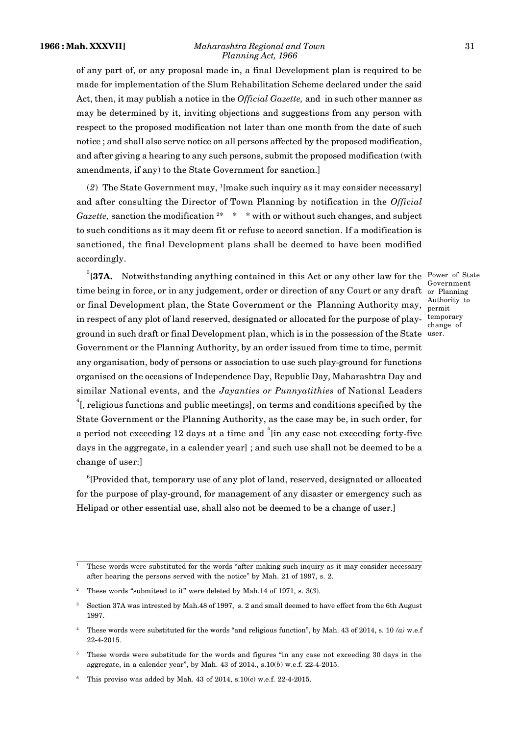of any part of, or any proposal made in, a final Development plan is required to be made for implementation of the Slum Rehabilitation Scheme declared under the said Act, then, it may publish a notice in the *Official Gazette,* and in such other manner as may be determined by it, inviting objections and suggestions from any person with respect to the proposed modification not later than one month from the date of such notice ; and shall also serve notice on all persons affected by the proposed modification, and after giving a hearing to any such persons, submit the proposed modification (with amendments, if any) to the State Government for sanction.]

(*2*) The State Government may, [1][make such inquiry as it may consider necessary] and after consulting the Director of Town Planning by notification in the *Official Gazette,* sanction the modification [2]* * * with or without such changes, and subject to such conditions as it may deem fit or refuse to accord sanction. If a modification is sanctioned, the final Development plans shall be deemed to have been modified accordingly.

Power of State Government or Planning Authority to permit temporary change of user.

[3][**37A.** Notwithstanding anything contained in this Act or any other law for the time being in force, or in any judgement, order or direction of any Court or any draft or final Development plan, the State Government or the Planning Authority may, in respect of any plot of land reserved, designated or allocated for the purpose of play-ground in such draft or final Development plan, which is in the possession of the State Government or the Planning Authority, by an order issued from time to time, permit any organisation, body of persons or association to use such play-ground for functions organised on the occasions of Independence Day, Republic Day, Maharashtra Day and similar National events, and the *Jayanties or Punnyatithies* of National Leaders [4][, religious functions and public meetings], on terms and conditions specified by the State Government or the Planning Authority, as the case may be, in such order, for a period not exceeding 12 days at a time and [5][in any case not exceeding forty-five days in the aggregate, in a calender year] ; and such use shall not be deemed to be a change of user:]

[6][Provided that, temporary use of any plot of land, reserved, designated or allocated for the purpose of play-ground, for management of any disaster or emergency such as Helipad or other essential use, shall also not be deemed to be a change of user.]

---

1 These words were substituted for the words "after making such inquiry as it may consider necessary after hearing the persons served with the notice" by Mah. 21 of 1997, s. 2.

2 These words "submiteed to it" were deleted by Mah.14 of 1971, s. 3(*3*).

3 Section 37A was intrested by Mah.48 of 1997, s. 2 and small deemed to have effect from the 6th August 1997.

4 These words were substituted for the words "and religious function", by Mah. 43 of 2014, s. 10 *(a)* w.e.f 22-4-2015.

5 These words were substitude for the words and figures "in any case not exceeding 30 days in the aggregate, in a calender year", by Mah. 43 of 2014., s.10(*b*) w.e.f. 22-4-2015.

6 This proviso was added by Mah. 43 of 2014, s.10(c) w.e.f. 22-4-2015.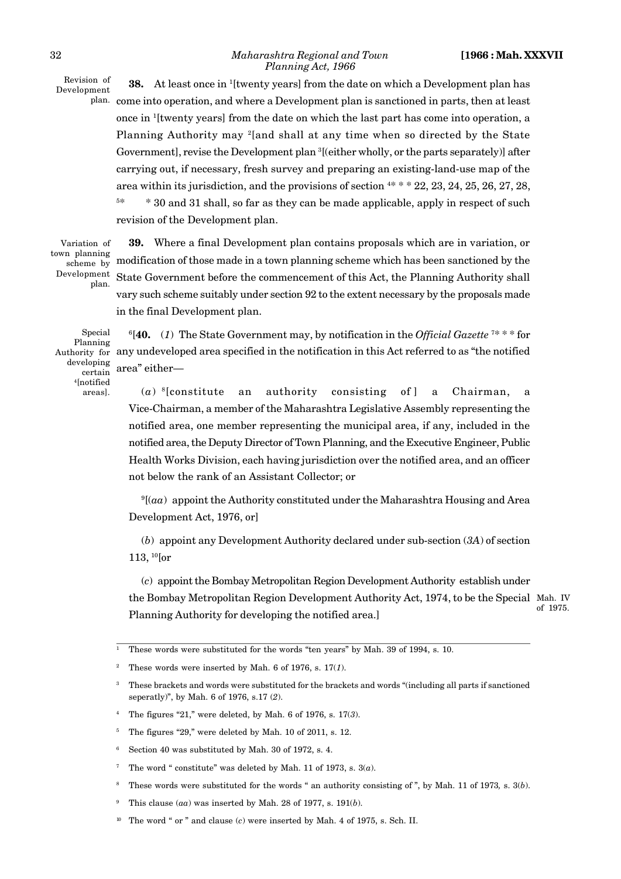Revision of Development plan.

**38.** At least once in [1][twenty years] from the date on which a Development plan has come into operation, and where a Development plan is sanctioned in parts, then at least once in [1][twenty years] from the date on which the last part has come into operation, a Planning Authority may [2][and shall at any time when so directed by the State Government], revise the Development plan [3][(either wholly, or the parts separately)] after carrying out, if necessary, fresh survey and preparing an existing-land-use map of the area within its jurisdiction, and the provisions of section [4]* * * 22, 23, 24, 25, 26, 27, 28, [5]* * 30 and 31 shall, so far as they can be made applicable, apply in respect of such revision of the Development plan.

Variation of town planning scheme by Development plan.

**39.** Where a final Development plan contains proposals which are in variation, or modification of those made in a town planning scheme which has been sanctioned by the State Government before the commencement of this Act, the Planning Authority shall vary such scheme suitably under section 92 to the extent necessary by the proposals made in the final Development plan.

Special Planning Authority for developing certain [4][notified areas].

[6][**40.** (*1*) The State Government may, by notification in the *Official Gazette* [7]* * * for any undeveloped area specified in the notification in this Act referred to as "the notified area" either—

(*a*) [8][constitute an authority consisting of ] a Chairman, a Vice-Chairman, a member of the Maharashtra Legislative Assembly representing the notified area, one member representing the municipal area, if any, included in the notified area, the Deputy Director of Town Planning, and the Executive Engineer, Public Health Works Division, each having jurisdiction over the notified area, and an officer not below the rank of an Assistant Collector; or

[9][(*aa*) appoint the Authority constituted under the Maharashtra Housing and Area Development Act, 1976, or]

(*b*) appoint any Development Authority declared under sub-section (*3A*) of section 113, [10][or

(*c*) appoint the Bombay Metropolitan Region Development Authority establish under the Bombay Metropolitan Region Development Authority Act, 1974, to be the Special Planning Authority for developing the notified area.]

Mah. IV of 1975.

---

[1] These words were substituted for the words "ten years" by Mah. 39 of 1994, s. 10.

[2] These words were inserted by Mah. 6 of 1976, s. 17(*1*).

[3] These brackets and words were substituted for the brackets and words "(including all parts if sanctioned seperatly)", by Mah. 6 of 1976, s.17 (*2*).

[4] The figures "21," were deleted, by Mah. 6 of 1976, s. 17(*3*).

[5] The figures "29," were deleted by Mah. 10 of 2011, s. 12.

[6] Section 40 was substituted by Mah. 30 of 1972, s. 4.

[7] The word " constitute" was deleted by Mah. 11 of 1973, s. 3(*a*).

[8] These words were substituted for the words " an authority consisting of ", by Mah. 11 of 1973, s. 3(*b*).

[9] This clause (*aa*) was inserted by Mah. 28 of 1977, s. 191(*b*).

[10] The word " or " and clause (*c*) were inserted by Mah. 4 of 1975, s. Sch. II.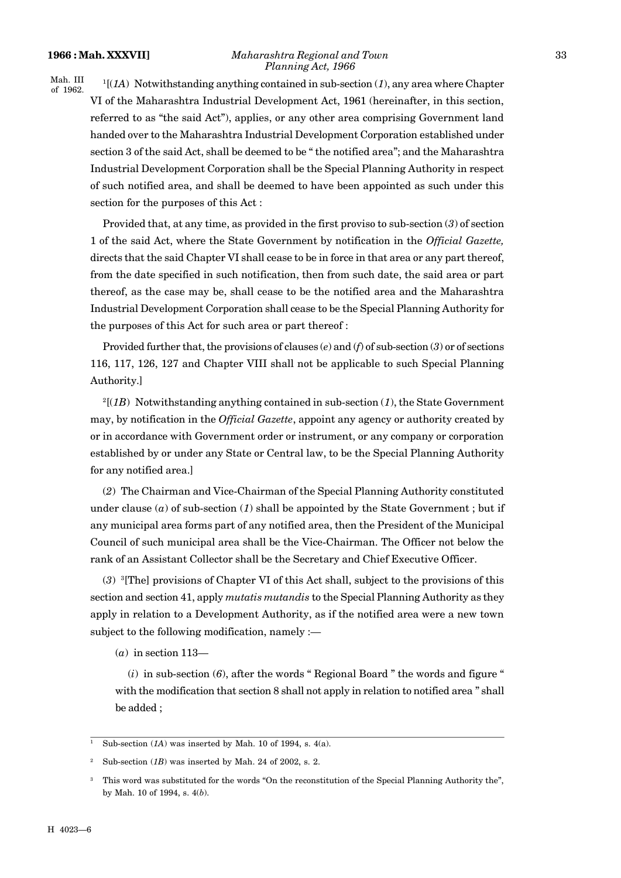Mah. III of 1962.

[1][(*1A*) Notwithstanding anything contained in sub-section (*1*), any area where Chapter VI of the Maharashtra Industrial Development Act, 1961 (hereinafter, in this section, referred to as "the said Act"), applies, or any other area comprising Government land handed over to the Maharashtra Industrial Development Corporation established under section 3 of the said Act, shall be deemed to be " the notified area"; and the Maharashtra Industrial Development Corporation shall be the Special Planning Authority in respect of such notified area, and shall be deemed to have been appointed as such under this section for the purposes of this Act :

Provided that, at any time, as provided in the first proviso to sub-section (*3*) of section 1 of the said Act, where the State Government by notification in the *Official Gazette,* directs that the said Chapter VI shall cease to be in force in that area or any part thereof, from the date specified in such notification, then from such date, the said area or part thereof, as the case may be, shall cease to be the notified area and the Maharashtra Industrial Development Corporation shall cease to be the Special Planning Authority for the purposes of this Act for such area or part thereof :

Provided further that, the provisions of clauses (*e*) and (*f*) of sub-section (*3*) or of sections 116, 117, 126, 127 and Chapter VIII shall not be applicable to such Special Planning Authority.]

[2][(*1B*) Notwithstanding anything contained in sub-section (*1*), the State Government may, by notification in the *Official Gazette*, appoint any agency or authority created by or in accordance with Government order or instrument, or any company or corporation established by or under any State or Central law, to be the Special Planning Authority for any notified area.]

(*2*) The Chairman and Vice-Chairman of the Special Planning Authority constituted under clause (*a*) of sub-section (*1*) shall be appointed by the State Government ; but if any municipal area forms part of any notified area, then the President of the Municipal Council of such municipal area shall be the Vice-Chairman. The Officer not below the rank of an Assistant Collector shall be the Secretary and Chief Executive Officer.

(*3*) [3][The] provisions of Chapter VI of this Act shall, subject to the provisions of this section and section 41, apply *mutatis mutandis* to the Special Planning Authority as they apply in relation to a Development Authority, as if the notified area were a new town subject to the following modification, namely :—

(*a*) in section 113—

(*i*) in sub-section (*6*), after the words " Regional Board " the words and figure " with the modification that section 8 shall not apply in relation to notified area " shall be added ;

---

[1] Sub-section (*1A*) was inserted by Mah. 10 of 1994, s. 4(a).

[2] Sub-section (*1B*) was inserted by Mah. 24 of 2002, s. 2.

[3] This word was substituted for the words "On the reconstitution of the Special Planning Authority the", by Mah. 10 of 1994, s. 4(*b*).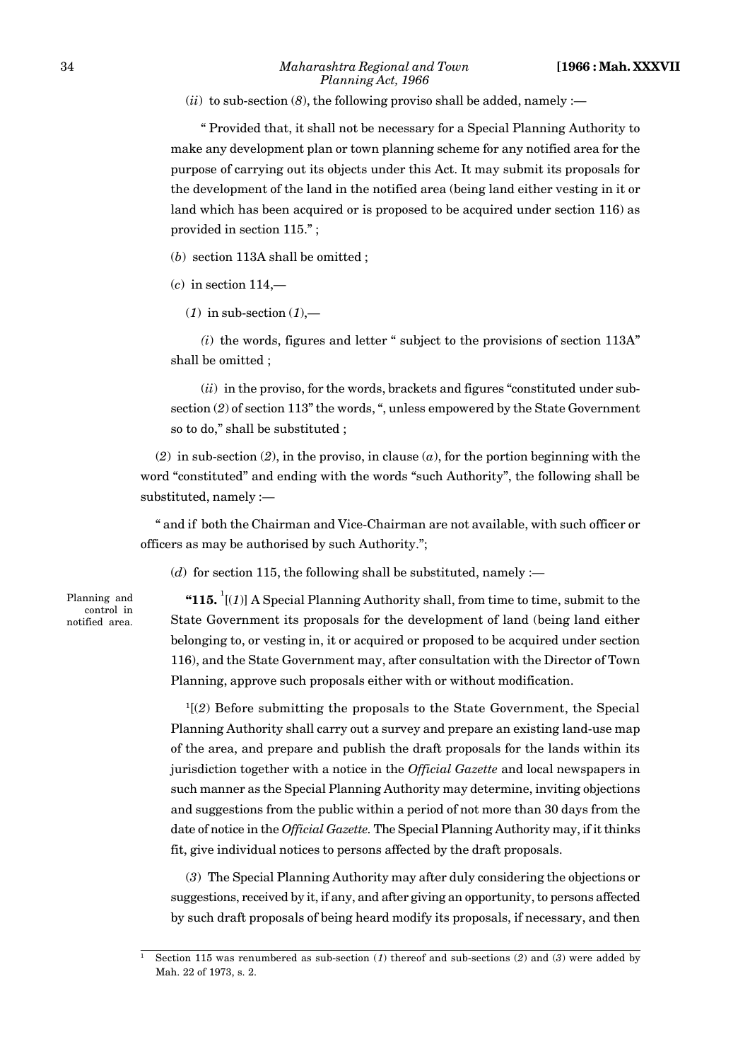(*ii*) to sub-section (*8*), the following proviso shall be added, namely :—

" Provided that, it shall not be necessary for a Special Planning Authority to make any development plan or town planning scheme for any notified area for the purpose of carrying out its objects under this Act. It may submit its proposals for the development of the land in the notified area (being land either vesting in it or land which has been acquired or is proposed to be acquired under section 116) as provided in section 115." ;

(*b*) section 113A shall be omitted ;

(*c*) in section 114,—

(*1*) in sub-section (*1*),—

(*i*) the words, figures and letter " subject to the provisions of section 113A" shall be omitted ;

(*ii*) in the proviso, for the words, brackets and figures "constituted under sub-section (*2*) of section 113" the words, ", unless empowered by the State Government so to do," shall be substituted ;

(*2*) in sub-section (*2*), in the proviso, in clause (*a*), for the portion beginning with the word "constituted" and ending with the words "such Authority", the following shall be substituted, namely :—

" and if both the Chairman and Vice-Chairman are not available, with such officer or officers as may be authorised by such Authority.";

(*d*) for section 115, the following shall be substituted, namely :—

Planning and control in notified area.

**"115.** [1][(*1*)] A Special Planning Authority shall, from time to time, submit to the State Government its proposals for the development of land (being land either belonging to, or vesting in, it or acquired or proposed to be acquired under section 116), and the State Government may, after consultation with the Director of Town Planning, approve such proposals either with or without modification.

[1][(*2*) Before submitting the proposals to the State Government, the Special Planning Authority shall carry out a survey and prepare an existing land-use map of the area, and prepare and publish the draft proposals for the lands within its jurisdiction together with a notice in the *Official Gazette* and local newspapers in such manner as the Special Planning Authority may determine, inviting objections and suggestions from the public within a period of not more than 30 days from the date of notice in the *Official Gazette*. The Special Planning Authority may, if it thinks fit, give individual notices to persons affected by the draft proposals.

(*3*) The Special Planning Authority may after duly considering the objections or suggestions, received by it, if any, and after giving an opportunity, to persons affected by such draft proposals of being heard modify its proposals, if necessary, and then

---

[1] Section 115 was renumbered as sub-section (*1*) thereof and sub-sections (*2*) and (*3*) were added by Mah. 22 of 1973, s. 2.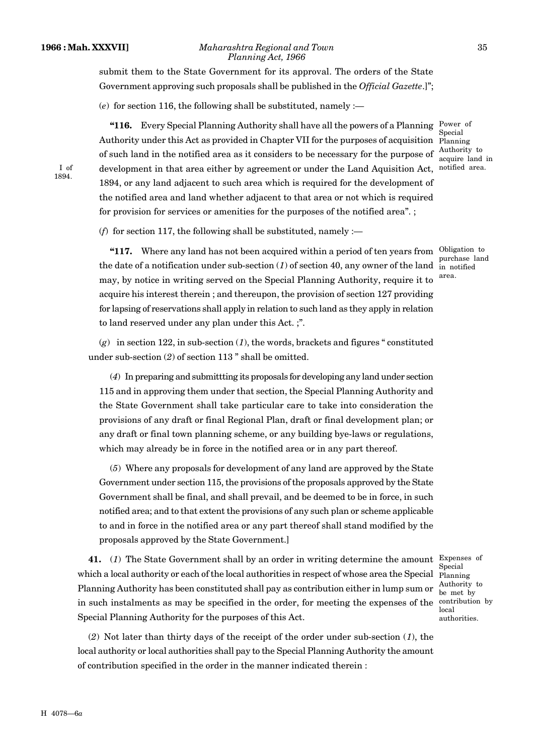submit them to the State Government for its approval. The orders of the State Government approving such proposals shall be published in the *Official Gazette*.]";

(*e*) for section 116, the following shall be substituted, namely :—

"**116.** Every Special Planning Authority shall have all the powers of a Planning Authority under this Act as provided in Chapter VII for the purposes of acquisition of such land in the notified area as it considers to be necessary for the purpose of development in that area either by agreement or under the Land Aquisition Act, 1894, or any land adjacent to such area which is required for the development of the notified area and land whether adjacent to that area or not which is required for provision for services or amenities for the purposes of the notified area". ;

Power of Special Planning Authority to acquire land in notified area.

I of 1894.

(*f*) for section 117, the following shall be substituted, namely :—

"**117.** Where any land has not been acquired within a period of ten years from the date of a notification under sub-section (*1*) of section 40, any owner of the land may, by notice in writing served on the Special Planning Authority, require it to acquire his interest therein ; and thereupon, the provision of section 127 providing for lapsing of reservations shall apply in relation to such land as they apply in relation to land reserved under any plan under this Act. ;".

Obligation to purchase land in notified area.

(*g*) in section 122, in sub-section (*1*), the words, brackets and figures " constituted under sub-section (*2*) of section 113 " shall be omitted.

(*4*) In preparing and submittting its proposals for developing any land under section 115 and in approving them under that section, the Special Planning Authority and the State Government shall take particular care to take into consideration the provisions of any draft or final Regional Plan, draft or final development plan; or any draft or final town planning scheme, or any building bye-laws or regulations, which may already be in force in the notified area or in any part thereof.

(*5*) Where any proposals for development of any land are approved by the State Government under section 115, the provisions of the proposals approved by the State Government shall be final, and shall prevail, and be deemed to be in force, in such notified area; and to that extent the provisions of any such plan or scheme applicable to and in force in the notified area or any part thereof shall stand modified by the proposals approved by the State Government.]

**41.** (*1*) The State Government shall by an order in writing determine the amount which a local authority or each of the local authorities in respect of whose area the Special Planning Authority has been constituted shall pay as contribution either in lump sum or in such instalments as may be specified in the order, for meeting the expenses of the Special Planning Authority for the purposes of this Act.

Expenses of Special Planning Authority to be met by contribution by local authorities.

(*2*) Not later than thirty days of the receipt of the order under sub-section (*1*), the local authority or local authorities shall pay to the Special Planning Authority the amount of contribution specified in the order in the manner indicated therein :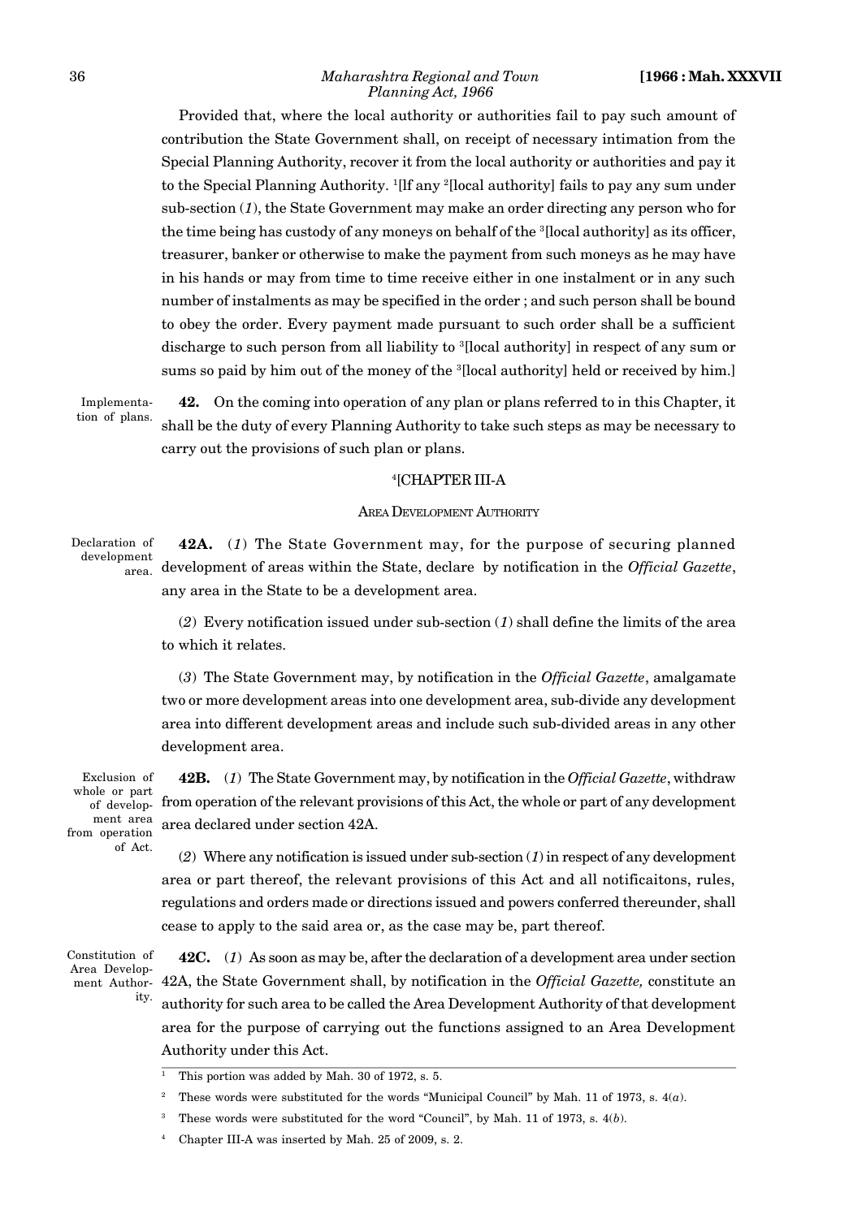Provided that, where the local authority or authorities fail to pay such amount of contribution the State Government shall, on receipt of necessary intimation from the Special Planning Authority, recover it from the local authority or authorities and pay it to the Special Planning Authority. [1][If any [2][local authority] fails to pay any sum under sub-section (*1*), the State Government may make an order directing any person who for the time being has custody of any moneys on behalf of the [3][local authority] as its officer, treasurer, banker or otherwise to make the payment from such moneys as he may have in his hands or may from time to time receive either in one instalment or in any such number of instalments as may be specified in the order ; and such person shall be bound to obey the order. Every payment made pursuant to such order shall be a sufficient discharge to such person from all liability to [3][local authority] in respect of any sum or sums so paid by him out of the money of the [3][local authority] held or received by him.]

Implementation of plans.

**42.** On the coming into operation of any plan or plans referred to in this Chapter, it shall be the duty of every Planning Authority to take such steps as may be necessary to carry out the provisions of such plan or plans.

[4][CHAPTER III-A

AREA DEVELOPMENT AUTHORITY

Declaration of development area.

**42A.** (*1*) The State Government may, for the purpose of securing planned development of areas within the State, declare by notification in the *Official Gazette*, any area in the State to be a development area.

(*2*) Every notification issued under sub-section (*1*) shall define the limits of the area to which it relates.

(*3*) The State Government may, by notification in the *Official Gazette*, amalgamate two or more development areas into one development area, sub-divide any development area into different development areas and include such sub-divided areas in any other development area.

Exclusion of whole or part of development area from operation of Act.

**42B.** (*1*) The State Government may, by notification in the *Official Gazette*, withdraw from operation of the relevant provisions of this Act, the whole or part of any development area declared under section 42A.

(*2*) Where any notification is issued under sub-section (*1*) in respect of any development area or part thereof, the relevant provisions of this Act and all notificaitons, rules, regulations and orders made or directions issued and powers conferred thereunder, shall cease to apply to the said area or, as the case may be, part thereof.

Constitution of Area Development Authority.

**42C.** (*1*) As soon as may be, after the declaration of a development area under section 42A, the State Government shall, by notification in the *Official Gazette,* constitute an authority for such area to be called the Area Development Authority of that development area for the purpose of carrying out the functions assigned to an Area Development Authority under this Act.

---

[1] This portion was added by Mah. 30 of 1972, s. 5.

[2] These words were substituted for the words "Municipal Council" by Mah. 11 of 1973, s. 4(*a*).

[3] These words were substituted for the word "Council", by Mah. 11 of 1973, s. 4(*b*).

[4] Chapter III-A was inserted by Mah. 25 of 2009, s. 2.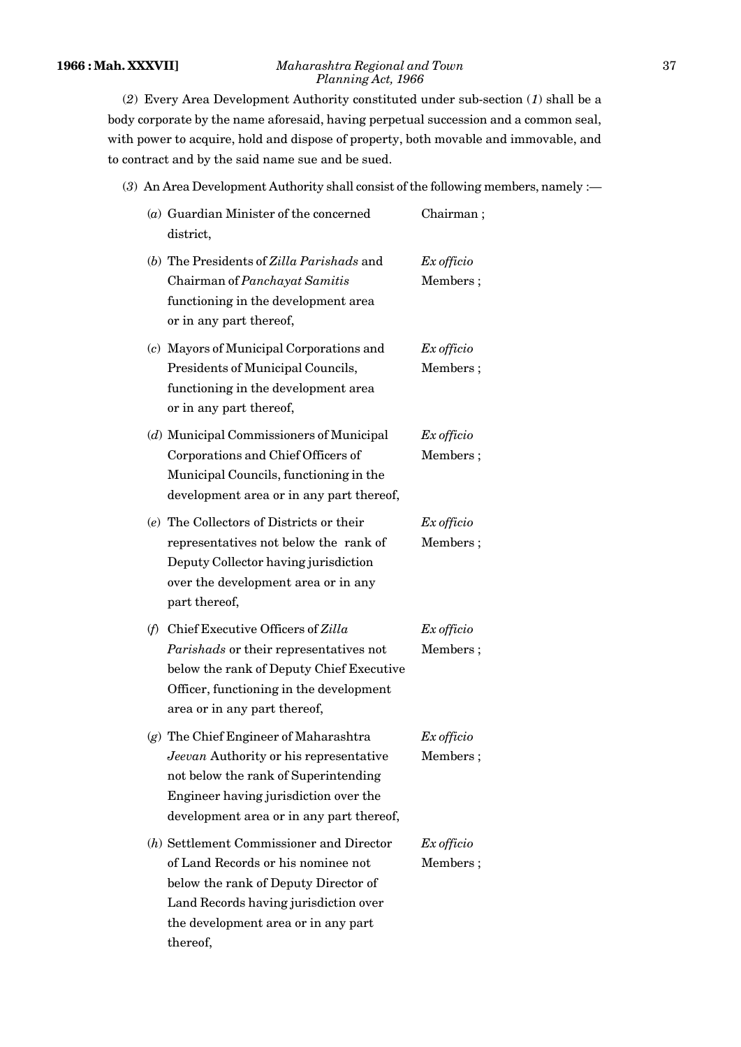(*2*) Every Area Development Authority constituted under sub-section (*1*) shall be a body corporate by the name aforesaid, having perpetual succession and a common seal, with power to acquire, hold and dispose of property, both movable and immovable, and to contract and by the said name sue and be sued.

(*3*) An Area Development Authority shall consist of the following members, namely :—

| | |
|---|---|
| (*a*) Guardian Minister of the concerned district, | Chairman ; |
| (*b*) The Presidents of *Zilla Parishads* and Chairman of *Panchayat Samitis* functioning in the development area or in any part thereof, | *Ex officio* Members ; |
| (*c*) Mayors of Municipal Corporations and Presidents of Municipal Councils, functioning in the development area or in any part thereof, | *Ex officio* Members ; |
| (*d*) Municipal Commissioners of Municipal Corporations and Chief Officers of Municipal Councils, functioning in the development area or in any part thereof, | *Ex officio* Members ; |
| (*e*) The Collectors of Districts or their representatives not below the rank of Deputy Collector having jurisdiction over the development area or in any part thereof, | *Ex officio* Members ; |
| (*f*) Chief Executive Officers of *Zilla Parishads* or their representatives not below the rank of Deputy Chief Executive Officer, functioning in the development area or in any part thereof, | *Ex officio* Members ; |
| (*g*) The Chief Engineer of Maharashtra *Jeevan* Authority or his representative not below the rank of Superintending Engineer having jurisdiction over the development area or in any part thereof, | *Ex officio* Members ; |
| (*h*) Settlement Commissioner and Director of Land Records or his nominee not below the rank of Deputy Director of Land Records having jurisdiction over the development area or in any part thereof, | *Ex officio* Members ; |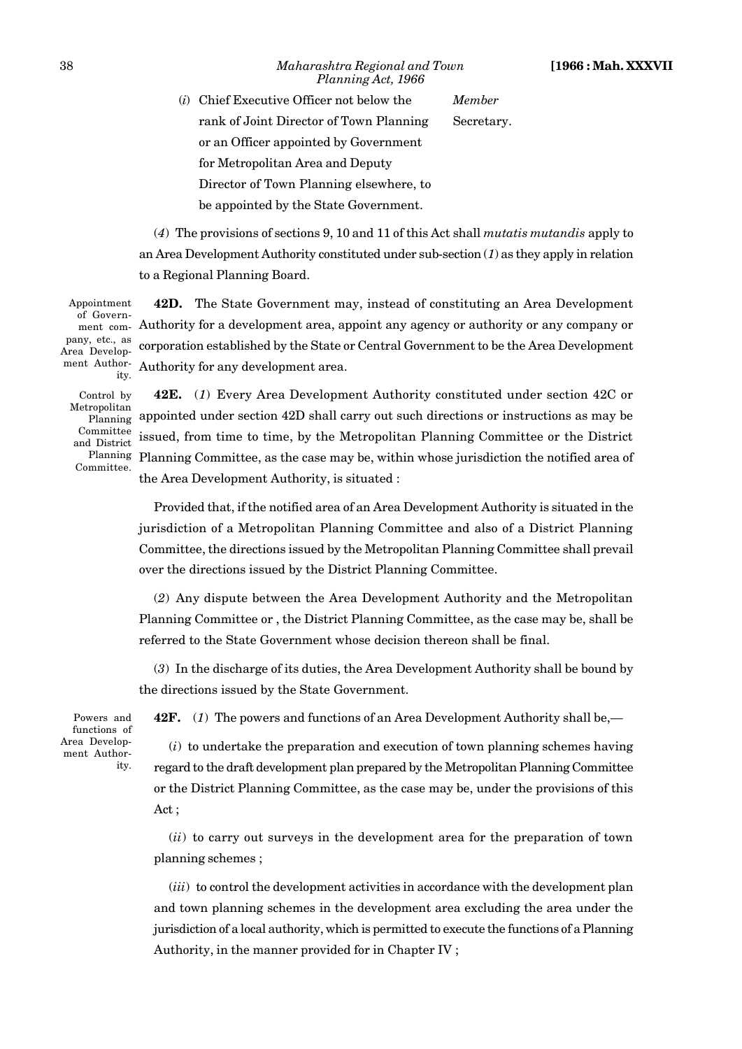(*i*) Chief Executive Officer not below the rank of Joint Director of Town Planning or an Officer appointed by Government for Metropolitan Area and Deputy Director of Town Planning elsewhere, to be appointed by the State Government. — *Member* Secretary.

(*4*) The provisions of sections 9, 10 and 11 of this Act shall *mutatis mutandis* apply to an Area Development Authority constituted under sub-section (*1*) as they apply in relation to a Regional Planning Board.

Appointment of Government company, etc., as Area Development Authority.

**42D.** The State Government may, instead of constituting an Area Development Authority for a development area, appoint any agency or authority or any company or corporation established by the State or Central Government to be the Area Development Authority for any development area.

Control by Metropolitan Planning Committee and District Planning Committee.

**42E.** (*1*) Every Area Development Authority constituted under section 42C or appointed under section 42D shall carry out such directions or instructions as may be issued, from time to time, by the Metropolitan Planning Committee or the District Planning Committee, as the case may be, within whose jurisdiction the notified area of the Area Development Authority, is situated :

Provided that, if the notified area of an Area Development Authority is situated in the jurisdiction of a Metropolitan Planning Committee and also of a District Planning Committee, the directions issued by the Metropolitan Planning Committee shall prevail over the directions issued by the District Planning Committee.

(*2*) Any dispute between the Area Development Authority and the Metropolitan Planning Committee or , the District Planning Committee, as the case may be, shall be referred to the State Government whose decision thereon shall be final.

(*3*) In the discharge of its duties, the Area Development Authority shall be bound by the directions issued by the State Government.

Powers and functions of Area Development Authority.

**42F.** (*1*) The powers and functions of an Area Development Authority shall be,—

(*i*) to undertake the preparation and execution of town planning schemes having regard to the draft development plan prepared by the Metropolitan Planning Committee or the District Planning Committee, as the case may be, under the provisions of this Act ;

(*ii*) to carry out surveys in the development area for the preparation of town planning schemes ;

(*iii*) to control the development activities in accordance with the development plan and town planning schemes in the development area excluding the area under the jurisdiction of a local authority, which is permitted to execute the functions of a Planning Authority, in the manner provided for in Chapter IV ;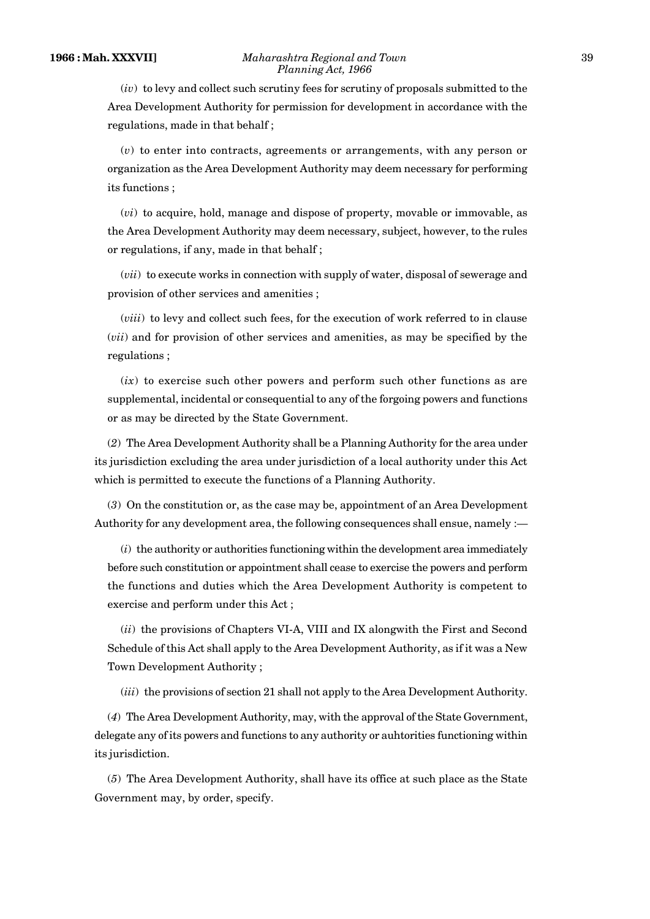(*iv*) to levy and collect such scrutiny fees for scrutiny of proposals submitted to the Area Development Authority for permission for development in accordance with the regulations, made in that behalf ;

(*v*) to enter into contracts, agreements or arrangements, with any person or organization as the Area Development Authority may deem necessary for performing its functions ;

(*vi*) to acquire, hold, manage and dispose of property, movable or immovable, as the Area Development Authority may deem necessary, subject, however, to the rules or regulations, if any, made in that behalf ;

(*vii*) to execute works in connection with supply of water, disposal of sewerage and provision of other services and amenities ;

(*viii*) to levy and collect such fees, for the execution of work referred to in clause (*vii*) and for provision of other services and amenities, as may be specified by the regulations ;

(*ix*) to exercise such other powers and perform such other functions as are supplemental, incidental or consequential to any of the forgoing powers and functions or as may be directed by the State Government.

(*2*) The Area Development Authority shall be a Planning Authority for the area under its jurisdiction excluding the area under jurisdiction of a local authority under this Act which is permitted to execute the functions of a Planning Authority.

(*3*) On the constitution or, as the case may be, appointment of an Area Development Authority for any development area, the following consequences shall ensue, namely :—

(*i*) the authority or authorities functioning within the development area immediately before such constitution or appointment shall cease to exercise the powers and perform the functions and duties which the Area Development Authority is competent to exercise and perform under this Act ;

(*ii*) the provisions of Chapters VI-A, VIII and IX alongwith the First and Second Schedule of this Act shall apply to the Area Development Authority, as if it was a New Town Development Authority ;

(*iii*) the provisions of section 21 shall not apply to the Area Development Authority.

(*4*) The Area Development Authority, may, with the approval of the State Government, delegate any of its powers and functions to any authority or auhtorities functioning within its jurisdiction.

(*5*) The Area Development Authority, shall have its office at such place as the State Government may, by order, specify.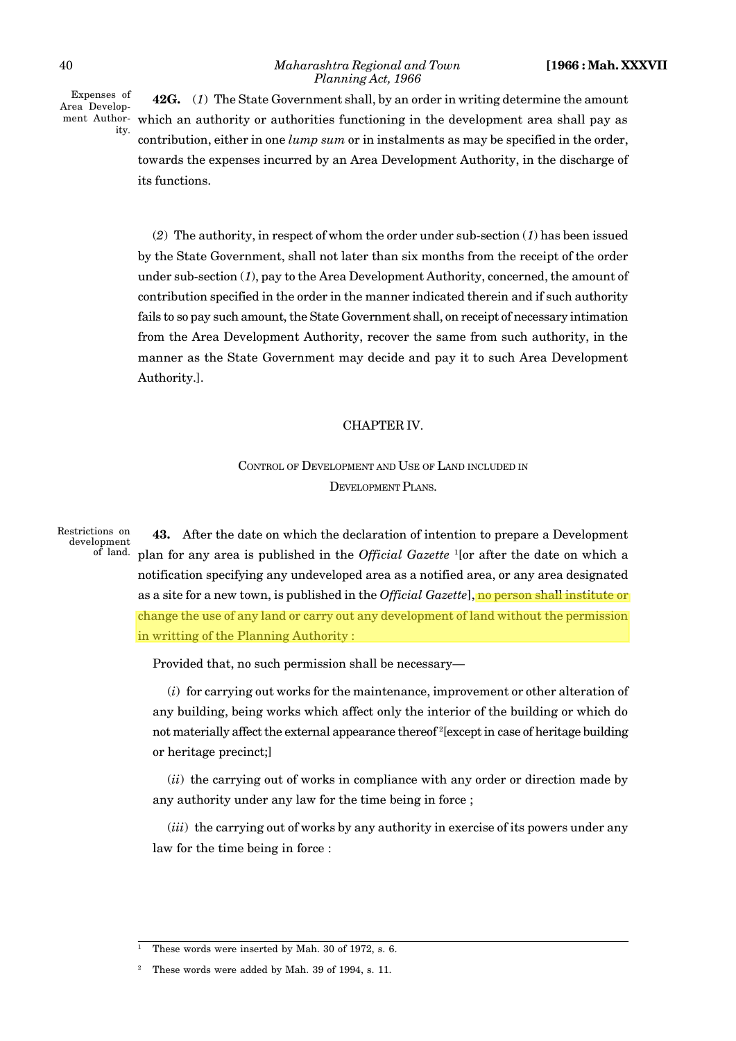Expenses of Area Development Authority.

**42G.** (*1*) The State Government shall, by an order in writing determine the amount which an authority or authorities functioning in the development area shall pay as contribution, either in one *lump sum* or in instalments as may be specified in the order, towards the expenses incurred by an Area Development Authority, in the discharge of its functions.

(*2*) The authority, in respect of whom the order under sub-section (*1*) has been issued by the State Government, shall not later than six months from the receipt of the order under sub-section (*1*), pay to the Area Development Authority, concerned, the amount of contribution specified in the order in the manner indicated therein and if such authority fails to so pay such amount, the State Government shall, on receipt of necessary intimation from the Area Development Authority, recover the same from such authority, in the manner as the State Government may decide and pay it to such Area Development Authority.].

## CHAPTER IV.

### CONTROL OF DEVELOPMENT AND USE OF LAND INCLUDED IN DEVELOPMENT PLANS.

Restrictions on development of land.

**43.** After the date on which the declaration of intention to prepare a Development plan for any area is published in the *Official Gazette* [1][or after the date on which a notification specifying any undeveloped area as a notified area, or any area designated as a site for a new town, is published in the *Official Gazette*], no person shall institute or change the use of any land or carry out any development of land without the permission in writting of the Planning Authority :

Provided that, no such permission shall be necessary—

(*i*) for carrying out works for the maintenance, improvement or other alteration of any building, being works which affect only the interior of the building or which do not materially affect the external appearance thereof [2][except in case of heritage building or heritage precinct;]

(*ii*) the carrying out of works in compliance with any order or direction made by any authority under any law for the time being in force ;

(*iii*) the carrying out of works by any authority in exercise of its powers under any law for the time being in force :

---

[1] These words were inserted by Mah. 30 of 1972, s. 6.

[2] These words were added by Mah. 39 of 1994, s. 11.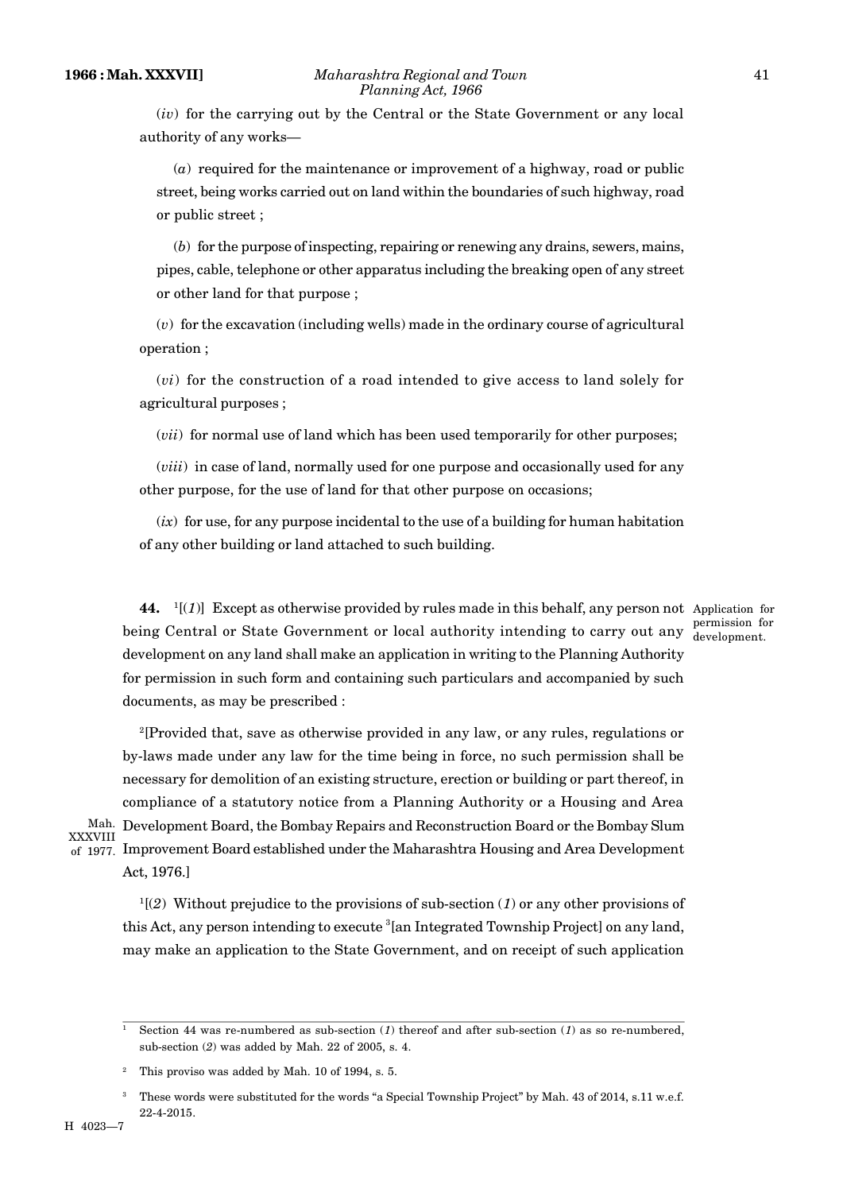(*iv*) for the carrying out by the Central or the State Government or any local authority of any works—

(*a*) required for the maintenance or improvement of a highway, road or public street, being works carried out on land within the boundaries of such highway, road or public street ;

(*b*) for the purpose of inspecting, repairing or renewing any drains, sewers, mains, pipes, cable, telephone or other apparatus including the breaking open of any street or other land for that purpose ;

(*v*) for the excavation (including wells) made in the ordinary course of agricultural operation ;

(*vi*) for the construction of a road intended to give access to land solely for agricultural purposes ;

(*vii*) for normal use of land which has been used temporarily for other purposes;

(*viii*) in case of land, normally used for one purpose and occasionally used for any other purpose, for the use of land for that other purpose on occasions;

(*ix*) for use, for any purpose incidental to the use of a building for human habitation of any other building or land attached to such building.

Application for permission for development.

**44.** [1][(*1*)] Except as otherwise provided by rules made in this behalf, any person not being Central or State Government or local authority intending to carry out any development on any land shall make an application in writing to the Planning Authority for permission in such form and containing such particulars and accompanied by such documents, as may be prescribed :

[2][Provided that, save as otherwise provided in any law, or any rules, regulations or by-laws made under any law for the time being in force, no such permission shall be necessary for demolition of an existing structure, erection or building or part thereof, in compliance of a statutory notice from a Planning Authority or a Housing and Area Development Board, the Bombay Repairs and Reconstruction Board or the Bombay Slum Improvement Board established under the Maharashtra Housing and Area Development Act, 1976.]

Mah. XXXVIII of 1977.

[1][(*2*) Without prejudice to the provisions of sub-section (*1*) or any other provisions of this Act, any person intending to execute [3][an Integrated Township Project] on any land, may make an application to the State Government, and on receipt of such application

---

[1] Section 44 was re-numbered as sub-section (*1*) thereof and after sub-section (*1*) as so re-numbered, sub-section (*2*) was added by Mah. 22 of 2005, s. 4.

[2] This proviso was added by Mah. 10 of 1994, s. 5.

[3] These words were substituted for the words "a Special Township Project" by Mah. 43 of 2014, s.11 w.e.f. 22-4-2015.

H 4023—7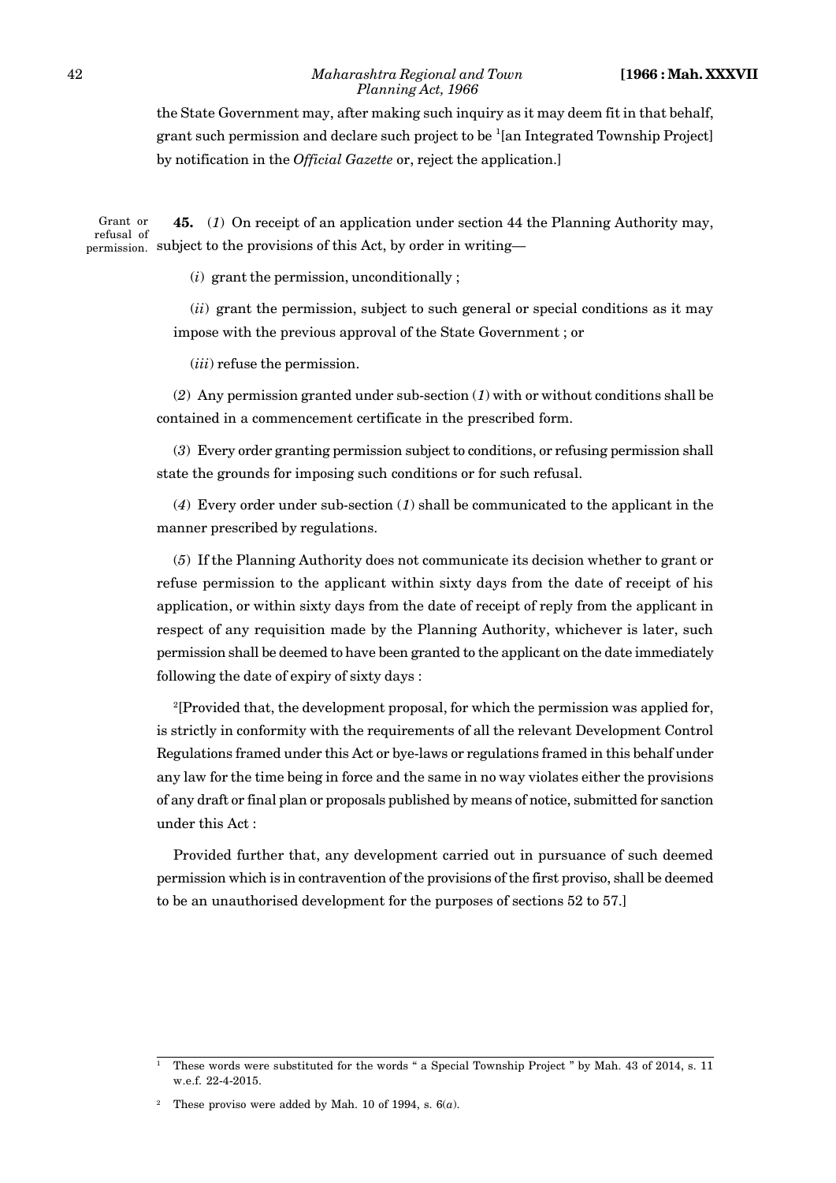the State Government may, after making such inquiry as it may deem fit in that behalf, grant such permission and declare such project to be [1][an Integrated Township Project] by notification in the *Official Gazette* or, reject the application.]

Grant or refusal of permission.

**45.** (*1*) On receipt of an application under section 44 the Planning Authority may, subject to the provisions of this Act, by order in writing—

(*i*) grant the permission, unconditionally ;

(*ii*) grant the permission, subject to such general or special conditions as it may impose with the previous approval of the State Government ; or

(*iii*) refuse the permission.

(*2*) Any permission granted under sub-section (*1*) with or without conditions shall be contained in a commencement certificate in the prescribed form.

(*3*) Every order granting permission subject to conditions, or refusing permission shall state the grounds for imposing such conditions or for such refusal.

(*4*) Every order under sub-section (*1*) shall be communicated to the applicant in the manner prescribed by regulations.

(*5*) If the Planning Authority does not communicate its decision whether to grant or refuse permission to the applicant within sixty days from the date of receipt of his application, or within sixty days from the date of receipt of reply from the applicant in respect of any requisition made by the Planning Authority, whichever is later, such permission shall be deemed to have been granted to the applicant on the date immediately following the date of expiry of sixty days :

[2][Provided that, the development proposal, for which the permission was applied for, is strictly in conformity with the requirements of all the relevant Development Control Regulations framed under this Act or bye-laws or regulations framed in this behalf under any law for the time being in force and the same in no way violates either the provisions of any draft or final plan or proposals published by means of notice, submitted for sanction under this Act :

Provided further that, any development carried out in pursuance of such deemed permission which is in contravention of the provisions of the first proviso, shall be deemed to be an unauthorised development for the purposes of sections 52 to 57.]

---

[1] These words were substituted for the words " a Special Township Project " by Mah. 43 of 2014, s. 11 w.e.f. 22-4-2015.

[2] These proviso were added by Mah. 10 of 1994, s. 6(*a*).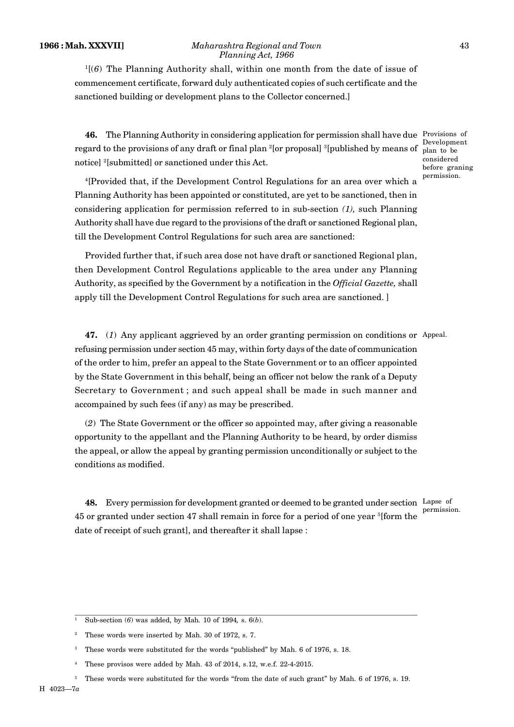[1][(*6*) The Planning Authority shall, within one month from the date of issue of commencement certificate, forward duly authenticated copies of such certificate and the sanctioned building or development plans to the Collector concerned.]

**46.** The Planning Authority in considering application for permission shall have due regard to the provisions of any draft or final plan [2][or proposal] [3][published by means of notice] [2][submitted] or sanctioned under this Act.

*Provisions of Development plan to be considered before graning permission.*

[4][Provided that, if the Development Control Regulations for an area over which a Planning Authority has been appointed or constituted, are yet to be sanctioned, then in considering application for permission referred to in sub-section *(1),* such Planning Authority shall have due regard to the provisions of the draft or sanctioned Regional plan, till the Development Control Regulations for such area are sanctioned:

Provided further that, if such area dose not have draft or sanctioned Regional plan, then Development Control Regulations applicable to the area under any Planning Authority, as specified by the Government by a notification in the *Official Gazette,* shall apply till the Development Control Regulations for such area are sanctioned. ]

**47.** (*1*) Any applicant aggrieved by an order granting permission on conditions or refusing permission under section 45 may, within forty days of the date of communication of the order to him, prefer an appeal to the State Government or to an officer appointed by the State Government in this behalf, being an officer not below the rank of a Deputy Secretary to Government ; and such appeal shall be made in such manner and accompained by such fees (if any) as may be prescribed.

*Appeal.*

(*2*) The State Government or the officer so appointed may, after giving a reasonable opportunity to the appellant and the Planning Authority to be heard, by order dismiss the appeal, or allow the appeal by granting permission unconditionally or subject to the conditions as modified.

**48.** Every permission for development granted or deemed to be granted under section 45 or granted under section 47 shall remain in force for a period of one year [5][form the date of receipt of such grant], and thereafter it shall lapse :

*Lapse of permission.*

---

[1] Sub-section (*6*) was added, by Mah. 10 of 1994, s. 6(*b*).

[2] These words were inserted by Mah. 30 of 1972, s. 7.

[3] These words were substituted for the words "published" by Mah. 6 of 1976, s. 18.

[4] These provisos were added by Mah. 43 of 2014, s.12, w.e.f. 22-4-2015.

[5] These words were substituted for the words "from the date of such grant" by Mah. 6 of 1976, s. 19.

H 4023—7*a*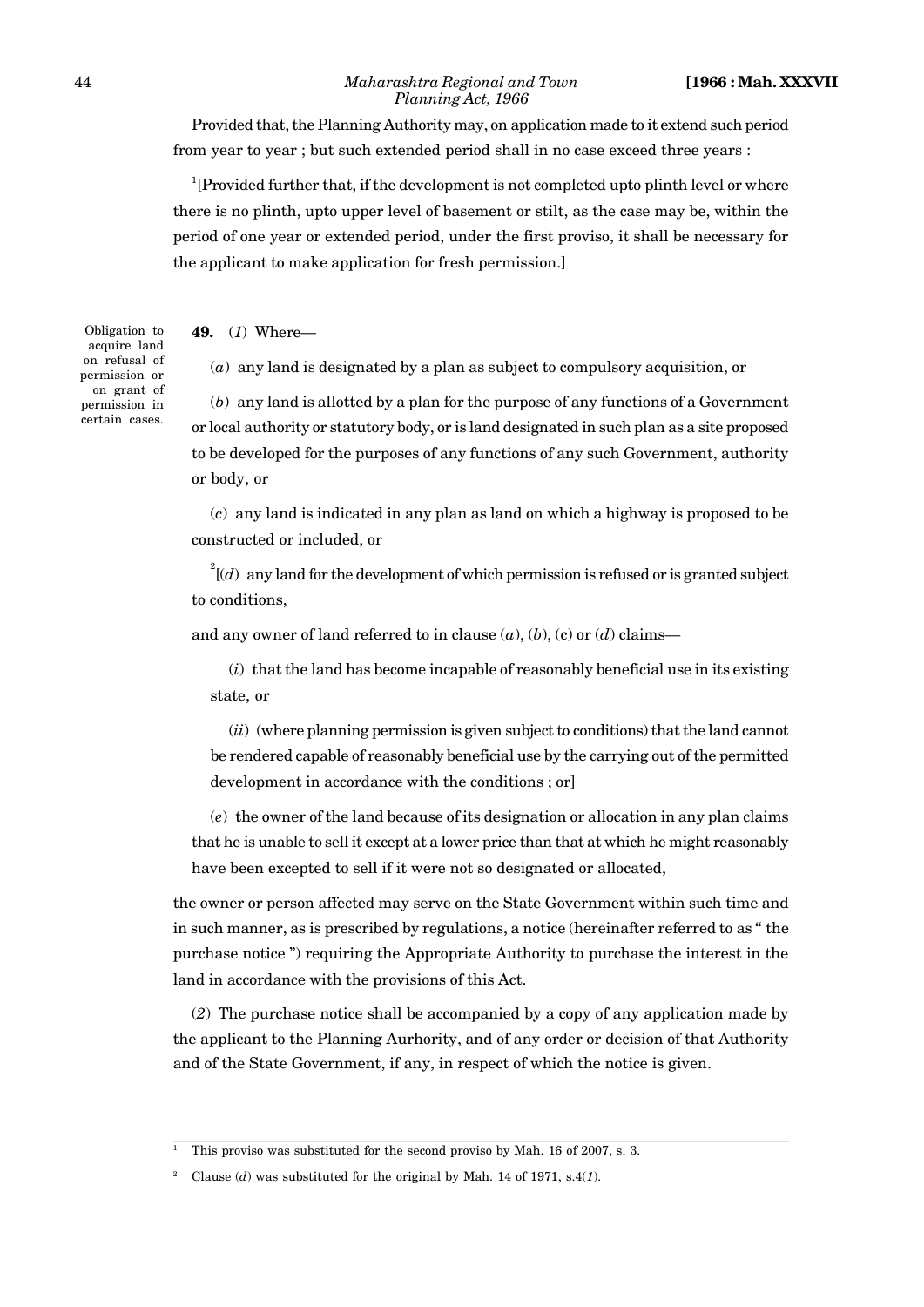Provided that, the Planning Authority may, on application made to it extend such period from year to year ; but such extended period shall in no case exceed three years :

[1][Provided further that, if the development is not completed upto plinth level or where there is no plinth, upto upper level of basement or stilt, as the case may be, within the period of one year or extended period, under the first proviso, it shall be necessary for the applicant to make application for fresh permission.]

Obligation to acquire land on refusal of permission or on grant of permission in certain cases.

**49.** (*1*) Where—

(*a*) any land is designated by a plan as subject to compulsory acquisition, or

(*b*) any land is allotted by a plan for the purpose of any functions of a Government or local authority or statutory body, or is land designated in such plan as a site proposed to be developed for the purposes of any functions of any such Government, authority or body, or

(*c*) any land is indicated in any plan as land on which a highway is proposed to be constructed or included, or

[2][(*d*) any land for the development of which permission is refused or is granted subject to conditions,

and any owner of land referred to in clause (*a*), (*b*), (c) or (*d*) claims—

(*i*) that the land has become incapable of reasonably beneficial use in its existing state, or

(*ii*) (where planning permission is given subject to conditions) that the land cannot be rendered capable of reasonably beneficial use by the carrying out of the permitted development in accordance with the conditions ; or]

(*e*) the owner of the land because of its designation or allocation in any plan claims that he is unable to sell it except at a lower price than that at which he might reasonably have been excepted to sell if it were not so designated or allocated,

the owner or person affected may serve on the State Government within such time and in such manner, as is prescribed by regulations, a notice (hereinafter referred to as " the purchase notice ") requiring the Appropriate Authority to purchase the interest in the land in accordance with the provisions of this Act.

(*2*) The purchase notice shall be accompanied by a copy of any application made by the applicant to the Planning Aurhority, and of any order or decision of that Authority and of the State Government, if any, in respect of which the notice is given.

---

[1] This proviso was substituted for the second proviso by Mah. 16 of 2007, s. 3.

[2] Clause (*d*) was substituted for the original by Mah. 14 of 1971, s.4(*1*).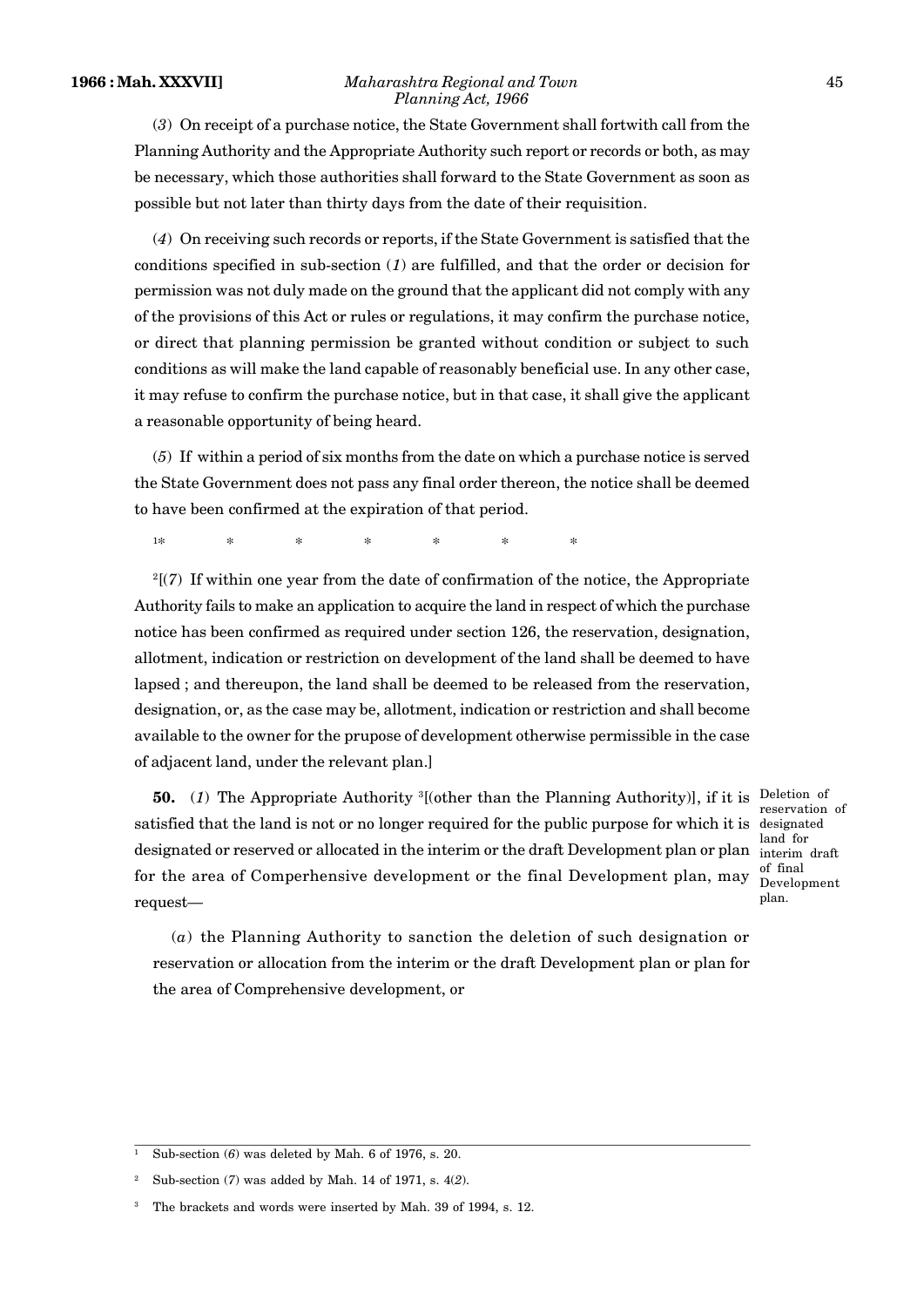(*3*) On receipt of a purchase notice, the State Government shall fortwith call from the Planning Authority and the Appropriate Authority such report or records or both, as may be necessary, which those authorities shall forward to the State Government as soon as possible but not later than thirty days from the date of their requisition.

(*4*) On receiving such records or reports, if the State Government is satisfied that the conditions specified in sub-section (*1*) are fulfilled, and that the order or decision for permission was not duly made on the ground that the applicant did not comply with any of the provisions of this Act or rules or regulations, it may confirm the purchase notice, or direct that planning permission be granted without condition or subject to such conditions as will make the land capable of reasonably beneficial use. In any other case, it may refuse to confirm the purchase notice, but in that case, it shall give the applicant a reasonable opportunity of being heard.

(*5*) If within a period of six months from the date on which a purchase notice is served the State Government does not pass any final order thereon, the notice shall be deemed to have been confirmed at the expiration of that period.

[1]* * * * * * *

[2][(*7*) If within one year from the date of confirmation of the notice, the Appropriate Authority fails to make an application to acquire the land in respect of which the purchase notice has been confirmed as required under section 126, the reservation, designation, allotment, indication or restriction on development of the land shall be deemed to have lapsed ; and thereupon, the land shall be deemed to be released from the reservation, designation, or, as the case may be, allotment, indication or restriction and shall become available to the owner for the prupose of development otherwise permissible in the case of adjacent land, under the relevant plan.]

*Deletion of reservation of designated land for interim draft of final Development plan.*

**50.** (*1*) The Appropriate Authority [3][(other than the Planning Authority)], if it is satisfied that the land is not or no longer required for the public purpose for which it is designated or reserved or allocated in the interim or the draft Development plan or plan for the area of Comperhensive development or the final Development plan, may request—

(*a*) the Planning Authority to sanction the deletion of such designation or reservation or allocation from the interim or the draft Development plan or plan for the area of Comprehensive development, or

---

[1] Sub-section (*6*) was deleted by Mah. 6 of 1976, s. 20.

[2] Sub-section (*7*) was added by Mah. 14 of 1971, s. 4(*2*).

[3] The brackets and words were inserted by Mah. 39 of 1994, s. 12.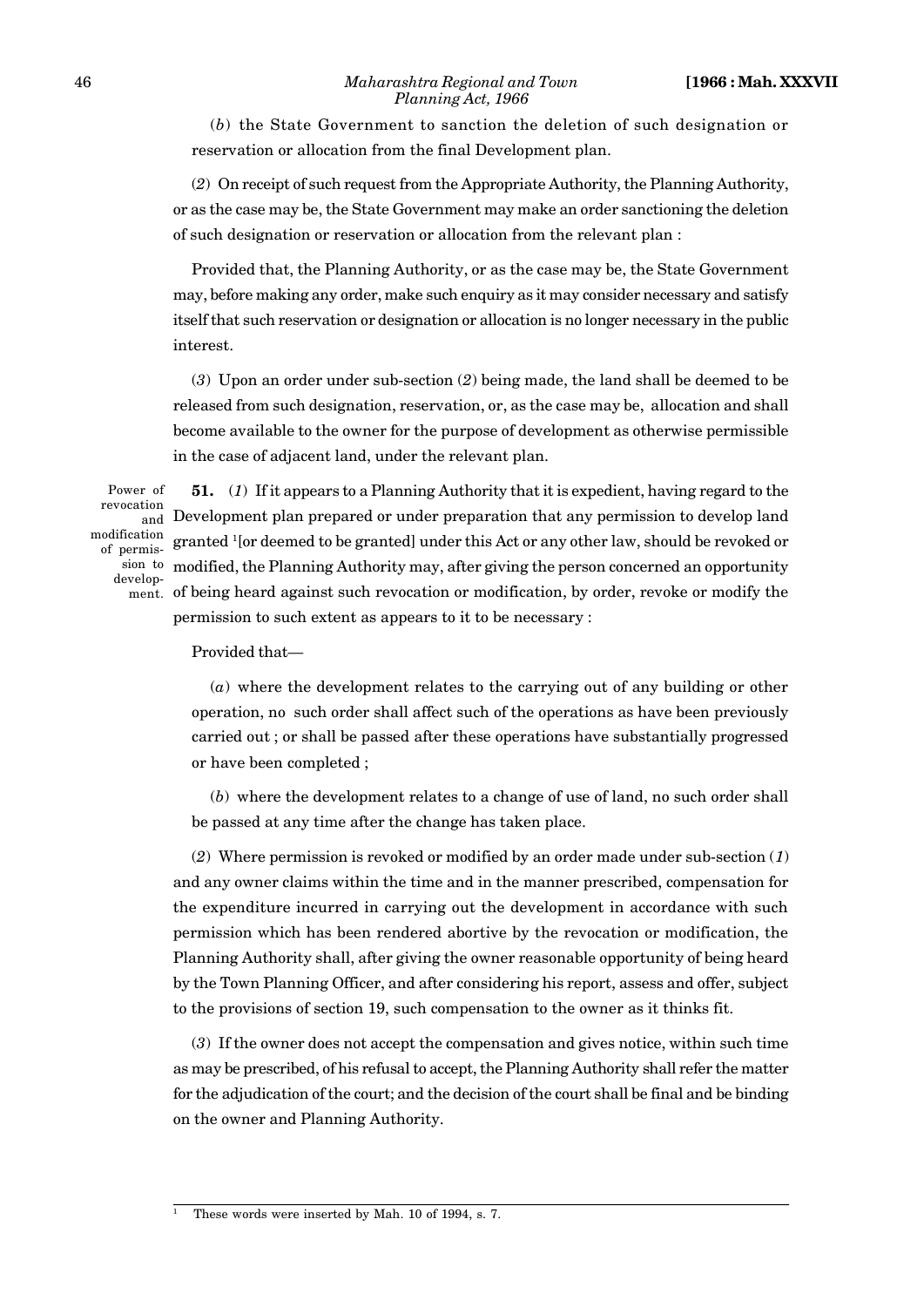(*b*) the State Government to sanction the deletion of such designation or reservation or allocation from the final Development plan.

(*2*) On receipt of such request from the Appropriate Authority, the Planning Authority, or as the case may be, the State Government may make an order sanctioning the deletion of such designation or reservation or allocation from the relevant plan :

Provided that, the Planning Authority, or as the case may be, the State Government may, before making any order, make such enquiry as it may consider necessary and satisfy itself that such reservation or designation or allocation is no longer necessary in the public interest.

(*3*) Upon an order under sub-section (*2*) being made, the land shall be deemed to be released from such designation, reservation, or, as the case may be, allocation and shall become available to the owner for the purpose of development as otherwise permissible in the case of adjacent land, under the relevant plan.

Power of revocation and modification of permission to development.

**51.** (*1*) If it appears to a Planning Authority that it is expedient, having regard to the Development plan prepared or under preparation that any permission to develop land granted [1][or deemed to be granted] under this Act or any other law, should be revoked or modified, the Planning Authority may, after giving the person concerned an opportunity of being heard against such revocation or modification, by order, revoke or modify the permission to such extent as appears to it to be necessary :

Provided that—

(*a*) where the development relates to the carrying out of any building or other operation, no such order shall affect such of the operations as have been previously carried out ; or shall be passed after these operations have substantially progressed or have been completed ;

(*b*) where the development relates to a change of use of land, no such order shall be passed at any time after the change has taken place.

(*2*) Where permission is revoked or modified by an order made under sub-section (*1*) and any owner claims within the time and in the manner prescribed, compensation for the expenditure incurred in carrying out the development in accordance with such permission which has been rendered abortive by the revocation or modification, the Planning Authority shall, after giving the owner reasonable opportunity of being heard by the Town Planning Officer, and after considering his report, assess and offer, subject to the provisions of section 19, such compensation to the owner as it thinks fit.

(*3*) If the owner does not accept the compensation and gives notice, within such time as may be prescribed, of his refusal to accept, the Planning Authority shall refer the matter for the adjudication of the court; and the decision of the court shall be final and be binding on the owner and Planning Authority.

---

[1] These words were inserted by Mah. 10 of 1994, s. 7.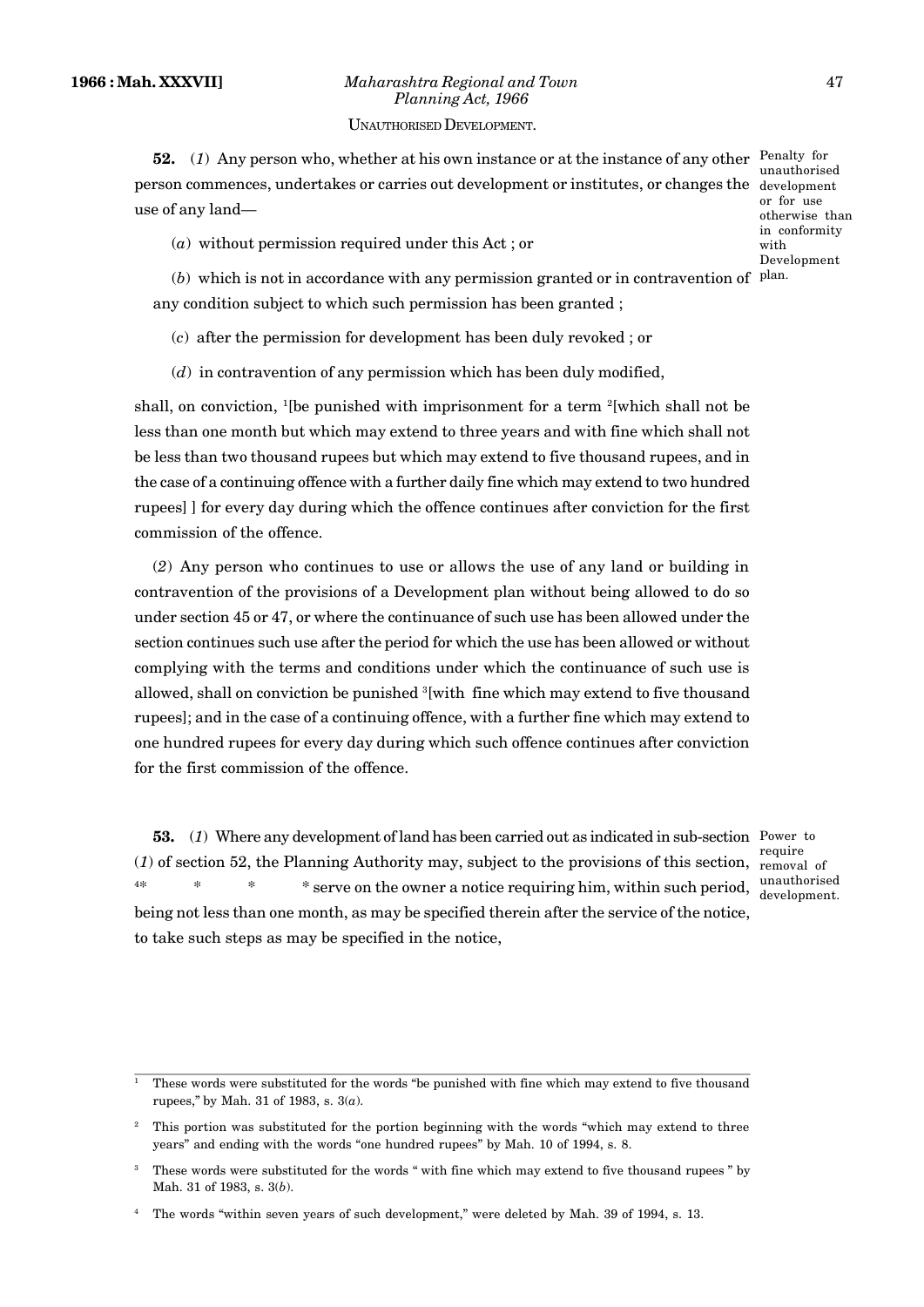UNAUTHORISED DEVELOPMENT.

**52.** (*1*) Any person who, whether at his own instance or at the instance of any other person commences, undertakes or carries out development or institutes, or changes the use of any land—

Penalty for unauthorised development or for use otherwise than in conformity with Development plan.

(*a*) without permission required under this Act ; or

(*b*) which is not in accordance with any permission granted or in contravention of any condition subject to which such permission has been granted ;

(*c*) after the permission for development has been duly revoked ; or

(*d*) in contravention of any permission which has been duly modified,

shall, on conviction, [1][be punished with imprisonment for a term [2][which shall not be less than one month but which may extend to three years and with fine which shall not be less than two thousand rupees but which may extend to five thousand rupees, and in the case of a continuing offence with a further daily fine which may extend to two hundred rupees] ] for every day during which the offence continues after conviction for the first commission of the offence.

(*2*) Any person who continues to use or allows the use of any land or building in contravention of the provisions of a Development plan without being allowed to do so under section 45 or 47, or where the continuance of such use has been allowed under the section continues such use after the period for which the use has been allowed or without complying with the terms and conditions under which the continuance of such use is allowed, shall on conviction be punished [3][with fine which may extend to five thousand rupees]; and in the case of a continuing offence, with a further fine which may extend to one hundred rupees for every day during which such offence continues after conviction for the first commission of the offence.

**53.** (*1*) Where any development of land has been carried out as indicated in sub-section (*1*) of section 52, the Planning Authority may, subject to the provisions of this section, [4]* * * * serve on the owner a notice requiring him, within such period, being not less than one month, as may be specified therein after the service of the notice, to take such steps as may be specified in the notice,

Power to require removal of unauthorised development.

---

[1] These words were substituted for the words "be punished with fine which may extend to five thousand rupees," by Mah. 31 of 1983, s. 3(*a*).

[2] This portion was substituted for the portion beginning with the words "which may extend to three years" and ending with the words "one hundred rupees" by Mah. 10 of 1994, s. 8.

[3] These words were substituted for the words " with fine which may extend to five thousand rupees " by Mah. 31 of 1983, s. 3(*b*).

[4] The words "within seven years of such development," were deleted by Mah. 39 of 1994, s. 13.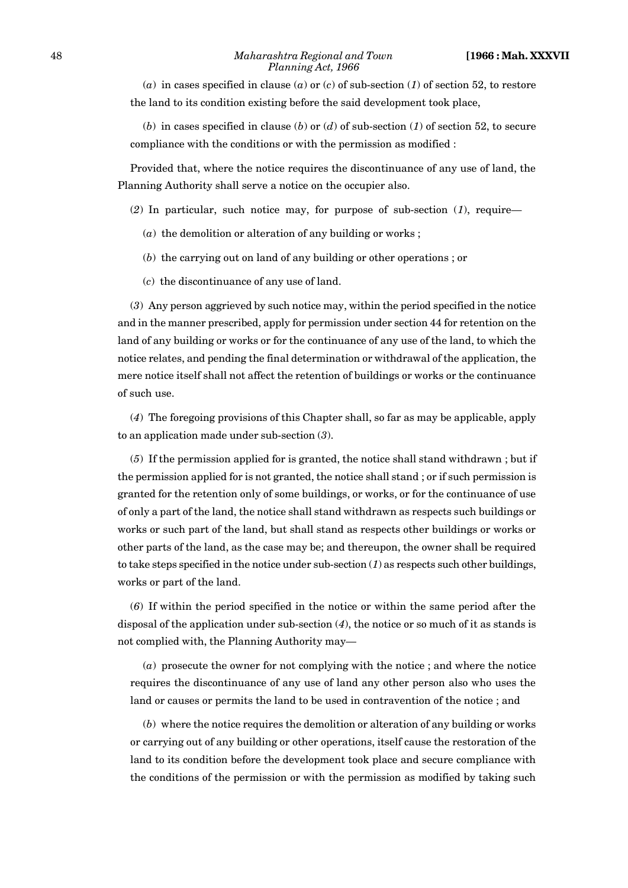(*a*) in cases specified in clause (*a*) or (*c*) of sub-section (*1*) of section 52, to restore the land to its condition existing before the said development took place,

(*b*) in cases specified in clause (*b*) or (*d*) of sub-section (*1*) of section 52, to secure compliance with the conditions or with the permission as modified :

Provided that, where the notice requires the discontinuance of any use of land, the Planning Authority shall serve a notice on the occupier also.

(*2*) In particular, such notice may, for purpose of sub-section (*1*), require—

(*a*) the demolition or alteration of any building or works ;

(*b*) the carrying out on land of any building or other operations ; or

(*c*) the discontinuance of any use of land.

(*3*) Any person aggrieved by such notice may, within the period specified in the notice and in the manner prescribed, apply for permission under section 44 for retention on the land of any building or works or for the continuance of any use of the land, to which the notice relates, and pending the final determination or withdrawal of the application, the mere notice itself shall not affect the retention of buildings or works or the continuance of such use.

(*4*) The foregoing provisions of this Chapter shall, so far as may be applicable, apply to an application made under sub-section (*3*).

(*5*) If the permission applied for is granted, the notice shall stand withdrawn ; but if the permission applied for is not granted, the notice shall stand ; or if such permission is granted for the retention only of some buildings, or works, or for the continuance of use of only a part of the land, the notice shall stand withdrawn as respects such buildings or works or such part of the land, but shall stand as respects other buildings or works or other parts of the land, as the case may be; and thereupon, the owner shall be required to take steps specified in the notice under sub-section (*1*) as respects such other buildings, works or part of the land.

(*6*) If within the period specified in the notice or within the same period after the disposal of the application under sub-section (*4*), the notice or so much of it as stands is not complied with, the Planning Authority may—

(*a*) prosecute the owner for not complying with the notice ; and where the notice requires the discontinuance of any use of land any other person also who uses the land or causes or permits the land to be used in contravention of the notice ; and

(*b*) where the notice requires the demolition or alteration of any building or works or carrying out of any building or other operations, itself cause the restoration of the land to its condition before the development took place and secure compliance with the conditions of the permission or with the permission as modified by taking such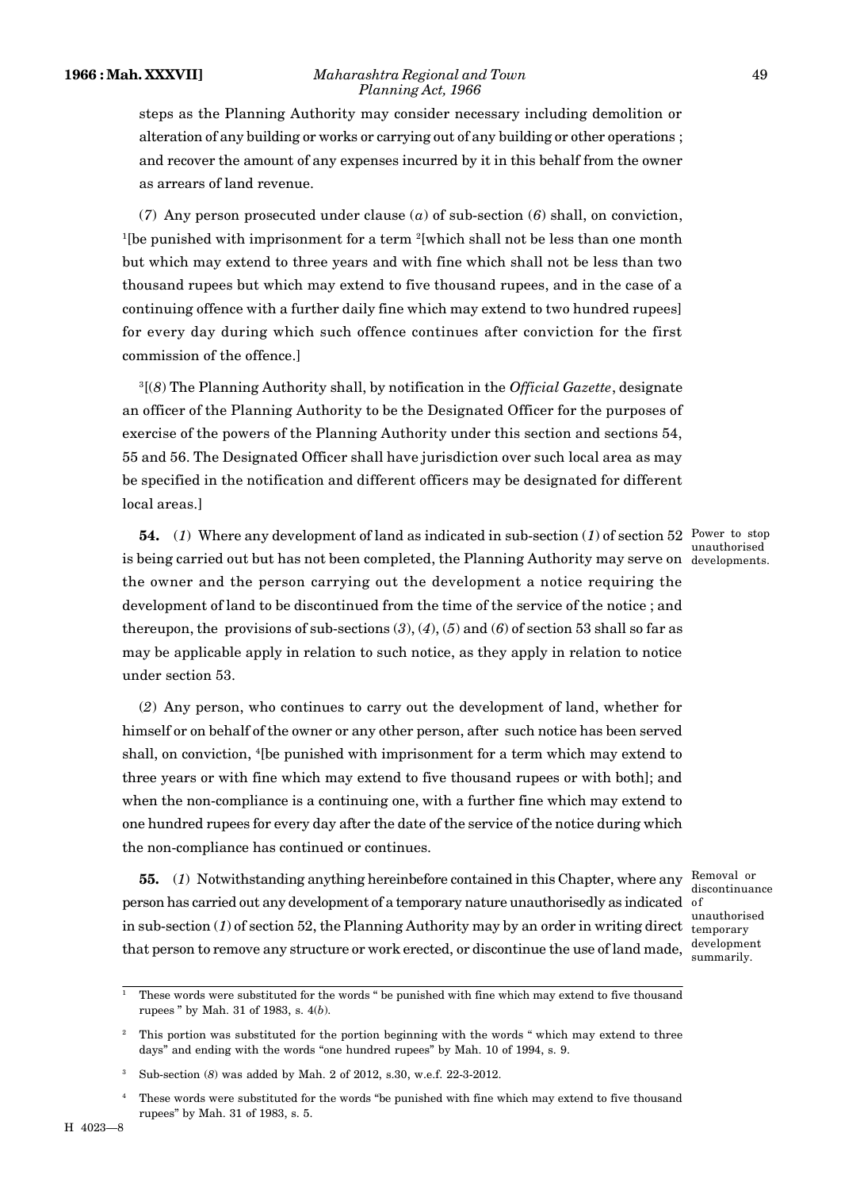steps as the Planning Authority may consider necessary including demolition or alteration of any building or works or carrying out of any building or other operations ; and recover the amount of any expenses incurred by it in this behalf from the owner as arrears of land revenue.

(*7*) Any person prosecuted under clause (*a*) of sub-section (*6*) shall, on conviction, [1][be punished with imprisonment for a term [2][which shall not be less than one month but which may extend to three years and with fine which shall not be less than two thousand rupees but which may extend to five thousand rupees, and in the case of a continuing offence with a further daily fine which may extend to two hundred rupees] for every day during which such offence continues after conviction for the first commission of the offence.]

[3][(*8*) The Planning Authority shall, by notification in the *Official Gazette*, designate an officer of the Planning Authority to be the Designated Officer for the purposes of exercise of the powers of the Planning Authority under this section and sections 54, 55 and 56. The Designated Officer shall have jurisdiction over such local area as may be specified in the notification and different officers may be designated for different local areas.]

Power to stop unauthorised developments.

**54.** (*1*) Where any development of land as indicated in sub-section (*1*) of section 52 is being carried out but has not been completed, the Planning Authority may serve on the owner and the person carrying out the development a notice requiring the development of land to be discontinued from the time of the service of the notice ; and thereupon, the provisions of sub-sections (*3*), (*4*), (*5*) and (*6*) of section 53 shall so far as may be applicable apply in relation to such notice, as they apply in relation to notice under section 53.

(*2*) Any person, who continues to carry out the development of land, whether for himself or on behalf of the owner or any other person, after such notice has been served shall, on conviction, [4][be punished with imprisonment for a term which may extend to three years or with fine which may extend to five thousand rupees or with both]; and when the non-compliance is a continuing one, with a further fine which may extend to one hundred rupees for every day after the date of the service of the notice during which the non-compliance has continued or continues.

Removal or discontinuance of unauthorised temporary development summarily.

**55.** (*1*) Notwithstanding anything hereinbefore contained in this Chapter, where any person has carried out any development of a temporary nature unauthorisedly as indicated in sub-section (*1*) of section 52, the Planning Authority may by an order in writing direct that person to remove any structure or work erected, or discontinue the use of land made,

---

[1] These words were substituted for the words " be punished with fine which may extend to five thousand rupees " by Mah. 31 of 1983, s. 4(*b*).

[2] This portion was substituted for the portion beginning with the words " which may extend to three days" and ending with the words "one hundred rupees" by Mah. 10 of 1994, s. 9.

[3] Sub-section (*8*) was added by Mah. 2 of 2012, s.30, w.e.f. 22-3-2012.

[4] These words were substituted for the words "be punished with fine which may extend to five thousand rupees" by Mah. 31 of 1983, s. 5.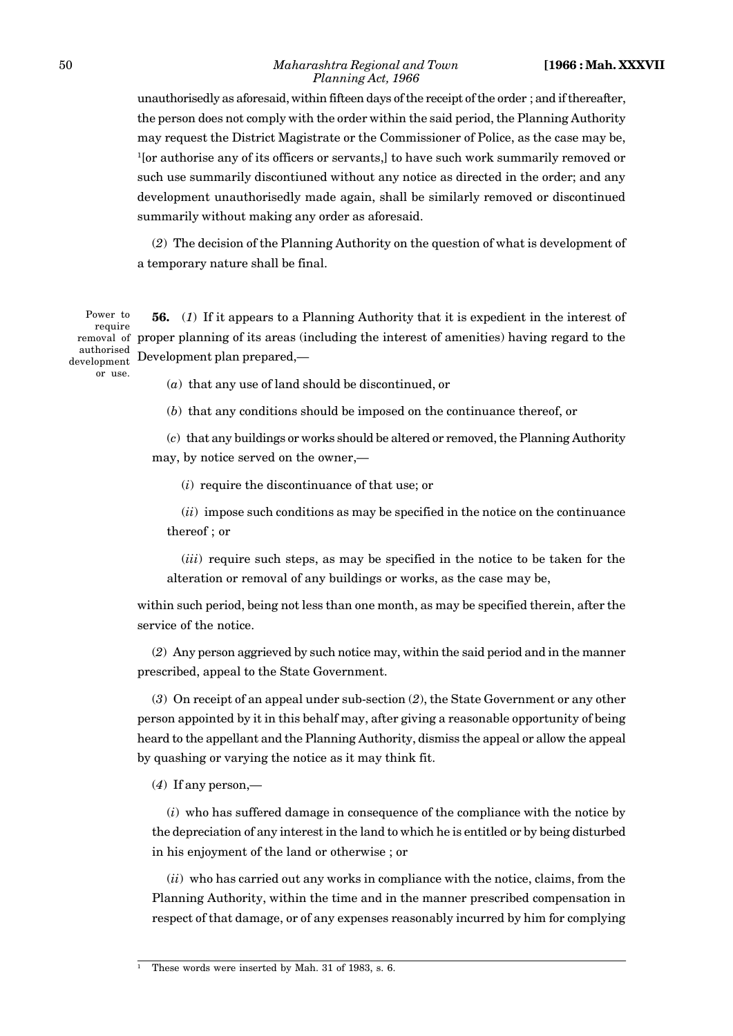unauthorisedly as aforesaid, within fifteen days of the receipt of the order ; and if thereafter, the person does not comply with the order within the said period, the Planning Authority may request the District Magistrate or the Commissioner of Police, as the case may be, [1][or authorise any of its officers or servants,] to have such work summarily removed or such use summarily discontiuned without any notice as directed in the order; and any development unauthorisedly made again, shall be similarly removed or discontinued summarily without making any order as aforesaid.

(*2*) The decision of the Planning Authority on the question of what is development of a temporary nature shall be final.

Power to require removal of authorised development or use.

**56.** (*1*) If it appears to a Planning Authority that it is expedient in the interest of proper planning of its areas (including the interest of amenities) having regard to the Development plan prepared,—

(*a*) that any use of land should be discontinued, or

(*b*) that any conditions should be imposed on the continuance thereof, or

(*c*) that any buildings or works should be altered or removed, the Planning Authority may, by notice served on the owner,—

(*i*) require the discontinuance of that use; or

(*ii*) impose such conditions as may be specified in the notice on the continuance thereof ; or

(*iii*) require such steps, as may be specified in the notice to be taken for the alteration or removal of any buildings or works, as the case may be,

within such period, being not less than one month, as may be specified therein, after the service of the notice.

(*2*) Any person aggrieved by such notice may, within the said period and in the manner prescribed, appeal to the State Government.

(*3*) On receipt of an appeal under sub-section (*2*), the State Government or any other person appointed by it in this behalf may, after giving a reasonable opportunity of being heard to the appellant and the Planning Authority, dismiss the appeal or allow the appeal by quashing or varying the notice as it may think fit.

(*4*) If any person,—

(*i*) who has suffered damage in consequence of the compliance with the notice by the depreciation of any interest in the land to which he is entitled or by being disturbed in his enjoyment of the land or otherwise ; or

(*ii*) who has carried out any works in compliance with the notice, claims, from the Planning Authority, within the time and in the manner prescribed compensation in respect of that damage, or of any expenses reasonably incurred by him for complying

---

[1] These words were inserted by Mah. 31 of 1983, s. 6.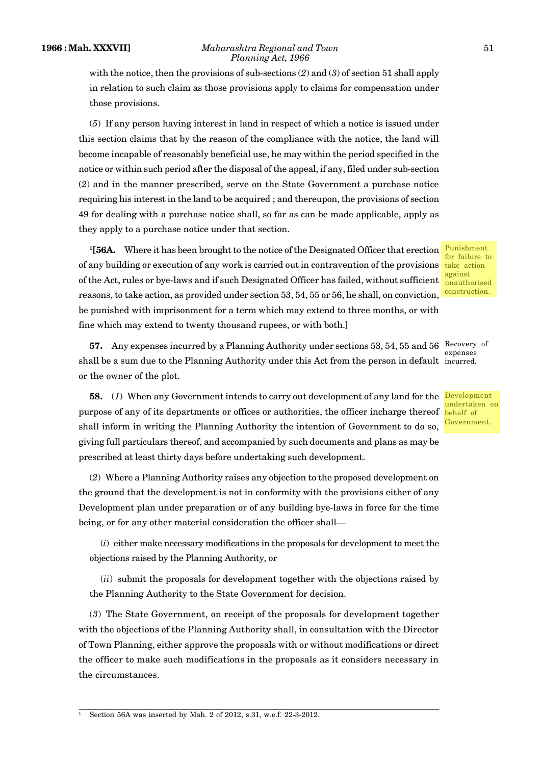with the notice, then the provisions of sub-sections (*2*) and (*3*) of section 51 shall apply in relation to such claim as those provisions apply to claims for compensation under those provisions.

(*5*) If any person having interest in land in respect of which a notice is issued under this section claims that by the reason of the compliance with the notice, the land will become incapable of reasonably beneficial use, he may within the period specified in the notice or within such period after the disposal of the appeal, if any, filed under sub-section (*2*) and in the manner prescribed, serve on the State Government a purchase notice requiring his interest in the land to be acquired ; and thereupon, the provisions of section 49 for dealing with a purchase notice shall, so far as can be made applicable, apply as they apply to a purchase notice under that section.

[1]**[56A.** Where it has been brought to the notice of the Designated Officer that erection of any building or execution of any work is carried out in contravention of the provisions of the Act, rules or bye-laws and if such Designated Officer has failed, without sufficient reasons, to take action, as provided under section 53, 54, 55 or 56, he shall, on conviction, be punished with imprisonment for a term which may extend to three months, or with fine which may extend to twenty thousand rupees, or with both.]

*Punishment for failure to take action against unauthorised construction.*

**57.** Any expenses incurred by a Planning Authority under sections 53, 54, 55 and 56 shall be a sum due to the Planning Authority under this Act from the person in default or the owner of the plot.

*Recovery of expenses incurred.*

**58.** (*1*) When any Government intends to carry out development of any land for the purpose of any of its departments or offices or authorities, the officer incharge thereof shall inform in writing the Planning Authority the intention of Government to do so, giving full particulars thereof, and accompanied by such documents and plans as may be prescribed at least thirty days before undertaking such development.

*Development undertaken on behalf of Government.*

(*2*) Where a Planning Authority raises any objection to the proposed development on the ground that the development is not in conformity with the provisions either of any Development plan under preparation or of any building bye-laws in force for the time being, or for any other material consideration the officer shall—

(*i*) either make necessary modifications in the proposals for development to meet the objections raised by the Planning Authority, or

(*ii*) submit the proposals for development together with the objections raised by the Planning Authority to the State Government for decision.

(*3*) The State Government, on receipt of the proposals for development together with the objections of the Planning Authority shall, in consultation with the Director of Town Planning, either approve the proposals with or without modifications or direct the officer to make such modifications in the proposals as it considers necessary in the circumstances.

---

[1] Section 56A was inserted by Mah. 2 of 2012, s.31, w.e.f. 22-3-2012.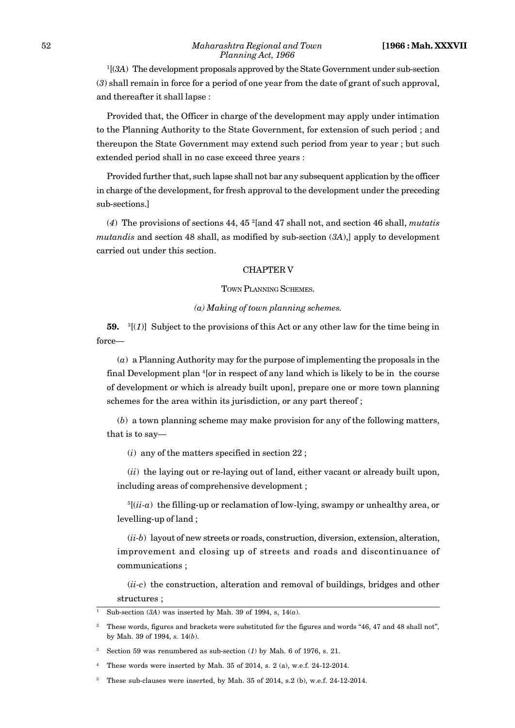[1][(*3A*) The development proposals approved by the State Government under sub-section (*3*) shall remain in force for a period of one year from the date of grant of such approval, and thereafter it shall lapse :

Provided that, the Officer in charge of the development may apply under intimation to the Planning Authority to the State Government, for extension of such period ; and thereupon the State Government may extend such period from year to year ; but such extended period shall in no case exceed three years :

Provided further that, such lapse shall not bar any subsequent application by the officer in charge of the development, for fresh approval to the development under the preceding sub-sections.]

(*4*) The provisions of sections 44, 45 [2][and 47 shall not, and section 46 shall, *mutatis mutandis* and section 48 shall, as modified by sub-section (*3A*),] apply to development carried out under this section.

## CHAPTER V

### TOWN PLANNING SCHEMES.

*(a) Making of town planning schemes.*

**59.** [3][(*1*)] Subject to the provisions of this Act or any other law for the time being in force—

(*a*) a Planning Authority may for the purpose of implementing the proposals in the final Development plan [4][or in respect of any land which is likely to be in the course of development or which is already built upon], prepare one or more town planning schemes for the area within its jurisdiction, or any part thereof ;

(*b*) a town planning scheme may make provision for any of the following matters, that is to say—

(*i*) any of the matters specified in section 22 ;

(*ii*) the laying out or re-laying out of land, either vacant or already built upon, including areas of comprehensive development ;

[5][(*ii-a*) the filling-up or reclamation of low-lying, swampy or unhealthy area, or levelling-up of land ;

(*ii-b*) layout of new streets or roads, construction, diversion, extension, alteration, improvement and closing up of streets and roads and discontinuance of communications ;

(*ii-c*) the construction, alteration and removal of buildings, bridges and other structures ;

---

[1] Sub-section (*3A*) was inserted by Mah. 39 of 1994, s, 14(*a*).

[2] These words, figures and brackets were substituted for the figures and words "46, 47 and 48 shall not", by Mah. 39 of 1994, *s.* 14(*b*).

[3] Section 59 was renumbered as sub-section (*1*) by Mah. 6 of 1976, s. 21.

[4] These words were inserted by Mah. 35 of 2014, s. 2 (a), w.e.f. 24-12-2014.

[5] These sub-clauses were inserted, by Mah. 35 of 2014, s.2 (b), w.e.f. 24-12-2014.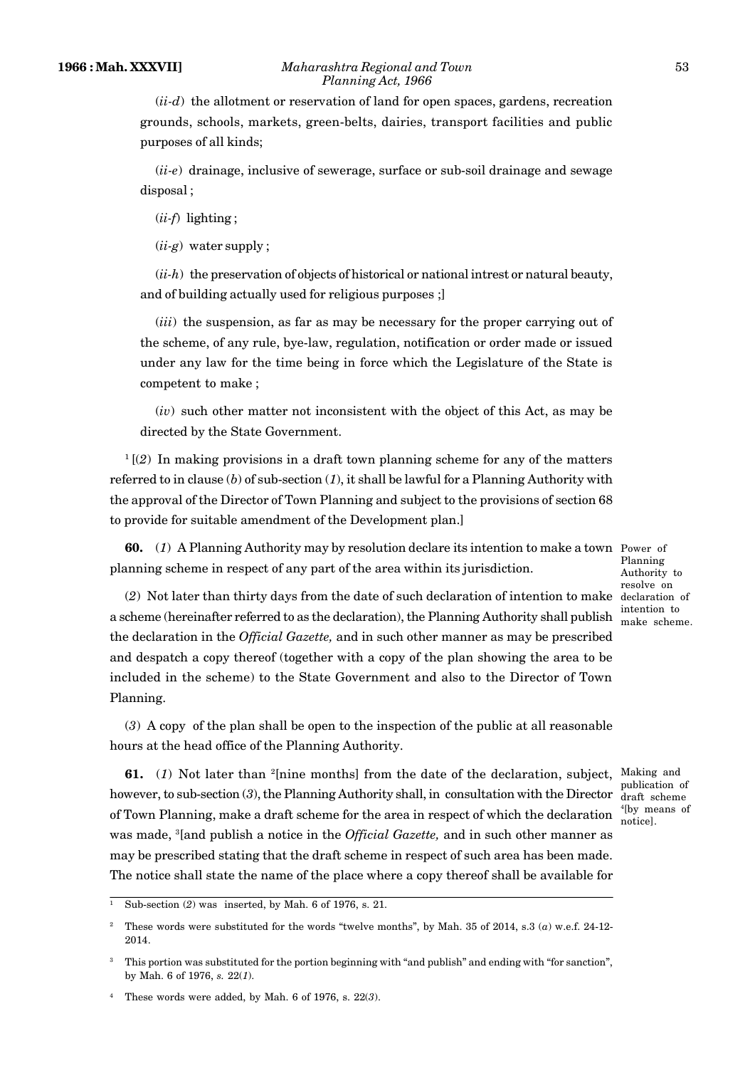(*ii-d*) the allotment or reservation of land for open spaces, gardens, recreation grounds, schools, markets, green-belts, dairies, transport facilities and public purposes of all kinds;

(*ii-e*) drainage, inclusive of sewerage, surface or sub-soil drainage and sewage disposal ;

(*ii-f*) lighting ;

(*ii-g*) water supply ;

(*ii-h*) the preservation of objects of historical or national intrest or natural beauty, and of building actually used for religious purposes ;]

(*iii*) the suspension, as far as may be necessary for the proper carrying out of the scheme, of any rule, bye-law, regulation, notification or order made or issued under any law for the time being in force which the Legislature of the State is competent to make ;

(*iv*) such other matter not inconsistent with the object of this Act, as may be directed by the State Government.

[1] [(*2*) In making provisions in a draft town planning scheme for any of the matters referred to in clause (*b*) of sub-section (*1*), it shall be lawful for a Planning Authority with the approval of the Director of Town Planning and subject to the provisions of section 68 to provide for suitable amendment of the Development plan.]

Power of Planning Authority to resolve on declaration of intention to make scheme.

**60.** (*1*) A Planning Authority may by resolution declare its intention to make a town planning scheme in respect of any part of the area within its jurisdiction.

(*2*) Not later than thirty days from the date of such declaration of intention to make a scheme (hereinafter referred to as the declaration), the Planning Authority shall publish the declaration in the *Official Gazette,* and in such other manner as may be prescribed and despatch a copy thereof (together with a copy of the plan showing the area to be included in the scheme) to the State Government and also to the Director of Town Planning.

(*3*) A copy of the plan shall be open to the inspection of the public at all reasonable hours at the head office of the Planning Authority.

Making and publication of draft scheme [4][by means of notice].

**61.** (*1*) Not later than [2][nine months] from the date of the declaration, subject, however, to sub-section (*3*), the Planning Authority shall, in consultation with the Director of Town Planning, make a draft scheme for the area in respect of which the declaration was made, [3][and publish a notice in the *Official Gazette,* and in such other manner as may be prescribed stating that the draft scheme in respect of such area has been made. The notice shall state the name of the place where a copy thereof shall be available for

---

[1] Sub-section (*2*) was inserted, by Mah. 6 of 1976, s. 21.

[2] These words were substituted for the words "twelve months", by Mah. 35 of 2014, s.3 (*a*) w.e.f. 24-12-2014.

[3] This portion was substituted for the portion beginning with "and publish" and ending with "for sanction", by Mah. 6 of 1976, *s.* 22(*1*).

[4] These words were added, by Mah. 6 of 1976, s. 22(*3*).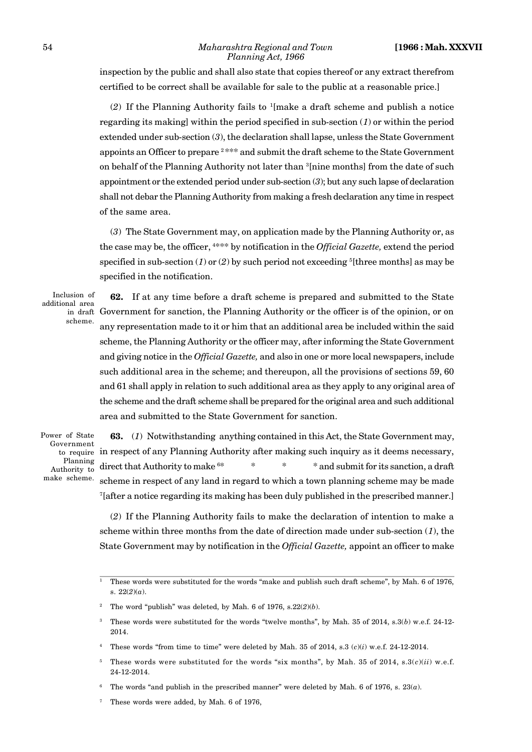inspection by the public and shall also state that copies thereof or any extract therefrom certified to be correct shall be available for sale to the public at a reasonable price.]

(*2*) If the Planning Authority fails to [1][make a draft scheme and publish a notice regarding its making] within the period specified in sub-section (*1*) or within the period extended under sub-section (*3*), the declaration shall lapse, unless the State Government appoints an Officer to prepare [2]*** and submit the draft scheme to the State Government on behalf of the Planning Authority not later than [3][nine months] from the date of such appointment or the extended period under sub-section (*3*); but any such lapse of declaration shall not debar the Planning Authority from making a fresh declaration any time in respect of the same area.

(*3*) The State Government may, on application made by the Planning Authority or, as the case may be, the officer, [4]*** by notification in the *Official Gazette,* extend the period specified in sub-section (*1*) or (*2*) by such period not exceeding [5][three months] as may be specified in the notification.

Inclusion of additional area in draft scheme.

**62.** If at any time before a draft scheme is prepared and submitted to the State Government for sanction, the Planning Authority or the officer is of the opinion, or on any representation made to it or him that an additional area be included within the said scheme, the Planning Authority or the officer may, after informing the State Government and giving notice in the *Official Gazette,* and also in one or more local newspapers, include such additional area in the scheme; and thereupon, all the provisions of sections 59, 60 and 61 shall apply in relation to such additional area as they apply to any original area of the scheme and the draft scheme shall be prepared for the original area and such additional area and submitted to the State Government for sanction.

Power of State Government to require Planning Authority to make scheme.

**63.** (*1*) Notwithstanding anything contained in this Act, the State Government may, in respect of any Planning Authority after making such inquiry as it deems necessary, direct that Authority to make [6]* * * * and submit for its sanction, a draft scheme in respect of any land in regard to which a town planning scheme may be made [7][after a notice regarding its making has been duly published in the prescribed manner.]

(*2*) If the Planning Authority fails to make the declaration of intention to make a scheme within three months from the date of direction made under sub-section (*1*), the State Government may by notification in the *Official Gazette,* appoint an officer to make

---

[1] These words were substituted for the words "make and publish such draft scheme", by Mah. 6 of 1976, s. 22(*2*)(*a*).

[2] The word "publish" was deleted, by Mah. 6 of 1976, s.22(*2*)(*b*).

[3] These words were substituted for the words "twelve months", by Mah. 35 of 2014, s.3(*b*) w.e.f. 24-12-2014.

[4] These words "from time to time" were deleted by Mah. 35 of 2014, s.3 (*c*)(*i*) w.e.f. 24-12-2014.

[5] These words were substituted for the words "six months", by Mah. 35 of 2014, s.3(*c*)(*ii*) w.e.f. 24-12-2014.

[6] The words "and publish in the prescribed manner" were deleted by Mah. 6 of 1976, s. 23(*a*).

[7] These words were added, by Mah. 6 of 1976,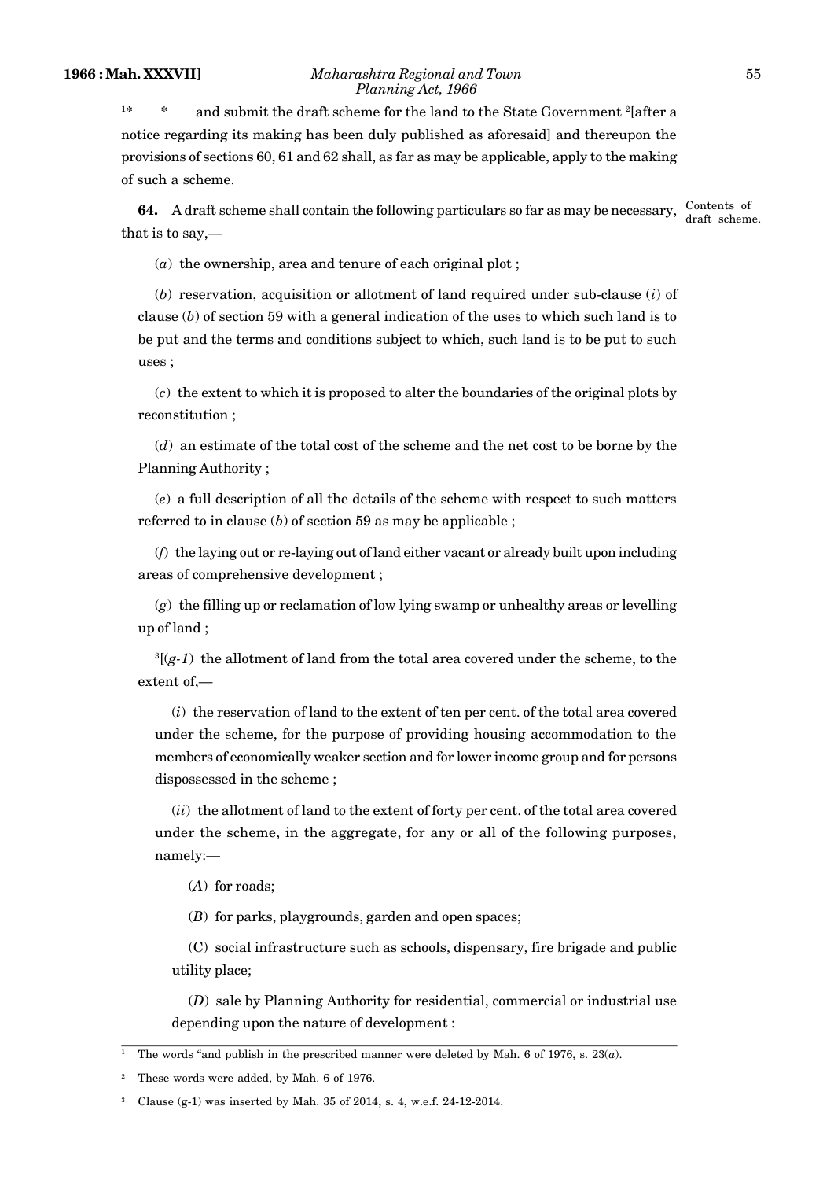[1]* * and submit the draft scheme for the land to the State Government [2][after a notice regarding its making has been duly published as aforesaid] and thereupon the provisions of sections 60, 61 and 62 shall, as far as may be applicable, apply to the making of such a scheme.

**64.** A draft scheme shall contain the following particulars so far as may be necessary, that is to say,— *Contents of draft scheme.*

(*a*) the ownership, area and tenure of each original plot ;

(*b*) reservation, acquisition or allotment of land required under sub-clause (*i*) of clause (*b*) of section 59 with a general indication of the uses to which such land is to be put and the terms and conditions subject to which, such land is to be put to such uses ;

(*c*) the extent to which it is proposed to alter the boundaries of the original plots by reconstitution ;

(*d*) an estimate of the total cost of the scheme and the net cost to be borne by the Planning Authority ;

(*e*) a full description of all the details of the scheme with respect to such matters referred to in clause (*b*) of section 59 as may be applicable ;

(*f*) the laying out or re-laying out of land either vacant or already built upon including areas of comprehensive development ;

(*g*) the filling up or reclamation of low lying swamp or unhealthy areas or levelling up of land ;

[3][(*g-1*) the allotment of land from the total area covered under the scheme, to the extent of,—

(*i*) the reservation of land to the extent of ten per cent. of the total area covered under the scheme, for the purpose of providing housing accommodation to the members of economically weaker section and for lower income group and for persons dispossessed in the scheme ;

(*ii*) the allotment of land to the extent of forty per cent. of the total area covered under the scheme, in the aggregate, for any or all of the following purposes, namely:—

(*A*) for roads;

(*B*) for parks, playgrounds, garden and open spaces;

(C) social infrastructure such as schools, dispensary, fire brigade and public utility place;

(*D*) sale by Planning Authority for residential, commercial or industrial use depending upon the nature of development :

---

[1] The words "and publish in the prescribed manner were deleted by Mah. 6 of 1976, s. 23(*a*).

[2] These words were added, by Mah. 6 of 1976.

[3] Clause (g-1) was inserted by Mah. 35 of 2014, s. 4, w.e.f. 24-12-2014.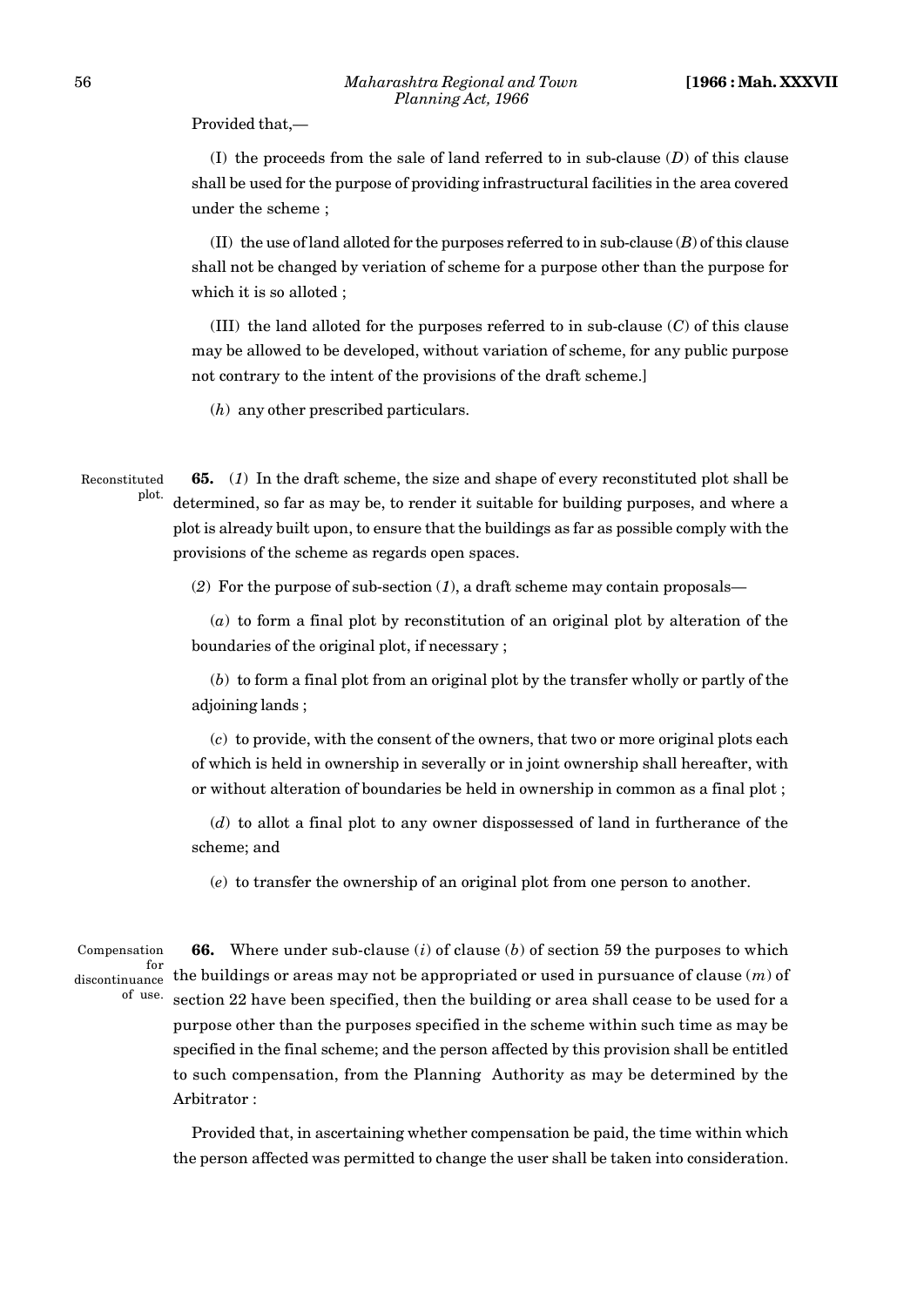Provided that,—

(I) the proceeds from the sale of land referred to in sub-clause (*D*) of this clause shall be used for the purpose of providing infrastructural facilities in the area covered under the scheme ;

(II) the use of land alloted for the purposes referred to in sub-clause (*B*) of this clause shall not be changed by veriation of scheme for a purpose other than the purpose for which it is so alloted ;

(III) the land alloted for the purposes referred to in sub-clause (*C*) of this clause may be allowed to be developed, without variation of scheme, for any public purpose not contrary to the intent of the provisions of the draft scheme.]

(*h*) any other prescribed particulars.

Reconstituted plot.

**65.** (*1*) In the draft scheme, the size and shape of every reconstituted plot shall be determined, so far as may be, to render it suitable for building purposes, and where a plot is already built upon, to ensure that the buildings as far as possible comply with the provisions of the scheme as regards open spaces.

(*2*) For the purpose of sub-section (*1*), a draft scheme may contain proposals—

(*a*) to form a final plot by reconstitution of an original plot by alteration of the boundaries of the original plot, if necessary ;

(*b*) to form a final plot from an original plot by the transfer wholly or partly of the adjoining lands ;

(*c*) to provide, with the consent of the owners, that two or more original plots each of which is held in ownership in severally or in joint ownership shall hereafter, with or without alteration of boundaries be held in ownership in common as a final plot ;

(*d*) to allot a final plot to any owner dispossessed of land in furtherance of the scheme; and

(*e*) to transfer the ownership of an original plot from one person to another.

Compensation for discontinuance of use.

**66.** Where under sub-clause (*i*) of clause (*b*) of section 59 the purposes to which the buildings or areas may not be appropriated or used in pursuance of clause (*m*) of section 22 have been specified, then the building or area shall cease to be used for a purpose other than the purposes specified in the scheme within such time as may be specified in the final scheme; and the person affected by this provision shall be entitled to such compensation, from the Planning Authority as may be determined by the Arbitrator :

Provided that, in ascertaining whether compensation be paid, the time within which the person affected was permitted to change the user shall be taken into consideration.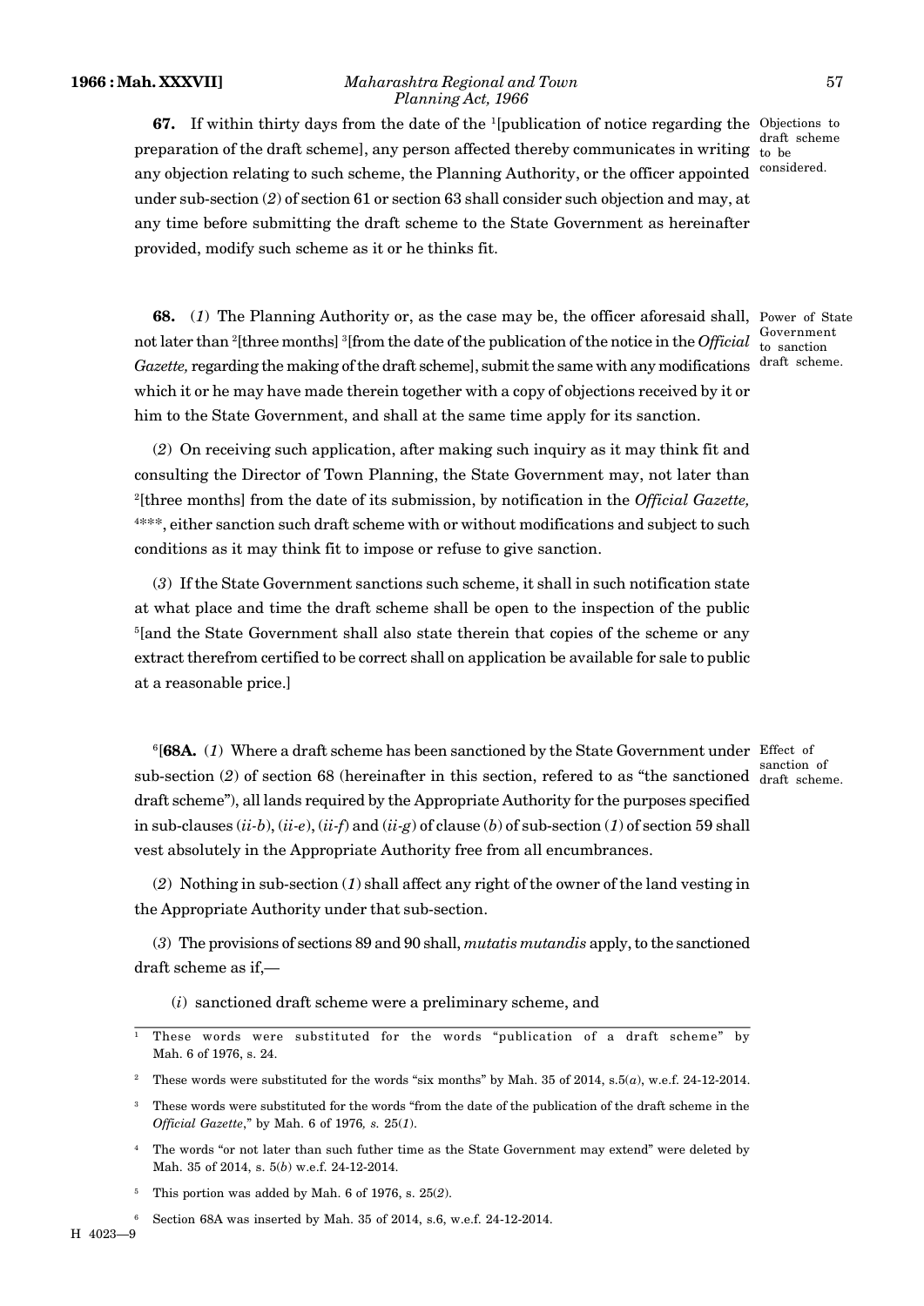**67.** If within thirty days from the date of the [1][publication of notice regarding the preparation of the draft scheme], any person affected thereby communicates in writing any objection relating to such scheme, the Planning Authority, or the officer appointed under sub-section (*2*) of section 61 or section 63 shall consider such objection and may, at any time before submitting the draft scheme to the State Government as hereinafter provided, modify such scheme as it or he thinks fit.

*Objections to draft scheme to be considered.*

**68.** (*1*) The Planning Authority or, as the case may be, the officer aforesaid shall, not later than [2][three months] [3][from the date of the publication of the notice in the *Official Gazette,* regarding the making of the draft scheme], submit the same with any modifications which it or he may have made therein together with a copy of objections received by it or him to the State Government, and shall at the same time apply for its sanction.

*Power of State Government to sanction draft scheme.*

(*2*) On receiving such application, after making such inquiry as it may think fit and consulting the Director of Town Planning, the State Government may, not later than [2][three months] from the date of its submission, by notification in the *Official Gazette,* [4]***, either sanction such draft scheme with or without modifications and subject to such conditions as it may think fit to impose or refuse to give sanction.

(*3*) If the State Government sanctions such scheme, it shall in such notification state at what place and time the draft scheme shall be open to the inspection of the public [5][and the State Government shall also state therein that copies of the scheme or any extract therefrom certified to be correct shall on application be available for sale to public at a reasonable price.]

[6][**68A.** (*1*) Where a draft scheme has been sanctioned by the State Government under sub-section (*2*) of section 68 (hereinafter in this section, refered to as "the sanctioned draft scheme"), all lands required by the Appropriate Authority for the purposes specified in sub-clauses (*ii-b*), (*ii-e*), (*ii-f*) and (*ii-g*) of clause (*b*) of sub-section (*1*) of section 59 shall vest absolutely in the Appropriate Authority free from all encumbrances.

*Effect of sanction of draft scheme.*

(*2*) Nothing in sub-section (*1*) shall affect any right of the owner of the land vesting in the Appropriate Authority under that sub-section.

(*3*) The provisions of sections 89 and 90 shall, *mutatis mutandis* apply, to the sanctioned draft scheme as if,—

(*i*) sanctioned draft scheme were a preliminary scheme, and

---

[1] These words were substituted for the words "publication of a draft scheme" by Mah. 6 of 1976, s. 24.

[2] These words were substituted for the words "six months" by Mah. 35 of 2014, s.5(*a*), w.e.f. 24-12-2014.

[3] These words were substituted for the words "from the date of the publication of the draft scheme in the *Official Gazette*," by Mah. 6 of 1976*, s.* 25(*1*).

[4] The words "or not later than such futher time as the State Government may extend" were deleted by Mah. 35 of 2014, s. 5(*b*) w.e.f. 24-12-2014.

[5] This portion was added by Mah. 6 of 1976, s. 25(*2*).

[6] Section 68A was inserted by Mah. 35 of 2014, s.6, w.e.f. 24-12-2014.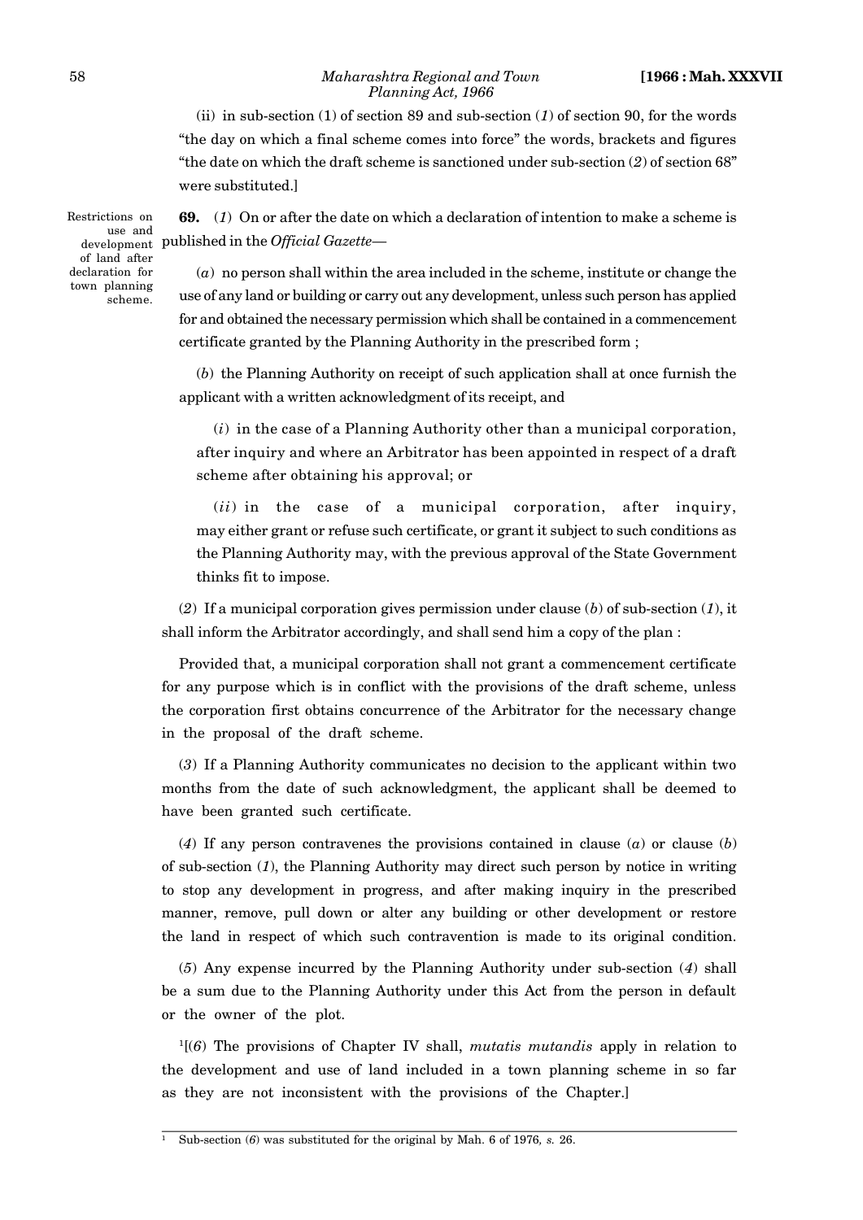(ii) in sub-section (1) of section 89 and sub-section (*1*) of section 90, for the words "the day on which a final scheme comes into force" the words, brackets and figures "the date on which the draft scheme is sanctioned under sub-section (*2*) of section 68" were substituted.]

*Restrictions on use and development of land after declaration for town planning scheme.*

**69.** (*1*) On or after the date on which a declaration of intention to make a scheme is published in the *Official Gazette*—

(*a*) no person shall within the area included in the scheme, institute or change the use of any land or building or carry out any development, unless such person has applied for and obtained the necessary permission which shall be contained in a commencement certificate granted by the Planning Authority in the prescribed form ;

(*b*) the Planning Authority on receipt of such application shall at once furnish the applicant with a written acknowledgment of its receipt, and

(*i*) in the case of a Planning Authority other than a municipal corporation, after inquiry and where an Arbitrator has been appointed in respect of a draft scheme after obtaining his approval; or

(*ii*) in the case of a municipal corporation, after inquiry, may either grant or refuse such certificate, or grant it subject to such conditions as the Planning Authority may, with the previous approval of the State Government thinks fit to impose.

(*2*) If a municipal corporation gives permission under clause (*b*) of sub-section (*1*), it shall inform the Arbitrator accordingly, and shall send him a copy of the plan :

Provided that, a municipal corporation shall not grant a commencement certificate for any purpose which is in conflict with the provisions of the draft scheme, unless the corporation first obtains concurrence of the Arbitrator for the necessary change in the proposal of the draft scheme.

(*3*) If a Planning Authority communicates no decision to the applicant within two months from the date of such acknowledgment, the applicant shall be deemed to have been granted such certificate.

(*4*) If any person contravenes the provisions contained in clause (*a*) or clause (*b*) of sub-section (*1*), the Planning Authority may direct such person by notice in writing to stop any development in progress, and after making inquiry in the prescribed manner, remove, pull down or alter any building or other development or restore the land in respect of which such contravention is made to its original condition.

(*5*) Any expense incurred by the Planning Authority under sub-section (*4*) shall be a sum due to the Planning Authority under this Act from the person in default or the owner of the plot.

[1][(*6*) The provisions of Chapter IV shall, *mutatis mutandis* apply in relation to the development and use of land included in a town planning scheme in so far as they are not inconsistent with the provisions of the Chapter.]

---

[1] Sub-section (*6*) was substituted for the original by Mah. 6 of 1976, *s.* 26.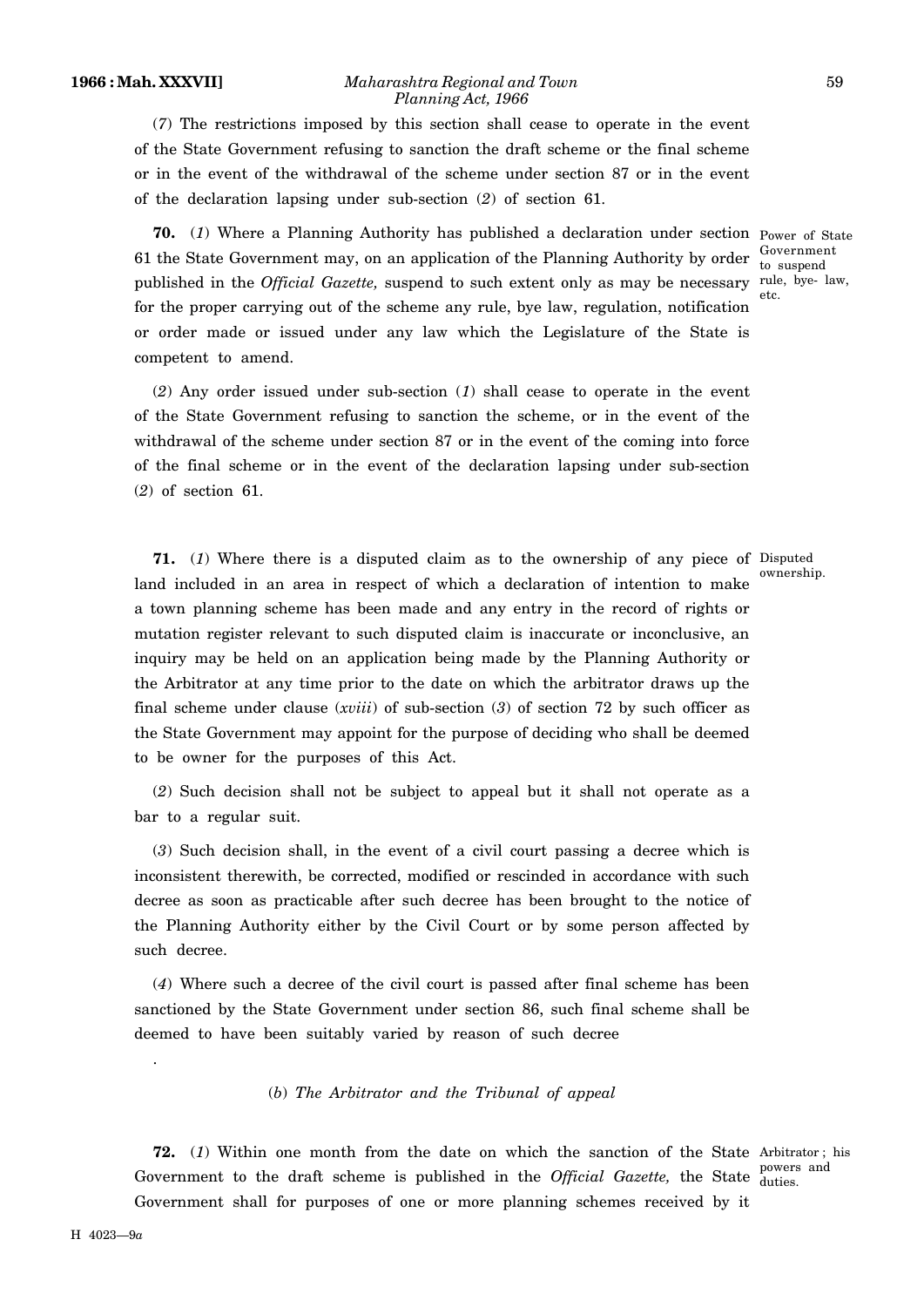(*7*) The restrictions imposed by this section shall cease to operate in the event of the State Government refusing to sanction the draft scheme or the final scheme or in the event of the withdrawal of the scheme under section 87 or in the event of the declaration lapsing under sub-section (*2*) of section 61.

**70.** (*1*) Where a Planning Authority has published a declaration under section 61 the State Government may, on an application of the Planning Authority by order published in the *Official Gazette,* suspend to such extent only as may be necessary for the proper carrying out of the scheme any rule, bye law, regulation, notification or order made or issued under any law which the Legislature of the State is competent to amend.

Power of State Government to suspend rule, bye- law, etc.

(*2*) Any order issued under sub-section (*1*) shall cease to operate in the event of the State Government refusing to sanction the scheme, or in the event of the withdrawal of the scheme under section 87 or in the event of the coming into force of the final scheme or in the event of the declaration lapsing under sub-section (*2*) of section 61.

**71.** (*1*) Where there is a disputed claim as to the ownership of any piece of land included in an area in respect of which a declaration of intention to make a town planning scheme has been made and any entry in the record of rights or mutation register relevant to such disputed claim is inaccurate or inconclusive, an inquiry may be held on an application being made by the Planning Authority or the Arbitrator at any time prior to the date on which the arbitrator draws up the final scheme under clause (*xviii*) of sub-section (*3*) of section 72 by such officer as the State Government may appoint for the purpose of deciding who shall be deemed to be owner for the purposes of this Act.

Disputed ownership.

(*2*) Such decision shall not be subject to appeal but it shall not operate as a bar to a regular suit.

(*3*) Such decision shall, in the event of a civil court passing a decree which is inconsistent therewith, be corrected, modified or rescinded in accordance with such decree as soon as practicable after such decree has been brought to the notice of the Planning Authority either by the Civil Court or by some person affected by such decree.

(*4*) Where such a decree of the civil court is passed after final scheme has been sanctioned by the State Government under section 86, such final scheme shall be deemed to have been suitably varied by reason of such decree

.

(*b*) *The Arbitrator and the Tribunal of appeal*

**72.** (*1*) Within one month from the date on which the sanction of the State Government to the draft scheme is published in the *Official Gazette,* the State Government shall for purposes of one or more planning schemes received by it

Arbitrator ; his powers and duties.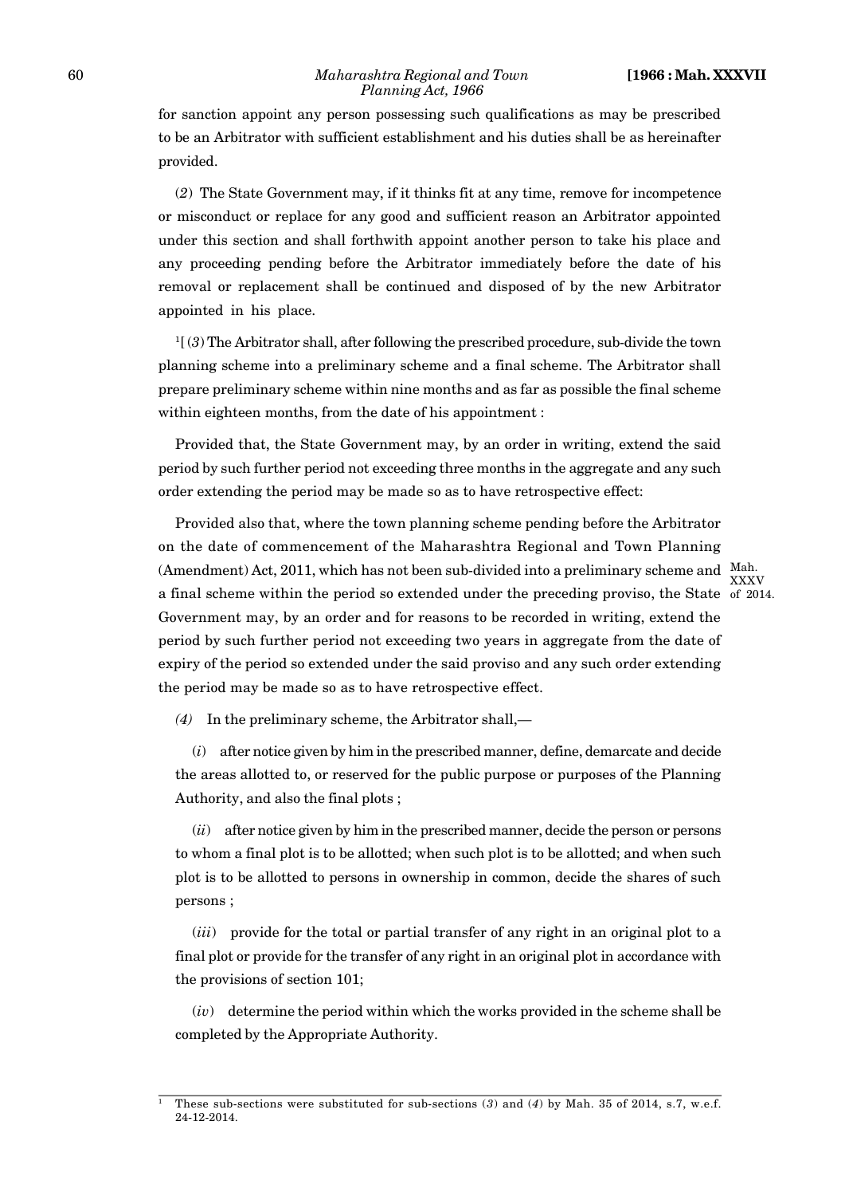for sanction appoint any person possessing such qualifications as may be prescribed to be an Arbitrator with sufficient establishment and his duties shall be as hereinafter provided.

(*2*) The State Government may, if it thinks fit at any time, remove for incompetence or misconduct or replace for any good and sufficient reason an Arbitrator appointed under this section and shall forthwith appoint another person to take his place and any proceeding pending before the Arbitrator immediately before the date of his removal or replacement shall be continued and disposed of by the new Arbitrator appointed in his place.

[1][ (*3*) The Arbitrator shall, after following the prescribed procedure, sub-divide the town planning scheme into a preliminary scheme and a final scheme. The Arbitrator shall prepare preliminary scheme within nine months and as far as possible the final scheme within eighteen months, from the date of his appointment :

Provided that, the State Government may, by an order in writing, extend the said period by such further period not exceeding three months in the aggregate and any such order extending the period may be made so as to have retrospective effect:

Provided also that, where the town planning scheme pending before the Arbitrator on the date of commencement of the Maharashtra Regional and Town Planning (Amendment) Act, 2011, which has not been sub-divided into a preliminary scheme and a final scheme within the period so extended under the preceding proviso, the State Government may, by an order and for reasons to be recorded in writing, extend the period by such further period not exceeding two years in aggregate from the date of expiry of the period so extended under the said proviso and any such order extending the period may be made so as to have retrospective effect.

Mah. XXXV of 2014.

(*4*) In the preliminary scheme, the Arbitrator shall,—

(*i*) after notice given by him in the prescribed manner, define, demarcate and decide the areas allotted to, or reserved for the public purpose or purposes of the Planning Authority, and also the final plots ;

(*ii*) after notice given by him in the prescribed manner, decide the person or persons to whom a final plot is to be allotted; when such plot is to be allotted; and when such plot is to be allotted to persons in ownership in common, decide the shares of such persons ;

(*iii*) provide for the total or partial transfer of any right in an original plot to a final plot or provide for the transfer of any right in an original plot in accordance with the provisions of section 101;

(*iv*) determine the period within which the works provided in the scheme shall be completed by the Appropriate Authority.

---

[1] These sub-sections were substituted for sub-sections (*3*) and (*4*) by Mah. 35 of 2014, s.7, w.e.f. 24-12-2014.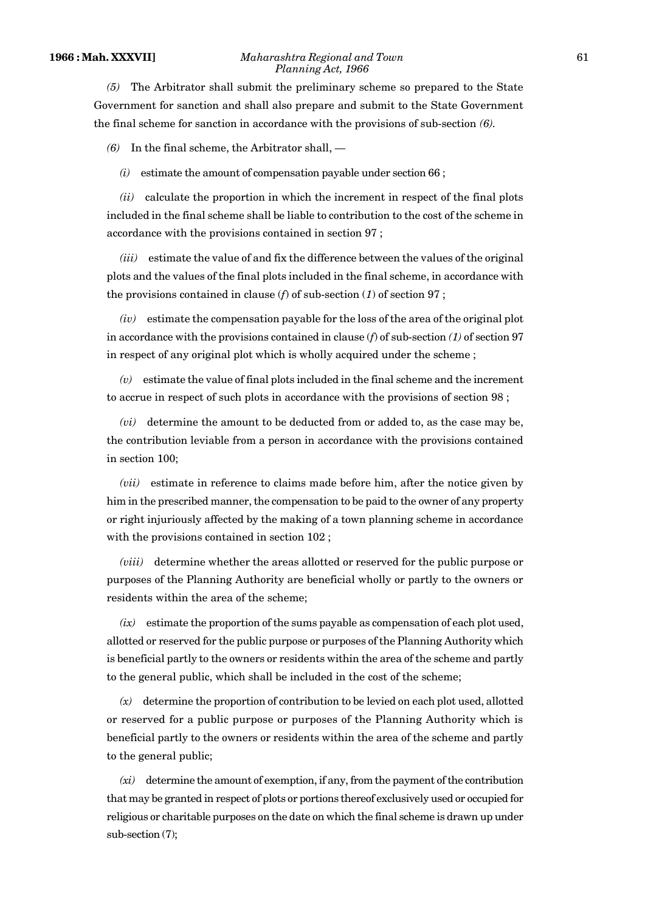*(5)* The Arbitrator shall submit the preliminary scheme so prepared to the State Government for sanction and shall also prepare and submit to the State Government the final scheme for sanction in accordance with the provisions of sub-section *(6)*.

*(6)* In the final scheme, the Arbitrator shall, —

*(i)* estimate the amount of compensation payable under section 66 ;

*(ii)* calculate the proportion in which the increment in respect of the final plots included in the final scheme shall be liable to contribution to the cost of the scheme in accordance with the provisions contained in section 97 ;

*(iii)* estimate the value of and fix the difference between the values of the original plots and the values of the final plots included in the final scheme, in accordance with the provisions contained in clause (*f*) of sub-section (*1*) of section 97 ;

*(iv)* estimate the compensation payable for the loss of the area of the original plot in accordance with the provisions contained in clause (*f*) of sub-section *(1)* of section 97 in respect of any original plot which is wholly acquired under the scheme ;

*(v)* estimate the value of final plots included in the final scheme and the increment to accrue in respect of such plots in accordance with the provisions of section 98 ;

*(vi)* determine the amount to be deducted from or added to, as the case may be, the contribution leviable from a person in accordance with the provisions contained in section 100;

*(vii)* estimate in reference to claims made before him, after the notice given by him in the prescribed manner, the compensation to be paid to the owner of any property or right injuriously affected by the making of a town planning scheme in accordance with the provisions contained in section 102 ;

*(viii)* determine whether the areas allotted or reserved for the public purpose or purposes of the Planning Authority are beneficial wholly or partly to the owners or residents within the area of the scheme;

*(ix)* estimate the proportion of the sums payable as compensation of each plot used, allotted or reserved for the public purpose or purposes of the Planning Authority which is beneficial partly to the owners or residents within the area of the scheme and partly to the general public, which shall be included in the cost of the scheme;

*(x)* determine the proportion of contribution to be levied on each plot used, allotted or reserved for a public purpose or purposes of the Planning Authority which is beneficial partly to the owners or residents within the area of the scheme and partly to the general public;

*(xi)* determine the amount of exemption, if any, from the payment of the contribution that may be granted in respect of plots or portions thereof exclusively used or occupied for religious or charitable purposes on the date on which the final scheme is drawn up under sub-section (7);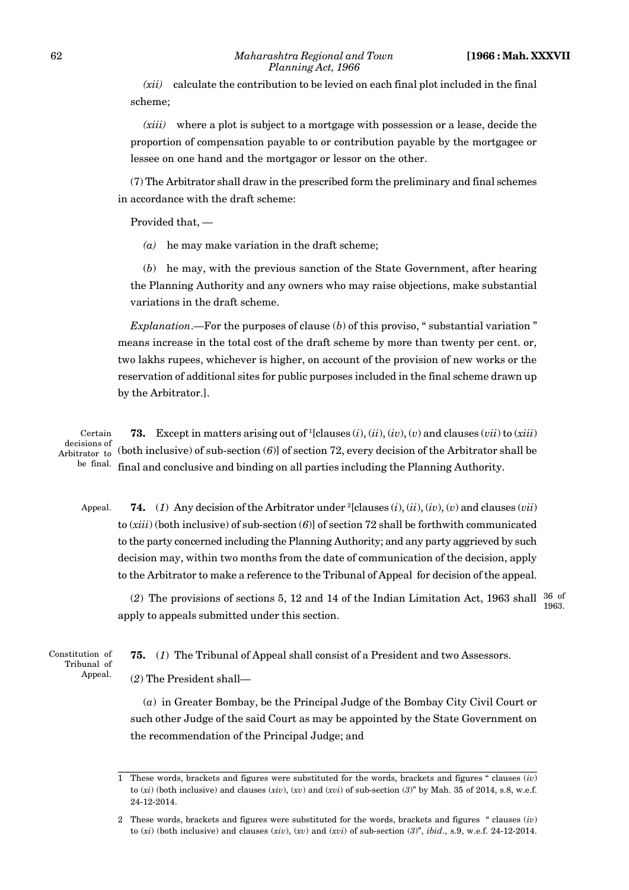*(xii)* calculate the contribution to be levied on each final plot included in the final scheme;

*(xiii)* where a plot is subject to a mortgage with possession or a lease, decide the proportion of compensation payable to or contribution payable by the mortgagee or lessee on one hand and the mortgagor or lessor on the other.

(7) The Arbitrator shall draw in the prescribed form the preliminary and final schemes in accordance with the draft scheme:

Provided that, —

*(a)* he may make variation in the draft scheme;

(*b*) he may, with the previous sanction of the State Government, after hearing the Planning Authority and any owners who may raise objections, make substantial variations in the draft scheme.

*Explanation*.—For the purposes of clause (*b*) of this proviso, " substantial variation " means increase in the total cost of the draft scheme by more than twenty per cent. or, two lakhs rupees, whichever is higher, on account of the provision of new works or the reservation of additional sites for public purposes included in the final scheme drawn up by the Arbitrator.].

Certain decisions of Arbitrator to be final.

**73.** Except in matters arising out of [1][clauses (*i*), (*ii*), (*iv*), (*v*) and clauses (*vii*) to (*xiii*) (both inclusive) of sub-section (*6*)] of section 72, every decision of the Arbitrator shall be final and conclusive and binding on all parties including the Planning Authority.

Appeal.

**74.** (*1*) Any decision of the Arbitrator under [2][clauses (*i*), (*ii*), (*iv*), (*v*) and clauses (*vii*) to (*xiii*) (both inclusive) of sub-section (*6*)] of section 72 shall be forthwith communicated to the party concerned including the Planning Authority; and any party aggrieved by such decision may, within two months from the date of communication of the decision, apply to the Arbitrator to make a reference to the Tribunal of Appeal for decision of the appeal.

(*2*) The provisions of sections 5, 12 and 14 of the Indian Limitation Act, 1963 shall apply to appeals submitted under this section. 36 of 1963.

Constitution of Tribunal of Appeal.

**75.** (*1*) The Tribunal of Appeal shall consist of a President and two Assessors.

(*2*) The President shall—

(*a*) in Greater Bombay, be the Principal Judge of the Bombay City Civil Court or such other Judge of the said Court as may be appointed by the State Government on the recommendation of the Principal Judge; and

---

1 These words, brackets and figures were substituted for the words, brackets and figures " clauses (*iv*) to (*xi*) (both inclusive) and clauses (*xiv*), (*xv*) and (*xvi*) of sub-section (*3*)" by Mah. 35 of 2014, s.8, w.e.f. 24-12-2014.

2 These words, brackets and figures were substituted for the words, brackets and figures " clauses (*iv*) to (*xi*) (both inclusive) and clauses (*xiv*), (*xv*) and (*xvi*) of sub-section (*3*)", *ibid*., s.9, w.e.f. 24-12-2014.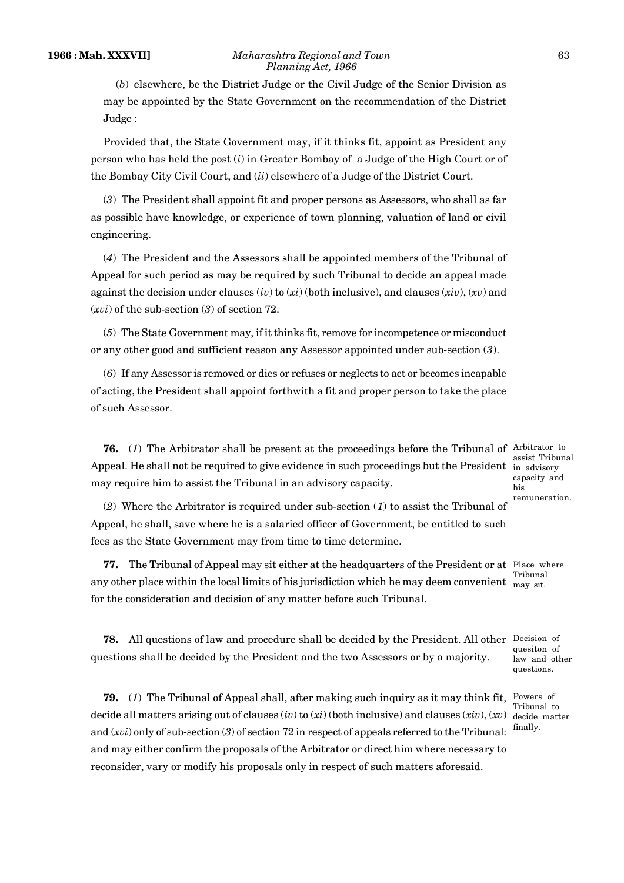(*b*) elsewhere, be the District Judge or the Civil Judge of the Senior Division as may be appointed by the State Government on the recommendation of the District Judge :

Provided that, the State Government may, if it thinks fit, appoint as President any person who has held the post (*i*) in Greater Bombay of a Judge of the High Court or of the Bombay City Civil Court, and (*ii*) elsewhere of a Judge of the District Court.

(*3*) The President shall appoint fit and proper persons as Assessors, who shall as far as possible have knowledge, or experience of town planning, valuation of land or civil engineering.

(*4*) The President and the Assessors shall be appointed members of the Tribunal of Appeal for such period as may be required by such Tribunal to decide an appeal made against the decision under clauses (*iv*) to (*xi*) (both inclusive), and clauses (*xiv*), (*xv*) and (*xvi*) of the sub-section (*3*) of section 72.

(*5*) The State Government may, if it thinks fit, remove for incompetence or misconduct or any other good and sufficient reason any Assessor appointed under sub-section (*3*).

(*6*) If any Assessor is removed or dies or refuses or neglects to act or becomes incapable of acting, the President shall appoint forthwith a fit and proper person to take the place of such Assessor.

*Arbitrator to assist Tribunal in advisory capacity and his remuneration.*

**76.** (*1*) The Arbitrator shall be present at the proceedings before the Tribunal of Appeal. He shall not be required to give evidence in such proceedings but the President may require him to assist the Tribunal in an advisory capacity.

(*2*) Where the Arbitrator is required under sub-section (*1*) to assist the Tribunal of Appeal, he shall, save where he is a salaried officer of Government, be entitled to such fees as the State Government may from time to time determine.

*Place where Tribunal may sit.*

**77.** The Tribunal of Appeal may sit either at the headquarters of the President or at any other place within the local limits of his jurisdiction which he may deem convenient for the consideration and decision of any matter before such Tribunal.

*Decision of quesiton of law and other questions.*

**78.** All questions of law and procedure shall be decided by the President. All other questions shall be decided by the President and the two Assessors or by a majority.

*Powers of Tribunal to decide matter finally.*

**79.** (*1*) The Tribunal of Appeal shall, after making such inquiry as it may think fit, decide all matters arising out of clauses (*iv*) to (*xi*) (both inclusive) and clauses (*xiv*), (*xv*) and (*xvi*) only of sub-section (*3*) of section 72 in respect of appeals referred to the Tribunal: and may either confirm the proposals of the Arbitrator or direct him where necessary to reconsider, vary or modify his proposals only in respect of such matters aforesaid.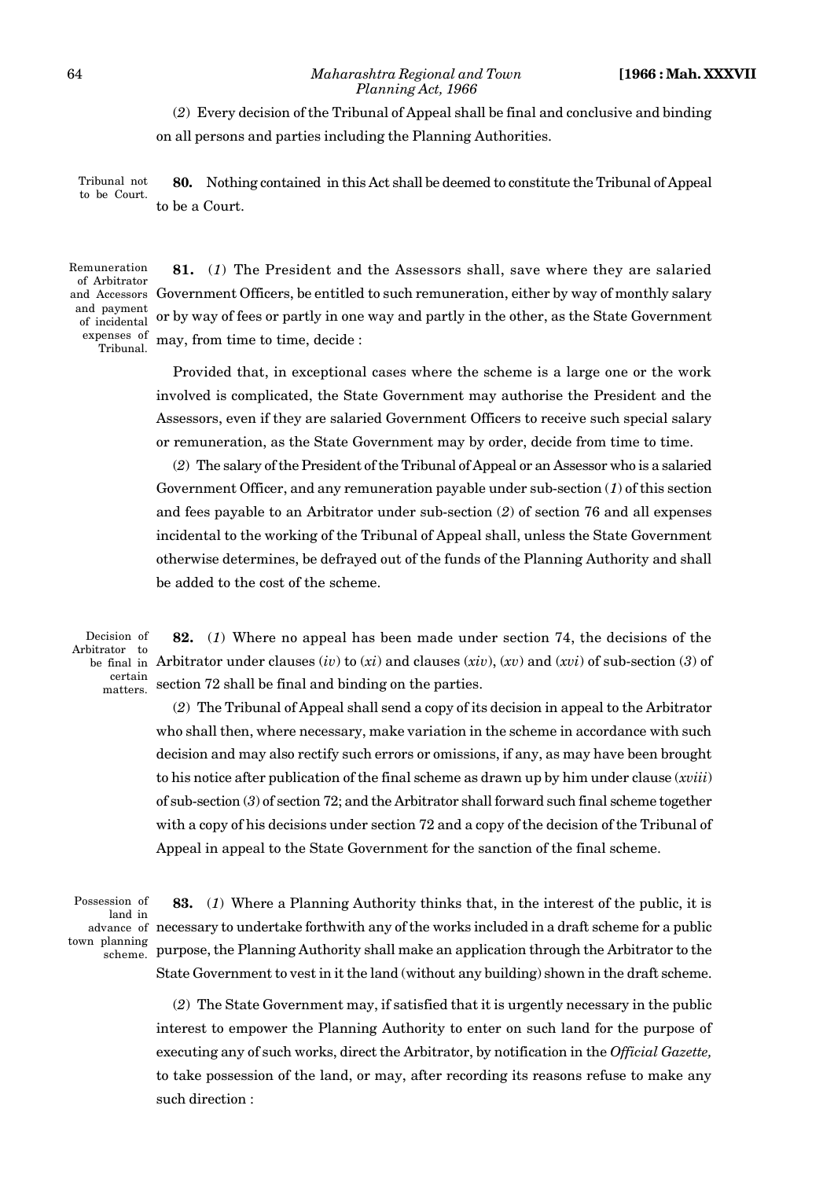(*2*) Every decision of the Tribunal of Appeal shall be final and conclusive and binding on all persons and parties including the Planning Authorities.

Tribunal not to be Court.

**80.** Nothing contained in this Act shall be deemed to constitute the Tribunal of Appeal to be a Court.

Remuneration of Arbitrator and Accessors and payment of incidental expenses of Tribunal.

**81.** (*1*) The President and the Assessors shall, save where they are salaried Government Officers, be entitled to such remuneration, either by way of monthly salary or by way of fees or partly in one way and partly in the other, as the State Government may, from time to time, decide :

Provided that, in exceptional cases where the scheme is a large one or the work involved is complicated, the State Government may authorise the President and the Assessors, even if they are salaried Government Officers to receive such special salary or remuneration, as the State Government may by order, decide from time to time.

(*2*) The salary of the President of the Tribunal of Appeal or an Assessor who is a salaried Government Officer, and any remuneration payable under sub-section (*1*) of this section and fees payable to an Arbitrator under sub-section (*2*) of section 76 and all expenses incidental to the working of the Tribunal of Appeal shall, unless the State Government otherwise determines, be defrayed out of the funds of the Planning Authority and shall be added to the cost of the scheme.

Decision of Arbitrator to be final in certain matters.

**82.** (*1*) Where no appeal has been made under section 74, the decisions of the Arbitrator under clauses (*iv*) to (*xi*) and clauses (*xiv*), (*xv*) and (*xvi*) of sub-section (*3*) of section 72 shall be final and binding on the parties.

(*2*) The Tribunal of Appeal shall send a copy of its decision in appeal to the Arbitrator who shall then, where necessary, make variation in the scheme in accordance with such decision and may also rectify such errors or omissions, if any, as may have been brought to his notice after publication of the final scheme as drawn up by him under clause (*xviii*) of sub-section (*3*) of section 72; and the Arbitrator shall forward such final scheme together with a copy of his decisions under section 72 and a copy of the decision of the Tribunal of Appeal in appeal to the State Government for the sanction of the final scheme.

Possession of land in advance of town planning scheme.

**83.** (*1*) Where a Planning Authority thinks that, in the interest of the public, it is necessary to undertake forthwith any of the works included in a draft scheme for a public purpose, the Planning Authority shall make an application through the Arbitrator to the State Government to vest in it the land (without any building) shown in the draft scheme.

(*2*) The State Government may, if satisfied that it is urgently necessary in the public interest to empower the Planning Authority to enter on such land for the purpose of executing any of such works, direct the Arbitrator, by notification in the *Official Gazette,* to take possession of the land, or may, after recording its reasons refuse to make any such direction :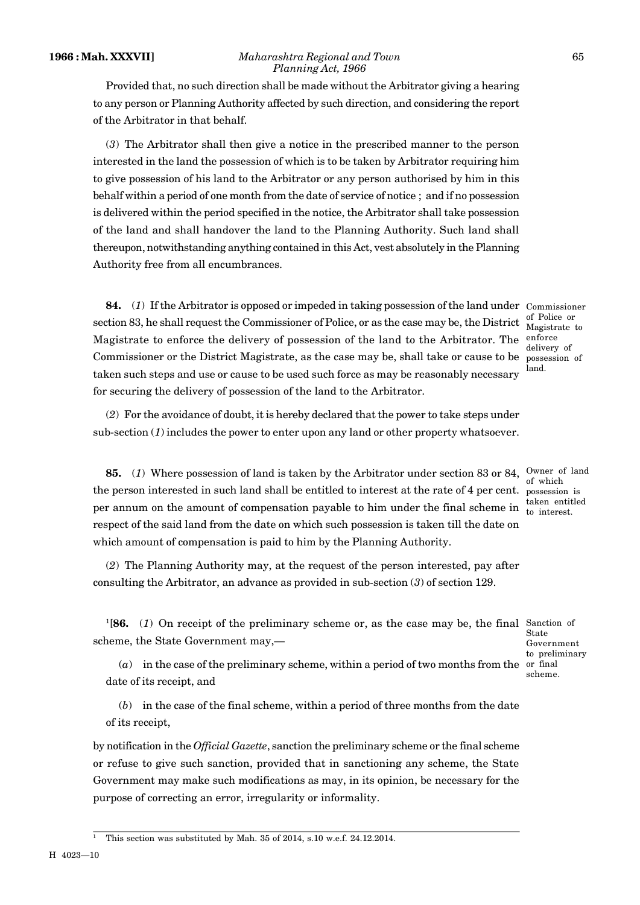Provided that, no such direction shall be made without the Arbitrator giving a hearing to any person or Planning Authority affected by such direction, and considering the report of the Arbitrator in that behalf.

(*3*) The Arbitrator shall then give a notice in the prescribed manner to the person interested in the land the possession of which is to be taken by Arbitrator requiring him to give possession of his land to the Arbitrator or any person authorised by him in this behalf within a period of one month from the date of service of notice ; and if no possession is delivered within the period specified in the notice, the Arbitrator shall take possession of the land and shall handover the land to the Planning Authority. Such land shall thereupon, notwithstanding anything contained in this Act, vest absolutely in the Planning Authority free from all encumbrances.

Commissioner of Police or Magistrate to enforce delivery of possession of land.

**84.** (*1*) If the Arbitrator is opposed or impeded in taking possession of the land under section 83, he shall request the Commissioner of Police, or as the case may be, the District Magistrate to enforce the delivery of possession of the land to the Arbitrator. The Commissioner or the District Magistrate, as the case may be, shall take or cause to be taken such steps and use or cause to be used such force as may be reasonably necessary for securing the delivery of possession of the land to the Arbitrator.

(*2*) For the avoidance of doubt, it is hereby declared that the power to take steps under sub-section (*1*) includes the power to enter upon any land or other property whatsoever.

Owner of land of which possession is taken entitled to interest.

**85.** (*1*) Where possession of land is taken by the Arbitrator under section 83 or 84, the person interested in such land shall be entitled to interest at the rate of 4 per cent. per annum on the amount of compensation payable to him under the final scheme in respect of the said land from the date on which such possession is taken till the date on which amount of compensation is paid to him by the Planning Authority.

(*2*) The Planning Authority may, at the request of the person interested, pay after consulting the Arbitrator, an advance as provided in sub-section (*3*) of section 129.

Sanction of State Government to preliminary or final scheme.

[1][**86.** (*1*) On receipt of the preliminary scheme or, as the case may be, the final scheme, the State Government may,—

(*a*) in the case of the preliminary scheme, within a period of two months from the date of its receipt, and

(*b*) in the case of the final scheme, within a period of three months from the date of its receipt,

by notification in the *Official Gazette*, sanction the preliminary scheme or the final scheme or refuse to give such sanction, provided that in sanctioning any scheme, the State Government may make such modifications as may, in its opinion, be necessary for the purpose of correcting an error, irregularity or informality.

---

[1] This section was substituted by Mah. 35 of 2014, s.10 w.e.f. 24.12.2014.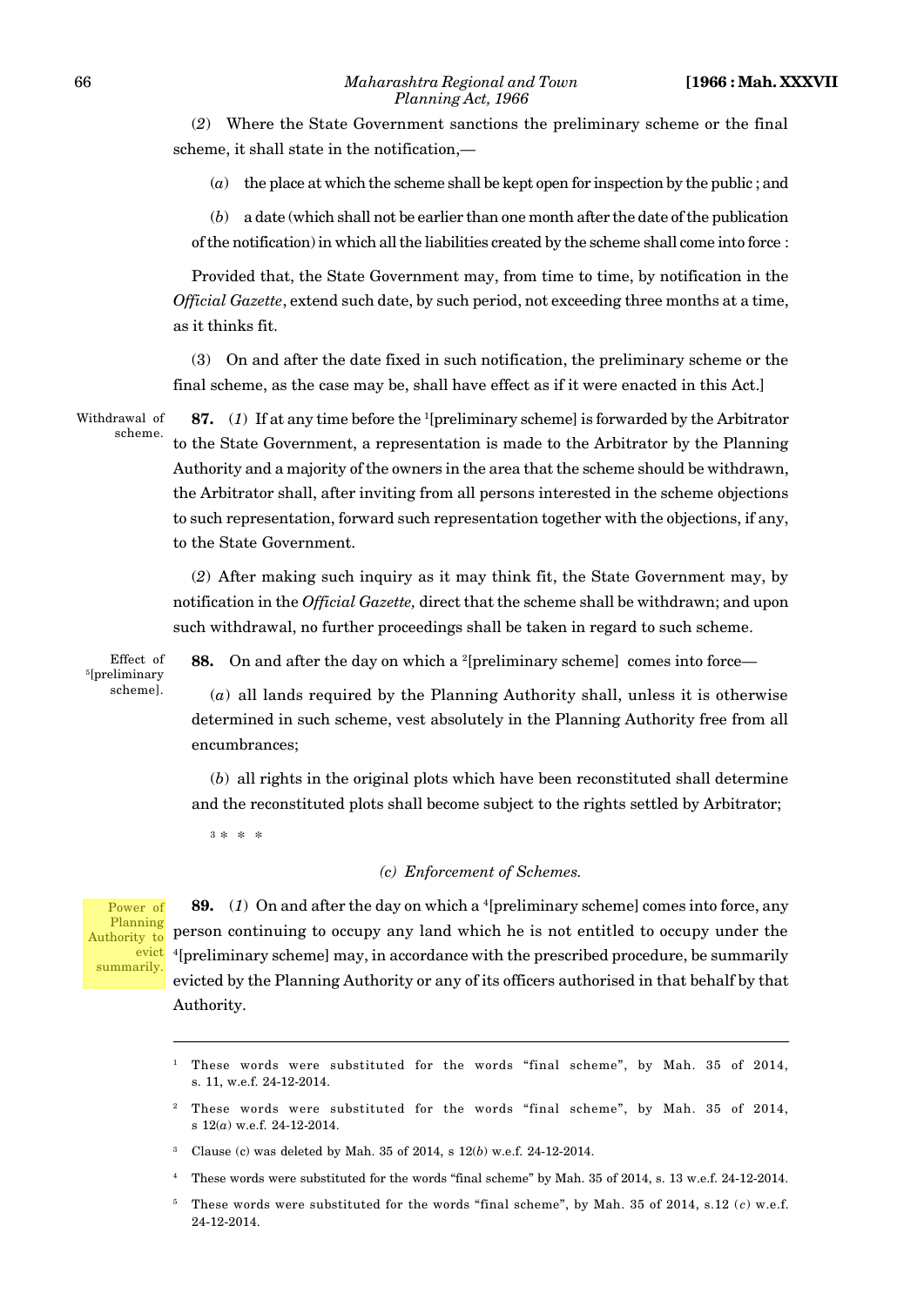(*2*) Where the State Government sanctions the preliminary scheme or the final scheme, it shall state in the notification,—

(*a*) the place at which the scheme shall be kept open for inspection by the public ; and

(*b*) a date (which shall not be earlier than one month after the date of the publication of the notification) in which all the liabilities created by the scheme shall come into force :

Provided that, the State Government may, from time to time, by notification in the *Official Gazette*, extend such date, by such period, not exceeding three months at a time, as it thinks fit.

(3) On and after the date fixed in such notification, the preliminary scheme or the final scheme, as the case may be, shall have effect as if it were enacted in this Act.]

Withdrawal of scheme.

**87.** (*1*) If at any time before the [1][preliminary scheme] is forwarded by the Arbitrator to the State Government, a representation is made to the Arbitrator by the Planning Authority and a majority of the owners in the area that the scheme should be withdrawn, the Arbitrator shall, after inviting from all persons interested in the scheme objections to such representation, forward such representation together with the objections, if any, to the State Government.

(*2*) After making such inquiry as it may think fit, the State Government may, by notification in the *Official Gazette,* direct that the scheme shall be withdrawn; and upon such withdrawal, no further proceedings shall be taken in regard to such scheme.

Effect of [5][preliminary scheme].

**88.** On and after the day on which a [2][preliminary scheme] comes into force—

(*a*) all lands required by the Planning Authority shall, unless it is otherwise determined in such scheme, vest absolutely in the Planning Authority free from all encumbrances;

(*b*) all rights in the original plots which have been reconstituted shall determine and the reconstituted plots shall become subject to the rights settled by Arbitrator;

[3] * * *

*(c) Enforcement of Schemes.*

Power of Planning Authority to evict summarily.

**89.** (*1*) On and after the day on which a [4][preliminary scheme] comes into force, any person continuing to occupy any land which he is not entitled to occupy under the [4][preliminary scheme] may, in accordance with the prescribed procedure, be summarily evicted by the Planning Authority or any of its officers authorised in that behalf by that Authority.

---

[1] These words were substituted for the words "final scheme", by Mah. 35 of 2014, s. 11, w.e.f. 24-12-2014.

[2] These words were substituted for the words "final scheme", by Mah. 35 of 2014, s 12(*a*) w.e.f. 24-12-2014.

[3] Clause (c) was deleted by Mah. 35 of 2014, s 12(*b*) w.e.f. 24-12-2014.

[4] These words were substituted for the words "final scheme" by Mah. 35 of 2014, s. 13 w.e.f. 24-12-2014.

[5] These words were substituted for the words "final scheme", by Mah. 35 of 2014, s.12 (*c*) w.e.f. 24-12-2014.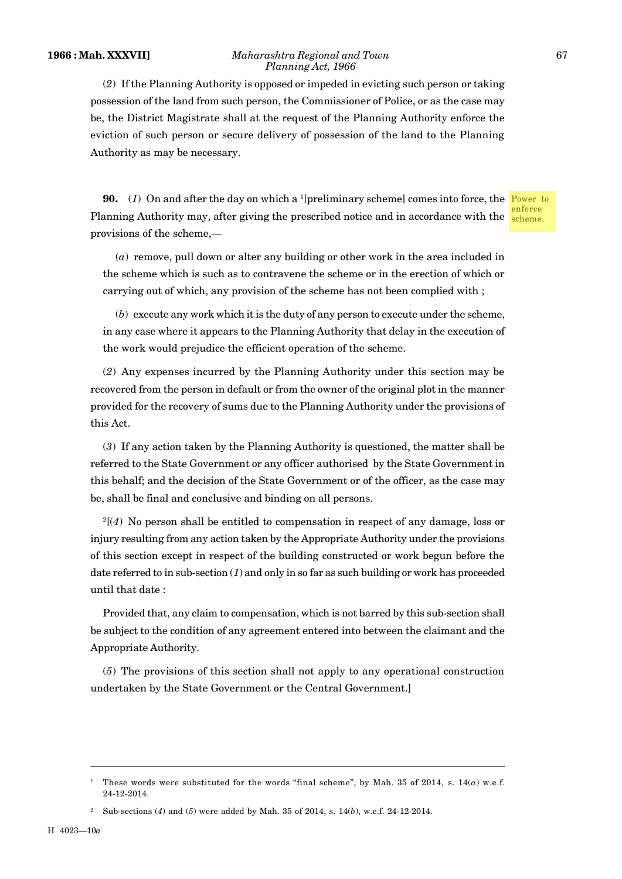(*2*) If the Planning Authority is opposed or impeded in evicting such person or taking possession of the land from such person, the Commissioner of Police, or as the case may be, the District Magistrate shall at the request of the Planning Authority enforce the eviction of such person or secure delivery of possession of the land to the Planning Authority as may be necessary.

Power to enforce scheme.

**90.** (*1*) On and after the day on which a [1][preliminary scheme] comes into force, the Planning Authority may, after giving the prescribed notice and in accordance with the provisions of the scheme,—

(*a*) remove, pull down or alter any building or other work in the area included in the scheme which is such as to contravene the scheme or in the erection of which or carrying out of which, any provision of the scheme has not been complied with ;

(*b*) execute any work which it is the duty of any person to execute under the scheme, in any case where it appears to the Planning Authority that delay in the execution of the work would prejudice the efficient operation of the scheme.

(*2*) Any expenses incurred by the Planning Authority under this section may be recovered from the person in default or from the owner of the original plot in the manner provided for the recovery of sums due to the Planning Authority under the provisions of this Act.

(*3*) If any action taken by the Planning Authority is questioned, the matter shall be referred to the State Government or any officer authorised by the State Government in this behalf; and the decision of the State Government or of the officer, as the case may be, shall be final and conclusive and binding on all persons.

[2][(*4*) No person shall be entitled to compensation in respect of any damage, loss or injury resulting from any action taken by the Appropriate Authority under the provisions of this section except in respect of the building constructed or work begun before the date referred to in sub-section (*1*) and only in so far as such building or work has proceeded until that date :

Provided that, any claim to compensation, which is not barred by this sub-section shall be subject to the condition of any agreement entered into between the claimant and the Appropriate Authority.

(*5*) The provisions of this section shall not apply to any operational construction undertaken by the State Government or the Central Government.]

---

[1] These words were substituted for the words "final scheme", by Mah. 35 of 2014, s. 14(*a*) w.e.f. 24-12-2014.

[2] Sub-sections (*4*) and (*5*) were added by Mah. 35 of 2014, s. 14(*b*), w.e.f. 24-12-2014.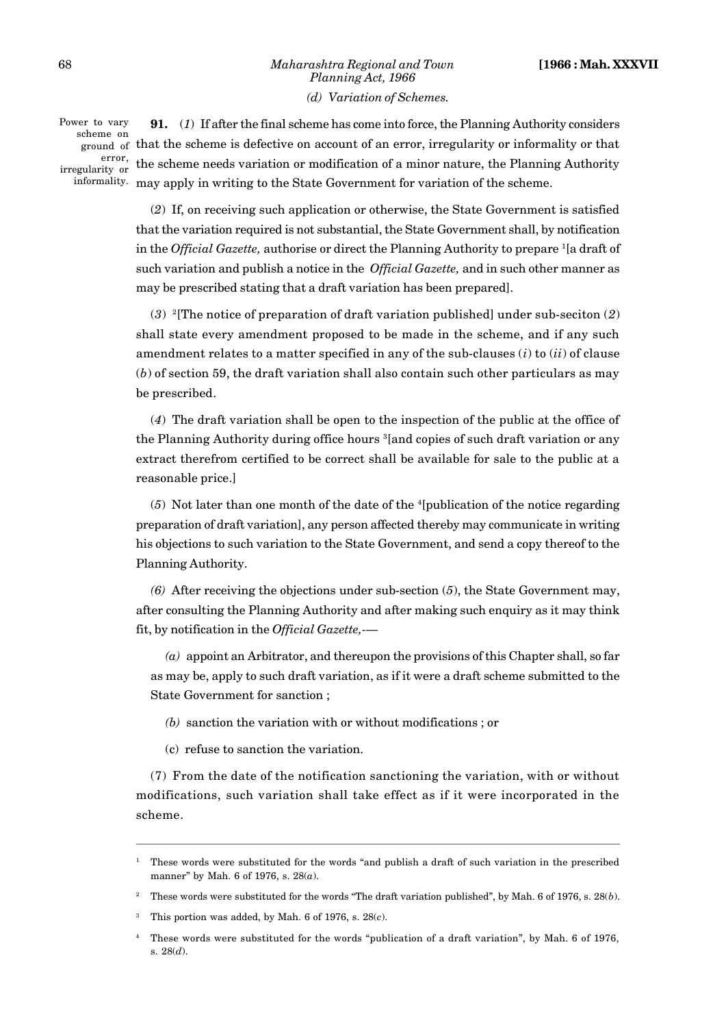### *(d) Variation of Schemes.*

Power to vary scheme on ground of error, irregularity or informality.

**91.** (*1*) If after the final scheme has come into force, the Planning Authority considers that the scheme is defective on account of an error, irregularity or informality or that the scheme needs variation or modification of a minor nature, the Planning Authority may apply in writing to the State Government for variation of the scheme.

(*2*) If, on receiving such application or otherwise, the State Government is satisfied that the variation required is not substantial, the State Government shall, by notification in the *Official Gazette,* authorise or direct the Planning Authority to prepare [1][a draft of such variation and publish a notice in the *Official Gazette,* and in such other manner as may be prescribed stating that a draft variation has been prepared].

(*3*) [2][The notice of preparation of draft variation published] under sub-seciton (*2*) shall state every amendment proposed to be made in the scheme, and if any such amendment relates to a matter specified in any of the sub-clauses (*i*) to (*ii*) of clause (*b*) of section 59, the draft variation shall also contain such other particulars as may be prescribed.

(*4*) The draft variation shall be open to the inspection of the public at the office of the Planning Authority during office hours [3][and copies of such draft variation or any extract therefrom certified to be correct shall be available for sale to the public at a reasonable price.]

(*5*) Not later than one month of the date of the [4][publication of the notice regarding preparation of draft variation], any person affected thereby may communicate in writing his objections to such variation to the State Government, and send a copy thereof to the Planning Authority.

*(6)* After receiving the objections under sub-section (*5*), the State Government may, after consulting the Planning Authority and after making such enquiry as it may think fit, by notification in the *Official Gazette,*-—

*(a)* appoint an Arbitrator, and thereupon the provisions of this Chapter shall, so far as may be, apply to such draft variation, as if it were a draft scheme submitted to the State Government for sanction ;

*(b)* sanction the variation with or without modifications ; or

(c) refuse to sanction the variation.

(7) From the date of the notification sanctioning the variation, with or without modifications, such variation shall take effect as if it were incorporated in the scheme.

---

[1] These words were substituted for the words "and publish a draft of such variation in the prescribed manner" by Mah. 6 of 1976, s. 28(*a*).

[2] These words were substituted for the words "The draft variation published", by Mah. 6 of 1976, s. 28(*b*).

[3] This portion was added, by Mah. 6 of 1976, s. 28(*c*).

[4] These words were substituted for the words "publication of a draft variation", by Mah. 6 of 1976, s. 28(*d*).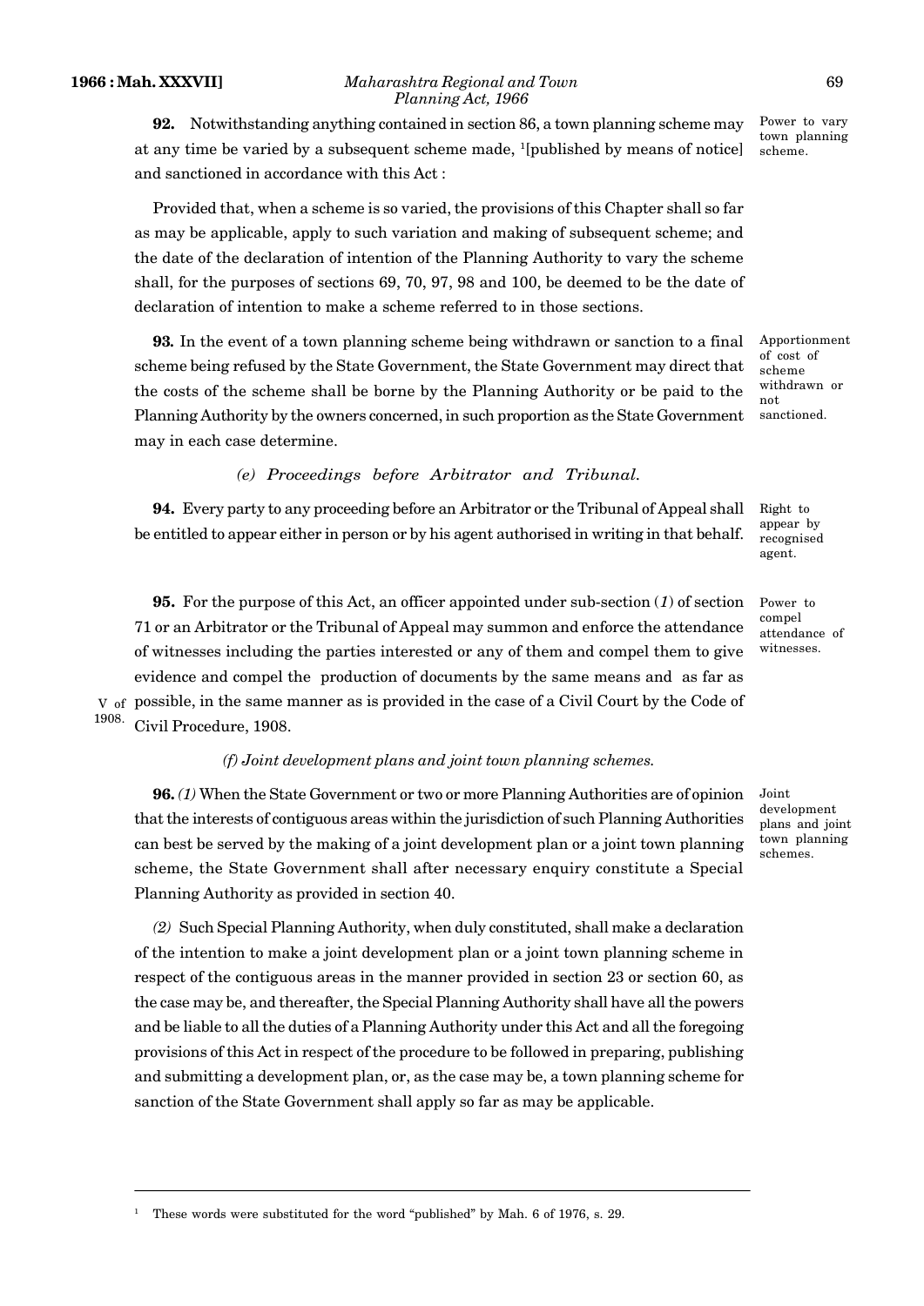**92.** Notwithstanding anything contained in section 86, a town planning scheme may at any time be varied by a subsequent scheme made, [1][published by means of notice] and sanctioned in accordance with this Act :

Power to vary town planning scheme.

Provided that, when a scheme is so varied, the provisions of this Chapter shall so far as may be applicable, apply to such variation and making of subsequent scheme; and the date of the declaration of intention of the Planning Authority to vary the scheme shall, for the purposes of sections 69, 70, 97, 98 and 100, be deemed to be the date of declaration of intention to make a scheme referred to in those sections.

**93.** In the event of a town planning scheme being withdrawn or sanction to a final scheme being refused by the State Government, the State Government may direct that the costs of the scheme shall be borne by the Planning Authority or be paid to the Planning Authority by the owners concerned, in such proportion as the State Government may in each case determine.

Apportionment of cost of scheme withdrawn or not sanctioned.

*(e) Proceedings before Arbitrator and Tribunal.*

**94.** Every party to any proceeding before an Arbitrator or the Tribunal of Appeal shall be entitled to appear either in person or by his agent authorised in writing in that behalf.

Right to appear by recognised agent.

**95.** For the purpose of this Act, an officer appointed under sub-section (*1*) of section 71 or an Arbitrator or the Tribunal of Appeal may summon and enforce the attendance of witnesses including the parties interested or any of them and compel them to give evidence and compel the production of documents by the same means and as far as possible, in the same manner as is provided in the case of a Civil Court by the Code of Civil Procedure, 1908.

Power to compel attendance of witnesses.

V of 1908.

*(f) Joint development plans and joint town planning schemes.*

**96.** *(1)* When the State Government or two or more Planning Authorities are of opinion that the interests of contiguous areas within the jurisdiction of such Planning Authorities can best be served by the making of a joint development plan or a joint town planning scheme, the State Government shall after necessary enquiry constitute a Special Planning Authority as provided in section 40.

Joint development plans and joint town planning schemes.

*(2)* Such Special Planning Authority, when duly constituted, shall make a declaration of the intention to make a joint development plan or a joint town planning scheme in respect of the contiguous areas in the manner provided in section 23 or section 60, as the case may be, and thereafter, the Special Planning Authority shall have all the powers and be liable to all the duties of a Planning Authority under this Act and all the foregoing provisions of this Act in respect of the procedure to be followed in preparing, publishing and submitting a development plan, or, as the case may be, a town planning scheme for sanction of the State Government shall apply so far as may be applicable.

---

[1] These words were substituted for the word "published" by Mah. 6 of 1976, s. 29.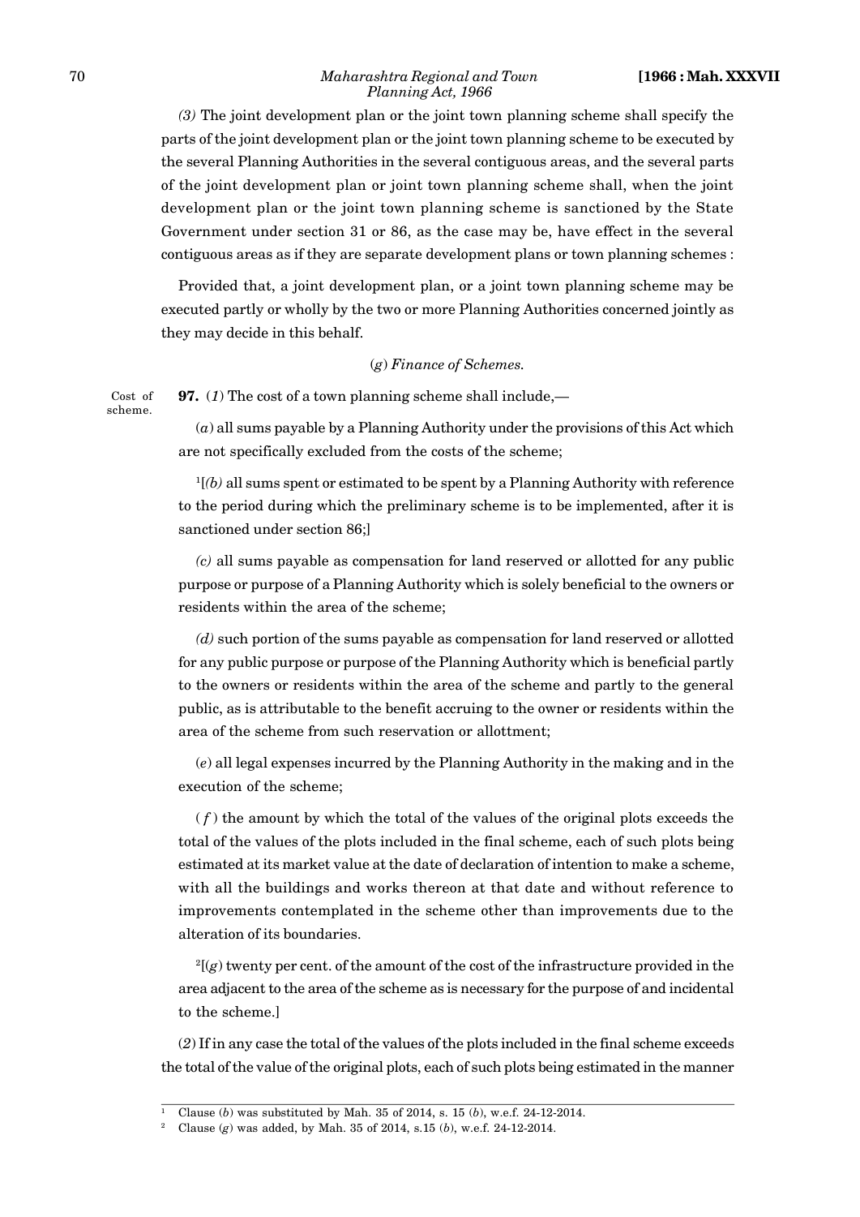*(3)* The joint development plan or the joint town planning scheme shall specify the parts of the joint development plan or the joint town planning scheme to be executed by the several Planning Authorities in the several contiguous areas, and the several parts of the joint development plan or joint town planning scheme shall, when the joint development plan or the joint town planning scheme is sanctioned by the State Government under section 31 or 86, as the case may be, have effect in the several contiguous areas as if they are separate development plans or town planning schemes :

Provided that, a joint development plan, or a joint town planning scheme may be executed partly or wholly by the two or more Planning Authorities concerned jointly as they may decide in this behalf.

(*g*) *Finance of Schemes.*

Cost of scheme.

**97.** (*1*) The cost of a town planning scheme shall include,—

(*a*) all sums payable by a Planning Authority under the provisions of this Act which are not specifically excluded from the costs of the scheme;

[1][*(b)* all sums spent or estimated to be spent by a Planning Authority with reference to the period during which the preliminary scheme is to be implemented, after it is sanctioned under section 86;]

*(c)* all sums payable as compensation for land reserved or allotted for any public purpose or purpose of a Planning Authority which is solely beneficial to the owners or residents within the area of the scheme;

*(d)* such portion of the sums payable as compensation for land reserved or allotted for any public purpose or purpose of the Planning Authority which is beneficial partly to the owners or residents within the area of the scheme and partly to the general public, as is attributable to the benefit accruing to the owner or residents within the area of the scheme from such reservation or allottment;

(*e*) all legal expenses incurred by the Planning Authority in the making and in the execution of the scheme;

( *f* ) the amount by which the total of the values of the original plots exceeds the total of the values of the plots included in the final scheme, each of such plots being estimated at its market value at the date of declaration of intention to make a scheme, with all the buildings and works thereon at that date and without reference to improvements contemplated in the scheme other than improvements due to the alteration of its boundaries.

[2][(*g*) twenty per cent. of the amount of the cost of the infrastructure provided in the area adjacent to the area of the scheme as is necessary for the purpose of and incidental to the scheme.]

(*2*) If in any case the total of the values of the plots included in the final scheme exceeds the total of the value of the original plots, each of such plots being estimated in the manner

---

[1] Clause (*b*) was substituted by Mah. 35 of 2014, s. 15 (*b*), w.e.f. 24-12-2014.

[2] Clause (*g*) was added, by Mah. 35 of 2014, s.15 (*b*), w.e.f. 24-12-2014.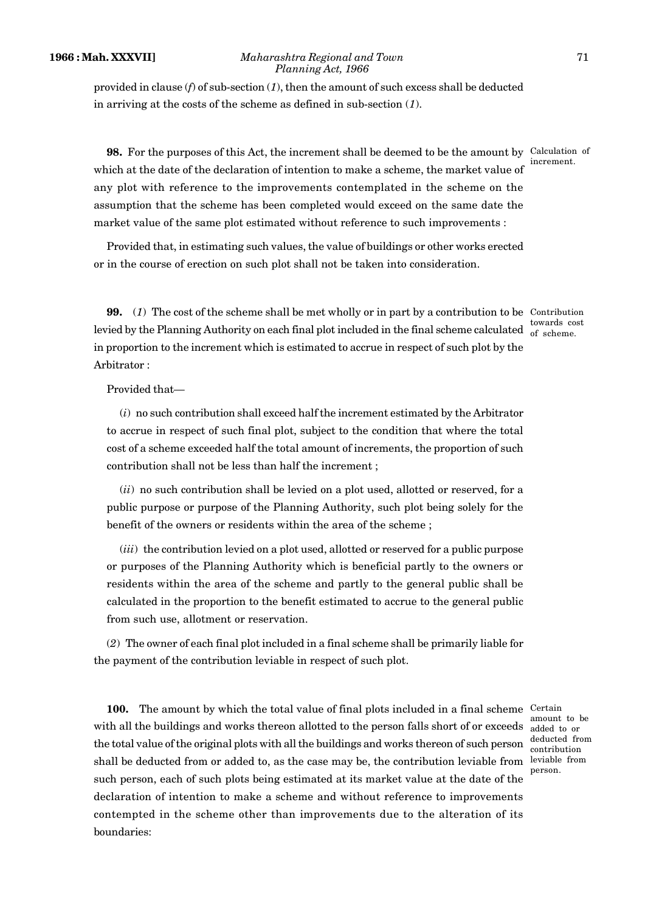provided in clause (*f*) of sub-section (*1*), then the amount of such excess shall be deducted in arriving at the costs of the scheme as defined in sub-section (*1*).

**98.** For the purposes of this Act, the increment shall be deemed to be the amount by which at the date of the declaration of intention to make a scheme, the market value of any plot with reference to the improvements contemplated in the scheme on the assumption that the scheme has been completed would exceed on the same date the market value of the same plot estimated without reference to such improvements :

Calculation of increment.

Provided that, in estimating such values, the value of buildings or other works erected or in the course of erection on such plot shall not be taken into consideration.

**99.** (*1*) The cost of the scheme shall be met wholly or in part by a contribution to be levied by the Planning Authority on each final plot included in the final scheme calculated in proportion to the increment which is estimated to accrue in respect of such plot by the Arbitrator :

Contribution towards cost of scheme.

Provided that—

(*i*) no such contribution shall exceed half the increment estimated by the Arbitrator to accrue in respect of such final plot, subject to the condition that where the total cost of a scheme exceeded half the total amount of increments, the proportion of such contribution shall not be less than half the increment ;

(*ii*) no such contribution shall be levied on a plot used, allotted or reserved, for a public purpose or purpose of the Planning Authority, such plot being solely for the benefit of the owners or residents within the area of the scheme ;

(*iii*) the contribution levied on a plot used, allotted or reserved for a public purpose or purposes of the Planning Authority which is beneficial partly to the owners or residents within the area of the scheme and partly to the general public shall be calculated in the proportion to the benefit estimated to accrue to the general public from such use, allotment or reservation.

(*2*) The owner of each final plot included in a final scheme shall be primarily liable for the payment of the contribution leviable in respect of such plot.

**100.** The amount by which the total value of final plots included in a final scheme with all the buildings and works thereon allotted to the person falls short of or exceeds the total value of the original plots with all the buildings and works thereon of such person shall be deducted from or added to, as the case may be, the contribution leviable from such person, each of such plots being estimated at its market value at the date of the declaration of intention to make a scheme and without reference to improvements contempted in the scheme other than improvements due to the alteration of its boundaries:

Certain amount to be added to or deducted from contribution leviable from person.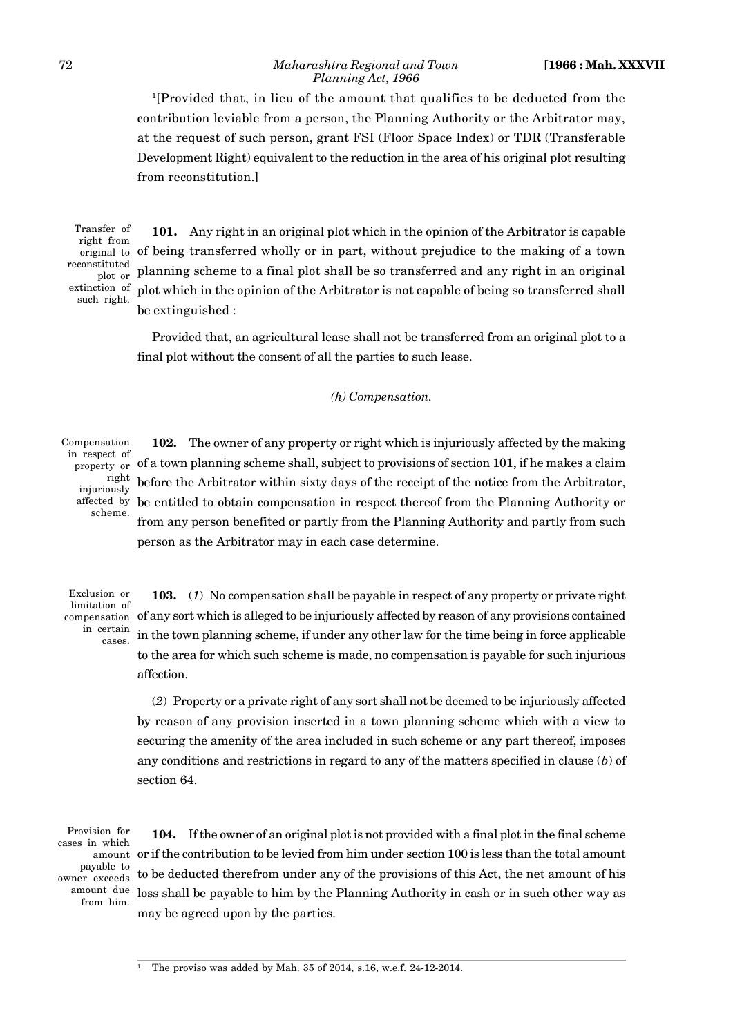[1][Provided that, in lieu of the amount that qualifies to be deducted from the contribution leviable from a person, the Planning Authority or the Arbitrator may, at the request of such person, grant FSI (Floor Space Index) or TDR (Transferable Development Right) equivalent to the reduction in the area of his original plot resulting from reconstitution.]

Transfer of right from original to reconstituted plot or extinction of such right.

**101.** Any right in an original plot which in the opinion of the Arbitrator is capable of being transferred wholly or in part, without prejudice to the making of a town planning scheme to a final plot shall be so transferred and any right in an original plot which in the opinion of the Arbitrator is not capable of being so transferred shall be extinguished :

Provided that, an agricultural lease shall not be transferred from an original plot to a final plot without the consent of all the parties to such lease.

*(h) Compensation.*

Compensation in respect of property or right injuriously affected by scheme.

**102.** The owner of any property or right which is injuriously affected by the making of a town planning scheme shall, subject to provisions of section 101, if he makes a claim before the Arbitrator within sixty days of the receipt of the notice from the Arbitrator, be entitled to obtain compensation in respect thereof from the Planning Authority or from any person benefited or partly from the Planning Authority and partly from such person as the Arbitrator may in each case determine.

Exclusion or limitation of compensation in certain cases.

**103.** (*1*) No compensation shall be payable in respect of any property or private right of any sort which is alleged to be injuriously affected by reason of any provisions contained in the town planning scheme, if under any other law for the time being in force applicable to the area for which such scheme is made, no compensation is payable for such injurious affection.

(*2*) Property or a private right of any sort shall not be deemed to be injuriously affected by reason of any provision inserted in a town planning scheme which with a view to securing the amenity of the area included in such scheme or any part thereof, imposes any conditions and restrictions in regard to any of the matters specified in clause (*b*) of section 64.

Provision for cases in which amount payable to owner exceeds amount due from him.

**104.** If the owner of an original plot is not provided with a final plot in the final scheme or if the contribution to be levied from him under section 100 is less than the total amount to be deducted therefrom under any of the provisions of this Act, the net amount of his loss shall be payable to him by the Planning Authority in cash or in such other way as may be agreed upon by the parties.

---

[1] The proviso was added by Mah. 35 of 2014, s.16, w.e.f. 24-12-2014.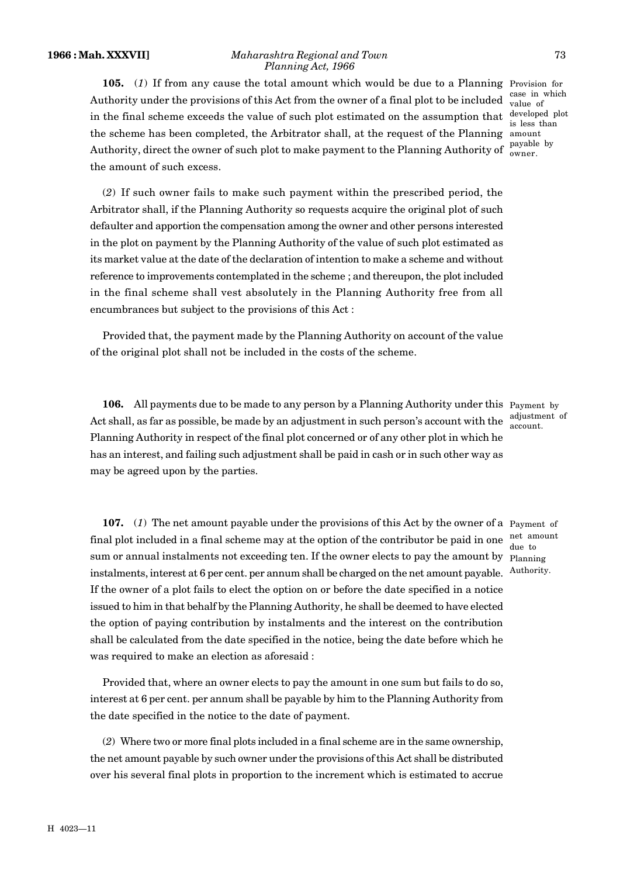**105.** (*1*) If from any cause the total amount which would be due to a Planning Authority under the provisions of this Act from the owner of a final plot to be included in the final scheme exceeds the value of such plot estimated on the assumption that the scheme has been completed, the Arbitrator shall, at the request of the Planning Authority, direct the owner of such plot to make payment to the Planning Authority of the amount of such excess.

Provision for case in which value of developed plot is less than amount payable by owner.

(*2*) If such owner fails to make such payment within the prescribed period, the Arbitrator shall, if the Planning Authority so requests acquire the original plot of such defaulter and apportion the compensation among the owner and other persons interested in the plot on payment by the Planning Authority of the value of such plot estimated as its market value at the date of the declaration of intention to make a scheme and without reference to improvements contemplated in the scheme ; and thereupon, the plot included in the final scheme shall vest absolutely in the Planning Authority free from all encumbrances but subject to the provisions of this Act :

Provided that, the payment made by the Planning Authority on account of the value of the original plot shall not be included in the costs of the scheme.

**106.** All payments due to be made to any person by a Planning Authority under this Act shall, as far as possible, be made by an adjustment in such person's account with the Planning Authority in respect of the final plot concerned or of any other plot in which he has an interest, and failing such adjustment shall be paid in cash or in such other way as may be agreed upon by the parties.

Payment by adjustment of account.

**107.** (*1*) The net amount payable under the provisions of this Act by the owner of a final plot included in a final scheme may at the option of the contributor be paid in one sum or annual instalments not exceeding ten. If the owner elects to pay the amount by instalments, interest at 6 per cent. per annum shall be charged on the net amount payable. If the owner of a plot fails to elect the option on or before the date specified in a notice issued to him in that behalf by the Planning Authority, he shall be deemed to have elected the option of paying contribution by instalments and the interest on the contribution shall be calculated from the date specified in the notice, being the date before which he was required to make an election as aforesaid :

Payment of net amount due to Planning Authority.

Provided that, where an owner elects to pay the amount in one sum but fails to do so, interest at 6 per cent. per annum shall be payable by him to the Planning Authority from the date specified in the notice to the date of payment.

(*2*) Where two or more final plots included in a final scheme are in the same ownership, the net amount payable by such owner under the provisions of this Act shall be distributed over his several final plots in proportion to the increment which is estimated to accrue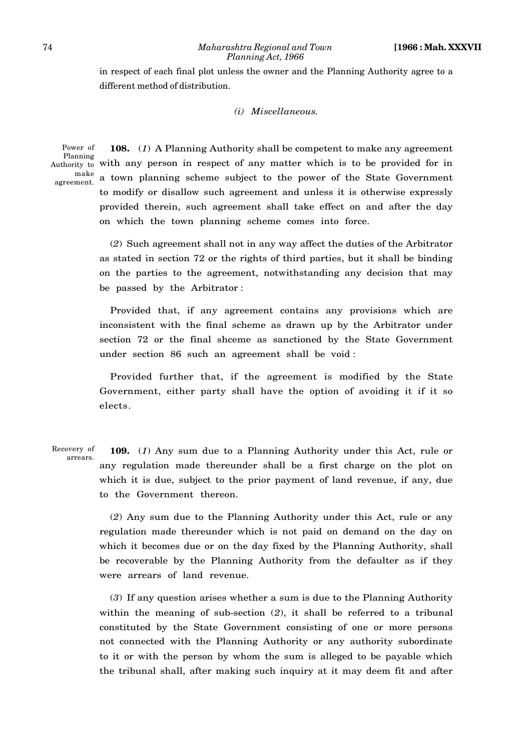in respect of each final plot unless the owner and the Planning Authority agree to a different method of distribution.

*(i) Miscellaneous.*

Power of Planning Authority to make agreement.

**108.** (*1*) A Planning Authority shall be competent to make any agreement with any person in respect of any matter which is to be provided for in a town planning scheme subject to the power of the State Government to modify or disallow such agreement and unless it is otherwise expressly provided therein, such agreement shall take effect on and after the day on which the town planning scheme comes into force.

(*2*) Such agreement shall not in any way affect the duties of the Arbitrator as stated in section 72 or the rights of third parties, but it shall be binding on the parties to the agreement, notwithstanding any decision that may be passed by the Arbitrator :

Provided that, if any agreement contains any provisions which are inconsistent with the final scheme as drawn up by the Arbitrator under section 72 or the final shceme as sanctioned by the State Government under section 86 such an agreement shall be void :

Provided further that, if the agreement is modified by the State Government, either party shall have the option of avoiding it if it so elects.

Recovery of arrears.

**109.** (*1*) Any sum due to a Planning Authority under this Act, rule or any regulation made thereunder shall be a first charge on the plot on which it is due, subject to the prior payment of land revenue, if any, due to the Government thereon.

(*2*) Any sum due to the Planning Authority under this Act, rule or any regulation made thereunder which is not paid on demand on the day on which it becomes due or on the day fixed by the Planning Authority, shall be recoverable by the Planning Authority from the defaulter as if they were arrears of land revenue.

(*3*) If any question arises whether a sum is due to the Planning Authority within the meaning of sub-section (*2*), it shall be referred to a tribunal constituted by the State Government consisting of one or more persons not connected with the Planning Authority or any authority subordinate to it or with the person by whom the sum is alleged to be payable which the tribunal shall, after making such inquiry at it may deem fit and after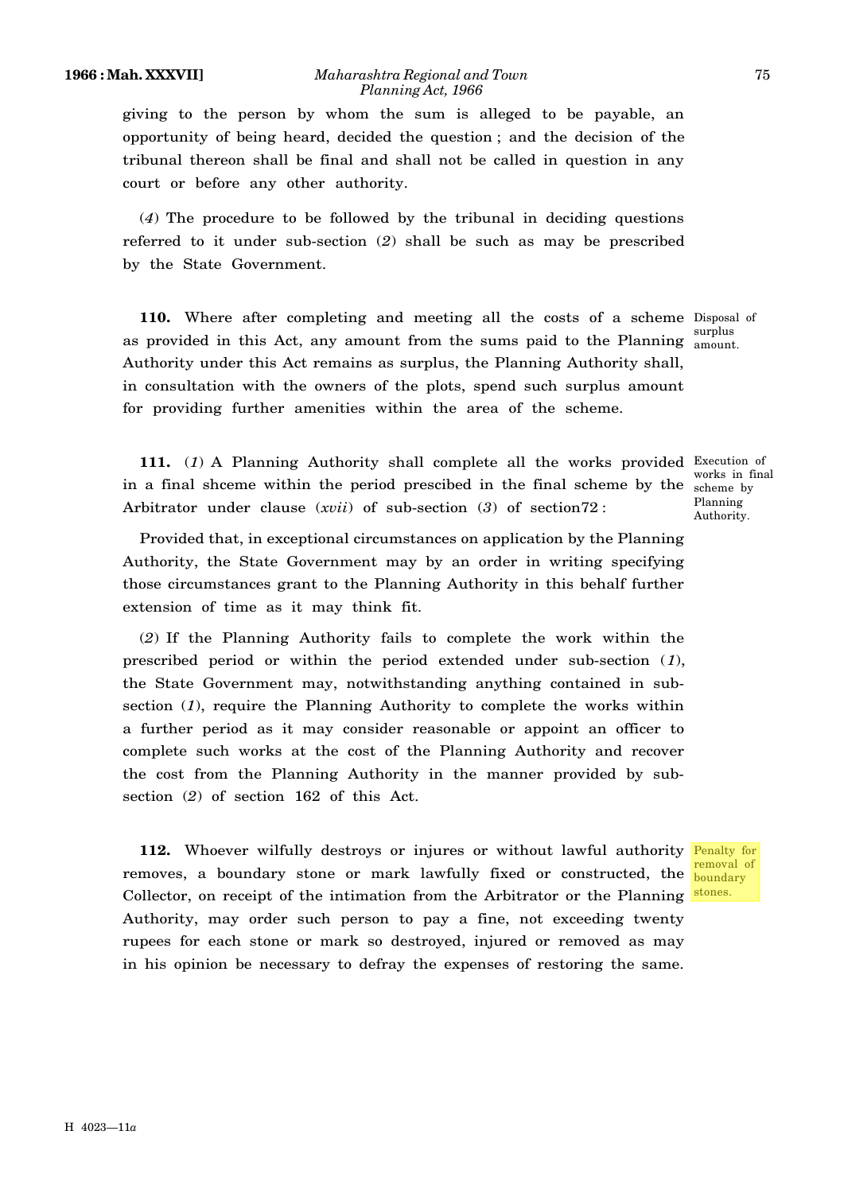giving to the person by whom the sum is alleged to be payable, an opportunity of being heard, decided the question ; and the decision of the tribunal thereon shall be final and shall not be called in question in any court or before any other authority.

(*4*) The procedure to be followed by the tribunal in deciding questions referred to it under sub-section (*2*) shall be such as may be prescribed by the State Government.

Disposal of surplus amount.

**110.** Where after completing and meeting all the costs of a scheme as provided in this Act, any amount from the sums paid to the Planning Authority under this Act remains as surplus, the Planning Authority shall, in consultation with the owners of the plots, spend such surplus amount for providing further amenities within the area of the scheme.

Execution of works in final scheme by Planning Authority.

**111.** (*1*) A Planning Authority shall complete all the works provided in a final shceme within the period prescibed in the final scheme by the Arbitrator under clause (*xvii*) of sub-section (*3*) of section72 :

Provided that, in exceptional circumstances on application by the Planning Authority, the State Government may by an order in writing specifying those circumstances grant to the Planning Authority in this behalf further extension of time as it may think fit.

(*2*) If the Planning Authority fails to complete the work within the prescribed period or within the period extended under sub-section (*1*), the State Government may, notwithstanding anything contained in sub-section (*1*), require the Planning Authority to complete the works within a further period as it may consider reasonable or appoint an officer to complete such works at the cost of the Planning Authority and recover the cost from the Planning Authority in the manner provided by sub-section (*2*) of section 162 of this Act.

Penalty for removal of boundary stones.

**112.** Whoever wilfully destroys or injures or without lawful authority removes, a boundary stone or mark lawfully fixed or constructed, the Collector, on receipt of the intimation from the Arbitrator or the Planning Authority, may order such person to pay a fine, not exceeding twenty rupees for each stone or mark so destroyed, injured or removed as may in his opinion be necessary to defray the expenses of restoring the same.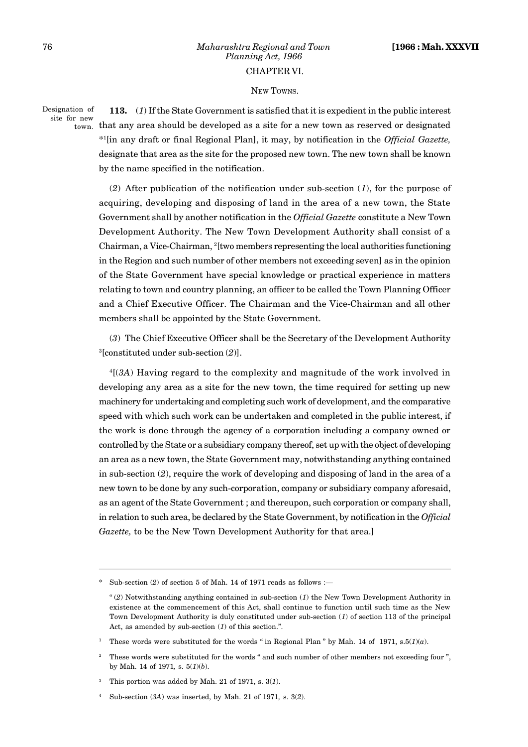# CHAPTER VI.

## NEW TOWNS.

Designation of site for new town.

**113.** (*1*) If the State Government is satisfied that it is expedient in the public interest that any area should be developed as a site for a new town as reserved or designated *[1][in any draft or final Regional Plan], it may, by notification in the *Official Gazette,* designate that area as the site for the proposed new town. The new town shall be known by the name specified in the notification.

(*2*) After publication of the notification under sub-section (*1*), for the purpose of acquiring, developing and disposing of land in the area of a new town, the State Government shall by another notification in the *Official Gazette* constitute a New Town Development Authority. The New Town Development Authority shall consist of a Chairman, a Vice-Chairman, [2][two members representing the local authorities functioning in the Region and such number of other members not exceeding seven] as in the opinion of the State Government have special knowledge or practical experience in matters relating to town and country planning, an officer to be called the Town Planning Officer and a Chief Executive Officer. The Chairman and the Vice-Chairman and all other members shall be appointed by the State Government.

(*3*) The Chief Executive Officer shall be the Secretary of the Development Authority [3][constituted under sub-section (*2*)].

[4][(*3A*) Having regard to the complexity and magnitude of the work involved in developing any area as a site for the new town, the time required for setting up new machinery for undertaking and completing such work of development, and the comparative speed with which such work can be undertaken and completed in the public interest, if the work is done through the agency of a corporation including a company owned or controlled by the State or a subsidiary company thereof, set up with the object of developing an area as a new town, the State Government may, notwithstanding anything contained in sub-section (*2*), require the work of developing and disposing of land in the area of a new town to be done by any such-corporation, company or subsidiary company aforesaid, as an agent of the State Government ; and thereupon, such corporation or company shall, in relation to such area, be declared by the State Government, by notification in the *Official Gazette,* to be the New Town Development Authority for that area.]

---

\* Sub-section (*2*) of section 5 of Mah. 14 of 1971 reads as follows :—

"(*2*) Notwithstanding anything contained in sub-section (*1*) the New Town Development Authority in existence at the commencement of this Act, shall continue to function until such time as the New Town Development Authority is duly constituted under sub-section (*1*) of section 113 of the principal Act, as amended by sub-section (*1*) of this section.".

[1] These words were substituted for the words " in Regional Plan " by Mah. 14 of 1971, s.5(*1*)(*a*).

[2] These words were substituted for the words " and such number of other members not exceeding four ", by Mah. 14 of 1971, s. 5(*1*)(*b*).

[3] This portion was added by Mah. 21 of 1971, s. 3(*1*).

[4] Sub-section (*3A*) was inserted, by Mah. 21 of 1971, s. 3(*2*).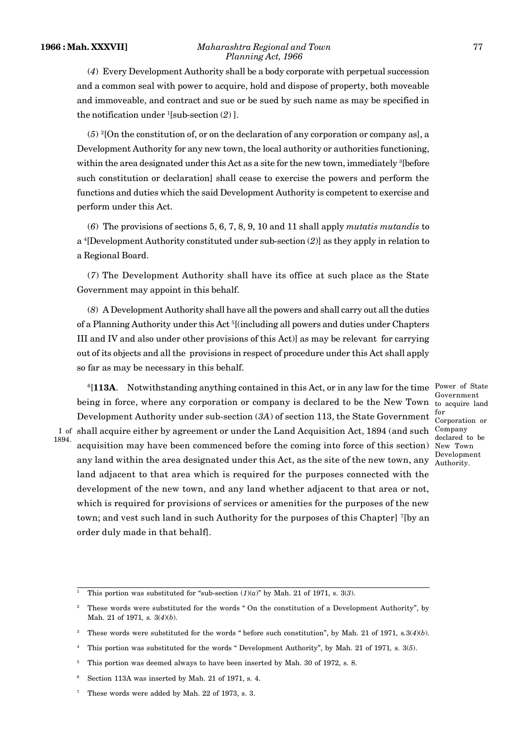(*4*) Every Development Authority shall be a body corporate with perpetual succession and a common seal with power to acquire, hold and dispose of property, both moveable and immoveable, and contract and sue or be sued by such name as may be specified in the notification under [1][sub-section (*2*) ].

(*5*) [2][On the constitution of, or on the declaration of any corporation or company as], a Development Authority for any new town, the local authority or authorities functioning, within the area designated under this Act as a site for the new town, immediately [3][before such constitution or declaration] shall cease to exercise the powers and perform the functions and duties which the said Development Authority is competent to exercise and perform under this Act.

(*6*) The provisions of sections 5, 6, 7, 8, 9, 10 and 11 shall apply *mutatis mutandis* to a [4][Development Authority constituted under sub-section (*2*)] as they apply in relation to a Regional Board.

(*7*) The Development Authority shall have its office at such place as the State Government may appoint in this behalf.

(*8*) A Development Authority shall have all the powers and shall carry out all the duties of a Planning Authority under this Act [5][(including all powers and duties under Chapters III and IV and also under other provisions of this Act)] as may be relevant for carrying out of its objects and all the provisions in respect of procedure under this Act shall apply so far as may be necessary in this behalf.

Power of State Government to acquire land for Corporation or Company declared to be New Town Development Authority.

[6][**113A**. Notwithstanding anything contained in this Act, or in any law for the time being in force, where any corporation or company is declared to be the New Town Development Authority under sub-section (*3A*) of section 113, the State Government shall acquire either by agreement or under the Land Acquisition Act, 1894 (and such acquisition may have been commenced before the coming into force of this section) any land within the area designated under this Act, as the site of the new town, any land adjacent to that area which is required for the purposes connected with the development of the new town, and any land whether adjacent to that area or not, which is required for provisions of services or amenities for the purposes of the new town; and vest such land in such Authority for the purposes of this Chapter] [7][by an order duly made in that behalf].

I of 1894.

---

[1] This portion was substituted for "sub-section (*1*)(*a*)" by Mah. 21 of 1971, s. 3(*3*).

[2] These words were substituted for the words " On the constitution of a Development Authority", by Mah. 21 of 1971, s. 3(*4*)(*b*).

[3] These words were substituted for the words " before such constitution", by Mah. 21 of 1971, s.3(*4*)(*b*).

[4] This portion was substituted for the words " Development Authority", by Mah. 21 of 1971, s. 3(*5*).

[5] This portion was deemed always to have been inserted by Mah. 30 of 1972, s. 8.

[6] Section 113A was inserted by Mah. 21 of 1971, s. 4.

[7] These words were added by Mah. 22 of 1973, s. 3.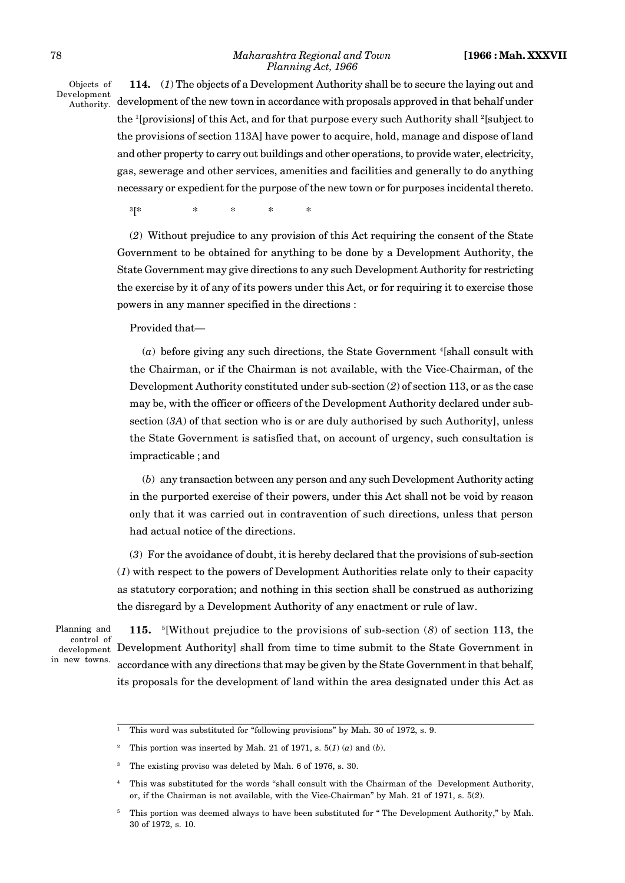Objects of Development Authority.

**114.** (*1*) The objects of a Development Authority shall be to secure the laying out and development of the new town in accordance with proposals approved in that behalf under the [1][provisions] of this Act, and for that purpose every such Authority shall [2][subject to the provisions of section 113A] have power to acquire, hold, manage and dispose of land and other property to carry out buildings and other operations, to provide water, electricity, gas, sewerage and other services, amenities and facilities and generally to do anything necessary or expedient for the purpose of the new town or for purposes incidental thereto.

[3][* * * * *

(*2*) Without prejudice to any provision of this Act requiring the consent of the State Government to be obtained for anything to be done by a Development Authority, the State Government may give directions to any such Development Authority for restricting the exercise by it of any of its powers under this Act, or for requiring it to exercise those powers in any manner specified in the directions :

Provided that—

(*a*) before giving any such directions, the State Government [4][shall consult with the Chairman, or if the Chairman is not available, with the Vice-Chairman, of the Development Authority constituted under sub-section (*2*) of section 113, or as the case may be, with the officer or officers of the Development Authority declared under sub-section (*3A*) of that section who is or are duly authorised by such Authority], unless the State Government is satisfied that, on account of urgency, such consultation is impracticable ; and

(*b*) any transaction between any person and any such Development Authority acting in the purported exercise of their powers, under this Act shall not be void by reason only that it was carried out in contravention of such directions, unless that person had actual notice of the directions.

(*3*) For the avoidance of doubt, it is hereby declared that the provisions of sub-section (*1*) with respect to the powers of Development Authorities relate only to their capacity as statutory corporation; and nothing in this section shall be construed as authorizing the disregard by a Development Authority of any enactment or rule of law.

Planning and control of development in new towns.

**115.** [5][Without prejudice to the provisions of sub-section (*8*) of section 113, the Development Authority] shall from time to time submit to the State Government in accordance with any directions that may be given by the State Government in that behalf, its proposals for the development of land within the area designated under this Act as

---

[1] This word was substituted for "following provisions" by Mah. 30 of 1972, s. 9.

[2] This portion was inserted by Mah. 21 of 1971, s. 5(*1*) (*a*) and (*b*).

[3] The existing proviso was deleted by Mah. 6 of 1976, s. 30.

[4] This was substituted for the words "shall consult with the Chairman of the Development Authority, or, if the Chairman is not available, with the Vice-Chairman" by Mah. 21 of 1971, s. 5(*2*).

[5] This portion was deemed always to have been substituted for " The Development Authority," by Mah. 30 of 1972, s. 10.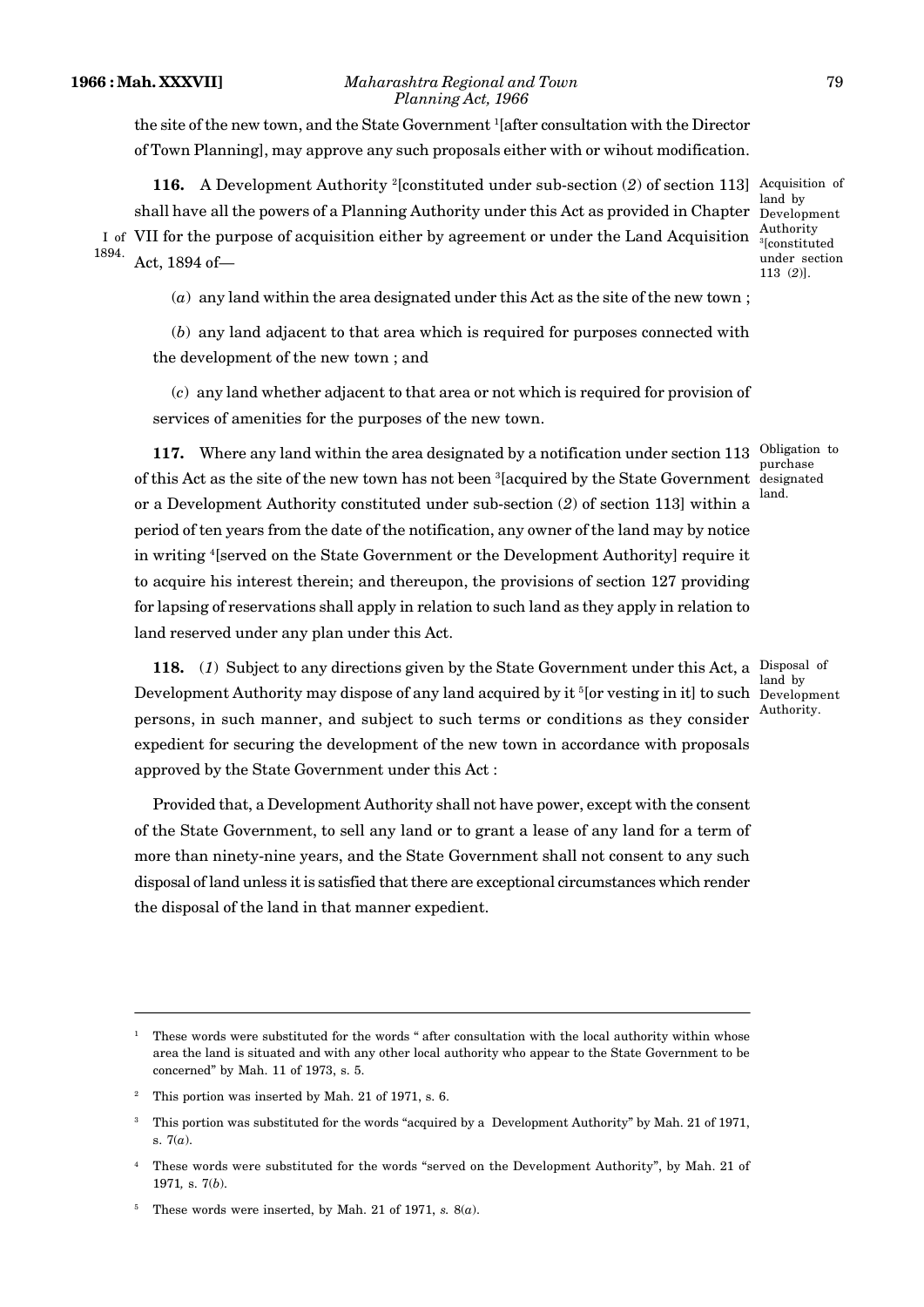the site of the new town, and the State Government [1][after consultation with the Director of Town Planning], may approve any such proposals either with or wihout modification.

**116.** A Development Authority [2][constituted under sub-section (*2*) of section 113] shall have all the powers of a Planning Authority under this Act as provided in Chapter VII for the purpose of acquisition either by agreement or under the Land Acquisition Act, 1894 of—

*Acquisition of land by Development Authority [3][constituted under section 113 (2)].*

*I of 1894.*

(*a*) any land within the area designated under this Act as the site of the new town ;

(*b*) any land adjacent to that area which is required for purposes connected with the development of the new town ; and

(*c*) any land whether adjacent to that area or not which is required for provision of services of amenities for the purposes of the new town.

**117.** Where any land within the area designated by a notification under section 113 of this Act as the site of the new town has not been [3][acquired by the State Government or a Development Authority constituted under sub-section (*2*) of section 113] within a period of ten years from the date of the notification, any owner of the land may by notice in writing [4][served on the State Government or the Development Authority] require it to acquire his interest therein; and thereupon, the provisions of section 127 providing for lapsing of reservations shall apply in relation to such land as they apply in relation to land reserved under any plan under this Act.

*Obligation to purchase designated land.*

**118.** (*1*) Subject to any directions given by the State Government under this Act, a Development Authority may dispose of any land acquired by it [5][or vesting in it] to such persons, in such manner, and subject to such terms or conditions as they consider expedient for securing the development of the new town in accordance with proposals approved by the State Government under this Act :

*Disposal of land by Development Authority.*

Provided that, a Development Authority shall not have power, except with the consent of the State Government, to sell any land or to grant a lease of any land for a term of more than ninety-nine years, and the State Government shall not consent to any such disposal of land unless it is satisfied that there are exceptional circumstances which render the disposal of the land in that manner expedient.

---

[1] These words were substituted for the words " after consultation with the local authority within whose area the land is situated and with any other local authority who appear to the State Government to be concerned" by Mah. 11 of 1973, s. 5.

[2] This portion was inserted by Mah. 21 of 1971, s. 6.

[3] This portion was substituted for the words "acquired by a Development Authority" by Mah. 21 of 1971, s. 7(*a*).

[4] These words were substituted for the words "served on the Development Authority", by Mah. 21 of 1971, s. 7(*b*).

[5] These words were inserted, by Mah. 21 of 1971, *s.* 8(*a*).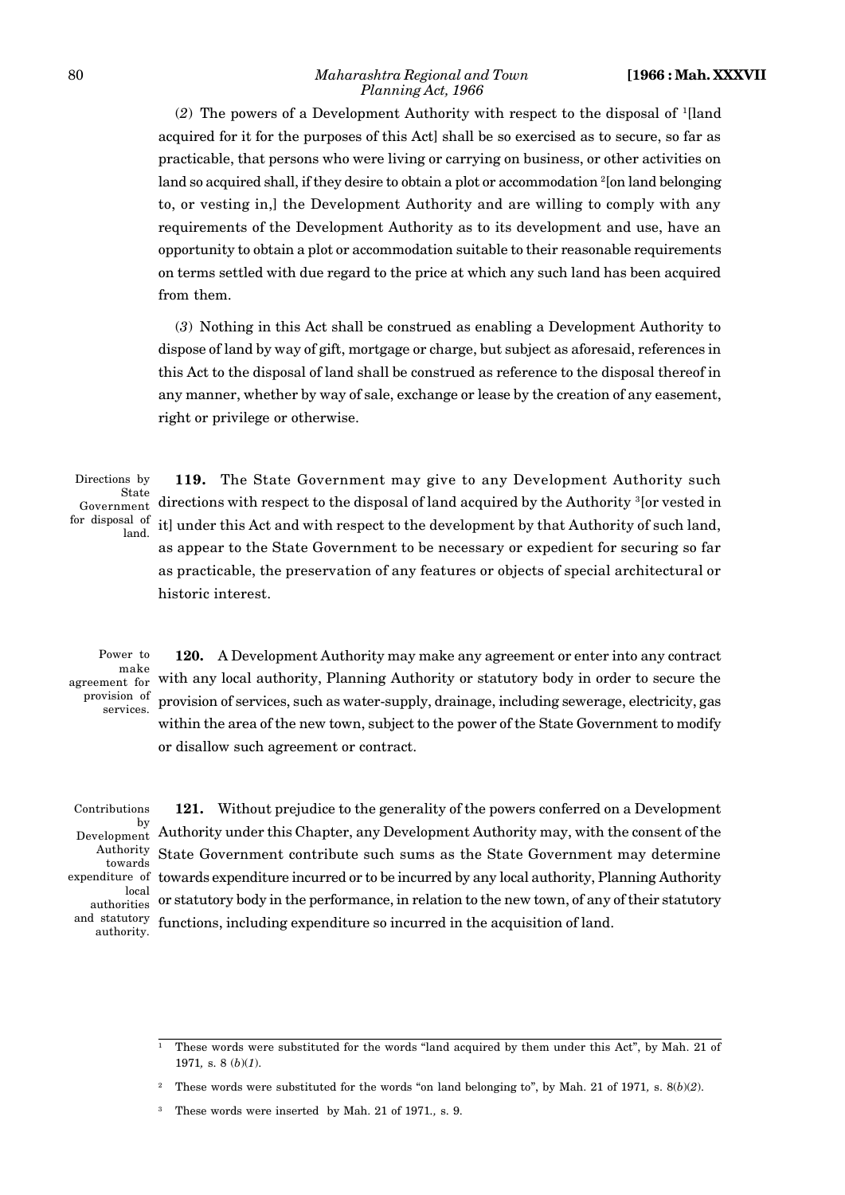(*2*) The powers of a Development Authority with respect to the disposal of [1][land acquired for it for the purposes of this Act] shall be so exercised as to secure, so far as practicable, that persons who were living or carrying on business, or other activities on land so acquired shall, if they desire to obtain a plot or accommodation [2][on land belonging to, or vesting in,] the Development Authority and are willing to comply with any requirements of the Development Authority as to its development and use, have an opportunity to obtain a plot or accommodation suitable to their reasonable requirements on terms settled with due regard to the price at which any such land has been acquired from them.

(*3*) Nothing in this Act shall be construed as enabling a Development Authority to dispose of land by way of gift, mortgage or charge, but subject as aforesaid, references in this Act to the disposal of land shall be construed as reference to the disposal thereof in any manner, whether by way of sale, exchange or lease by the creation of any easement, right or privilege or otherwise.

Directions by State Government for disposal of land.

**119.** The State Government may give to any Development Authority such directions with respect to the disposal of land acquired by the Authority [3][or vested in it] under this Act and with respect to the development by that Authority of such land, as appear to the State Government to be necessary or expedient for securing so far as practicable, the preservation of any features or objects of special architectural or historic interest.

Power to make agreement for provision of services.

**120.** A Development Authority may make any agreement or enter into any contract with any local authority, Planning Authority or statutory body in order to secure the provision of services, such as water-supply, drainage, including sewerage, electricity, gas within the area of the new town, subject to the power of the State Government to modify or disallow such agreement or contract.

Contributions by Development Authority towards expenditure of local authorities and statutory authority.

**121.** Without prejudice to the generality of the powers conferred on a Development Authority under this Chapter, any Development Authority may, with the consent of the State Government contribute such sums as the State Government may determine towards expenditure incurred or to be incurred by any local authority, Planning Authority or statutory body in the performance, in relation to the new town, of any of their statutory functions, including expenditure so incurred in the acquisition of land.

---

[1] These words were substituted for the words "land acquired by them under this Act", by Mah. 21 of 1971, s. 8 (*b*)(*1*).

[2] These words were substituted for the words "on land belonging to", by Mah. 21 of 1971, s. 8(*b*)(*2*).

[3] These words were inserted by Mah. 21 of 1971., s. 9.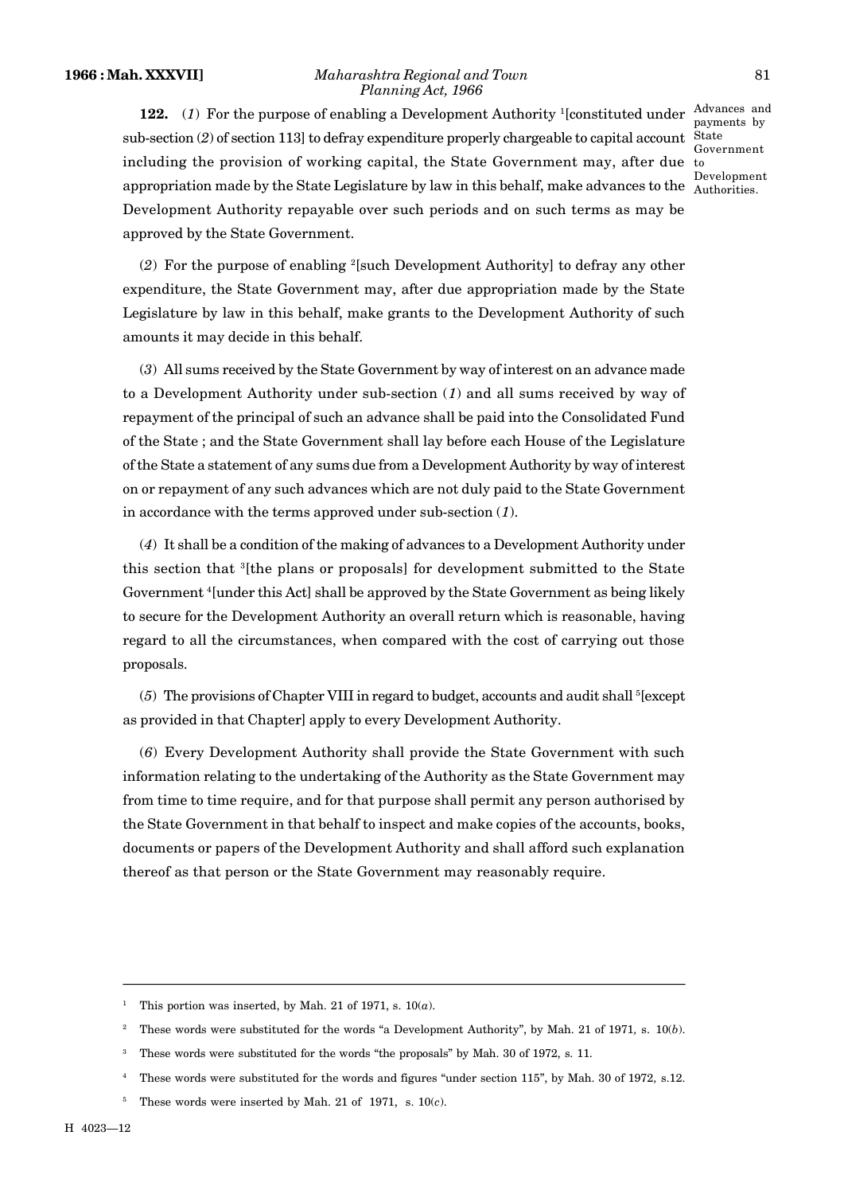**122.** (*1*) For the purpose of enabling a Development Authority [1][constituted under sub-section (*2*) of section 113] to defray expenditure properly chargeable to capital account including the provision of working capital, the State Government may, after due appropriation made by the State Legislature by law in this behalf, make advances to the Development Authority repayable over such periods and on such terms as may be approved by the State Government.

Advances and payments by State Government to Development Authorities.

(*2*) For the purpose of enabling [2][such Development Authority] to defray any other expenditure, the State Government may, after due appropriation made by the State Legislature by law in this behalf, make grants to the Development Authority of such amounts it may decide in this behalf.

(*3*) All sums received by the State Government by way of interest on an advance made to a Development Authority under sub-section (*1*) and all sums received by way of repayment of the principal of such an advance shall be paid into the Consolidated Fund of the State ; and the State Government shall lay before each House of the Legislature of the State a statement of any sums due from a Development Authority by way of interest on or repayment of any such advances which are not duly paid to the State Government in accordance with the terms approved under sub-section (*1*).

(*4*) It shall be a condition of the making of advances to a Development Authority under this section that [3][the plans or proposals] for development submitted to the State Government [4][under this Act] shall be approved by the State Government as being likely to secure for the Development Authority an overall return which is reasonable, having regard to all the circumstances, when compared with the cost of carrying out those proposals.

(*5*) The provisions of Chapter VIII in regard to budget, accounts and audit shall [5][except as provided in that Chapter] apply to every Development Authority.

(*6*) Every Development Authority shall provide the State Government with such information relating to the undertaking of the Authority as the State Government may from time to time require, and for that purpose shall permit any person authorised by the State Government in that behalf to inspect and make copies of the accounts, books, documents or papers of the Development Authority and shall afford such explanation thereof as that person or the State Government may reasonably require.

---

[1] This portion was inserted, by Mah. 21 of 1971, s. 10(*a*).

[2] These words were substituted for the words "a Development Authority", by Mah. 21 of 1971, s. 10(*b*).

[3] These words were substituted for the words "the proposals" by Mah. 30 of 1972, s. 11.

[4] These words were substituted for the words and figures "under section 115", by Mah. 30 of 1972, s.12.

[5] These words were inserted by Mah. 21 of 1971, s. 10(*c*).

H 4023—12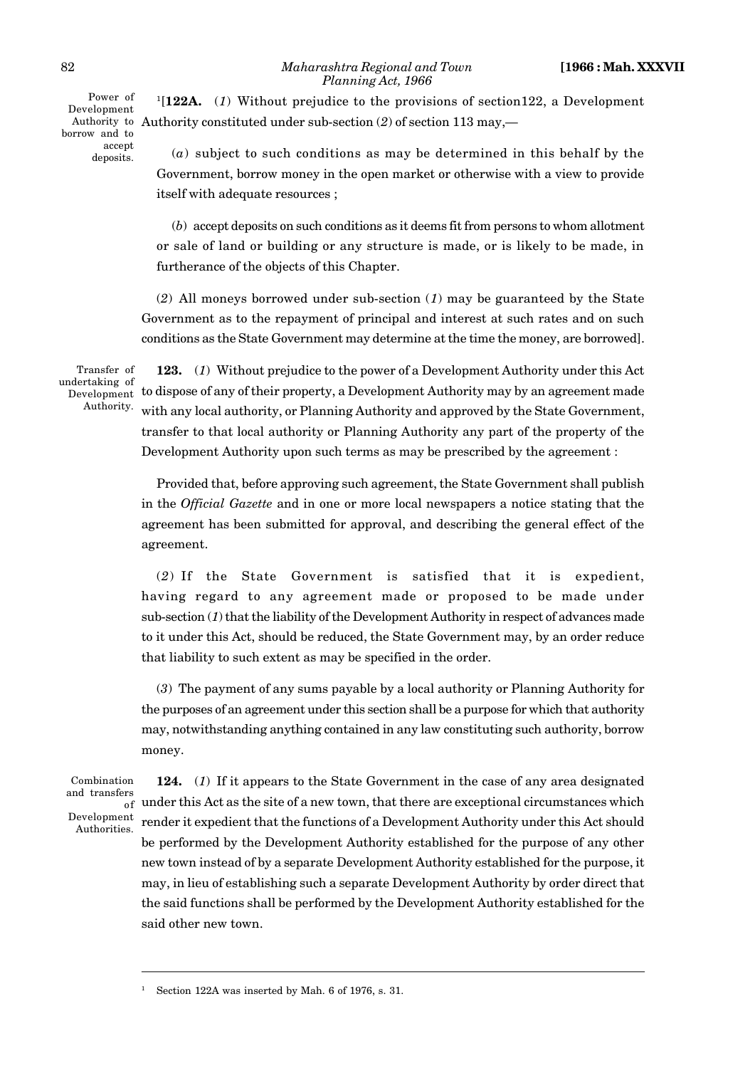Power of Development Authority to borrow and to accept deposits.

[1][**122A.** (*1*) Without prejudice to the provisions of section122, a Development Authority constituted under sub-section (*2*) of section 113 may,—

(*a*) subject to such conditions as may be determined in this behalf by the Government, borrow money in the open market or otherwise with a view to provide itself with adequate resources ;

(*b*) accept deposits on such conditions as it deems fit from persons to whom allotment or sale of land or building or any structure is made, or is likely to be made, in furtherance of the objects of this Chapter.

(*2*) All moneys borrowed under sub-section (*1*) may be guaranteed by the State Government as to the repayment of principal and interest at such rates and on such conditions as the State Government may determine at the time the money, are borrowed].

Transfer of undertaking of Development Authority.

**123.** (*1*) Without prejudice to the power of a Development Authority under this Act to dispose of any of their property, a Development Authority may by an agreement made with any local authority, or Planning Authority and approved by the State Government, transfer to that local authority or Planning Authority any part of the property of the Development Authority upon such terms as may be prescribed by the agreement :

Provided that, before approving such agreement, the State Government shall publish in the *Official Gazette* and in one or more local newspapers a notice stating that the agreement has been submitted for approval, and describing the general effect of the agreement.

(*2*) If the State Government is satisfied that it is expedient, having regard to any agreement made or proposed to be made under sub-section (*1*) that the liability of the Development Authority in respect of advances made to it under this Act, should be reduced, the State Government may, by an order reduce that liability to such extent as may be specified in the order.

(*3*) The payment of any sums payable by a local authority or Planning Authority for the purposes of an agreement under this section shall be a purpose for which that authority may, notwithstanding anything contained in any law constituting such authority, borrow money.

Combination and transfers of Development Authorities.

**124.** (*1*) If it appears to the State Government in the case of any area designated under this Act as the site of a new town, that there are exceptional circumstances which render it expedient that the functions of a Development Authority under this Act should be performed by the Development Authority established for the purpose of any other new town instead of by a separate Development Authority established for the purpose, it may, in lieu of establishing such a separate Development Authority by order direct that the said functions shall be performed by the Development Authority established for the said other new town.

---

[1] Section 122A was inserted by Mah. 6 of 1976, s. 31.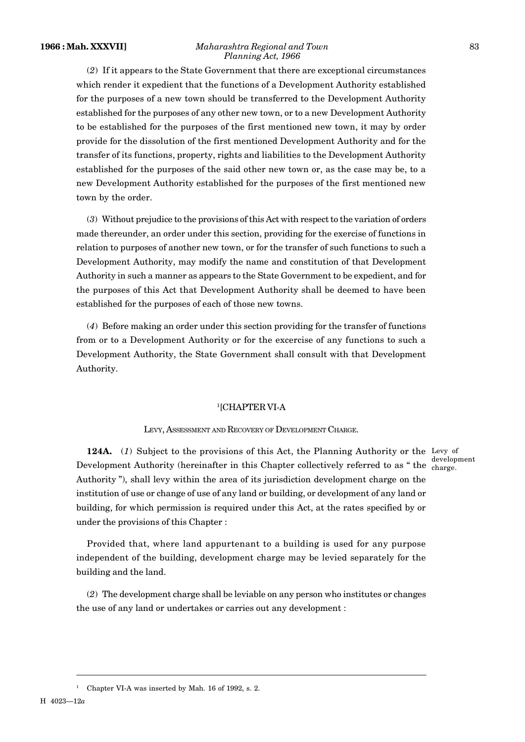(*2*) If it appears to the State Government that there are exceptional circumstances which render it expedient that the functions of a Development Authority established for the purposes of a new town should be transferred to the Development Authority established for the purposes of any other new town, or to a new Development Authority to be established for the purposes of the first mentioned new town, it may by order provide for the dissolution of the first mentioned Development Authority and for the transfer of its functions, property, rights and liabilities to the Development Authority established for the purposes of the said other new town or, as the case may be, to a new Development Authority established for the purposes of the first mentioned new town by the order.

(*3*) Without prejudice to the provisions of this Act with respect to the variation of orders made thereunder, an order under this section, providing for the exercise of functions in relation to purposes of another new town, or for the transfer of such functions to such a Development Authority, may modify the name and constitution of that Development Authority in such a manner as appears to the State Government to be expedient, and for the purposes of this Act that Development Authority shall be deemed to have been established for the purposes of each of those new towns.

(*4*) Before making an order under this section providing for the transfer of functions from or to a Development Authority or for the excercise of any functions to such a Development Authority, the State Government shall consult with that Development Authority.

## [1][CHAPTER VI-A

### LEVY, ASSESSMENT AND RECOVERY OF DEVELOPMENT CHARGE.

Levy of development charge.

**124A.** (*1*) Subject to the provisions of this Act, the Planning Authority or the Development Authority (hereinafter in this Chapter collectively referred to as " the Authority "), shall levy within the area of its jurisdiction development charge on the institution of use or change of use of any land or building, or development of any land or building, for which permission is required under this Act, at the rates specified by or under the provisions of this Chapter :

Provided that, where land appurtenant to a building is used for any purpose independent of the building, development charge may be levied separately for the building and the land.

(*2*) The development charge shall be leviable on any person who institutes or changes the use of any land or undertakes or carries out any development :

---

[1] Chapter VI-A was inserted by Mah. 16 of 1992, s. 2.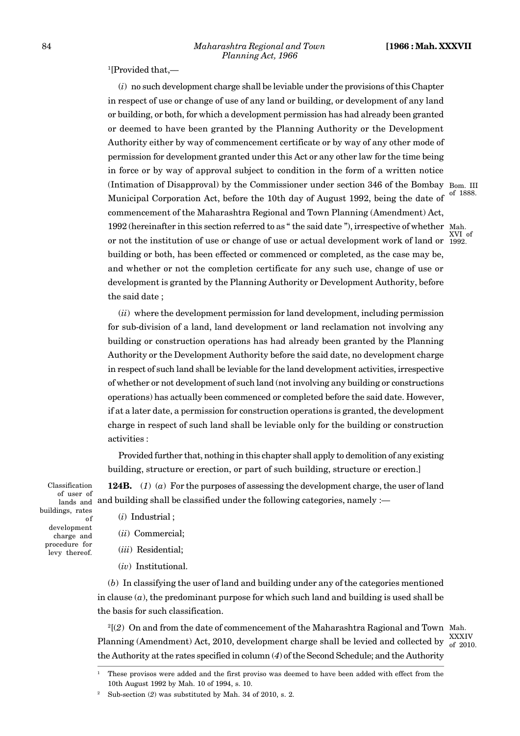[1][Provided that,—

(*i*) no such development charge shall be leviable under the provisions of this Chapter in respect of use or change of use of any land or building, or development of any land or building, or both, for which a development permission has had already been granted or deemed to have been granted by the Planning Authority or the Development Authority either by way of commencement certificate or by way of any other mode of permission for development granted under this Act or any other law for the time being in force or by way of approval subject to condition in the form of a written notice (Intimation of Disapproval) by the Commissioner under section 346 of the Bombay Municipal Corporation Act, before the 10th day of August 1992, being the date of commencement of the Maharashtra Regional and Town Planning (Amendment) Act, 1992 (hereinafter in this section referred to as " the said date "), irrespective of whether or not the institution of use or change of use or actual development work of land or building or both, has been effected or commenced or completed, as the case may be, and whether or not the completion certificate for any such use, change of use or development is granted by the Planning Authority or Development Authority, before the said date ;

Bom. III of 1888.

Mah. XVI of 1992.

(*ii*) where the development permission for land development, including permission for sub-division of a land, land development or land reclamation not involving any building or construction operations has had already been granted by the Planning Authority or the Development Authority before the said date, no development charge in respect of such land shall be leviable for the land development activities, irrespective of whether or not development of such land (not involving any building or constructions operations) has actually been commenced or completed before the said date. However, if at a later date, a permission for construction operations is granted, the development charge in respect of such land shall be leviable only for the building or construction activities :

Provided further that, nothing in this chapter shall apply to demolition of any existing building, structure or erection, or part of such building, structure or erection.]

Classification of user of lands and buildings, rates of development charge and procedure for levy thereof.

**124B.** (*1*) (*a*) For the purposes of assessing the development charge, the user of land and building shall be classified under the following categories, namely :—

(*i*) Industrial ;

(*ii*) Commercial;

(*iii*) Residential;

(*iv*) Institutional.

(*b*) In classifying the user of land and building under any of the categories mentioned in clause (*a*), the predominant purpose for which such land and building is used shall be the basis for such classification.

[2][(*2*) On and from the date of commencement of the Maharashtra Ragional and Town Planning (Amendment) Act, 2010, development charge shall be levied and collected by the Authority at the rates specified in column (*4*) of the Second Schedule; and the Authority

Mah. XXXIV of 2010.

---

[1] These provisos were added and the first proviso was deemed to have been added with effect from the 10th August 1992 by Mah. 10 of 1994, s. 10.

[2] Sub-section (*2*) was substituted by Mah. 34 of 2010, s. 2.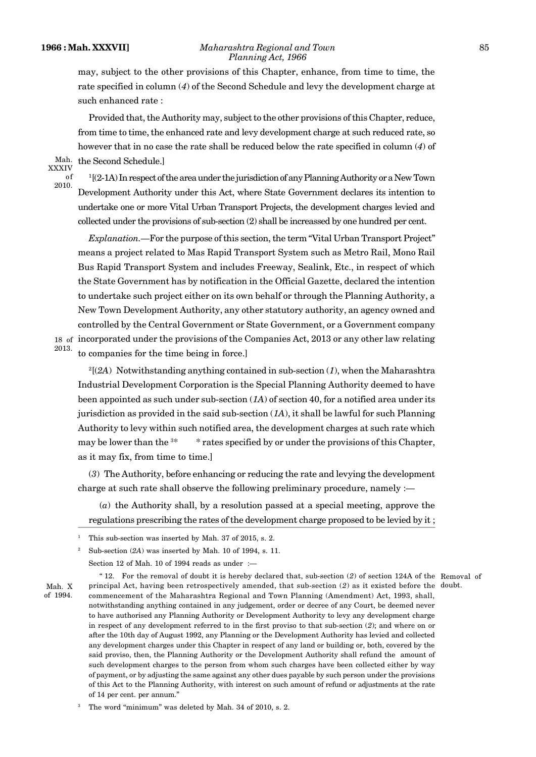may, subject to the other provisions of this Chapter, enhance, from time to time, the rate specified in column (*4*) of the Second Schedule and levy the development charge at such enhanced rate :

Provided that, the Authority may, subject to the other provisions of this Chapter, reduce, from time to time, the enhanced rate and levy development charge at such reduced rate, so however that in no case the rate shall be reduced below the rate specified in column (*4*) of the Second Schedule.]

Mah. XXXIV of 2010.

[1][(2-1A) In respect of the area under the jurisdiction of any Planning Authority or a New Town Development Authority under this Act, where State Government declares its intention to undertake one or more Vital Urban Transport Projects, the development charges levied and collected under the provisions of sub-section (2) shall be increassed by one hundred per cent.

*Explanation*.—For the purpose of this section, the term "Vital Urban Transport Project" means a project related to Mas Rapid Transport System such as Metro Rail, Mono Rail Bus Rapid Transport System and includes Freeway, Sealink, Etc., in respect of which the State Government has by notification in the Official Gazette, declared the intention to undertake such project either on its own behalf or through the Planning Authority, a New Town Development Authority, any other statutory authority, an agency owned and controlled by the Central Government or State Government, or a Government company incorporated under the provisions of the Companies Act, 2013 or any other law relating to companies for the time being in force.]

18 of 2013.

[2][(*2A*) Notwithstanding anything contained in sub-section (*1*), when the Maharashtra Industrial Development Corporation is the Special Planning Authority deemed to have been appointed as such under sub-section (*1A*) of section 40, for a notified area under its jurisdiction as provided in the said sub-section (*1A*), it shall be lawful for such Planning Authority to levy within such notified area, the development charges at such rate which may be lower than the [3]* * rates specified by or under the provisions of this Chapter, as it may fix, from time to time.]

(*3*) The Authority, before enhancing or reducing the rate and levying the development charge at such rate shall observe the following preliminary procedure, namely :—

(*a*) the Authority shall, by a resolution passed at a special meeting, approve the regulations prescribing the rates of the development charge proposed to be levied by it ;

---

[1] This sub-section was inserted by Mah. 37 of 2015, s. 2.

[2] Sub-section (*2A*) was inserted by Mah. 10 of 1994, s. 11.

Section 12 of Mah. 10 of 1994 reads as under :—

Mah. X of 1994.

" 12. For the removal of doubt it is hereby declared that, sub-section (*2*) of section 124A of the principal Act, having been retrospectively amended, that sub-section (*2*) as it existed before the commencement of the Maharashtra Regional and Town Planning (Amendment) Act, 1993, shall, notwithstanding anything contained in any judgement, order or decree of any Court, be deemed never to have authorised any Planning Authority or Development Authority to levy any development charge in respect of any development referred to in the first proviso to that sub-section (*2*); and where on or after the 10th day of August 1992, any Planning or the Development Authority has levied and collected any development charges under this Chapter in respect of any land or building or, both, covered by the said proviso, then, the Planning Authority or the Development Authority shall refund the amount of such development charges to the person from whom such charges have been collected either by way of payment, or by adjusting the same against any other dues payable by such person under the provisions of this Act to the Planning Authority, with interest on such amount of refund or adjustments at the rate of 14 per cent. per annum."

Removal of doubt.

[3] The word "minimum" was deleted by Mah. 34 of 2010, s. 2.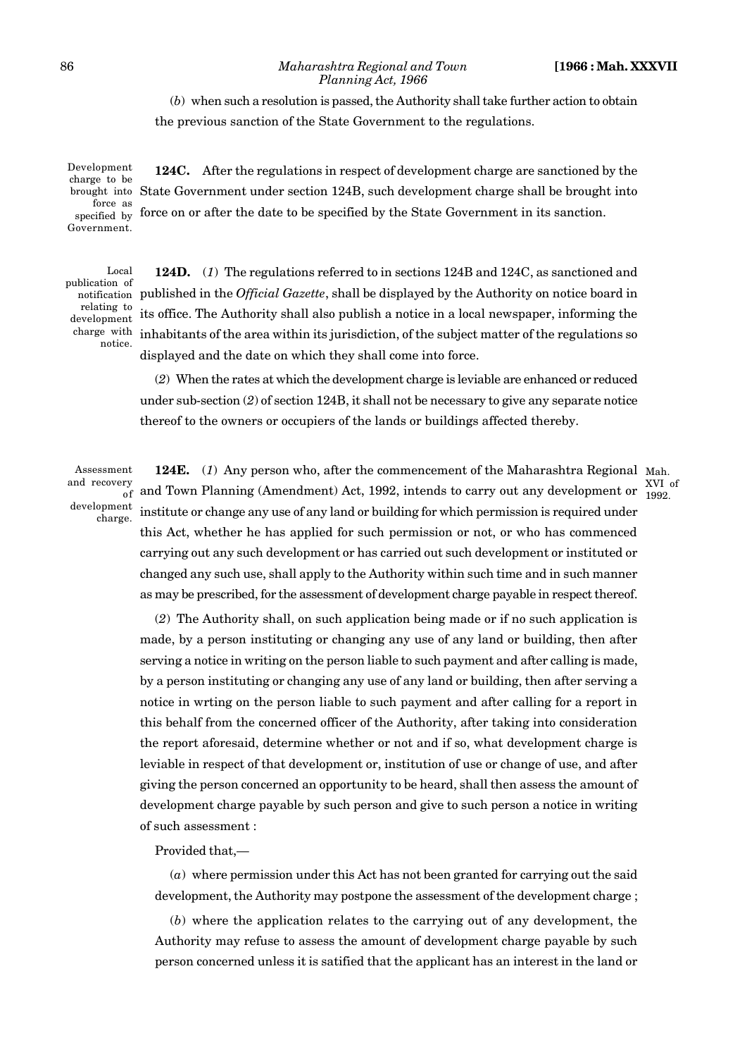(*b*) when such a resolution is passed, the Authority shall take further action to obtain the previous sanction of the State Government to the regulations.

Development charge to be brought into force as specified by Government.

**124C.** After the regulations in respect of development charge are sanctioned by the State Government under section 124B, such development charge shall be brought into force on or after the date to be specified by the State Government in its sanction.

Local publication of notification relating to development charge with notice.

**124D.** (*1*) The regulations referred to in sections 124B and 124C, as sanctioned and published in the *Official Gazette*, shall be displayed by the Authority on notice board in its office. The Authority shall also publish a notice in a local newspaper, informing the inhabitants of the area within its jurisdiction, of the subject matter of the regulations so displayed and the date on which they shall come into force.

(*2*) When the rates at which the development charge is leviable are enhanced or reduced under sub-section (*2*) of section 124B, it shall not be necessary to give any separate notice thereof to the owners or occupiers of the lands or buildings affected thereby.

Assessment and recovery of development charge.

**124E.** (*1*) Any person who, after the commencement of the Maharashtra Regional and Town Planning (Amendment) Act, 1992, intends to carry out any development or institute or change any use of any land or building for which permission is required under this Act, whether he has applied for such permission or not, or who has commenced carrying out any such development or has carried out such development or instituted or changed any such use, shall apply to the Authority within such time and in such manner as may be prescribed, for the assessment of development charge payable in respect thereof.

Mah. XVI of 1992.

(*2*) The Authority shall, on such application being made or if no such application is made, by a person instituting or changing any use of any land or building, then after serving a notice in writing on the person liable to such payment and after calling is made, by a person instituting or changing any use of any land or building, then after serving a notice in wrting on the person liable to such payment and after calling for a report in this behalf from the concerned officer of the Authority, after taking into consideration the report aforesaid, determine whether or not and if so, what development charge is leviable in respect of that development or, institution of use or change of use, and after giving the person concerned an opportunity to be heard, shall then assess the amount of development charge payable by such person and give to such person a notice in writing of such assessment :

Provided that,—

(*a*) where permission under this Act has not been granted for carrying out the said development, the Authority may postpone the assessment of the development charge ;

(*b*) where the application relates to the carrying out of any development, the Authority may refuse to assess the amount of development charge payable by such person concerned unless it is satisfied that the applicant has an interest in the land or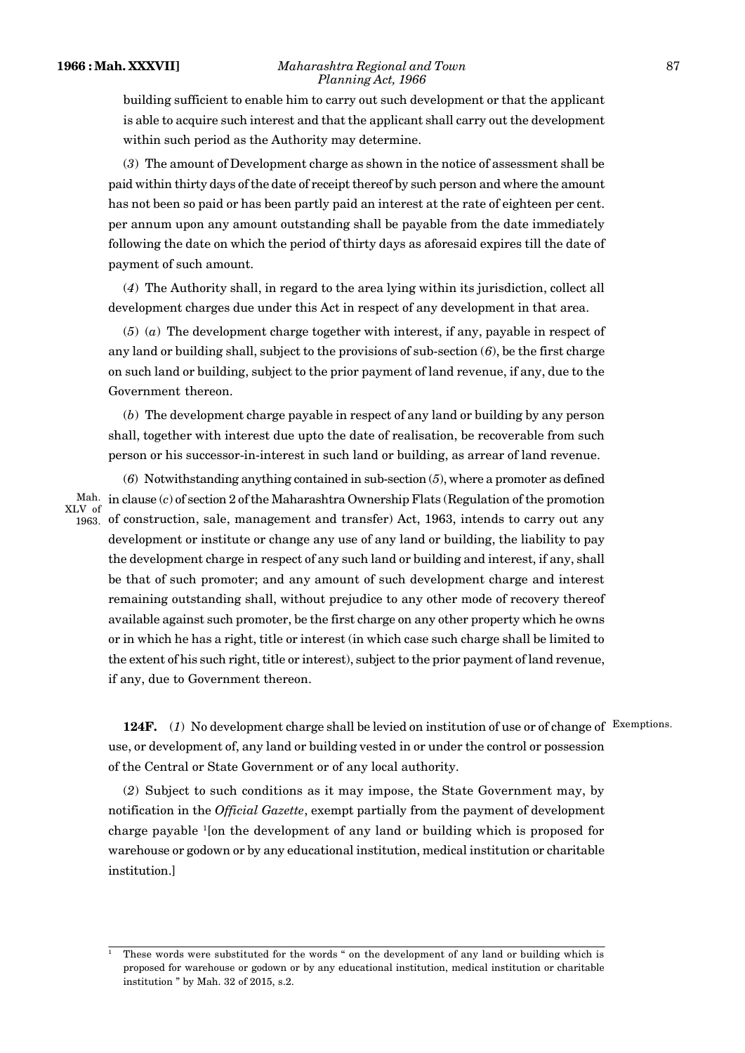building sufficient to enable him to carry out such development or that the applicant is able to acquire such interest and that the applicant shall carry out the development within such period as the Authority may determine.

(*3*) The amount of Development charge as shown in the notice of assessment shall be paid within thirty days of the date of receipt thereof by such person and where the amount has not been so paid or has been partly paid an interest at the rate of eighteen per cent. per annum upon any amount outstanding shall be payable from the date immediately following the date on which the period of thirty days as aforesaid expires till the date of payment of such amount.

(*4*) The Authority shall, in regard to the area lying within its jurisdiction, collect all development charges due under this Act in respect of any development in that area.

(*5*) (*a*) The development charge together with interest, if any, payable in respect of any land or building shall, subject to the provisions of sub-section (*6*), be the first charge on such land or building, subject to the prior payment of land revenue, if any, due to the Government thereon.

(*b*) The development charge payable in respect of any land or building by any person shall, together with interest due upto the date of realisation, be recoverable from such person or his successor-in-interest in such land or building, as arrear of land revenue.

(*6*) Notwithstanding anything contained in sub-section (*5*), where a promoter as defined in clause (*c*) of section 2 of the Maharashtra Ownership Flats (Regulation of the promotion of construction, sale, management and transfer) Act, 1963, intends to carry out any development or institute or change any use of any land or building, the liability to pay the development charge in respect of any such land or building and interest, if any, shall be that of such promoter; and any amount of such development charge and interest remaining outstanding shall, without prejudice to any other mode of recovery thereof available against such promoter, be the first charge on any other property which he owns or in which he has a right, title or interest (in which case such charge shall be limited to the extent of his such right, title or interest), subject to the prior payment of land revenue, if any, due to Government thereon.

Mah. XLV of 1963.

Exemptions.

**124F.** (*1*) No development charge shall be levied on institution of use or of change of use, or development of, any land or building vested in or under the control or possession of the Central or State Government or of any local authority.

(*2*) Subject to such conditions as it may impose, the State Government may, by notification in the *Official Gazette*, exempt partially from the payment of development charge payable [1][on the development of any land or building which is proposed for warehouse or godown or by any educational institution, medical institution or charitable institution.]

---

[1] These words were substituted for the words " on the development of any land or building which is proposed for warehouse or godown or by any educational institution, medical institution or charitable institution " by Mah. 32 of 2015, s.2.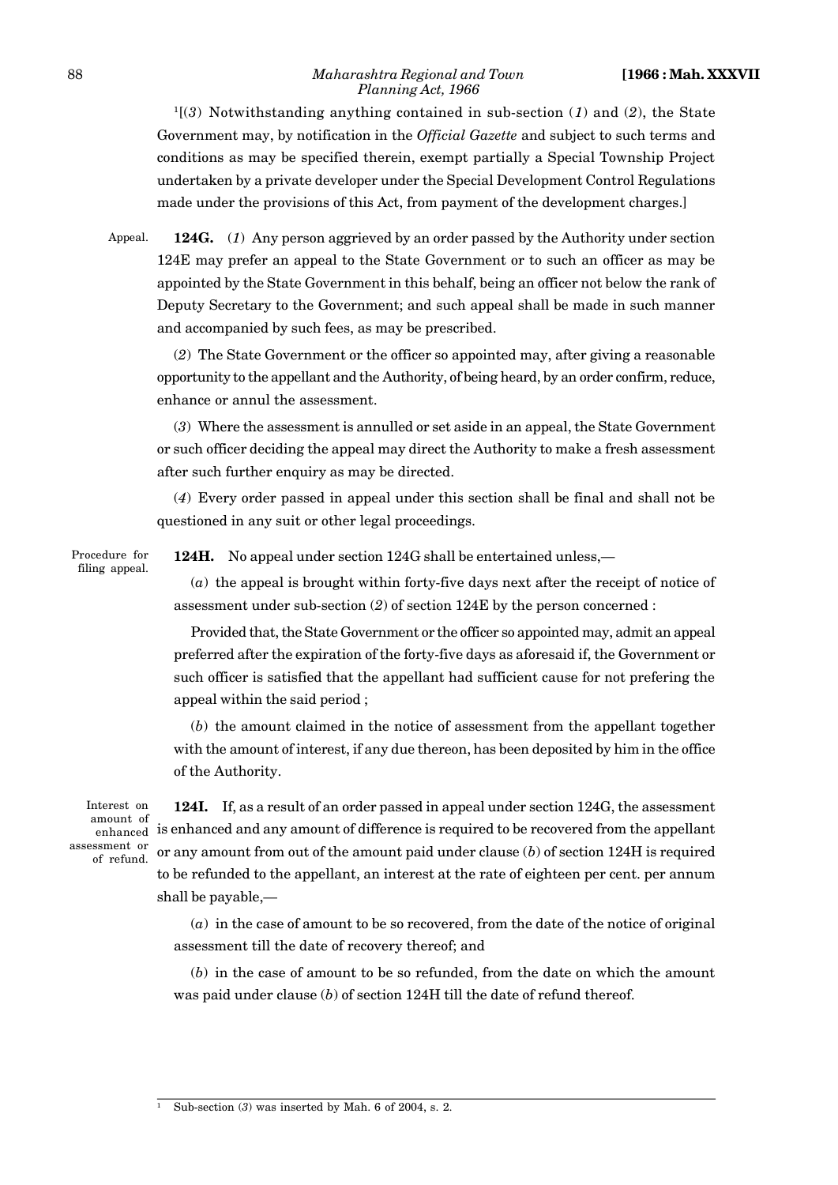[1][(*3*) Notwithstanding anything contained in sub-section (*1*) and (*2*), the State Government may, by notification in the *Official Gazette* and subject to such terms and conditions as may be specified therein, exempt partially a Special Township Project undertaken by a private developer under the Special Development Control Regulations made under the provisions of this Act, from payment of the development charges.]

Appeal.

**124G.** (*1*) Any person aggrieved by an order passed by the Authority under section 124E may prefer an appeal to the State Government or to such an officer as may be appointed by the State Government in this behalf, being an officer not below the rank of Deputy Secretary to the Government; and such appeal shall be made in such manner and accompanied by such fees, as may be prescribed.

(*2*) The State Government or the officer so appointed may, after giving a reasonable opportunity to the appellant and the Authority, of being heard, by an order confirm, reduce, enhance or annul the assessment.

(*3*) Where the assessment is annulled or set aside in an appeal, the State Government or such officer deciding the appeal may direct the Authority to make a fresh assessment after such further enquiry as may be directed.

(*4*) Every order passed in appeal under this section shall be final and shall not be questioned in any suit or other legal proceedings.

Procedure for filing appeal.

**124H.** No appeal under section 124G shall be entertained unless,—

(*a*) the appeal is brought within forty-five days next after the receipt of notice of assessment under sub-section (*2*) of section 124E by the person concerned :

Provided that, the State Government or the officer so appointed may, admit an appeal preferred after the expiration of the forty-five days as aforesaid if, the Government or such officer is satisfied that the appellant had sufficient cause for not prefering the appeal within the said period ;

(*b*) the amount claimed in the notice of assessment from the appellant together with the amount of interest, if any due thereon, has been deposited by him in the office of the Authority.

Interest on amount of enhanced assessment or of refund.

**124I.** If, as a result of an order passed in appeal under section 124G, the assessment is enhanced and any amount of difference is required to be recovered from the appellant or any amount from out of the amount paid under clause (*b*) of section 124H is required to be refunded to the appellant, an interest at the rate of eighteen per cent. per annum shall be payable,—

(*a*) in the case of amount to be so recovered, from the date of the notice of original assessment till the date of recovery thereof; and

(*b*) in the case of amount to be so refunded, from the date on which the amount was paid under clause (*b*) of section 124H till the date of refund thereof.

---

[1] Sub-section (*3*) was inserted by Mah. 6 of 2004, s. 2.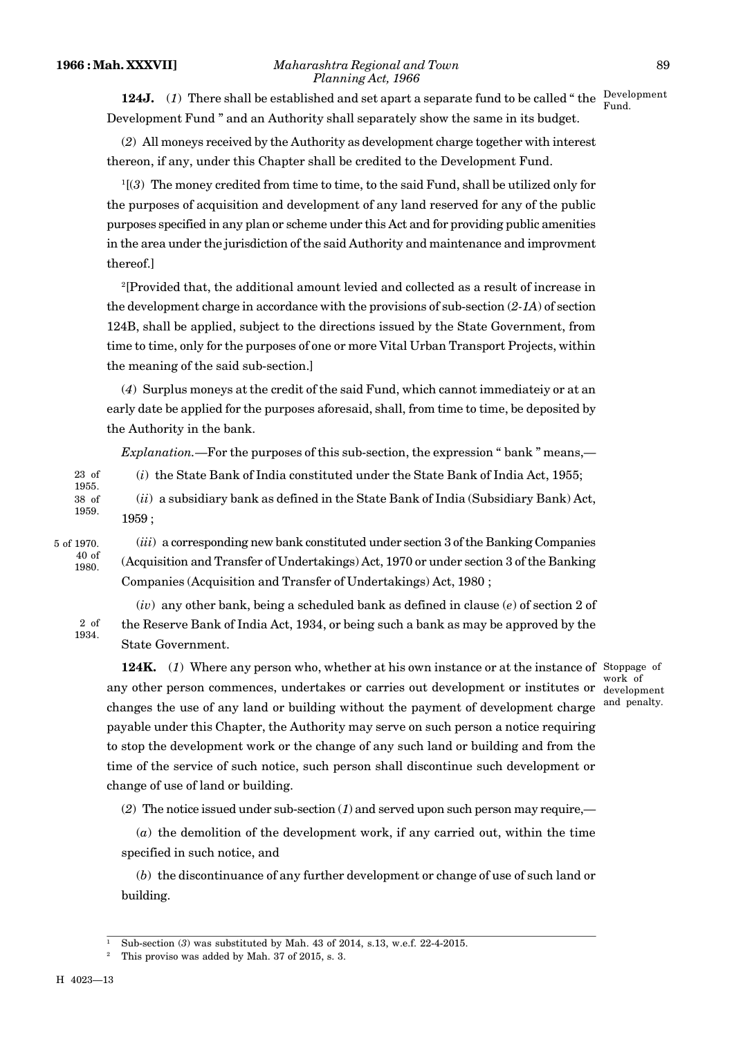**124J.** (*1*) There shall be established and set apart a separate fund to be called " the Development Fund " and an Authority shall separately show the same in its budget. Development Fund.

(*2*) All moneys received by the Authority as development charge together with interest thereon, if any, under this Chapter shall be credited to the Development Fund.

[1][(*3*) The money credited from time to time, to the said Fund, shall be utilized only for the purposes of acquisition and development of any land reserved for any of the public purposes specified in any plan or scheme under this Act and for providing public amenities in the area under the jurisdiction of the said Authority and maintenance and improvment thereof.]

[2][Provided that, the additional amount levied and collected as a result of increase in the development charge in accordance with the provisions of sub-section (*2-1A*) of section 124B, shall be applied, subject to the directions issued by the State Government, from time to time, only for the purposes of one or more Vital Urban Transport Projects, within the meaning of the said sub-section.]

(*4*) Surplus moneys at the credit of the said Fund, which cannot immediateiy or at an early date be applied for the purposes aforesaid, shall, from time to time, be deposited by the Authority in the bank.

*Explanation*.—For the purposes of this sub-section, the expression " bank " means,—

(*i*) the State Bank of India constituted under the State Bank of India Act, 1955; 23 of 1955.

(*ii*) a subsidiary bank as defined in the State Bank of India (Subsidiary Bank) Act, 1959 ; 38 of 1959.

(*iii*) a corresponding new bank constituted under section 3 of the Banking Companies (Acquisition and Transfer of Undertakings) Act, 1970 or under section 3 of the Banking Companies (Acquisition and Transfer of Undertakings) Act, 1980 ; 5 of 1970. 40 of 1980.

(*iv*) any other bank, being a scheduled bank as defined in clause (*e*) of section 2 of the Reserve Bank of India Act, 1934, or being such a bank as may be approved by the State Government. 2 of 1934.

**124K.** (*1*) Where any person who, whether at his own instance or at the instance of any other person commences, undertakes or carries out development or institutes or changes the use of any land or building without the payment of development charge payable under this Chapter, the Authority may serve on such person a notice requiring to stop the development work or the change of any such land or building and from the time of the service of such notice, such person shall discontinue such development or change of use of land or building. Stoppage of work of development and penalty.

(*2*) The notice issued under sub-section (*1*) and served upon such person may require,—

(*a*) the demolition of the development work, if any carried out, within the time specified in such notice, and

(*b*) the discontinuance of any further development or change of use of such land or building.

---

[1] Sub-section (*3*) was substituted by Mah. 43 of 2014, s.13, w.e.f. 22-4-2015.

[2] This proviso was added by Mah. 37 of 2015, s. 3.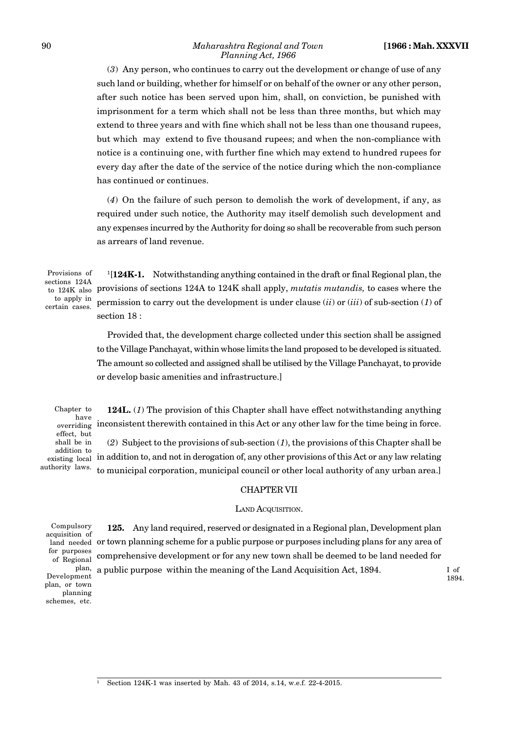(*3*) Any person, who continues to carry out the development or change of use of any such land or building, whether for himself or on behalf of the owner or any other person, after such notice has been served upon him, shall, on conviction, be punished with imprisonment for a term which shall not be less than three months, but which may extend to three years and with fine which shall not be less than one thousand rupees, but which may extend to five thousand rupees; and when the non-compliance with notice is a continuing one, with further fine which may extend to hundred rupees for every day after the date of the service of the notice during which the non-compliance has continued or continues.

(*4*) On the failure of such person to demolish the work of development, if any, as required under such notice, the Authority may itself demolish such development and any expenses incurred by the Authority for doing so shall be recoverable from such person as arrears of land revenue.

Provisions of sections 124A to 124K also to apply in certain cases.

[1][**124K-1.** Notwithstanding anything contained in the draft or final Regional plan, the provisions of sections 124A to 124K shall apply, *mutatis mutandis,* to cases where the permission to carry out the development is under clause (*ii*) or (*iii*) of sub-section (*1*) of section 18 :

Provided that, the development charge collected under this section shall be assigned to the Village Panchayat, within whose limits the land proposed to be developed is situated. The amount so collected and assigned shall be utilised by the Village Panchayat, to provide or develop basic amenities and infrastructure.]

Chapter to have overriding effect, but shall be in addition to existing local authority laws.

**124L.** (*1*) The provision of this Chapter shall have effect notwithstanding anything inconsistent therewith contained in this Act or any other law for the time being in force.

(*2*) Subject to the provisions of sub-section (*1*), the provisions of this Chapter shall be in addition to, and not in derogation of, any other provisions of this Act or any law relating to municipal corporation, municipal council or other local authority of any urban area.]

## CHAPTER VII

### LAND ACQUISITION.

Compulsory acquisition of land needed for purposes of Regional plan, Development plan, or town planning schemes, etc.

**125.** Any land required, reserved or designated in a Regional plan, Development plan or town planning scheme for a public purpose or purposes including plans for any area of comprehensive development or for any new town shall be deemed to be land needed for a public purpose within the meaning of the Land Acquisition Act, 1894. I of 1894.

---

[1] Section 124K-1 was inserted by Mah. 43 of 2014, s.14, w.e.f. 22-4-2015.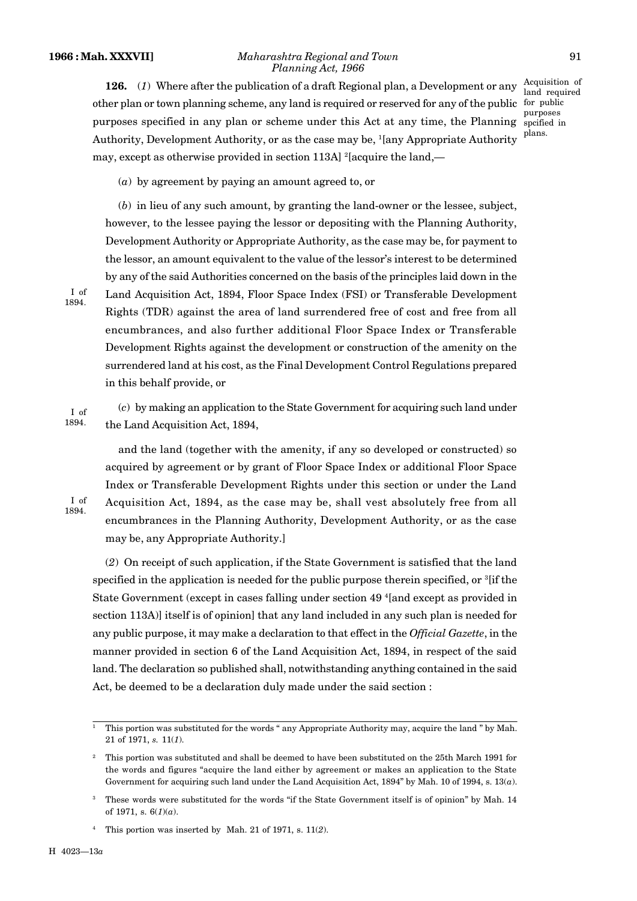**126.** (*1*) Where after the publication of a draft Regional plan, a Development or any other plan or town planning scheme, any land is required or reserved for any of the public purposes specified in any plan or scheme under this Act at any time, the Planning Authority, Development Authority, or as the case may be, [1][any Appropriate Authority may, except as otherwise provided in section 113A] [2][acquire the land,—

Acquisition of land required for public purposes spcified in plans.

(*a*) by agreement by paying an amount agreed to, or

(*b*) in lieu of any such amount, by granting the land-owner or the lessee, subject, however, to the lessee paying the lessor or depositing with the Planning Authority, Development Authority or Appropriate Authority, as the case may be, for payment to the lessor, an amount equivalent to the value of the lessor's interest to be determined by any of the said Authorities concerned on the basis of the principles laid down in the Land Acquisition Act, 1894, Floor Space Index (FSI) or Transferable Development Rights (TDR) against the area of land surrendered free of cost and free from all encumbrances, and also further additional Floor Space Index or Transferable Development Rights against the development or construction of the amenity on the surrendered land at his cost, as the Final Development Control Regulations prepared in this behalf provide, or

I of 1894.

(*c*) by making an application to the State Government for acquiring such land under the Land Acquisition Act, 1894,

I of 1894.

and the land (together with the amenity, if any so developed or constructed) so acquired by agreement or by grant of Floor Space Index or additional Floor Space Index or Transferable Development Rights under this section or under the Land Acquisition Act, 1894, as the case may be, shall vest absolutely free from all encumbrances in the Planning Authority, Development Authority, or as the case may be, any Appropriate Authority.]

I of 1894.

(*2*) On receipt of such application, if the State Government is satisfied that the land specified in the application is needed for the public purpose therein specified, or [3][if the State Government (except in cases falling under section 49 [4][and except as provided in section 113A)] itself is of opinion] that any land included in any such plan is needed for any public purpose, it may make a declaration to that effect in the *Official Gazette*, in the manner provided in section 6 of the Land Acquisition Act, 1894, in respect of the said land. The declaration so published shall, notwithstanding anything contained in the said Act, be deemed to be a declaration duly made under the said section :

---

[1] This portion was substituted for the words " any Appropriate Authority may, acquire the land " by Mah. 21 of 1971, *s.* 11(*1*).

[2] This portion was substituted and shall be deemed to have been substituted on the 25th March 1991 for the words and figures "acquire the land either by agreement or makes an application to the State Government for acquiring such land under the Land Acquisition Act, 1894" by Mah. 10 of 1994, s. 13(*a*).

[3] These words were substituted for the words "if the State Government itself is of opinion" by Mah. 14 of 1971, s. 6(*1*)(*a*).

[4] This portion was inserted by Mah. 21 of 1971, s. 11(*2*).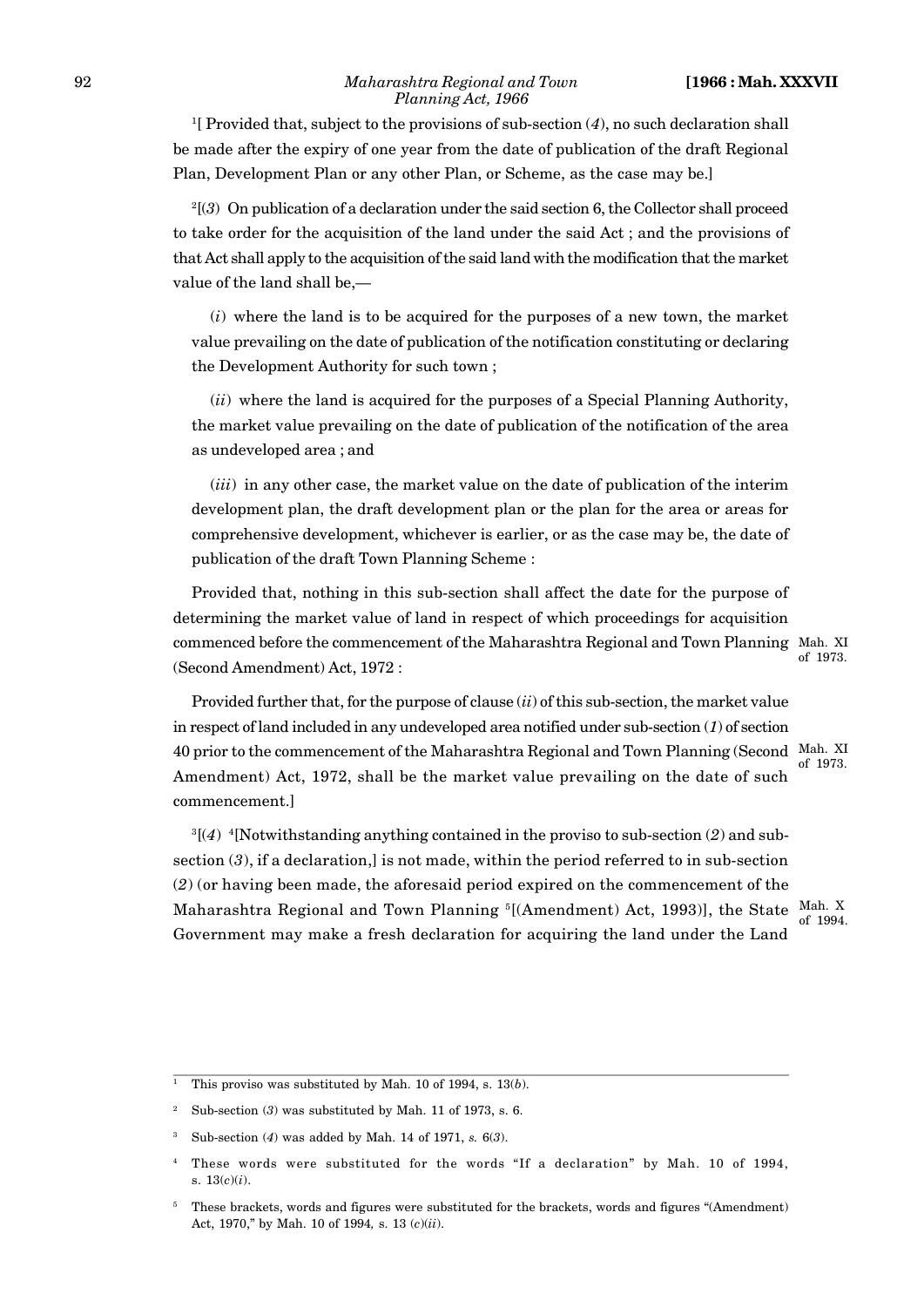[1][ Provided that, subject to the provisions of sub-section (*4*), no such declaration shall be made after the expiry of one year from the date of publication of the draft Regional Plan, Development Plan or any other Plan, or Scheme, as the case may be.]

[2][(*3*) On publication of a declaration under the said section 6, the Collector shall proceed to take order for the acquisition of the land under the said Act ; and the provisions of that Act shall apply to the acquisition of the said land with the modification that the market value of the land shall be,—

(*i*) where the land is to be acquired for the purposes of a new town, the market value prevailing on the date of publication of the notification constituting or declaring the Development Authority for such town ;

(*ii*) where the land is acquired for the purposes of a Special Planning Authority, the market value prevailing on the date of publication of the notification of the area as undeveloped area ; and

(*iii*) in any other case, the market value on the date of publication of the interim development plan, the draft development plan or the plan for the area or areas for comprehensive development, whichever is earlier, or as the case may be, the date of publication of the draft Town Planning Scheme :

Provided that, nothing in this sub-section shall affect the date for the purpose of determining the market value of land in respect of which proceedings for acquisition commenced before the commencement of the Maharashtra Regional and Town Planning (Second Amendment) Act, 1972 : Mah. XI of 1973.

Provided further that, for the purpose of clause (*ii*) of this sub-section, the market value in respect of land included in any undeveloped area notified under sub-section (*1*) of section 40 prior to the commencement of the Maharashtra Regional and Town Planning (Second Amendment) Act, 1972, shall be the market value prevailing on the date of such commencement.] Mah. XI of 1973.

[3][(*4*) [4][Notwithstanding anything contained in the proviso to sub-section (*2*) and sub-section (*3*), if a declaration,] is not made, within the period referred to in sub-section (*2*) (or having been made, the aforesaid period expired on the commencement of the Maharashtra Regional and Town Planning [5][(Amendment) Act, 1993)], the State Government may make a fresh declaration for acquiring the land under the Land Mah. X of 1994.

---

[1] This proviso was substituted by Mah. 10 of 1994, s. 13(*b*).

[2] Sub-section (*3*) was substituted by Mah. 11 of 1973, s. 6.

[3] Sub-section (*4*) was added by Mah. 14 of 1971, *s.* 6(*3*).

[4] These words were substituted for the words "If a declaration" by Mah. 10 of 1994, s. 13(*c*)(*i*).

[5] These brackets, words and figures were substituted for the brackets, words and figures "(Amendment) Act, 1970," by Mah. 10 of 1994*,* s. 13 (*c*)(*ii*).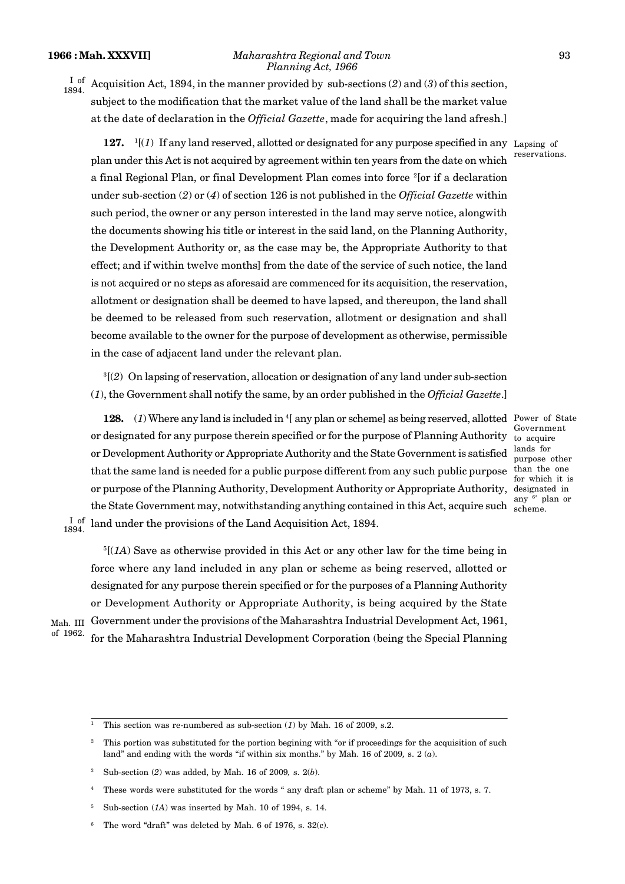I of 1894. Acquisition Act, 1894, in the manner provided by sub-sections (*2*) and (*3*) of this section, subject to the modification that the market value of the land shall be the market value at the date of declaration in the *Official Gazette*, made for acquiring the land afresh.]

Lapsing of reservations.

**127.** [1][(*1*) If any land reserved, allotted or designated for any purpose specified in any plan under this Act is not acquired by agreement within ten years from the date on which a final Regional Plan, or final Development Plan comes into force [2][or if a declaration under sub-section (*2*) or (*4*) of section 126 is not published in the *Official Gazette* within such period, the owner or any person interested in the land may serve notice, alongwith the documents showing his title or interest in the said land, on the Planning Authority, the Development Authority or, as the case may be, the Appropriate Authority to that effect; and if within twelve months] from the date of the service of such notice, the land is not acquired or no steps as aforesaid are commenced for its acquisition, the reservation, allotment or designation shall be deemed to have lapsed, and thereupon, the land shall be deemed to be released from such reservation, allotment or designation and shall become available to the owner for the purpose of development as otherwise, permissible in the case of adjacent land under the relevant plan.

[3][(*2*) On lapsing of reservation, allocation or designation of any land under sub-section (*1*), the Government shall notify the same, by an order published in the *Official Gazette*.]

Power of State Government to acquire lands for purpose other than the one for which it is designated in any [6]* plan or scheme.

**128.** (*1*) Where any land is included in [4][ any plan or scheme] as being reserved, allotted or designated for any purpose therein specified or for the purpose of Planning Authority or Development Authority or Appropriate Authority and the State Government is satisfied that the same land is needed for a public purpose different from any such public purpose or purpose of the Planning Authority, Development Authority or Appropriate Authority, the State Government may, notwithstanding anything contained in this Act, acquire such land under the provisions of the Land Acquisition Act, 1894. I of 1894.

[5][(*1A*) Save as otherwise provided in this Act or any other law for the time being in force where any land included in any plan or scheme as being reserved, allotted or designated for any purpose therein specified or for the purposes of a Planning Authority or Development Authority or Appropriate Authority, is being acquired by the State Government under the provisions of the Maharashtra Industrial Development Act, 1961, for the Maharashtra Industrial Development Corporation (being the Special Planning Mah. III of 1962.

---

[1] This section was re-numbered as sub-section (*1*) by Mah. 16 of 2009, s.2.

[2] This portion was substituted for the portion begining with "or if proceedings for the acquisition of such land" and ending with the words "if within six months." by Mah. 16 of 2009, s. 2 (*a*).

[3] Sub-section (*2*) was added, by Mah. 16 of 2009, s. 2(*b*).

[4] These words were substituted for the words " any draft plan or scheme" by Mah. 11 of 1973, s. 7.

[5] Sub-section (*1A*) was inserted by Mah. 10 of 1994, s. 14.

[6] The word "draft" was deleted by Mah. 6 of 1976, s. 32(c).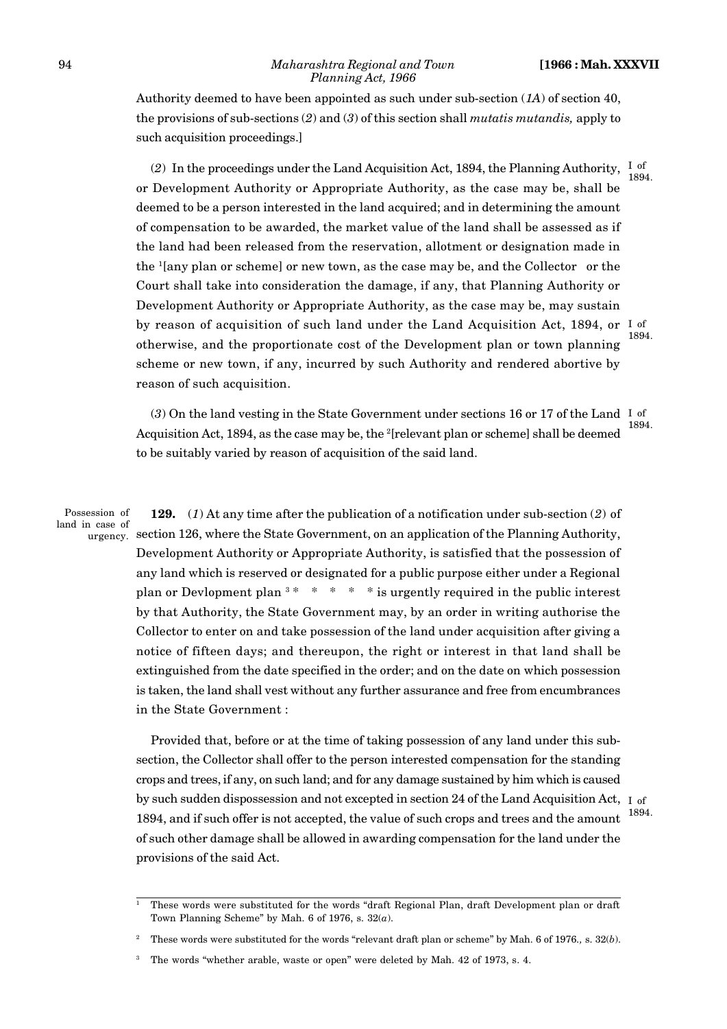Authority deemed to have been appointed as such under sub-section (*1A*) of section 40, the provisions of sub-sections (*2*) and (*3*) of this section shall *mutatis mutandis,* apply to such acquisition proceedings.]

(*2*) In the proceedings under the Land Acquisition Act, 1894, the Planning Authority, or Development Authority or Appropriate Authority, as the case may be, shall be deemed to be a person interested in the land acquired; and in determining the amount of compensation to be awarded, the market value of the land shall be assessed as if the land had been released from the reservation, allotment or designation made in the [1][any plan or scheme] or new town, as the case may be, and the Collector or the Court shall take into consideration the damage, if any, that Planning Authority or Development Authority or Appropriate Authority, as the case may be, may sustain by reason of acquisition of such land under the Land Acquisition Act, 1894, or otherwise, and the proportionate cost of the Development plan or town planning scheme or new town, if any, incurred by such Authority and rendered abortive by reason of such acquisition.

I of 1894.

(*3*) On the land vesting in the State Government under sections 16 or 17 of the Land Acquisition Act, 1894, as the case may be, the [2][relevant plan or scheme] shall be deemed to be suitably varied by reason of acquisition of the said land.

I of 1894.

Possession of land in case of urgency.

**129.** (*1*) At any time after the publication of a notification under sub-section (*2*) of section 126, where the State Government, on an application of the Planning Authority, Development Authority or Appropriate Authority, is satisfied that the possession of any land which is reserved or designated for a public purpose either under a Regional plan or Devlopment plan [3] * * * * * is urgently required in the public interest by that Authority, the State Government may, by an order in writing authorise the Collector to enter on and take possession of the land under acquisition after giving a notice of fifteen days; and thereupon, the right or interest in that land shall be extinguished from the date specified in the order; and on the date on which possession is taken, the land shall vest without any further assurance and free from encumbrances in the State Government :

Provided that, before or at the time of taking possession of any land under this sub-section, the Collector shall offer to the person interested compensation for the standing crops and trees, if any, on such land; and for any damage sustained by him which is caused by such sudden dispossession and not excepted in section 24 of the Land Acquisition Act, 1894, and if such offer is not accepted, the value of such crops and trees and the amount of such other damage shall be allowed in awarding compensation for the land under the provisions of the said Act.

I of 1894.

---

[1] These words were substituted for the words "draft Regional Plan, draft Development plan or draft Town Planning Scheme" by Mah. 6 of 1976, s. 32(*a*).

[2] These words were substituted for the words "relevant draft plan or scheme" by Mah. 6 of 1976., s. 32(*b*).

[3] The words "whether arable, waste or open" were deleted by Mah. 42 of 1973, s. 4.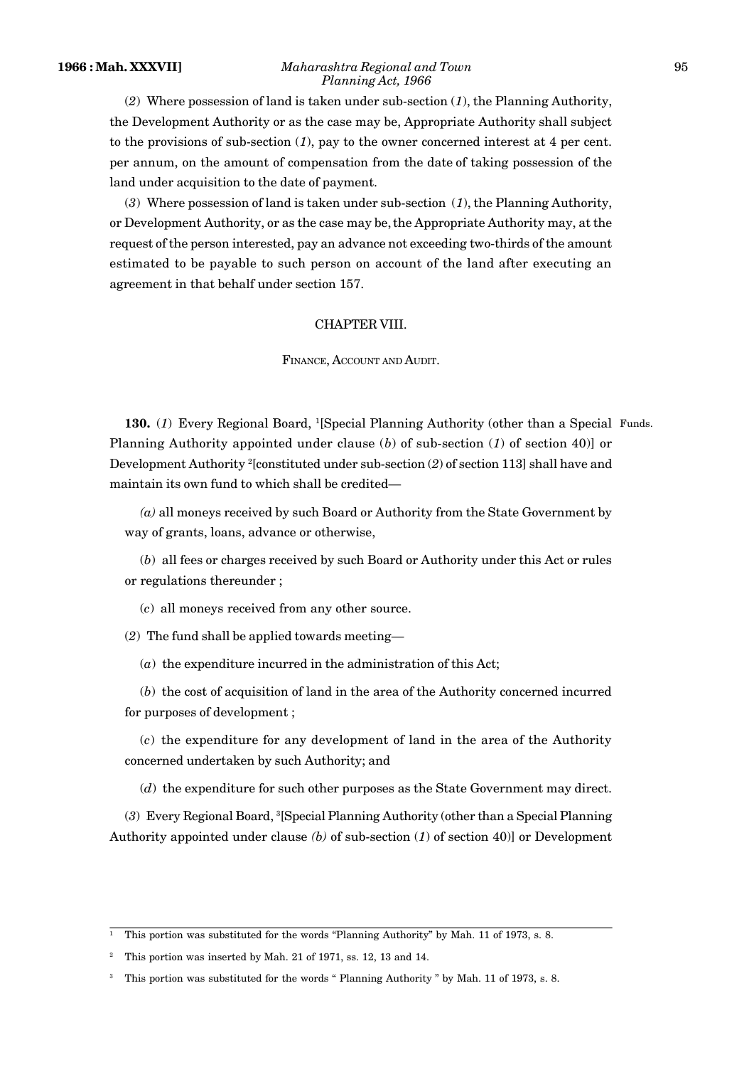(*2*) Where possession of land is taken under sub-section (*1*), the Planning Authority, the Development Authority or as the case may be, Appropriate Authority shall subject to the provisions of sub-section (*1*), pay to the owner concerned interest at 4 per cent. per annum, on the amount of compensation from the date of taking possession of the land under acquisition to the date of payment.

(*3*) Where possession of land is taken under sub-section (*1*), the Planning Authority, or Development Authority, or as the case may be, the Appropriate Authority may, at the request of the person interested, pay an advance not exceeding two-thirds of the amount estimated to be payable to such person on account of the land after executing an agreement in that behalf under section 157.

## CHAPTER VIII.

### FINANCE, ACCOUNT AND AUDIT.

Funds.

**130.** (*1*) Every Regional Board, [1][Special Planning Authority (other than a Special Planning Authority appointed under clause (*b*) of sub-section (*1*) of section 40)] or Development Authority [2][constituted under sub-section (*2*) of section 113] shall have and maintain its own fund to which shall be credited—

*(a)* all moneys received by such Board or Authority from the State Government by way of grants, loans, advance or otherwise,

(*b*) all fees or charges received by such Board or Authority under this Act or rules or regulations thereunder ;

(*c*) all moneys received from any other source.

(*2*) The fund shall be applied towards meeting—

(*a*) the expenditure incurred in the administration of this Act;

(*b*) the cost of acquisition of land in the area of the Authority concerned incurred for purposes of development ;

(*c*) the expenditure for any development of land in the area of the Authority concerned undertaken by such Authority; and

(*d*) the expenditure for such other purposes as the State Government may direct.

(*3*) Every Regional Board, [3][Special Planning Authority (other than a Special Planning Authority appointed under clause *(b)* of sub-section (*1*) of section 40)] or Development

---

[1] This portion was substituted for the words "Planning Authority" by Mah. 11 of 1973, s. 8.

[2] This portion was inserted by Mah. 21 of 1971, ss. 12, 13 and 14.

[3] This portion was substituted for the words " Planning Authority " by Mah. 11 of 1973, s. 8.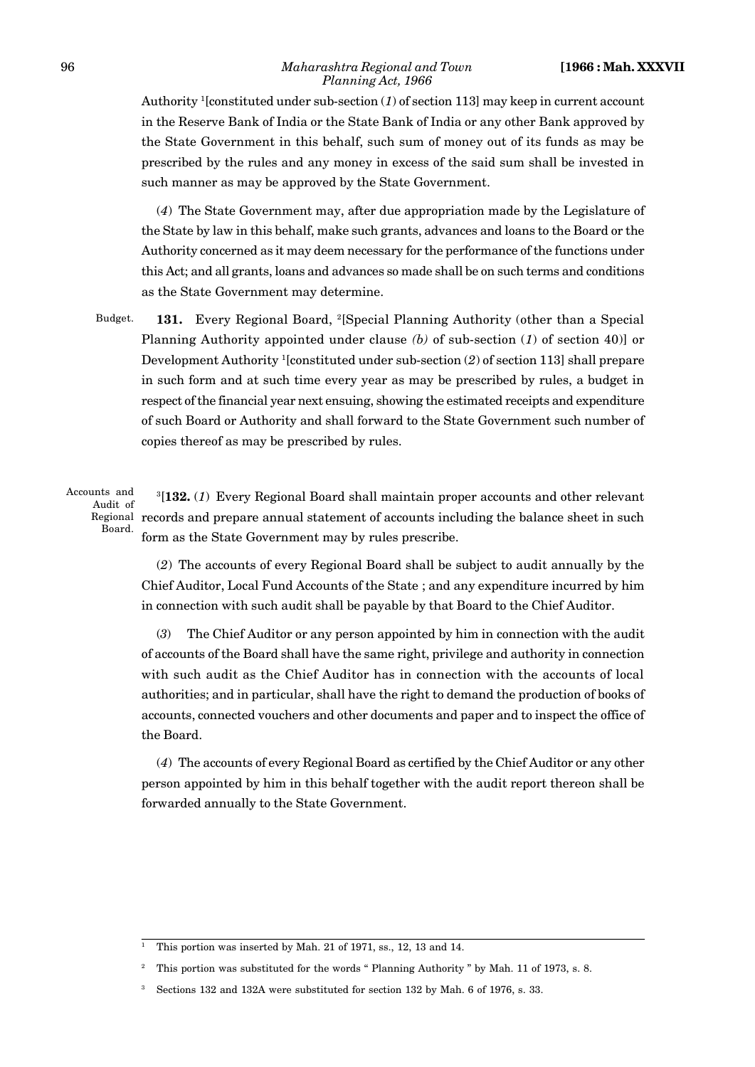Authority [1][constituted under sub-section (*1*) of section 113] may keep in current account in the Reserve Bank of India or the State Bank of India or any other Bank approved by the State Government in this behalf, such sum of money out of its funds as may be prescribed by the rules and any money in excess of the said sum shall be invested in such manner as may be approved by the State Government.

(*4*) The State Government may, after due appropriation made by the Legislature of the State by law in this behalf, make such grants, advances and loans to the Board or the Authority concerned as it may deem necessary for the performance of the functions under this Act; and all grants, loans and advances so made shall be on such terms and conditions as the State Government may determine.

Budget.

**131.** Every Regional Board, [2][Special Planning Authority (other than a Special Planning Authority appointed under clause *(b)* of sub-section (*1*) of section 40)] or Development Authority [1][constituted under sub-section (*2*) of section 113] shall prepare in such form and at such time every year as may be prescribed by rules, a budget in respect of the financial year next ensuing, showing the estimated receipts and expenditure of such Board or Authority and shall forward to the State Government such number of copies thereof as may be prescribed by rules.

Accounts and Audit of Regional Board.

[3][**132.** (*1*) Every Regional Board shall maintain proper accounts and other relevant records and prepare annual statement of accounts including the balance sheet in such form as the State Government may by rules prescribe.

(*2*) The accounts of every Regional Board shall be subject to audit annually by the Chief Auditor, Local Fund Accounts of the State ; and any expenditure incurred by him in connection with such audit shall be payable by that Board to the Chief Auditor.

(*3*) The Chief Auditor or any person appointed by him in connection with the audit of accounts of the Board shall have the same right, privilege and authority in connection with such audit as the Chief Auditor has in connection with the accounts of local authorities; and in particular, shall have the right to demand the production of books of accounts, connected vouchers and other documents and paper and to inspect the office of the Board.

(*4*) The accounts of every Regional Board as certified by the Chief Auditor or any other person appointed by him in this behalf together with the audit report thereon shall be forwarded annually to the State Government.

---

[1] This portion was inserted by Mah. 21 of 1971, ss., 12, 13 and 14.

[2] This portion was substituted for the words " Planning Authority " by Mah. 11 of 1973, s. 8.

[3] Sections 132 and 132A were substituted for section 132 by Mah. 6 of 1976, s. 33.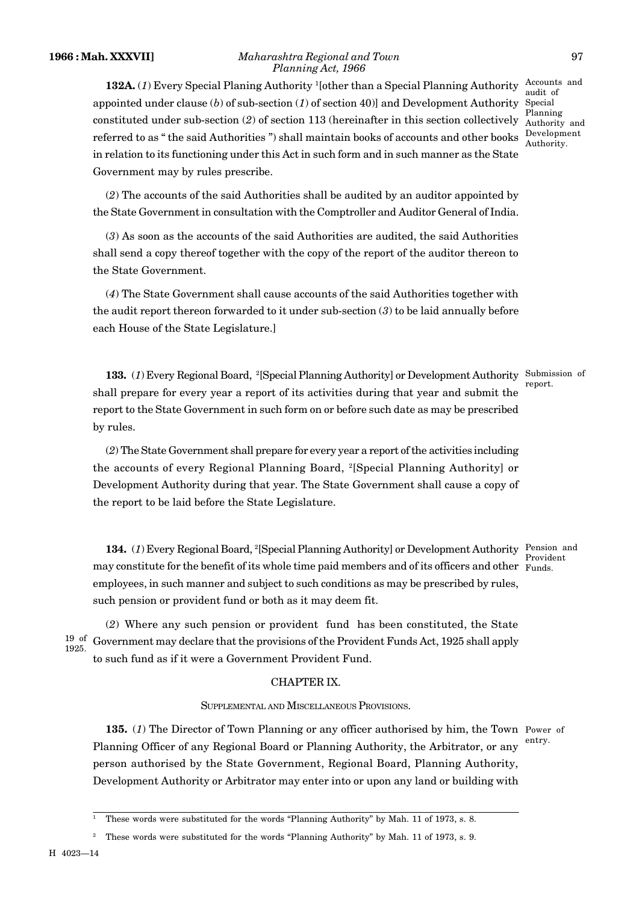**132A.** (*1*) Every Special Planing Authority [1][other than a Special Planning Authority appointed under clause (*b*) of sub-section (*1*) of section 40)] and Development Authority constituted under sub-section (*2*) of section 113 (hereinafter in this section collectively referred to as " the said Authorities ") shall maintain books of accounts and other books in relation to its functioning under this Act in such form and in such manner as the State Government may by rules prescribe.

Accounts and audit of Special Planning Authority and Development Authority.

(*2*) The accounts of the said Authorities shall be audited by an auditor appointed by the State Government in consultation with the Comptroller and Auditor General of India.

(*3*) As soon as the accounts of the said Authorities are audited, the said Authorities shall send a copy thereof together with the copy of the report of the auditor thereon to the State Government.

(*4*) The State Government shall cause accounts of the said Authorities together with the audit report thereon forwarded to it under sub-section (*3*) to be laid annually before each House of the State Legislature.]

**133.** (*1*) Every Regional Board, [2][Special Planning Authority] or Development Authority shall prepare for every year a report of its activities during that year and submit the report to the State Government in such form on or before such date as may be prescribed by rules.

Submission of report.

(*2*) The State Government shall prepare for every year a report of the activities including the accounts of every Regional Planning Board, [2][Special Planning Authority] or Development Authority during that year. The State Government shall cause a copy of the report to be laid before the State Legislature.

**134.** (*1*) Every Regional Board, [2][Special Planning Authority] or Development Authority may constitute for the benefit of its whole time paid members and of its officers and other employees, in such manner and subject to such conditions as may be prescribed by rules, such pension or provident fund or both as it may deem fit.

Pension and Provident Funds.

(*2*) Where any such pension or provident fund has been constituted, the State Government may declare that the provisions of the Provident Funds Act, 1925 shall apply to such fund as if it were a Government Provident Fund.

19 of 1925.

## CHAPTER IX.

### SUPPLEMENTAL AND MISCELLANEOUS PROVISIONS.

**135.** (*1*) The Director of Town Planning or any officer authorised by him, the Town Planning Officer of any Regional Board or Planning Authority, the Arbitrator, or any person authorised by the State Government, Regional Board, Planning Authority, Development Authority or Arbitrator may enter into or upon any land or building with

Power of entry.

---

[1] These words were substituted for the words "Planning Authority" by Mah. 11 of 1973, s. 8.

[2] These words were substituted for the words "Planning Authority" by Mah. 11 of 1973, s. 9.

H 4023—14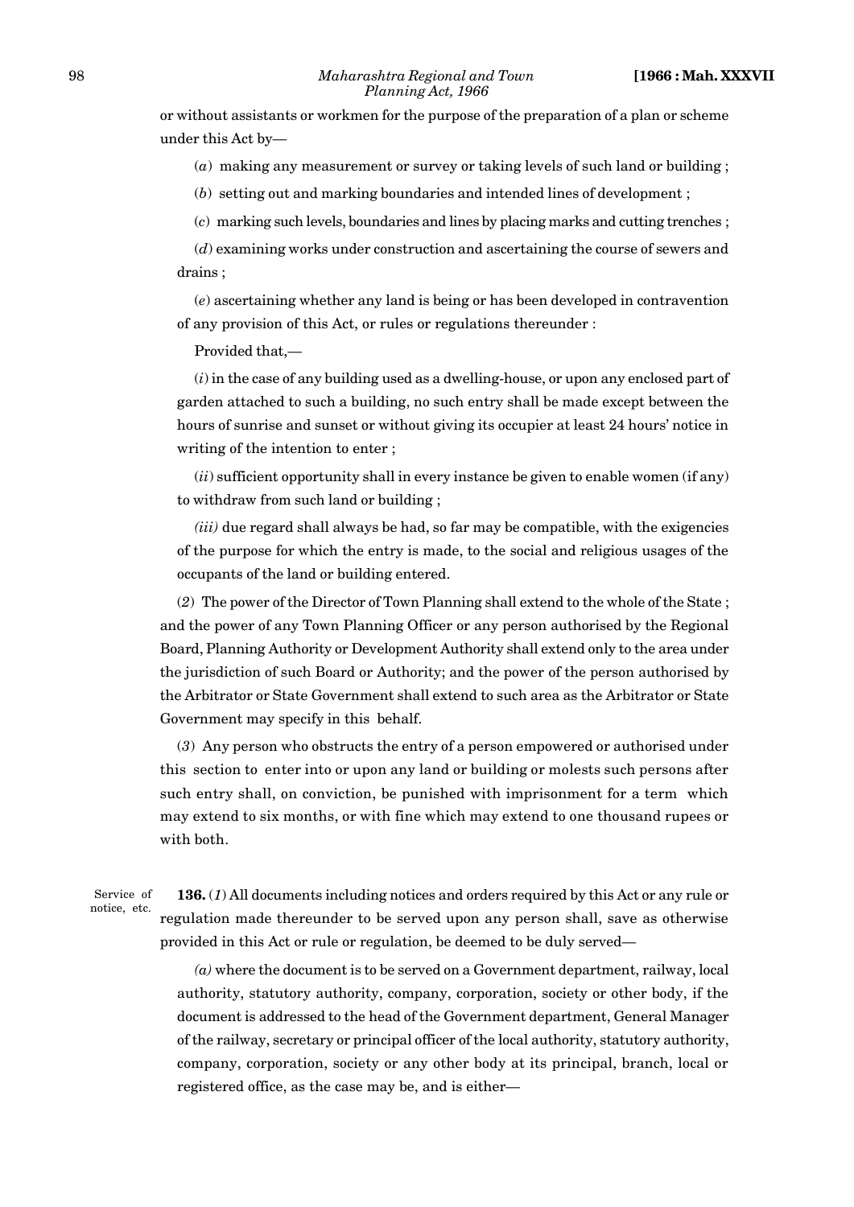or without assistants or workmen for the purpose of the preparation of a plan or scheme under this Act by—

(*a*) making any measurement or survey or taking levels of such land or building ;

(*b*) setting out and marking boundaries and intended lines of development ;

(*c*) marking such levels, boundaries and lines by placing marks and cutting trenches ;

(*d*) examining works under construction and ascertaining the course of sewers and drains ;

(*e*) ascertaining whether any land is being or has been developed in contravention of any provision of this Act, or rules or regulations thereunder :

Provided that,—

(*i*) in the case of any building used as a dwelling-house, or upon any enclosed part of garden attached to such a building, no such entry shall be made except between the hours of sunrise and sunset or without giving its occupier at least 24 hours' notice in writing of the intention to enter ;

(*ii*) sufficient opportunity shall in every instance be given to enable women (if any) to withdraw from such land or building ;

*(iii)* due regard shall always be had, so far may be compatible, with the exigencies of the purpose for which the entry is made, to the social and religious usages of the occupants of the land or building entered.

(*2*) The power of the Director of Town Planning shall extend to the whole of the State ; and the power of any Town Planning Officer or any person authorised by the Regional Board, Planning Authority or Development Authority shall extend only to the area under the jurisdiction of such Board or Authority; and the power of the person authorised by the Arbitrator or State Government shall extend to such area as the Arbitrator or State Government may specify in this behalf.

(*3*) Any person who obstructs the entry of a person empowered or authorised under this section to enter into or upon any land or building or molests such persons after such entry shall, on conviction, be punished with imprisonment for a term which may extend to six months, or with fine which may extend to one thousand rupees or with both.

Service of notice, etc.

**136.** (*1*) All documents including notices and orders required by this Act or any rule or regulation made thereunder to be served upon any person shall, save as otherwise provided in this Act or rule or regulation, be deemed to be duly served—

*(a)* where the document is to be served on a Government department, railway, local authority, statutory authority, company, corporation, society or other body, if the document is addressed to the head of the Government department, General Manager of the railway, secretary or principal officer of the local authority, statutory authority, company, corporation, society or any other body at its principal, branch, local or registered office, as the case may be, and is either—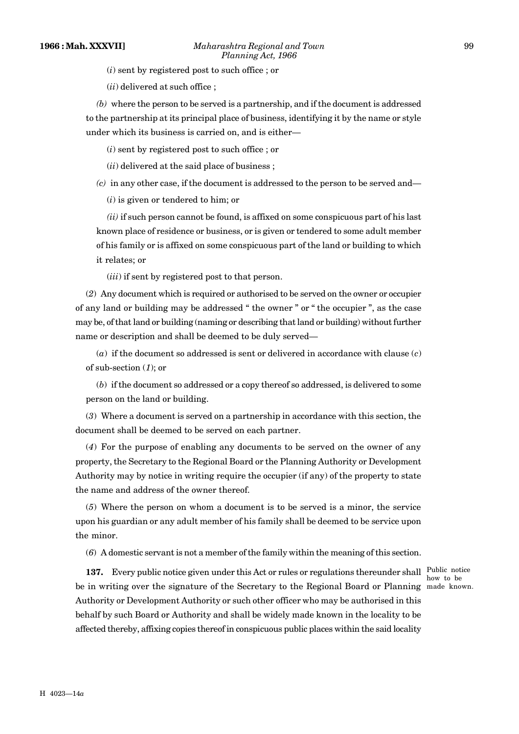(*i*) sent by registered post to such office ; or

(*ii*) delivered at such office ;

*(b)* where the person to be served is a partnership, and if the document is addressed to the partnership at its principal place of business, identifying it by the name or style under which its business is carried on, and is either—

(*i*) sent by registered post to such office ; or

(*ii*) delivered at the said place of business ;

*(c)* in any other case, if the document is addressed to the person to be served and—

(*i*) is given or tendered to him; or

*(ii)* if such person cannot be found, is affixed on some conspicuous part of his last known place of residence or business, or is given or tendered to some adult member of his family or is affixed on some conspicuous part of the land or building to which it relates; or

(*iii*) if sent by registered post to that person.

(*2*) Any document which is required or authorised to be served on the owner or occupier of any land or building may be addressed " the owner " or " the occupier ", as the case may be, of that land or building (naming or describing that land or building) without further name or description and shall be deemed to be duly served—

(*a*) if the document so addressed is sent or delivered in accordance with clause (*c*) of sub-section (*1*); or

(*b*) if the document so addressed or a copy thereof so addressed, is delivered to some person on the land or building.

(*3*) Where a document is served on a partnership in accordance with this section, the document shall be deemed to be served on each partner.

(*4*) For the purpose of enabling any documents to be served on the owner of any property, the Secretary to the Regional Board or the Planning Authority or Development Authority may by notice in writing require the occupier (if any) of the property to state the name and address of the owner thereof.

(*5*) Where the person on whom a document is to be served is a minor, the service upon his guardian or any adult member of his family shall be deemed to be service upon the minor.

(*6*) A domestic servant is not a member of the family within the meaning of this section.

Public notice how to be made known.

**137.** Every public notice given under this Act or rules or regulations thereunder shall be in writing over the signature of the Secretary to the Regional Board or Planning Authority or Development Authority or such other officer who may be authorised in this behalf by such Board or Authority and shall be widely made known in the locality to be affected thereby, affixing copies thereof in conspicuous public places within the said locality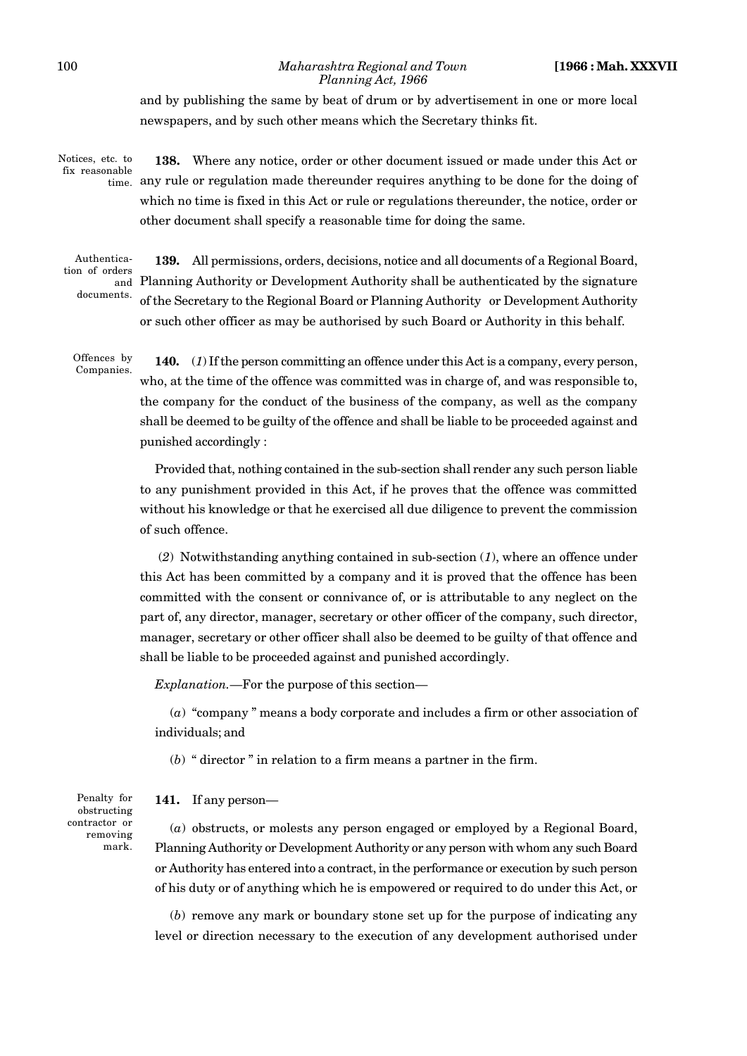and by publishing the same by beat of drum or by advertisement in one or more local newspapers, and by such other means which the Secretary thinks fit.

Notices, etc. to fix reasonable time.

**138.** Where any notice, order or other document issued or made under this Act or any rule or regulation made thereunder requires anything to be done for the doing of which no time is fixed in this Act or rule or regulations thereunder, the notice, order or other document shall specify a reasonable time for doing the same.

Authentication of orders and documents.

**139.** All permissions, orders, decisions, notice and all documents of a Regional Board, Planning Authority or Development Authority shall be authenticated by the signature of the Secretary to the Regional Board or Planning Authority or Development Authority or such other officer as may be authorised by such Board or Authority in this behalf.

Offences by Companies.

**140.** (*1*) If the person committing an offence under this Act is a company, every person, who, at the time of the offence was committed was in charge of, and was responsible to, the company for the conduct of the business of the company, as well as the company shall be deemed to be guilty of the offence and shall be liable to be proceeded against and punished accordingly :

Provided that, nothing contained in the sub-section shall render any such person liable to any punishment provided in this Act, if he proves that the offence was committed without his knowledge or that he exercised all due diligence to prevent the commission of such offence.

(*2*) Notwithstanding anything contained in sub-section (*1*), where an offence under this Act has been committed by a company and it is proved that the offence has been committed with the consent or connivance of, or is attributable to any neglect on the part of, any director, manager, secretary or other officer of the company, such director, manager, secretary or other officer shall also be deemed to be guilty of that offence and shall be liable to be proceeded against and punished accordingly.

*Explanation.*—For the purpose of this section—

(*a*) "company " means a body corporate and includes a firm or other association of individuals; and

(*b*) " director " in relation to a firm means a partner in the firm.

Penalty for obstructing contractor or removing mark.

**141.** If any person—

(*a*) obstructs, or molests any person engaged or employed by a Regional Board, Planning Authority or Development Authority or any person with whom any such Board or Authority has entered into a contract, in the performance or execution by such person of his duty or of anything which he is empowered or required to do under this Act, or

(*b*) remove any mark or boundary stone set up for the purpose of indicating any level or direction necessary to the execution of any development authorised under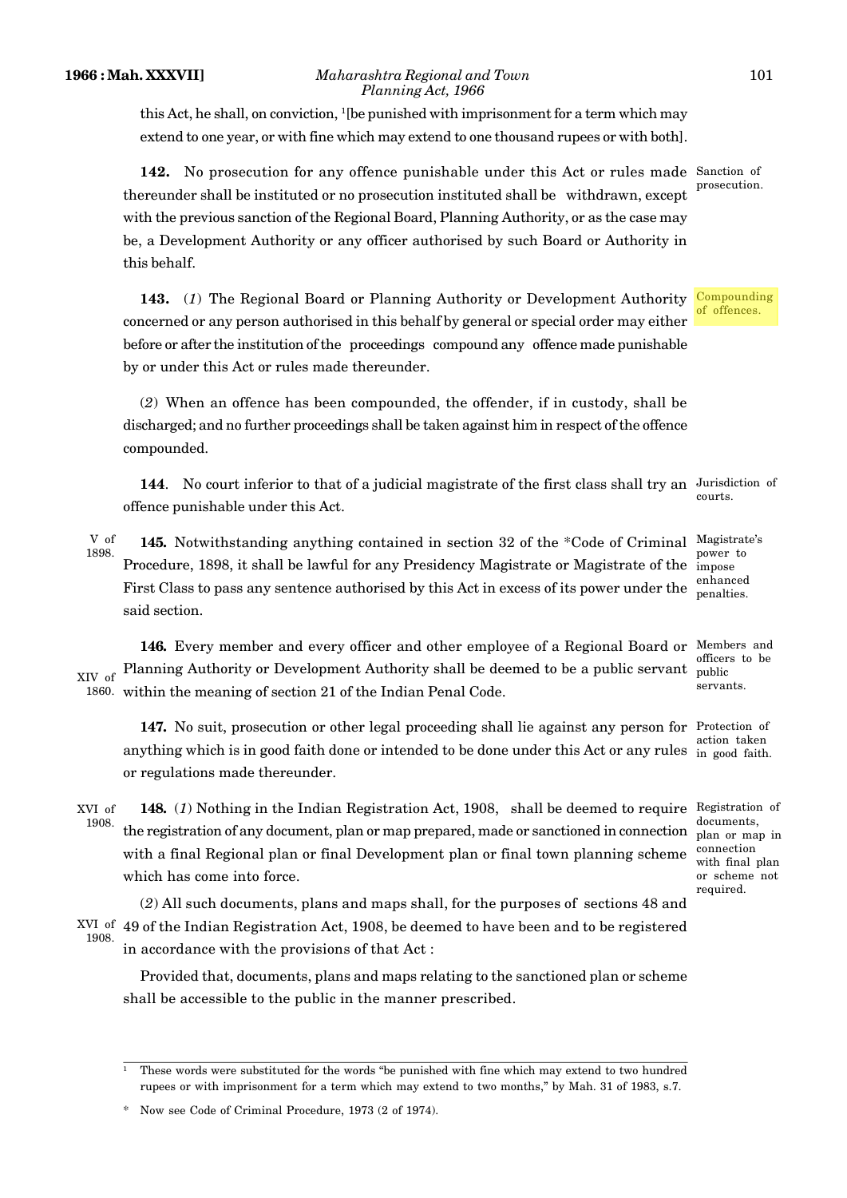this Act, he shall, on conviction, [1][be punished with imprisonment for a term which may extend to one year, or with fine which may extend to one thousand rupees or with both].

**142.** No prosecution for any offence punishable under this Act or rules made thereunder shall be instituted or no prosecution instituted shall be withdrawn, except with the previous sanction of the Regional Board, Planning Authority, or as the case may be, a Development Authority or any officer authorised by such Board or Authority in this behalf. *(Sanction of prosecution.)*

**143.** (*1*) The Regional Board or Planning Authority or Development Authority concerned or any person authorised in this behalf by general or special order may either before or after the institution of the proceedings compound any offence made punishable by or under this Act or rules made thereunder. *(Compounding of offences.)*

(*2*) When an offence has been compounded, the offender, if in custody, shall be discharged; and no further proceedings shall be taken against him in respect of the offence compounded.

**144.** No court inferior to that of a judicial magistrate of the first class shall try an offence punishable under this Act. *(Jurisdiction of courts.)*

**145.** Notwithstanding anything contained in section 32 of the *Code of Criminal Procedure, 1898 (V of 1898), it shall be lawful for any Presidency Magistrate or Magistrate of the First Class to pass any sentence authorised by this Act in excess of its power under the said section. *(Magistrate's power to impose enhanced penalties.)*

**146.** Every member and every officer and other employee of a Regional Board or Planning Authority or Development Authority shall be deemed to be a public servant within the meaning of section 21 of the Indian Penal Code (XIV of 1860). *(Members and officers to be public servants.)*

**147.** No suit, prosecution or other legal proceeding shall lie against any person for anything which is in good faith done or intended to be done under this Act or any rules or regulations made thereunder. *(Protection of action taken in good faith.)*

**148.** (*1*) Nothing in the Indian Registration Act, 1908 (XVI of 1908), shall be deemed to require the registration of any document, plan or map prepared, made or sanctioned in connection with a final Regional plan or final Development plan or final town planning scheme which has come into force. *(Registration of documents, plan or map in connection with final plan or scheme not required.)*

(*2*) All such documents, plans and maps shall, for the purposes of sections 48 and 49 of the Indian Registration Act, 1908 (XVI of 1908), be deemed to have been and to be registered in accordance with the provisions of that Act :

Provided that, documents, plans and maps relating to the sanctioned plan or scheme shall be accessible to the public in the manner prescribed.

---

[1] These words were substituted for the words "be punished with fine which may extend to two hundred rupees or with imprisonment for a term which may extend to two months," by Mah. 31 of 1983, s.7.

\* Now see Code of Criminal Procedure, 1973 (2 of 1974).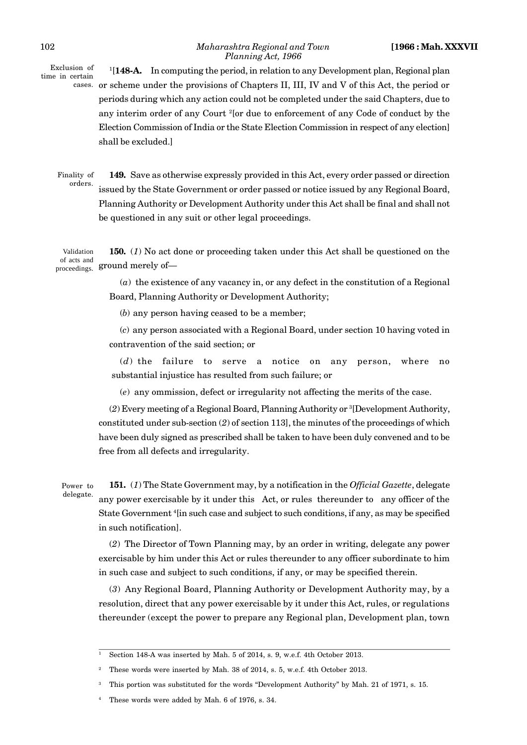Exclusion of time in certain cases.

[1][**148-A.** In computing the period, in relation to any Development plan, Regional plan or scheme under the provisions of Chapters II, III, IV and V of this Act, the period or periods during which any action could not be completed under the said Chapters, due to any interim order of any Court [2][or due to enforcement of any Code of conduct by the Election Commission of India or the State Election Commission in respect of any election] shall be excluded.]

Finality of orders.

**149.** Save as otherwise expressly provided in this Act, every order passed or direction issued by the State Government or order passed or notice issued by any Regional Board, Planning Authority or Development Authority under this Act shall be final and shall not be questioned in any suit or other legal proceedings.

Validation of acts and proceedings.

**150.** (*1*) No act done or proceeding taken under this Act shall be questioned on the ground merely of—

(*a*) the existence of any vacancy in, or any defect in the constitution of a Regional Board, Planning Authority or Development Authority;

(*b*) any person having ceased to be a member;

(*c*) any person associated with a Regional Board, under section 10 having voted in contravention of the said section; or

(*d*) the failure to serve a notice on any person, where no substantial injustice has resulted from such failure; or

(*e*) any ommission, defect or irregularity not affecting the merits of the case.

(*2*) Every meeting of a Regional Board, Planning Authority or [3][Development Authority, constituted under sub-section (*2*) of section 113], the minutes of the proceedings of which have been duly signed as prescribed shall be taken to have been duly convened and to be free from all defects and irregularity.

Power to delegate.

**151.** (*1*) The State Government may, by a notification in the *Official Gazette*, delegate any power exercisable by it under this Act, or rules thereunder to any officer of the State Government [4][in such case and subject to such conditions, if any, as may be specified in such notification].

(*2*) The Director of Town Planning may, by an order in writing, delegate any power exercisable by him under this Act or rules thereunder to any officer subordinate to him in such case and subject to such conditions, if any, or may be specified therein.

(*3*) Any Regional Board, Planning Authority or Development Authority may, by a resolution, direct that any power exercisable by it under this Act, rules, or regulations thereunder (except the power to prepare any Regional plan, Development plan, town

---

[1] Section 148-A was inserted by Mah. 5 of 2014, s. 9, w.e.f. 4th October 2013.

[2] These words were inserted by Mah. 38 of 2014, s. 5, w.e.f. 4th October 2013.

[3] This portion was substituted for the words "Development Authority" by Mah. 21 of 1971, s. 15.

[4] These words were added by Mah. 6 of 1976, s. 34.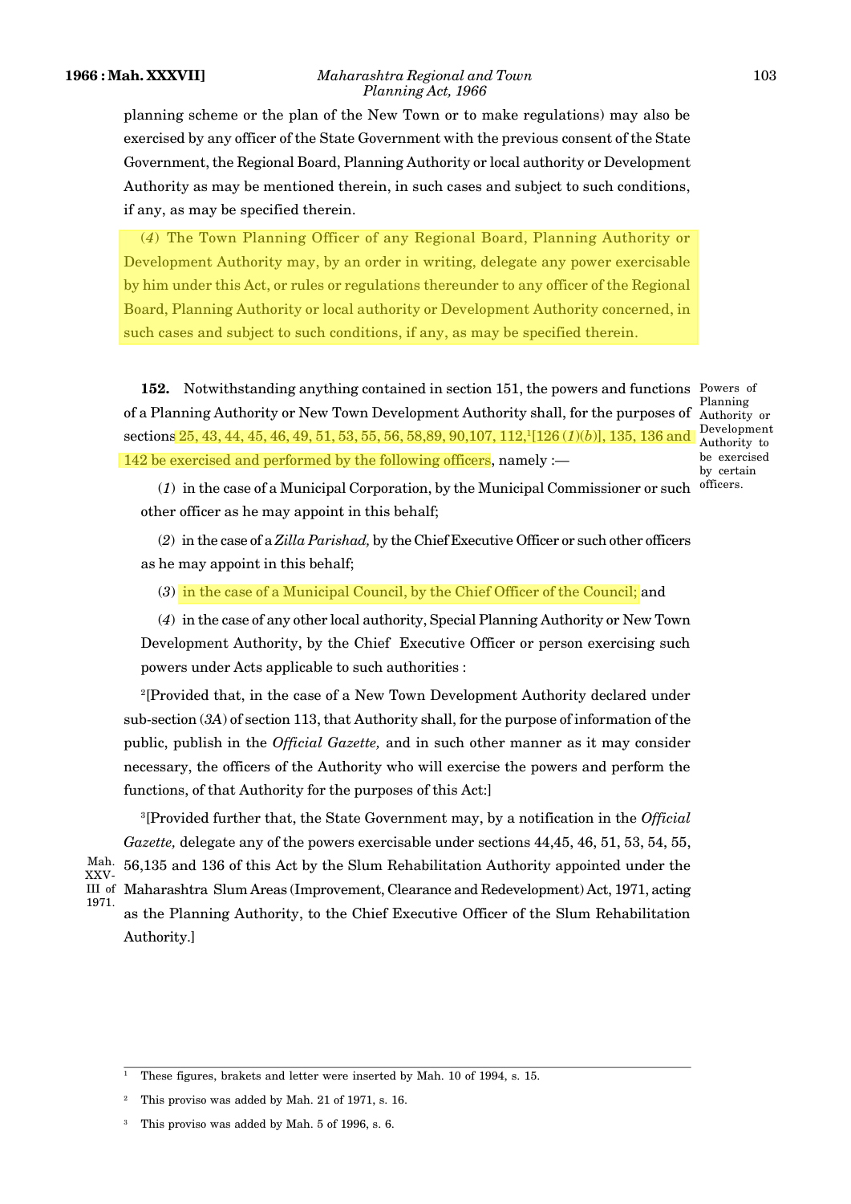planning scheme or the plan of the New Town or to make regulations) may also be exercised by any officer of the State Government with the previous consent of the State Government, the Regional Board, Planning Authority or local authority or Development Authority as may be mentioned therein, in such cases and subject to such conditions, if any, as may be specified therein.

(*4*) The Town Planning Officer of any Regional Board, Planning Authority or Development Authority may, by an order in writing, delegate any power exercisable by him under this Act, or rules or regulations thereunder to any officer of the Regional Board, Planning Authority or local authority or Development Authority concerned, in such cases and subject to such conditions, if any, as may be specified therein.

Powers of Planning Authority or Development Authority to be exercised by certain officers.

**152.** Notwithstanding anything contained in section 151, the powers and functions of a Planning Authority or New Town Development Authority shall, for the purposes of sections 25, 43, 44, 45, 46, 49, 51, 53, 55, 56, 58,89, 90,107, 112,[1][126 (*1*)(*b*)], 135, 136 and 142 be exercised and performed by the following officers, namely :—

(*1*) in the case of a Municipal Corporation, by the Municipal Commissioner or such other officer as he may appoint in this behalf;

(*2*) in the case of a *Zilla Parishad,* by the Chief Executive Officer or such other officers as he may appoint in this behalf;

(*3*) in the case of a Municipal Council, by the Chief Officer of the Council; and

(*4*) in the case of any other local authority, Special Planning Authority or New Town Development Authority, by the Chief Executive Officer or person exercising such powers under Acts applicable to such authorities :

[2][Provided that, in the case of a New Town Development Authority declared under sub-section (*3A*) of section 113, that Authority shall, for the purpose of information of the public, publish in the *Official Gazette,* and in such other manner as it may consider necessary, the officers of the Authority who will exercise the powers and perform the functions, of that Authority for the purposes of this Act:]

[3][Provided further that, the State Government may, by a notification in the *Official Gazette,* delegate any of the powers exercisable under sections 44,45, 46, 51, 53, 54, 55, 56,135 and 136 of this Act by the Slum Rehabilitation Authority appointed under the Maharashtra Slum Areas (Improvement, Clearance and Redevelopment) Act, 1971, acting as the Planning Authority, to the Chief Executive Officer of the Slum Rehabilitation Authority.]

Mah. XXVIII of 1971.

---

[1] These figures, brakets and letter were inserted by Mah. 10 of 1994, s. 15.

[2] This proviso was added by Mah. 21 of 1971, s. 16.

[3] This proviso was added by Mah. 5 of 1996, s. 6.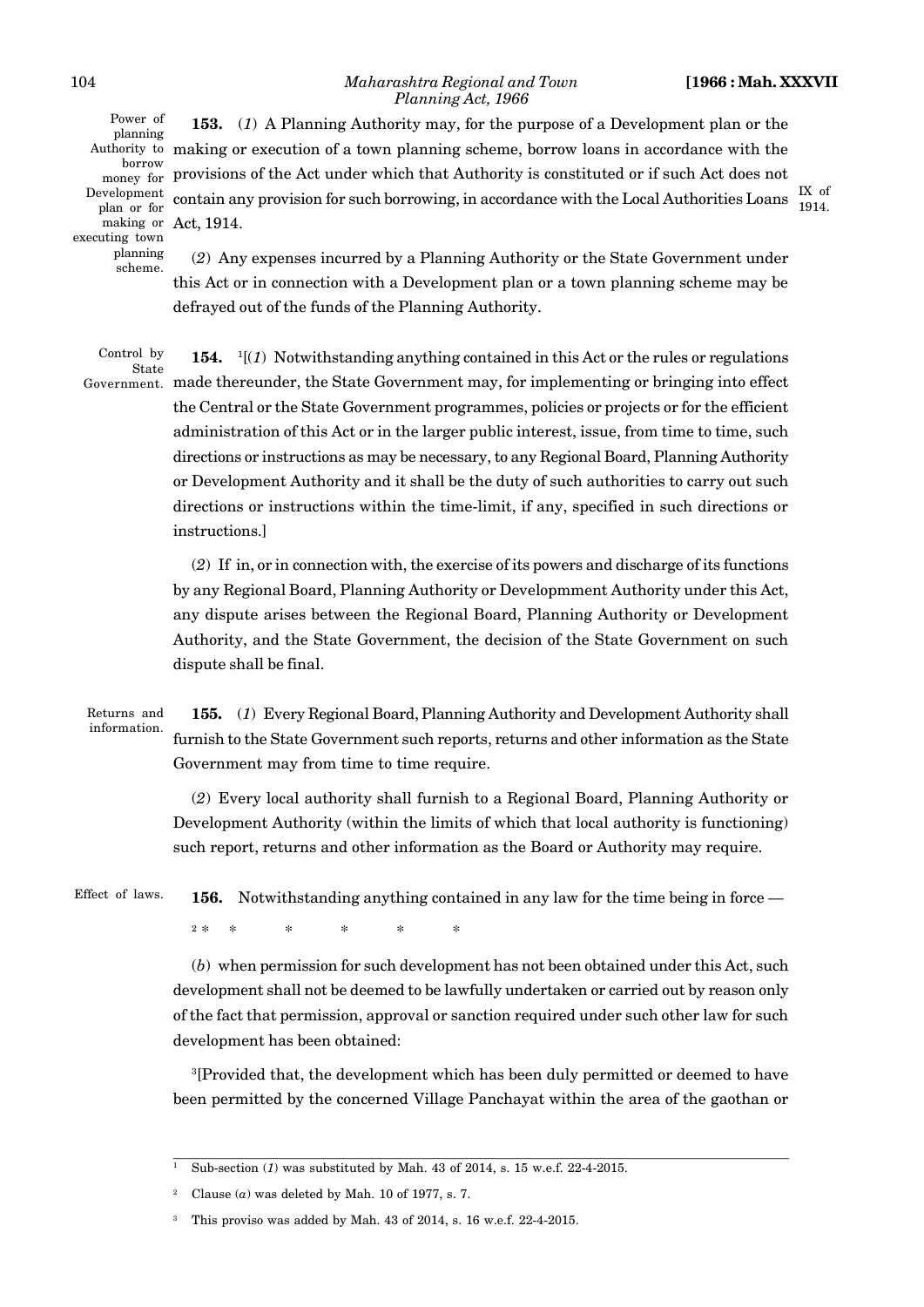Power of planning Authority to borrow money for Development plan or for making or executing town planning scheme.

**153.** (*1*) A Planning Authority may, for the purpose of a Development plan or the making or execution of a town planning scheme, borrow loans in accordance with the provisions of the Act under which that Authority is constituted or if such Act does not contain any provision for such borrowing, in accordance with the Local Authorities Loans Act, 1914. IX of 1914.

(*2*) Any expenses incurred by a Planning Authority or the State Government under this Act or in connection with a Development plan or a town planning scheme may be defrayed out of the funds of the Planning Authority.

Control by State Government.

**154.** [1][(*1*) Notwithstanding anything contained in this Act or the rules or regulations made thereunder, the State Government may, for implementing or bringing into effect the Central or the State Government programmes, policies or projects or for the efficient administration of this Act or in the larger public interest, issue, from time to time, such directions or instructions as may be necessary, to any Regional Board, Planning Authority or Development Authority and it shall be the duty of such authorities to carry out such directions or instructions within the time-limit, if any, specified in such directions or instructions.]

(*2*) If in, or in connection with, the exercise of its powers and discharge of its functions by any Regional Board, Planning Authority or Developmment Authority under this Act, any dispute arises between the Regional Board, Planning Authority or Development Authority, and the State Government, the decision of the State Government on such dispute shall be final.

Returns and information.

**155.** (*1*) Every Regional Board, Planning Authority and Development Authority shall furnish to the State Government such reports, returns and other information as the State Government may from time to time require.

(*2*) Every local authority shall furnish to a Regional Board, Planning Authority or Development Authority (within the limits of which that local authority is functioning) such report, returns and other information as the Board or Authority may require.

Effect of laws.

**156.** Notwithstanding anything contained in any law for the time being in force —

[2] * * * * * *

(*b*) when permission for such development has not been obtained under this Act, such development shall not be deemed to be lawfully undertaken or carried out by reason only of the fact that permission, approval or sanction required under such other law for such development has been obtained:

[3][Provided that, the development which has been duly permitted or deemed to have been permitted by the concerned Village Panchayat within the area of the gaothan or

---

[1] Sub-section (*1*) was substituted by Mah. 43 of 2014, s. 15 w.e.f. 22-4-2015.

[2] Clause (*a*) was deleted by Mah. 10 of 1977, s. 7.

[3] This proviso was added by Mah. 43 of 2014, s. 16 w.e.f. 22-4-2015.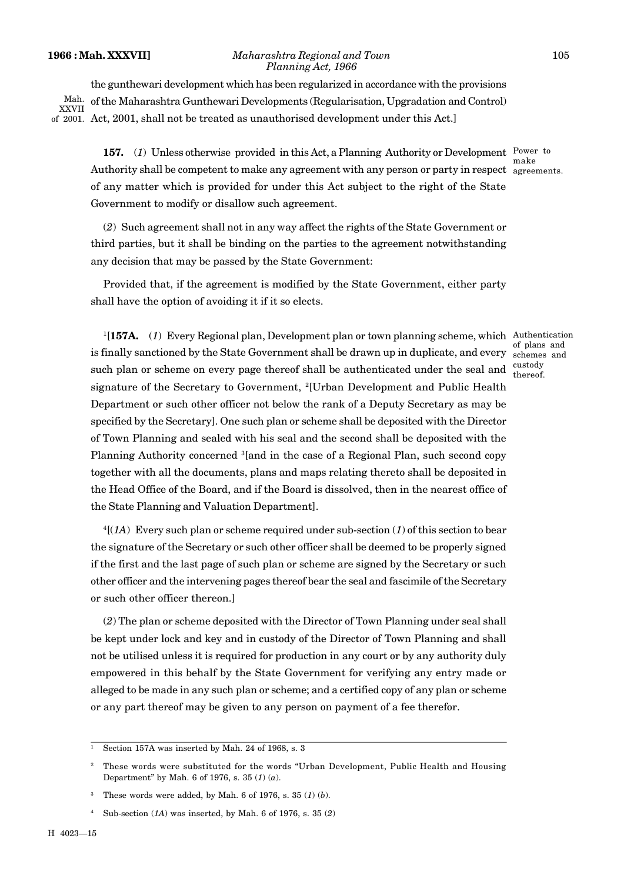the gunthewari development which has been regularized in accordance with the provisions of the Maharashtra Gunthewari Developments (Regularisation, Upgradation and Control) Act, 2001, shall not be treated as unauthorised development under this Act.]

Mah. XXVII of 2001.

**157.** (*1*) Unless otherwise provided in this Act, a Planning Authority or Development Authority shall be competent to make any agreement with any person or party in respect of any matter which is provided for under this Act subject to the right of the State Government to modify or disallow such agreement.

Power to make agreements.

(*2*) Such agreement shall not in any way affect the rights of the State Government or third parties, but it shall be binding on the parties to the agreement notwithstanding any decision that may be passed by the State Government:

Provided that, if the agreement is modified by the State Government, either party shall have the option of avoiding it if it so elects.

[1][**157A.** (*1*) Every Regional plan, Development plan or town planning scheme, which is finally sanctioned by the State Government shall be drawn up in duplicate, and every such plan or scheme on every page thereof shall be authenticated under the seal and signature of the Secretary to Government, [2][Urban Development and Public Health Department or such other officer not below the rank of a Deputy Secretary as may be specified by the Secretary]. One such plan or scheme shall be deposited with the Director of Town Planning and sealed with his seal and the second shall be deposited with the Planning Authority concerned [3][and in the case of a Regional Plan, such second copy together with all the documents, plans and maps relating thereto shall be deposited in the Head Office of the Board, and if the Board is dissolved, then in the nearest office of the State Planning and Valuation Department].

Authentication of plans and schemes and custody thereof.

[4][(*1A*) Every such plan or scheme required under sub-section (*1*) of this section to bear the signature of the Secretary or such other officer shall be deemed to be properly signed if the first and the last page of such plan or scheme are signed by the Secretary or such other officer and the intervening pages thereof bear the seal and fascimile of the Secretary or such other officer thereon.]

(*2*) The plan or scheme deposited with the Director of Town Planning under seal shall be kept under lock and key and in custody of the Director of Town Planning and shall not be utilised unless it is required for production in any court or by any authority duly empowered in this behalf by the State Government for verifying any entry made or alleged to be made in any such plan or scheme; and a certified copy of any plan or scheme or any part thereof may be given to any person on payment of a fee therefor.

---

[1] Section 157A was inserted by Mah. 24 of 1968, s. 3

[2] These words were substituted for the words "Urban Development, Public Health and Housing Department" by Mah. 6 of 1976, s. 35 (*1*) (*a*).

[3] These words were added, by Mah. 6 of 1976, s. 35 (*1*) (*b*).

[4] Sub-section (*1A*) was inserted, by Mah. 6 of 1976, s. 35 (*2*)

H 4023—15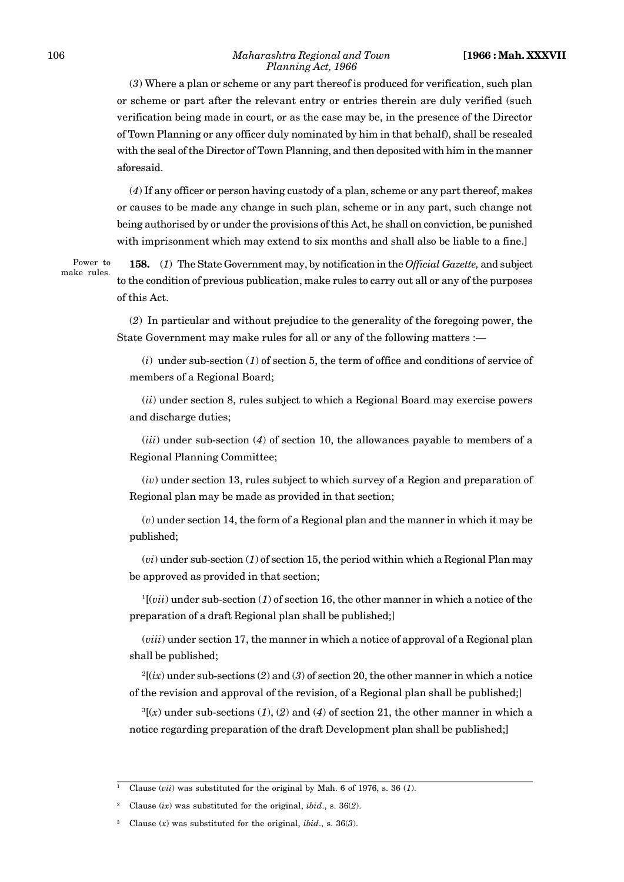(*3*) Where a plan or scheme or any part thereof is produced for verification, such plan or scheme or part after the relevant entry or entries therein are duly verified (such verification being made in court, or as the case may be, in the presence of the Director of Town Planning or any officer duly nominated by him in that behalf), shall be resealed with the seal of the Director of Town Planning, and then deposited with him in the manner aforesaid.

(*4*) If any officer or person having custody of a plan, scheme or any part thereof, makes or causes to be made any change in such plan, scheme or in any part, such change not being authorised by or under the provisions of this Act, he shall on conviction, be punished with imprisonment which may extend to six months and shall also be liable to a fine.]

Power to make rules.

**158.** (*1*) The State Government may, by notification in the *Official Gazette,* and subject to the condition of previous publication, make rules to carry out all or any of the purposes of this Act.

(*2*) In particular and without prejudice to the generality of the foregoing power, the State Government may make rules for all or any of the following matters :—

(*i*) under sub-section (*1*) of section 5, the term of office and conditions of service of members of a Regional Board;

(*ii*) under section 8, rules subject to which a Regional Board may exercise powers and discharge duties;

(*iii*) under sub-section (*4*) of section 10, the allowances payable to members of a Regional Planning Committee;

(*iv*) under section 13, rules subject to which survey of a Region and preparation of Regional plan may be made as provided in that section;

(*v*) under section 14, the form of a Regional plan and the manner in which it may be published;

(*vi*) under sub-section (*1*) of section 15, the period within which a Regional Plan may be approved as provided in that section;

[1][(*vii*) under sub-section (*1*) of section 16, the other manner in which a notice of the preparation of a draft Regional plan shall be published;]

(*viii*) under section 17, the manner in which a notice of approval of a Regional plan shall be published;

[2][(*ix*) under sub-sections (*2*) and (*3*) of section 20, the other manner in which a notice of the revision and approval of the revision, of a Regional plan shall be published;]

[3][(*x*) under sub-sections (*1*), (*2*) and (*4*) of section 21, the other manner in which a notice regarding preparation of the draft Development plan shall be published;]

---

[1] Clause (*vii*) was substituted for the original by Mah. 6 of 1976, s. 36 (*1*).

[2] Clause (*ix*) was substituted for the original, *ibid*., s. 36(*2*).

[3] Clause (*x*) was substituted for the original, *ibid*., s. 36(*3*).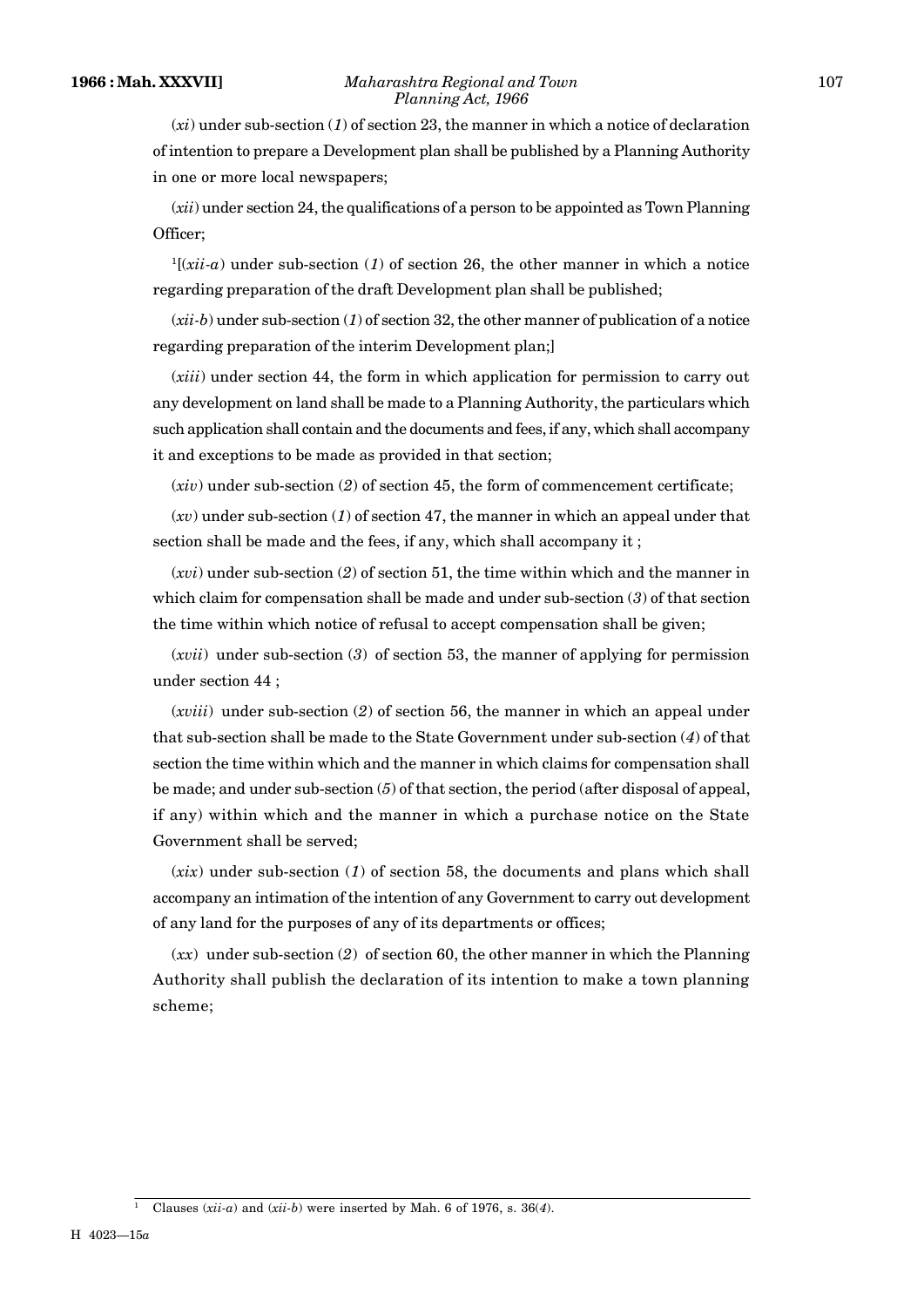(*xi*) under sub-section (*1*) of section 23, the manner in which a notice of declaration of intention to prepare a Development plan shall be published by a Planning Authority in one or more local newspapers;

(*xii*) under section 24, the qualifications of a person to be appointed as Town Planning Officer;

[1][(*xii-a*) under sub-section (*1*) of section 26, the other manner in which a notice regarding preparation of the draft Development plan shall be published;

(*xii-b*) under sub-section (*1*) of section 32, the other manner of publication of a notice regarding preparation of the interim Development plan;]

(*xiii*) under section 44, the form in which application for permission to carry out any development on land shall be made to a Planning Authority, the particulars which such application shall contain and the documents and fees, if any, which shall accompany it and exceptions to be made as provided in that section;

(*xiv*) under sub-section (*2*) of section 45, the form of commencement certificate;

(*xv*) under sub-section (*1*) of section 47, the manner in which an appeal under that section shall be made and the fees, if any, which shall accompany it ;

(*xvi*) under sub-section (*2*) of section 51, the time within which and the manner in which claim for compensation shall be made and under sub-section (*3*) of that section the time within which notice of refusal to accept compensation shall be given;

(*xvii*) under sub-section (*3*) of section 53, the manner of applying for permission under section 44 ;

(*xviii*) under sub-section (*2*) of section 56, the manner in which an appeal under that sub-section shall be made to the State Government under sub-section (*4*) of that section the time within which and the manner in which claims for compensation shall be made; and under sub-section (*5*) of that section, the period (after disposal of appeal, if any) within which and the manner in which a purchase notice on the State Government shall be served;

(*xix*) under sub-section (*1*) of section 58, the documents and plans which shall accompany an intimation of the intention of any Government to carry out development of any land for the purposes of any of its departments or offices;

(*xx*) under sub-section (*2*) of section 60, the other manner in which the Planning Authority shall publish the declaration of its intention to make a town planning scheme;

---

[1] Clauses (*xii-a*) and (*xii-b*) were inserted by Mah. 6 of 1976, s. 36(*4*).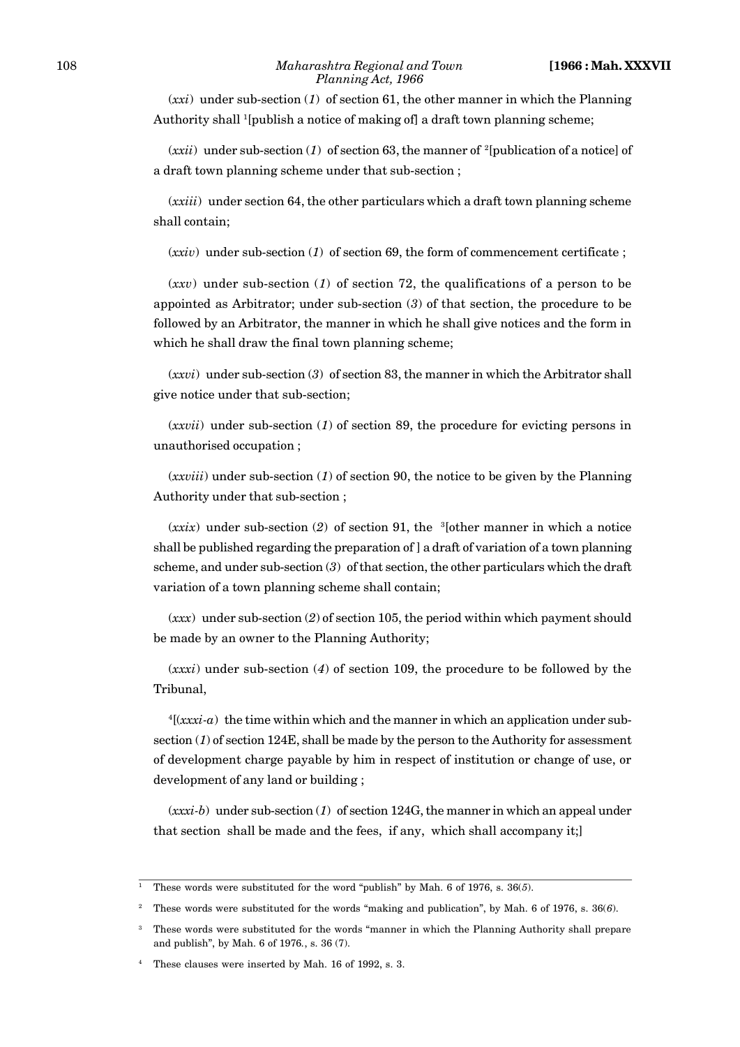(*xxi*) under sub-section (*1*) of section 61, the other manner in which the Planning Authority shall [1][publish a notice of making of] a draft town planning scheme;

(*xxii*) under sub-section (*1*) of section 63, the manner of [2][publication of a notice] of a draft town planning scheme under that sub-section ;

(*xxiii*) under section 64, the other particulars which a draft town planning scheme shall contain;

(*xxiv*) under sub-section (*1*) of section 69, the form of commencement certificate ;

(*xxv*) under sub-section (*1*) of section 72, the qualifications of a person to be appointed as Arbitrator; under sub-section (*3*) of that section, the procedure to be followed by an Arbitrator, the manner in which he shall give notices and the form in which he shall draw the final town planning scheme;

(*xxvi*) under sub-section (*3*) of section 83, the manner in which the Arbitrator shall give notice under that sub-section;

(*xxvii*) under sub-section (*1*) of section 89, the procedure for evicting persons in unauthorised occupation ;

(*xxviii*) under sub-section (*1*) of section 90, the notice to be given by the Planning Authority under that sub-section ;

(*xxix*) under sub-section (*2*) of section 91, the [3][other manner in which a notice shall be published regarding the preparation of ] a draft of variation of a town planning scheme, and under sub-section (*3*) of that section, the other particulars which the draft variation of a town planning scheme shall contain;

(*xxx*) under sub-section (*2*) of section 105, the period within which payment should be made by an owner to the Planning Authority;

(*xxxi*) under sub-section (*4*) of section 109, the procedure to be followed by the Tribunal,

[4][(*xxxi-a*) the time within which and the manner in which an application under sub-section (*1*) of section 124E, shall be made by the person to the Authority for assessment of development charge payable by him in respect of institution or change of use, or development of any land or building ;

(*xxxi-b*) under sub-section (*1*) of section 124G, the manner in which an appeal under that section shall be made and the fees, if any, which shall accompany it;]

---

[1] These words were substituted for the word "publish" by Mah. 6 of 1976, s. 36(*5*).

[2] These words were substituted for the words "making and publication", by Mah. 6 of 1976, s. 36(*6*).

[3] These words were substituted for the words "manner in which the Planning Authority shall prepare and publish", by Mah. 6 of 1976., s. 36 (7).

[4] These clauses were inserted by Mah. 16 of 1992, s. 3.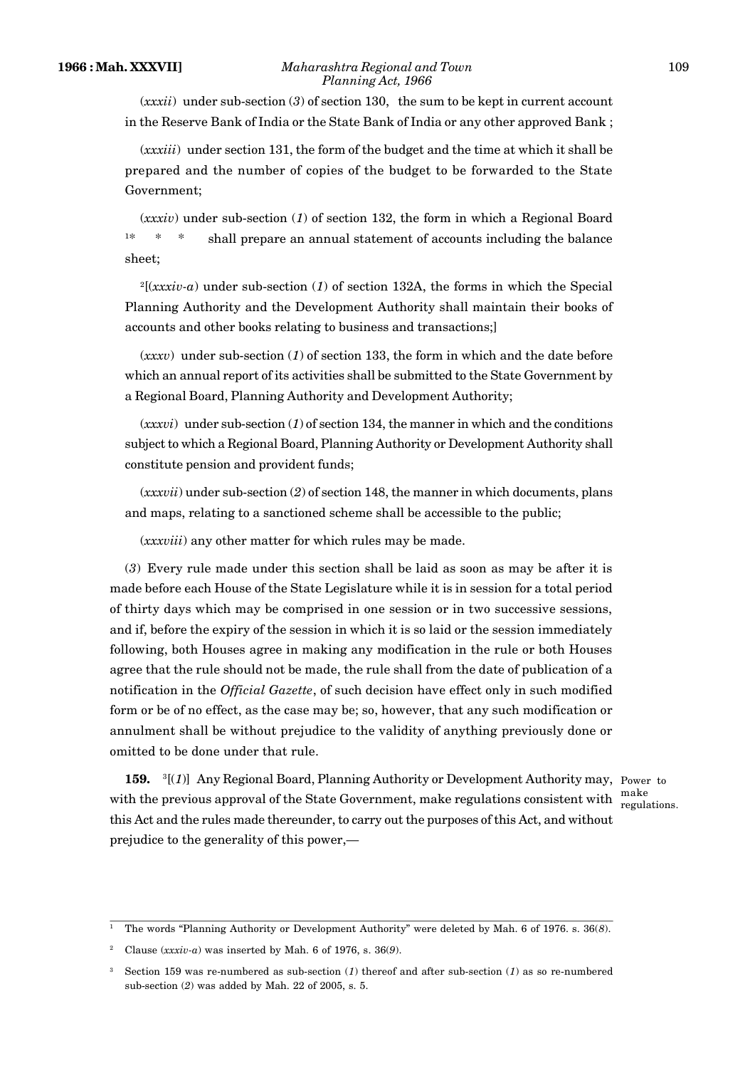(*xxxii*) under sub-section (*3*) of section 130, the sum to be kept in current account in the Reserve Bank of India or the State Bank of India or any other approved Bank ;

(*xxxiii*) under section 131, the form of the budget and the time at which it shall be prepared and the number of copies of the budget to be forwarded to the State Government;

(*xxxiv*) under sub-section (*1*) of section 132, the form in which a Regional Board [1]* * * shall prepare an annual statement of accounts including the balance sheet;

[2][(*xxxiv-a*) under sub-section (*1*) of section 132A, the forms in which the Special Planning Authority and the Development Authority shall maintain their books of accounts and other books relating to business and transactions;]

(*xxxv*) under sub-section (*1*) of section 133, the form in which and the date before which an annual report of its activities shall be submitted to the State Government by a Regional Board, Planning Authority and Development Authority;

(*xxxvi*) under sub-section (*1*) of section 134, the manner in which and the conditions subject to which a Regional Board, Planning Authority or Development Authority shall constitute pension and provident funds;

(*xxxvii*) under sub-section (*2*) of section 148, the manner in which documents, plans and maps, relating to a sanctioned scheme shall be accessible to the public;

(*xxxviii*) any other matter for which rules may be made.

(*3*) Every rule made under this section shall be laid as soon as may be after it is made before each House of the State Legislature while it is in session for a total period of thirty days which may be comprised in one session or in two successive sessions, and if, before the expiry of the session in which it is so laid or the session immediately following, both Houses agree in making any modification in the rule or both Houses agree that the rule should not be made, the rule shall from the date of publication of a notification in the *Official Gazette*, of such decision have effect only in such modified form or be of no effect, as the case may be; so, however, that any such modification or annulment shall be without prejudice to the validity of anything previously done or omitted to be done under that rule.

Power to make regulations.

**159.** [3][(*1*)] Any Regional Board, Planning Authority or Development Authority may, with the previous approval of the State Government, make regulations consistent with this Act and the rules made thereunder, to carry out the purposes of this Act, and without prejudice to the generality of this power,—

---

[1] The words "Planning Authority or Development Authority" were deleted by Mah. 6 of 1976. s. 36(*8*).

[2] Clause (*xxxiv-a*) was inserted by Mah. 6 of 1976, s. 36(*9*).

[3] Section 159 was re-numbered as sub-section (*1*) thereof and after sub-section (*1*) as so re-numbered sub-section (*2*) was added by Mah. 22 of 2005, s. 5.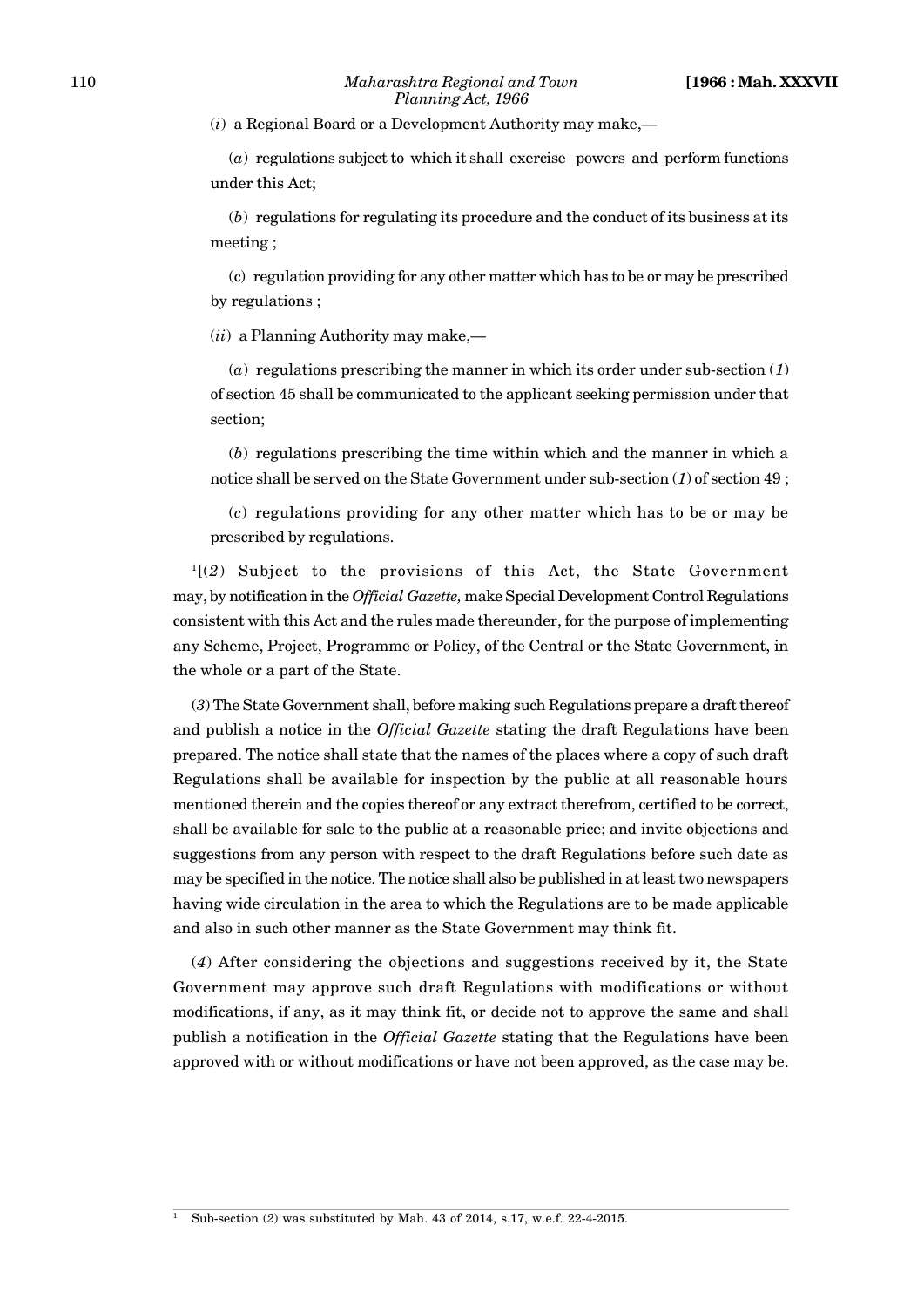(*i*) a Regional Board or a Development Authority may make,—

(*a*) regulations subject to which it shall exercise powers and perform functions under this Act;

(*b*) regulations for regulating its procedure and the conduct of its business at its meeting ;

(c) regulation providing for any other matter which has to be or may be prescribed by regulations ;

(*ii*) a Planning Authority may make,—

(*a*) regulations prescribing the manner in which its order under sub-section (*1*) of section 45 shall be communicated to the applicant seeking permission under that section;

(*b*) regulations prescribing the time within which and the manner in which a notice shall be served on the State Government under sub-section (*1*) of section 49 ;

(*c*) regulations providing for any other matter which has to be or may be prescribed by regulations.

[1][(*2*) Subject to the provisions of this Act, the State Government may, by notification in the *Official Gazette,* make Special Development Control Regulations consistent with this Act and the rules made thereunder, for the purpose of implementing any Scheme, Project, Programme or Policy, of the Central or the State Government, in the whole or a part of the State.

(*3*) The State Government shall, before making such Regulations prepare a draft thereof and publish a notice in the *Official Gazette* stating the draft Regulations have been prepared. The notice shall state that the names of the places where a copy of such draft Regulations shall be available for inspection by the public at all reasonable hours mentioned therein and the copies thereof or any extract therefrom, certified to be correct, shall be available for sale to the public at a reasonable price; and invite objections and suggestions from any person with respect to the draft Regulations before such date as may be specified in the notice. The notice shall also be published in at least two newspapers having wide circulation in the area to which the Regulations are to be made applicable and also in such other manner as the State Government may think fit.

(*4*) After considering the objections and suggestions received by it, the State Government may approve such draft Regulations with modifications or without modifications, if any, as it may think fit, or decide not to approve the same and shall publish a notification in the *Official Gazette* stating that the Regulations have been approved with or without modifications or have not been approved, as the case may be.

---

[1] Sub-section (*2*) was substituted by Mah. 43 of 2014, s.17, w.e.f. 22-4-2015.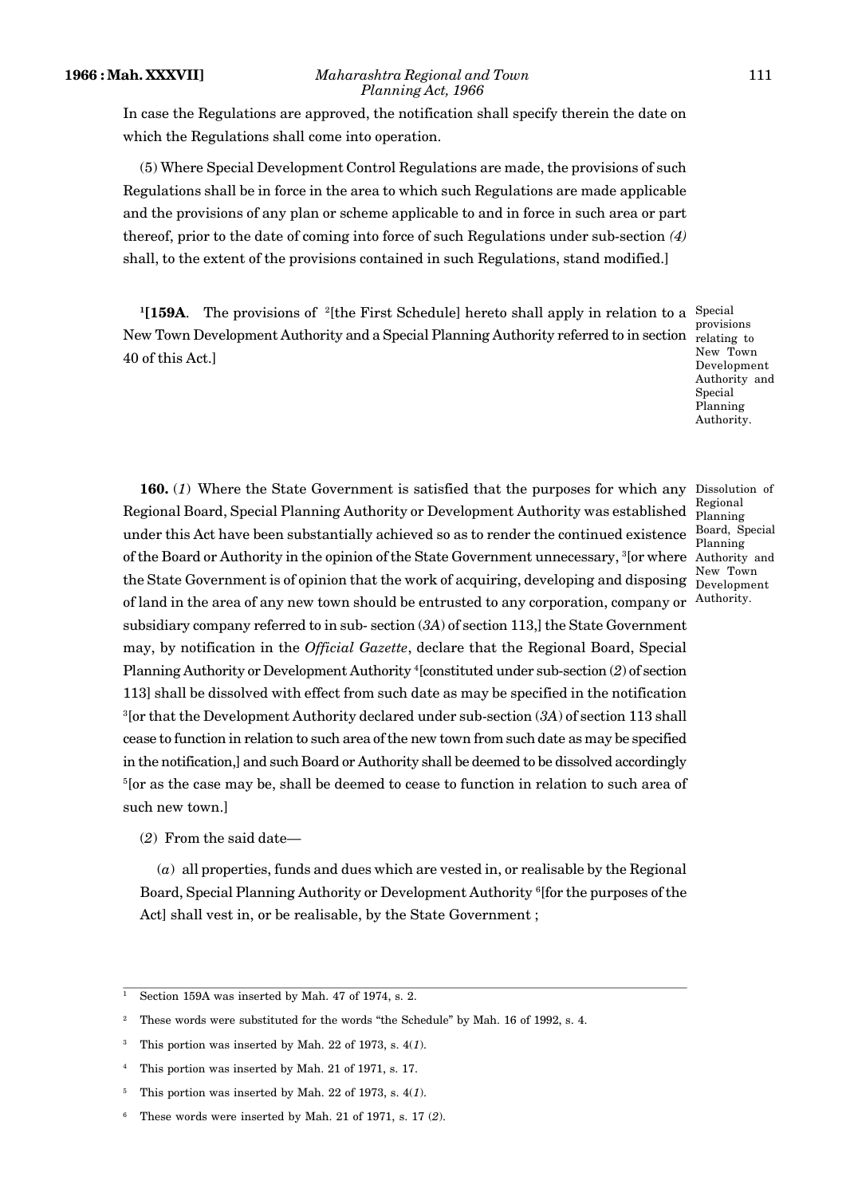In case the Regulations are approved, the notification shall specify therein the date on which the Regulations shall come into operation.

(5) Where Special Development Control Regulations are made, the provisions of such Regulations shall be in force in the area to which such Regulations are made applicable and the provisions of any plan or scheme applicable to and in force in such area or part thereof, prior to the date of coming into force of such Regulations under sub-section *(4)* shall, to the extent of the provisions contained in such Regulations, stand modified.]

Special provisions relating to New Town Development Authority and Special Planning Authority.

[1][**159A**. The provisions of [2][the First Schedule] hereto shall apply in relation to a New Town Development Authority and a Special Planning Authority referred to in section 40 of this Act.]

Dissolution of Regional Planning Board, Special Planning Authority and New Town Development Authority.

**160.** (*1*) Where the State Government is satisfied that the purposes for which any Regional Board, Special Planning Authority or Development Authority was established under this Act have been substantially achieved so as to render the continued existence of the Board or Authority in the opinion of the State Government unnecessary, [3][or where the State Government is of opinion that the work of acquiring, developing and disposing of land in the area of any new town should be entrusted to any corporation, company or subsidiary company referred to in sub- section (*3A*) of section 113,] the State Government may, by notification in the *Official Gazette*, declare that the Regional Board, Special Planning Authority or Development Authority [4][constituted under sub-section (*2*) of section 113] shall be dissolved with effect from such date as may be specified in the notification [3][or that the Development Authority declared under sub-section (*3A*) of section 113 shall cease to function in relation to such area of the new town from such date as may be specified in the notification,] and such Board or Authority shall be deemed to be dissolved accordingly [5][or as the case may be, shall be deemed to cease to function in relation to such area of such new town.]

(*2*) From the said date—

(*a*) all properties, funds and dues which are vested in, or realisable by the Regional Board, Special Planning Authority or Development Authority [6][for the purposes of the Act] shall vest in, or be realisable, by the State Government ;

---

[1] Section 159A was inserted by Mah. 47 of 1974, s. 2.

[2] These words were substituted for the words "the Schedule" by Mah. 16 of 1992, s. 4.

[3] This portion was inserted by Mah. 22 of 1973, s. 4(*1*).

[4] This portion was inserted by Mah. 21 of 1971, s. 17.

[5] This portion was inserted by Mah. 22 of 1973, s. 4(*1*).

[6] These words were inserted by Mah. 21 of 1971, s. 17 (*2*).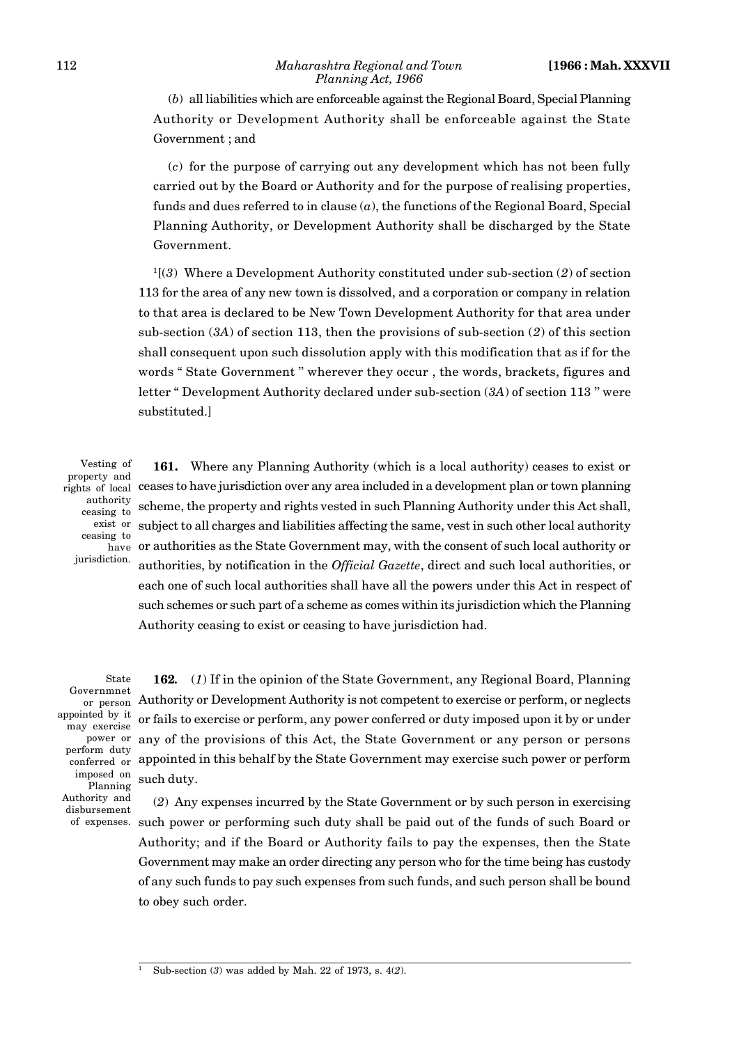(*b*) all liabilities which are enforceable against the Regional Board, Special Planning Authority or Development Authority shall be enforceable against the State Government ; and

(*c*) for the purpose of carrying out any development which has not been fully carried out by the Board or Authority and for the purpose of realising properties, funds and dues referred to in clause (*a*), the functions of the Regional Board, Special Planning Authority, or Development Authority shall be discharged by the State Government.

[1][(*3*) Where a Development Authority constituted under sub-section (*2*) of section 113 for the area of any new town is dissolved, and a corporation or company in relation to that area is declared to be New Town Development Authority for that area under sub-section (*3A*) of section 113, then the provisions of sub-section (*2*) of this section shall consequent upon such dissolution apply with this modification that as if for the words " State Government " wherever they occur , the words, brackets, figures and letter " Development Authority declared under sub-section (*3A*) of section 113 " were substituted.]

Vesting of property and rights of local authority ceasing to exist or ceasing to have jurisdiction.

**161.** Where any Planning Authority (which is a local authority) ceases to exist or ceases to have jurisdiction over any area included in a development plan or town planning scheme, the property and rights vested in such Planning Authority under this Act shall, subject to all charges and liabilities affecting the same, vest in such other local authority or authorities as the State Government may, with the consent of such local authority or authorities, by notification in the *Official Gazette*, direct and such local authorities, or each one of such local authorities shall have all the powers under this Act in respect of such schemes or such part of a scheme as comes within its jurisdiction which the Planning Authority ceasing to exist or ceasing to have jurisdiction had.

State Governmnet or person appointed by it may exercise power or perform duty conferred or imposed on Planning Authority and disbursement of expenses.

**162.** (*1*) If in the opinion of the State Government, any Regional Board, Planning Authority or Development Authority is not competent to exercise or perform, or neglects or fails to exercise or perform, any power conferred or duty imposed upon it by or under any of the provisions of this Act, the State Government or any person or persons appointed in this behalf by the State Government may exercise such power or perform such duty.

(*2*) Any expenses incurred by the State Government or by such person in exercising such power or performing such duty shall be paid out of the funds of such Board or Authority; and if the Board or Authority fails to pay the expenses, then the State Government may make an order directing any person who for the time being has custody of any such funds to pay such expenses from such funds, and such person shall be bound to obey such order.

---

[1] Sub-section (*3*) was added by Mah. 22 of 1973, s. 4(*2*).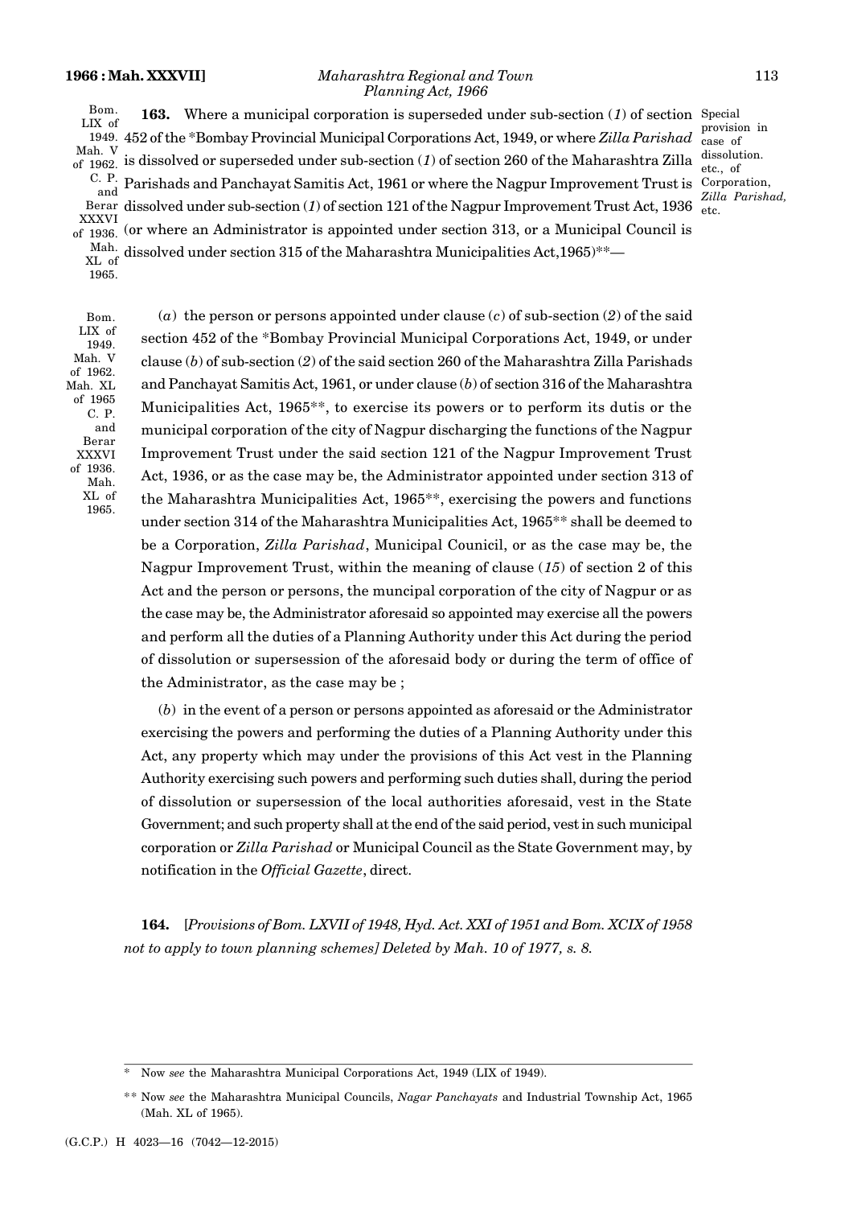Bom. LIX of 1949. Mah. V of 1962. C. P. and Berar XXXVI of 1936. Mah. XL of 1965.

**163.** Where a municipal corporation is superseded under sub-section (*1*) of section 452 of the \*Bombay Provincial Municipal Corporations Act, 1949, or where *Zilla Parishad* is dissolved or superseded under sub-section (*1*) of section 260 of the Maharashtra Zilla Parishads and Panchayat Samitis Act, 1961 or where the Nagpur Improvement Trust is dissolved under sub-section (*1*) of section 121 of the Nagpur Improvement Trust Act, 1936 (or where an Administrator is appointed under section 313, or a Municipal Council is dissolved under section 315 of the Maharashtra Municipalities Act,1965)\*\*—

Special provision in case of dissolution. etc., of Corporation, *Zilla Parishad,* etc.

Bom. LIX of 1949. Mah. V of 1962. Mah. XL of 1965 C. P. and Berar XXXVI of 1936. Mah. XL of 1965.

(*a*) the person or persons appointed under clause (*c*) of sub-section (*2*) of the said section 452 of the \*Bombay Provincial Municipal Corporations Act, 1949, or under clause (*b*) of sub-section (*2*) of the said section 260 of the Maharashtra Zilla Parishads and Panchayat Samitis Act, 1961, or under clause (*b*) of section 316 of the Maharashtra Municipalities Act, 1965\*\*, to exercise its powers or to perform its dutis or the municipal corporation of the city of Nagpur discharging the functions of the Nagpur Improvement Trust under the said section 121 of the Nagpur Improvement Trust Act, 1936, or as the case may be, the Administrator appointed under section 313 of the Maharashtra Municipalities Act, 1965\*\*, exercising the powers and functions under section 314 of the Maharashtra Municipalities Act, 1965\*\* shall be deemed to be a Corporation, *Zilla Parishad*, Municipal Counicil, or as the case may be, the Nagpur Improvement Trust, within the meaning of clause (*15*) of section 2 of this Act and the person or persons, the muncipal corporation of the city of Nagpur or as the case may be, the Administrator aforesaid so appointed may exercise all the powers and perform all the duties of a Planning Authority under this Act during the period of dissolution or supersession of the aforesaid body or during the term of office of the Administrator, as the case may be ;

(*b*) in the event of a person or persons appointed as aforesaid or the Administrator exercising the powers and performing the duties of a Planning Authority under this Act, any property which may under the provisions of this Act vest in the Planning Authority exercising such powers and performing such duties shall, during the period of dissolution or supersession of the local authorities aforesaid, vest in the State Government; and such property shall at the end of the said period, vest in such municipal corporation or *Zilla Parishad* or Municipal Council as the State Government may, by notification in the *Official Gazette*, direct.

**164.** [*Provisions of Bom. LXVII of 1948, Hyd. Act. XXI of 1951 and Bom. XCIX of 1958 not to apply to town planning schemes] Deleted by Mah. 10 of 1977, s. 8.*

---

\* Now *see* the Maharashtra Municipal Corporations Act, 1949 (LIX of 1949).

\*\* Now *see* the Maharashtra Municipal Councils, *Nagar Panchayats* and Industrial Township Act, 1965 (Mah. XL of 1965).

(G.C.P.) H 4023—16 (7042—12-2015)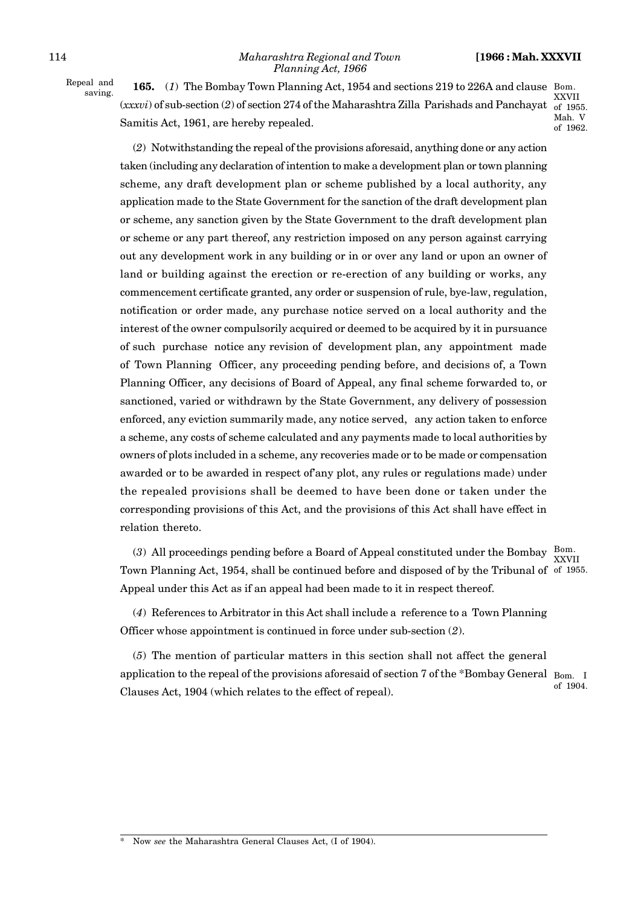Repeal and saving.

**165.** (*1*) The Bombay Town Planning Act, 1954 and sections 219 to 226A and clause (*xxxvi*) of sub-section (*2*) of section 274 of the Maharashtra Zilla Parishads and Panchayat Samitis Act, 1961, are hereby repealed. Bom. XXVII of 1955. Mah. V of 1962.

(*2*) Notwithstanding the repeal of the provisions aforesaid, anything done or any action taken (including any declaration of intention to make a development plan or town planning scheme, any draft development plan or scheme published by a local authority, any application made to the State Government for the sanction of the draft development plan or scheme, any sanction given by the State Government to the draft development plan or scheme or any part thereof, any restriction imposed on any person against carrying out any development work in any building or in or over any land or upon an owner of land or building against the erection or re-erection of any building or works, any commencement certificate granted, any order or suspension of rule, bye-law, regulation, notification or order made, any purchase notice served on a local authority and the interest of the owner compulsorily acquired or deemed to be acquired by it in pursuance of such purchase notice any revision of development plan, any appointment made of Town Planning Officer, any proceeding pending before, and decisions of, a Town Planning Officer, any decisions of Board of Appeal, any final scheme forwarded to, or sanctioned, varied or withdrawn by the State Government, any delivery of possession enforced, any eviction summarily made, any notice served, any action taken to enforce a scheme, any costs of scheme calculated and any payments made to local authorities by owners of plots included in a scheme, any recoveries made or to be made or compensation awarded or to be awarded in respect of'any plot, any rules or regulations made) under the repealed provisions shall be deemed to have been done or taken under the corresponding provisions of this Act, and the provisions of this Act shall have effect in relation thereto.

(*3*) All proceedings pending before a Board of Appeal constituted under the Bombay Town Planning Act, 1954, shall be continued before and disposed of by the Tribunal of Appeal under this Act as if an appeal had been made to it in respect thereof. Bom. XXVII of 1955.

(*4*) References to Arbitrator in this Act shall include a reference to a Town Planning Officer whose appointment is continued in force under sub-section (*2*).

(*5*) The mention of particular matters in this section shall not affect the general application to the repeal of the provisions aforesaid of section 7 of the *Bombay General Clauses Act, 1904 (which relates to the effect of repeal). Bom. I of 1904.

---

\* Now *see* the Maharashtra General Clauses Act, (I of 1904).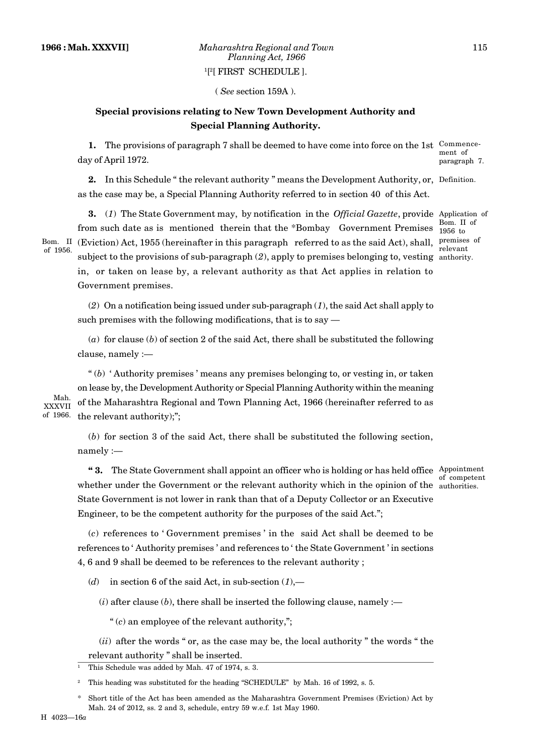[1][2][ FIRST SCHEDULE ].

( *See* section 159A ).

## Special provisions relating to New Town Development Authority and Special Planning Authority.

**1.** The provisions of paragraph 7 shall be deemed to have come into force on the 1st day of April 1972. Commencement of paragraph 7.

**2.** In this Schedule " the relevant authority " means the Development Authority, or, as the case may be, a Special Planning Authority referred to in section 40 of this Act. Definition.

**3.** (*1*) The State Government may, by notification in the *Official Gazette*, provide from such date as is mentioned therein that the *Bombay Government Premises (Eviction) Act, 1955 (hereinafter in this paragraph referred to as the said Act), shall, subject to the provisions of sub-paragraph (*2*), apply to premises belonging to, vesting in, or taken on lease by, a relevant authority as that Act applies in relation to Government premises. Application of Bom. II of 1956 to premises of relevant authority. Bom. II of 1956.

(*2*) On a notification being issued under sub-paragraph (*1*), the said Act shall apply to such premises with the following modifications, that is to say —

(*a*) for clause (*b*) of section 2 of the said Act, there shall be substituted the following clause, namely :—

" (*b*) ' Authority premises ' means any premises belonging to, or vesting in, or taken on lease by, the Development Authority or Special Planning Authority within the meaning of the Maharashtra Regional and Town Planning Act, 1966 (hereinafter referred to as the relevant authority);"; Mah. XXXVII of 1966.

(*b*) for section 3 of the said Act, there shall be substituted the following section, namely :—

**" 3.** The State Government shall appoint an officer who is holding or has held office whether under the Government or the relevant authority which in the opinion of the State Government is not lower in rank than that of a Deputy Collector or an Executive Engineer, to be the competent authority for the purposes of the said Act."; Appointment of competent authorities.

(*c*) references to ' Government premises ' in the said Act shall be deemed to be references to ' Authority premises ' and references to ' the State Government ' in sections 4, 6 and 9 shall be deemed to be references to the relevant authority ;

(*d*) in section 6 of the said Act, in sub-section (*1*),—

(*i*) after clause (*b*), there shall be inserted the following clause, namely :—

" (*c*) an employee of the relevant authority,";

(*ii*) after the words " or, as the case may be, the local authority " the words " the relevant authority " shall be inserted.

---

[1] This Schedule was added by Mah. 47 of 1974, s. 3.

[2] This heading was substituted for the heading "SCHEDULE" by Mah. 16 of 1992, s. 5.

\* Short title of the Act has been amended as the Maharashtra Government Premises (Eviction) Act by Mah. 24 of 2012, ss. 2 and 3, schedule, entry 59 w.e.f. 1st May 1960.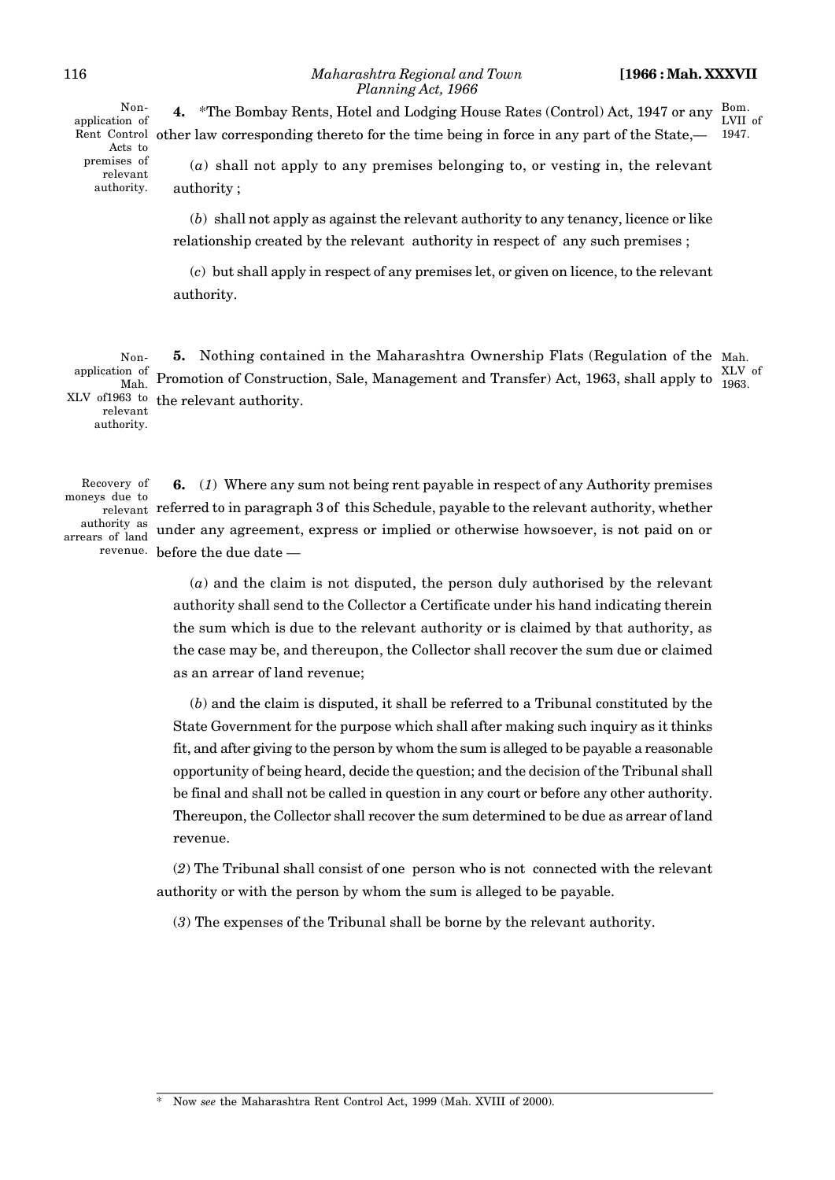Non-application of Rent Control Acts to premises of relevant authority.

**4.** *The Bombay Rents, Hotel and Lodging House Rates (Control) Act, 1947 or any other law corresponding thereto for the time being in force in any part of the State,— Bom. LVII of 1947.

(*a*) shall not apply to any premises belonging to, or vesting in, the relevant authority ;

(*b*) shall not apply as against the relevant authority to any tenancy, licence or like relationship created by the relevant authority in respect of any such premises ;

(*c*) but shall apply in respect of any premises let, or given on licence, to the relevant authority.

Non-application of Mah. XLV of1963 to relevant authority.

**5.** Nothing contained in the Maharashtra Ownership Flats (Regulation of the Promotion of Construction, Sale, Management and Transfer) Act, 1963, shall apply to the relevant authority. Mah. XLV of 1963.

Recovery of moneys due to relevant authority as arrears of land revenue.

**6.** (*1*) Where any sum not being rent payable in respect of any Authority premises referred to in paragraph 3 of this Schedule, payable to the relevant authority, whether under any agreement, express or implied or otherwise howsoever, is not paid on or before the due date —

(*a*) and the claim is not disputed, the person duly authorised by the relevant authority shall send to the Collector a Certificate under his hand indicating therein the sum which is due to the relevant authority or is claimed by that authority, as the case may be, and thereupon, the Collector shall recover the sum due or claimed as an arrear of land revenue;

(*b*) and the claim is disputed, it shall be referred to a Tribunal constituted by the State Government for the purpose which shall after making such inquiry as it thinks fit, and after giving to the person by whom the sum is alleged to be payable a reasonable opportunity of being heard, decide the question; and the decision of the Tribunal shall be final and shall not be called in question in any court or before any other authority. Thereupon, the Collector shall recover the sum determined to be due as arrear of land revenue.

(*2*) The Tribunal shall consist of one person who is not connected with the relevant authority or with the person by whom the sum is alleged to be payable.

(*3*) The expenses of the Tribunal shall be borne by the relevant authority.

---

\* Now *see* the Maharashtra Rent Control Act, 1999 (Mah. XVIII of 2000).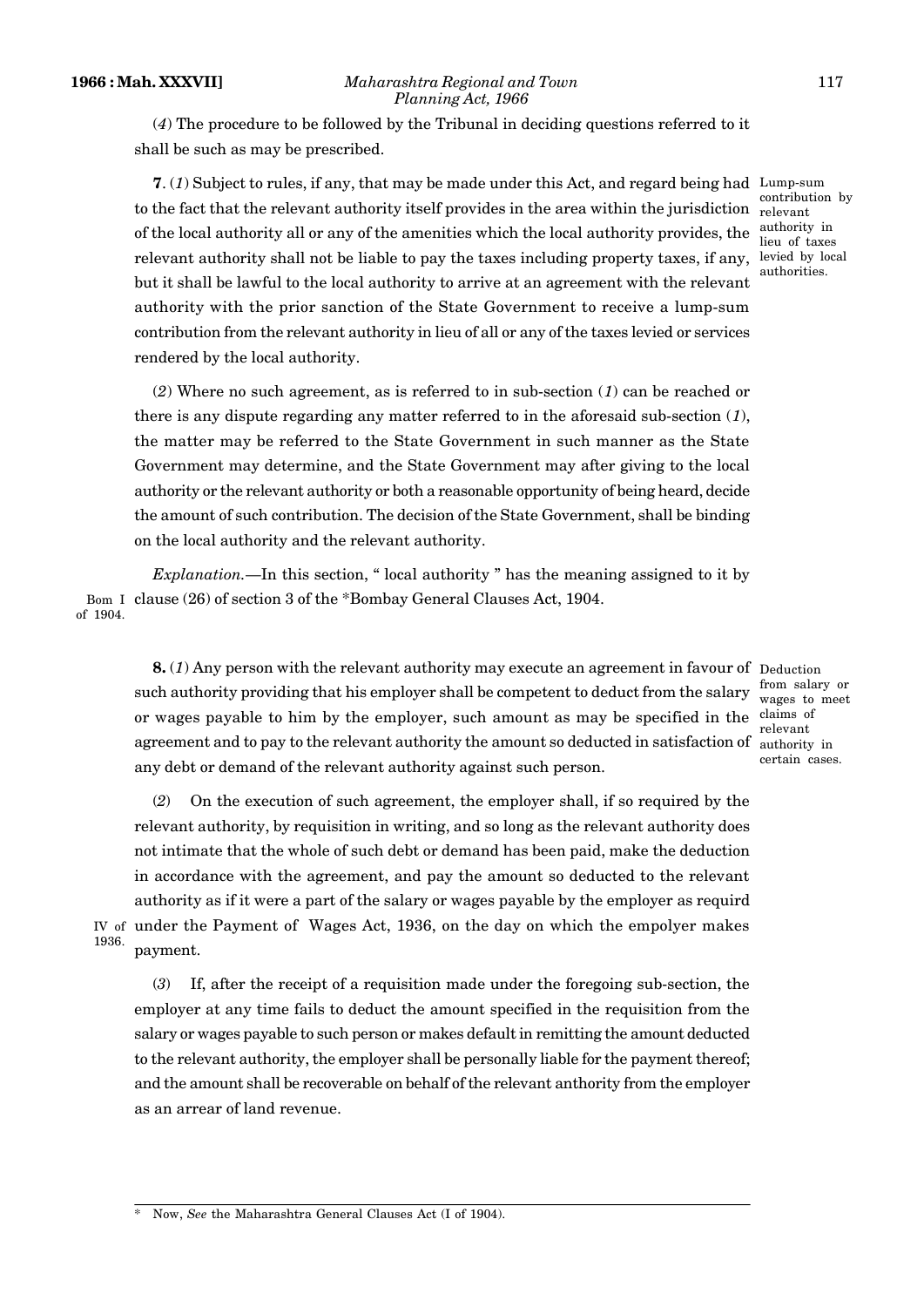(*4*) The procedure to be followed by the Tribunal in deciding questions referred to it shall be such as may be prescribed.

Lump-sum contribution by relevant authority in lieu of taxes levied by local authorities.

**7**. (*1*) Subject to rules, if any, that may be made under this Act, and regard being had to the fact that the relevant authority itself provides in the area within the jurisdiction of the local authority all or any of the amenities which the local authority provides, the relevant authority shall not be liable to pay the taxes including property taxes, if any, but it shall be lawful to the local authority to arrive at an agreement with the relevant authority with the prior sanction of the State Government to receive a lump-sum contribution from the relevant authority in lieu of all or any of the taxes levied or services rendered by the local authority.

(*2*) Where no such agreement, as is referred to in sub-section (*1*) can be reached or there is any dispute regarding any matter referred to in the aforesaid sub-section (*1*), the matter may be referred to the State Government in such manner as the State Government may determine, and the State Government may after giving to the local authority or the relevant authority or both a reasonable opportunity of being heard, decide the amount of such contribution. The decision of the State Government, shall be binding on the local authority and the relevant authority.

*Explanation.*—In this section, " local authority " has the meaning assigned to it by clause (26) of section 3 of the *Bombay General Clauses Act, 1904. (Bom I of 1904.)

Deduction from salary or wages to meet claims of relevant authority in certain cases.

**8.** (*1*) Any person with the relevant authority may execute an agreement in favour of such authority providing that his employer shall be competent to deduct from the salary or wages payable to him by the employer, such amount as may be specified in the agreement and to pay to the relevant authority the amount so deducted in satisfaction of any debt or demand of the relevant authority against such person.

(*2*) On the execution of such agreement, the employer shall, if so required by the relevant authority, by requisition in writing, and so long as the relevant authority does not intimate that the whole of such debt or demand has been paid, make the deduction in accordance with the agreement, and pay the amount so deducted to the relevant authority as if it were a part of the salary or wages payable by the employer as requird under the Payment of Wages Act, 1936, on the day on which the empolyer makes payment. (IV of 1936.)

(*3*) If, after the receipt of a requisition made under the foregoing sub-section, the employer at any time fails to deduct the amount specified in the requisition from the salary or wages payable to such person or makes default in remitting the amount deducted to the relevant authority, the employer shall be personally liable for the payment thereof; and the amount shall be recoverable on behalf of the relevant anthority from the employer as an arrear of land revenue.

---

\* Now, *See* the Maharashtra General Clauses Act (I of 1904).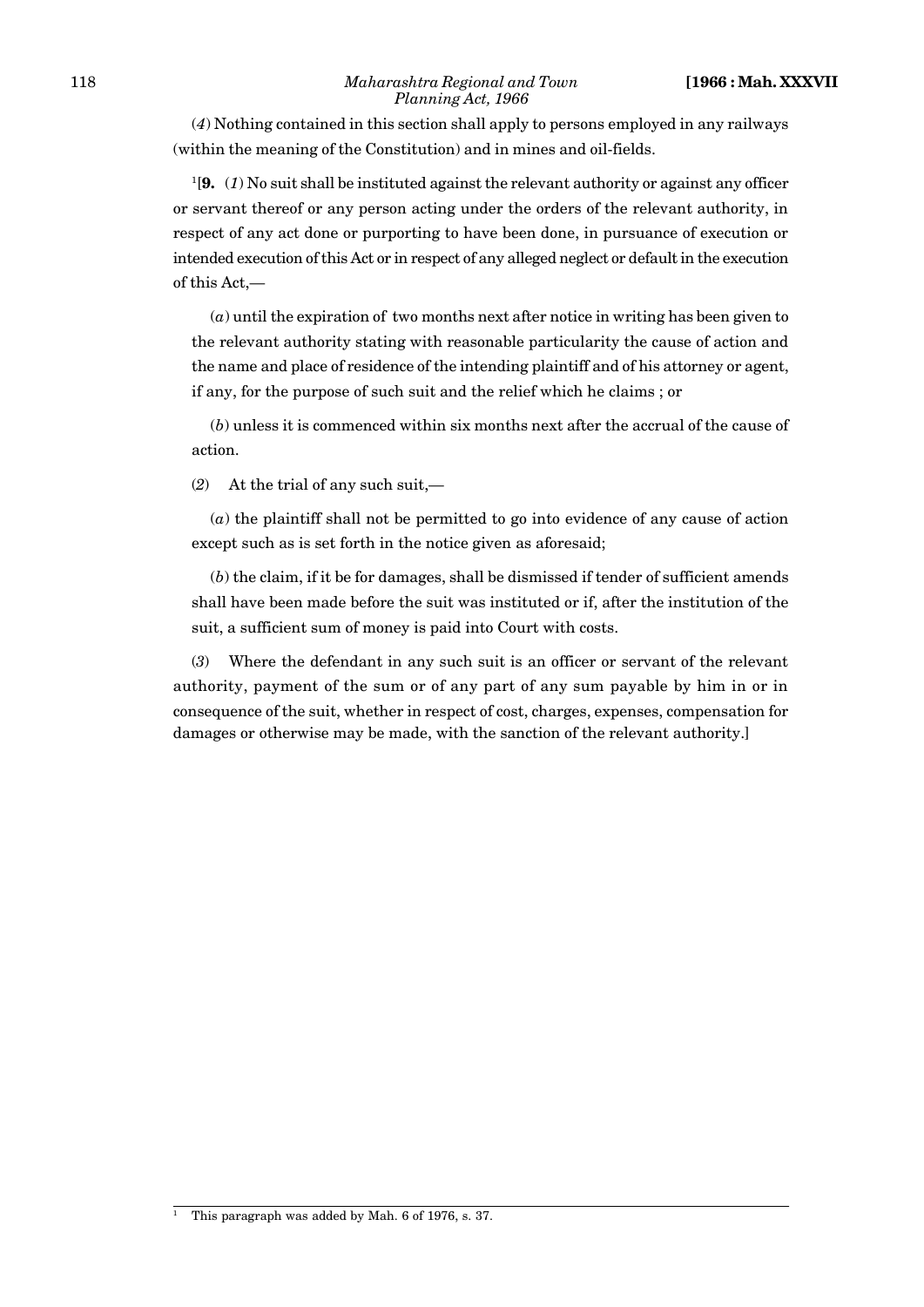(*4*) Nothing contained in this section shall apply to persons employed in any railways (within the meaning of the Constitution) and in mines and oil-fields.

[1][**9.** (*1*) No suit shall be instituted against the relevant authority or against any officer or servant thereof or any person acting under the orders of the relevant authority, in respect of any act done or purporting to have been done, in pursuance of execution or intended execution of this Act or in respect of any alleged neglect or default in the execution of this Act,—

(*a*) until the expiration of two months next after notice in writing has been given to the relevant authority stating with reasonable particularity the cause of action and the name and place of residence of the intending plaintiff and of his attorney or agent, if any, for the purpose of such suit and the relief which he claims ; or

(*b*) unless it is commenced within six months next after the accrual of the cause of action.

(*2*) At the trial of any such suit,—

(*a*) the plaintiff shall not be permitted to go into evidence of any cause of action except such as is set forth in the notice given as aforesaid;

(*b*) the claim, if it be for damages, shall be dismissed if tender of sufficient amends shall have been made before the suit was instituted or if, after the institution of the suit, a sufficient sum of money is paid into Court with costs.

(*3*) Where the defendant in any such suit is an officer or servant of the relevant authority, payment of the sum or of any part of any sum payable by him in or in consequence of the suit, whether in respect of cost, charges, expenses, compensation for damages or otherwise may be made, with the sanction of the relevant authority.]

---

[1] This paragraph was added by Mah. 6 of 1976, s. 37.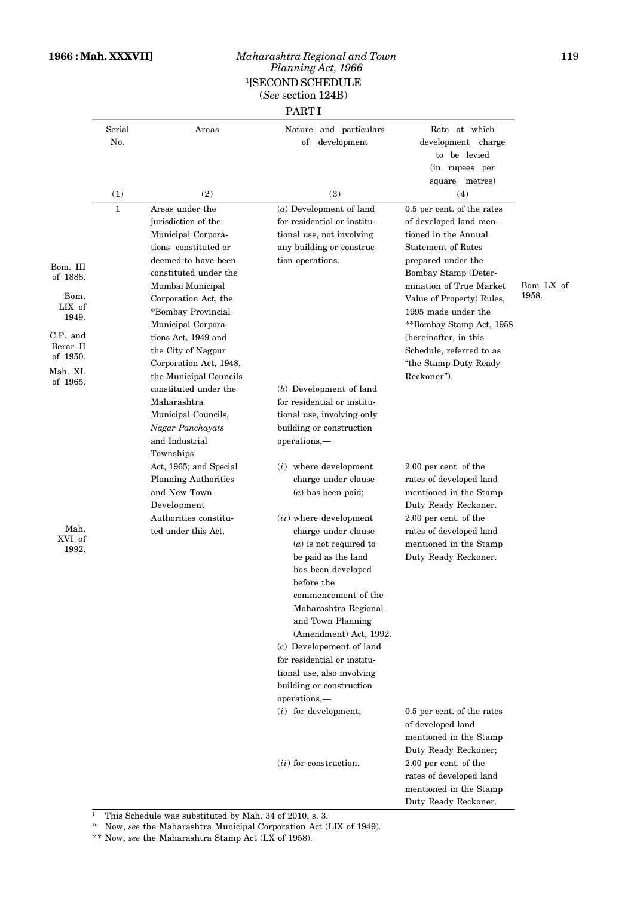[1][SECOND SCHEDULE

(*See* section 124B)

PART I

| Serial No. | Areas | Nature and particulars of development | Rate at which development charge to be levied (in rupees per square metres) |
|---|---|---|---|
| (1) | (2) | (3) | (4) |
| 1 | Areas under the jurisdiction of the Municipal Corporations constituted or deemed to have been constituted under the Mumbai Municipal Corporation Act, the *Bombay Provincial Municipal Corporations Act, 1949 and the City of Nagpur Corporation Act, 1948, the Municipal Councils constituted under the Maharashtra Municipal Councils, *Nagar Panchayats* and Industrial Townships Act, 1965; and Special Planning Authorities and New Town Development Authorities constituted under this Act. | (*a*) Development of land for residential or institutional use, not involving any building or construction operations. | 0.5 per cent. of the rates of developed land mentioned in the Annual Statement of Rates prepared under the Bombay Stamp (Determination of True Market Value of Property) Rules, 1995 made under the **Bombay Stamp Act, 1958 (hereinafter, in this Schedule, referred to as "the Stamp Duty Ready Reckoner"). |
| | | (*b*) Development of land for residential or institutional use, involving only building or construction operations,— | |
| | | (*i*) where development charge under clause (*a*) has been paid; | 2.00 per cent. of the rates of developed land mentioned in the Stamp Duty Ready Reckoner. |
| | | (*ii*) where development charge under clause (*a*) is not required to be paid as the land has been developed before the commencement of the Maharashtra Regional and Town Planning (Amendment) Act, 1992. | 2.00 per cent. of the rates of developed land mentioned in the Stamp Duty Ready Reckoner. |
| | | (*c*) Developement of land for residential or institutional use, also involving building or construction operations,— | |
| | | (*i*) for development; | 0.5 per cent. of the rates of developed land mentioned in the Stamp Duty Ready Reckoner; |
| | | (*ii*) for construction. | 2.00 per cent. of the rates of developed land mentioned in the Stamp Duty Ready Reckoner. |

Bom. III of 1888. Bom. LIX of 1949. C.P. and Berar II of 1950. Mah. XL of 1965. Mah. XVI of 1992. Bom LX of 1958.

[1] This Schedule was substituted by Mah. 34 of 2010, s. 3.

\* Now, *see* the Maharashtra Municipal Corporation Act (LIX of 1949).

\*\* Now, *see* the Maharashtra Stamp Act (LX of 1958).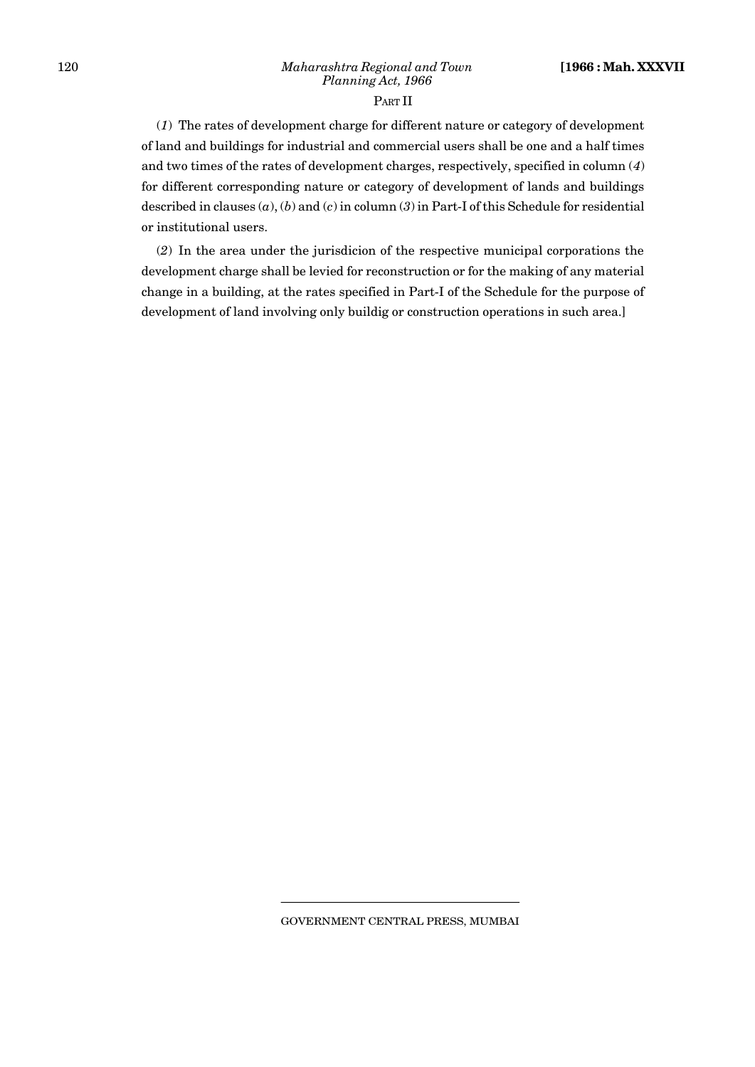PART II

(*1*) The rates of development charge for different nature or category of development of land and buildings for industrial and commercial users shall be one and a half times and two times of the rates of development charges, respectively, specified in column (*4*) for different corresponding nature or category of development of lands and buildings described in clauses (*a*), (*b*) and (*c*) in column (*3*) in Part-I of this Schedule for residential or institutional users.

(*2*) In the area under the jurisdicion of the respective municipal corporations the development charge shall be levied for reconstruction or for the making of any material change in a building, at the rates specified in Part-I of the Schedule for the purpose of development of land involving only buildig or construction operations in such area.]

GOVERNMENT CENTRAL PRESS, MUMBAI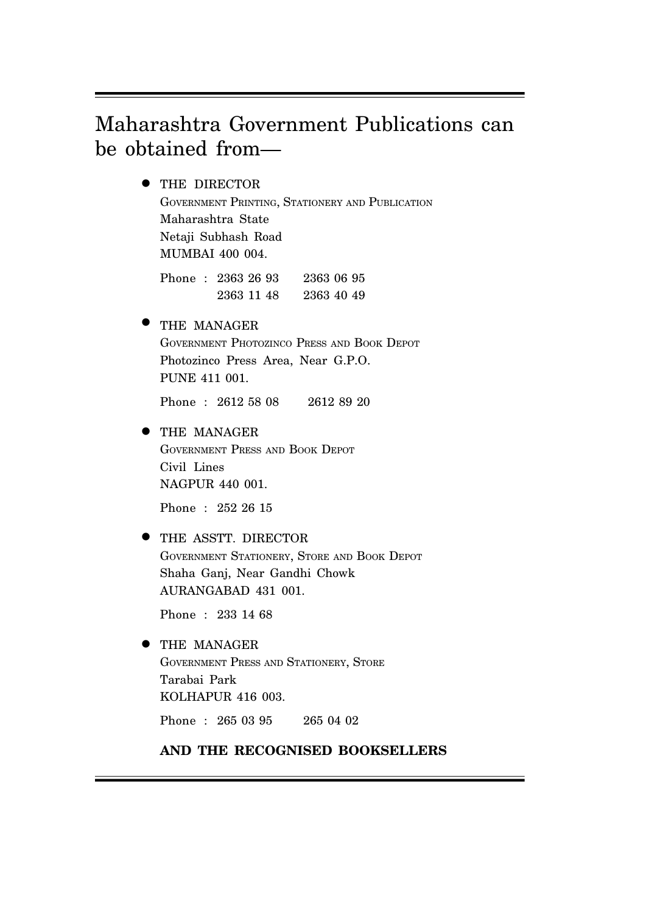# Maharashtra Government Publications can be obtained from—

- THE DIRECTOR
  GOVERNMENT PRINTING, STATIONERY AND PUBLICATION
  Maharashtra State
  Netaji Subhash Road
  MUMBAI 400 004.

  Phone : 2363 26 93 2363 06 95
  2363 11 48 2363 40 49

- THE MANAGER
  GOVERNMENT PHOTOZINCO PRESS AND BOOK DEPOT
  Photozinco Press Area, Near G.P.O.
  PUNE 411 001.

  Phone : 2612 58 08 2612 89 20

- THE MANAGER
  GOVERNMENT PRESS AND BOOK DEPOT
  Civil Lines
  NAGPUR 440 001.

  Phone : 252 26 15

- THE ASSTT. DIRECTOR
  GOVERNMENT STATIONERY, STORE AND BOOK DEPOT
  Shaha Ganj, Near Gandhi Chowk
  AURANGABAD 431 001.

  Phone : 233 14 68

- THE MANAGER
  GOVERNMENT PRESS AND STATIONERY, STORE
  Tarabai Park
  KOLHAPUR 416 003.

  Phone : 265 03 95 265 04 02

**AND THE RECOGNISED BOOKSELLERS**